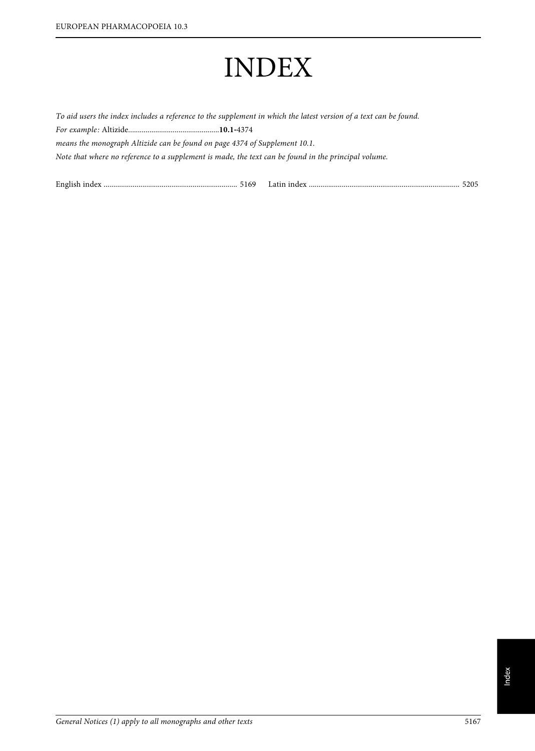# INDEX

*To aid users the index includes a reference to the supplement in which the latest version of a text can be found.*

*For example:* Altizide..............................................**10.1**-4374

*means the monograph Altizide can be found on page 4374 of Supplement 10.1.*

*Note that where no reference to a supplement is made, the text can be found in the principal volume.*

English index .................................................................... 5169

Latin index .............................................................................. 5205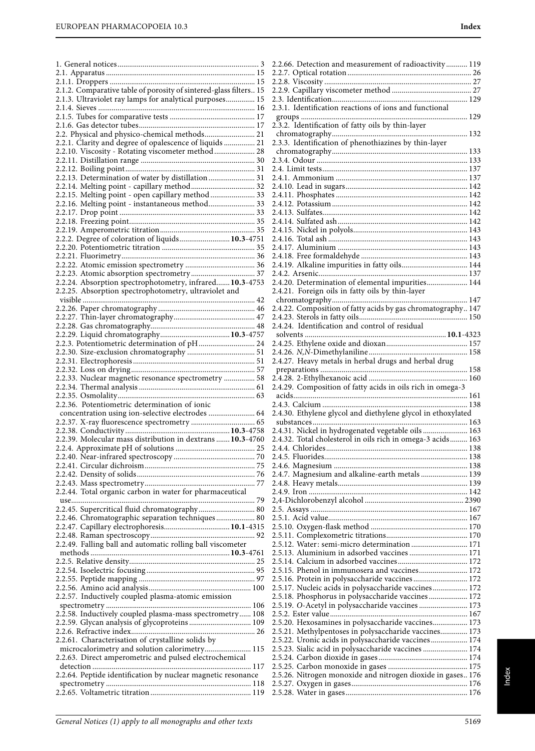1. General notices ........................................................ 3
2.1. Apparatus ........................................................ 15
2.1.1. Droppers ........................................................ 15
2.1.2. Comparative table of porosity of sintered-glass filters.. 15
2.1.3. Ultraviolet ray lamps for analytical purposes.............. 15
2.1.4. Sieves ........................................................ 16
2.1.5. Tubes for comparative tests ........................................ 17
2.1.6. Gas detector tubes........................................................ 17
2.2. Physical and physico-chemical methods.......................... 21
2.2.1. Clarity and degree of opalescence of liquids ................ 21
2.2.10. Viscosity - Rotating viscometer method..................... 28
2.2.11. Distillation range ........................................................ 30
2.2.12. Boiling point........................................................ 31
2.2.13. Determination of water by distillation ........................ 31
2.2.14. Melting point - capillary method................................ 32
2.2.15. Melting point - open capillary method ....................... 33
2.2.16. Melting point - instantaneous method........................ 33
2.2.17. Drop point ........................................................ 33
2.2.18. Freezing point........................................................ 35
2.2.19. Amperometric titration................................................ 35
2.2.2. Degree of coloration of liquids.......................... **10.3**-4751
2.2.20. Potentiometric titration ............................................... 35
2.2.21. Fluorimetry........................................................ 36
2.2.22. Atomic emission spectrometry ................................... 36
2.2.23. Atomic absorption spectrometry................................ 37
2.2.24. Absorption spectrophotometry, infrared....... **10.3**-4753
2.2.25. Absorption spectrophotometry, ultraviolet and visible ........................................................ 42
2.2.26. Paper chromatography ................................................ 46
2.2.27. Thin-layer chromatography........................................ 47
2.2.28. Gas chromatography.................................................... 48
2.2.29. Liquid chromatography.................................... **10.3**-4757
2.2.3. Potentiometric determination of pH ............................ 24
2.2.30. Size-exclusion chromatography ................................. 51
2.2.31. Electrophoresis........................................................ 51
2.2.32. Loss on drying........................................................ 57
2.2.33. Nuclear magnetic resonance spectrometry ................ 58
2.2.34. Thermal analysis ........................................................ 61
2.2.35. Osmolality........................................................ 63
2.2.36. Potentiometric determination of ionic concentration using ion-selective electrodes ........................ 64
2.2.37. X-ray fluorescence spectrometry ................................ 65
2.2.38. Conductivity...................................................... **10.3**-4758
2.2.39. Molecular mass distribution in dextrans ....... **10.3**-4760
2.2.4. Approximate pH of solutions ........................................ 25
2.2.40. Near-infrared spectroscopy ......................................... 70
2.2.41. Circular dichroism........................................................ 75
2.2.42. Density of solids........................................................ 76
2.2.43. Mass spectrometry........................................................ 77
2.2.44. Total organic carbon in water for pharmaceutical use........................................................ 79
2.2.45. Supercritical fluid chromatography............................. 80
2.2.46. Chromatographic separation techniques.................... 80
2.2.47. Capillary electrophoresis................................. **10.1**-4315
2.2.48. Raman spectroscopy.................................................... 92
2.2.49. Falling ball and automatic rolling ball viscometer methods ........................................................ **10.3**-4761
2.2.5. Relative density........................................................ 25
2.2.54. Isoelectric focusing........................................................ 95
2.2.55. Peptide mapping ........................................................ 97
2.2.56. Amino acid analysis.................................................... 100
2.2.57. Inductively coupled plasma-atomic emission spectrometry ........................................................ 106
2.2.58. Inductively coupled plasma-mass spectrometry...... 108
2.2.59. Glycan analysis of glycoproteins ................................ 109
2.2.6. Refractive index........................................................ 26
2.2.61. Characterisation of crystalline solids by microcalorimetry and solution calorimetry........................ 115
2.2.63. Direct amperometric and pulsed electrochemical detection ........................................................ 117
2.2.64. Peptide identification by nuclear magnetic resonance spectrometry ........................................................ 118
2.2.65. Voltametric titration.................................................... 119
2.2.66. Detection and measurement of radioactivity........... 119
2.2.7. Optical rotation........................................................ 26
2.2.8. Viscosity ........................................................ 27
2.2.9. Capillary viscometer method ......................................... 27
2.3. Identification........................................................ 129
2.3.1. Identification reactions of ions and functional groups ........................................................ 129
2.3.2. Identification of fatty oils by thin-layer chromatography........................................................ 132
2.3.3. Identification of phenothiazines by thin-layer chromatography........................................................ 133
2.3.4. Odour ........................................................ 133
2.4. Limit tests........................................................ 137
2.4.1. Ammonium ........................................................ 137
2.4.10. Lead in sugars........................................................ 142
2.4.11. Phosphates ........................................................ 142
2.4.12. Potassium........................................................ 142
2.4.13. Sulfates........................................................ 142
2.4.14. Sulfated ash........................................................ 142
2.4.15. Nickel in polyols........................................................ 143
2.4.16. Total ash ........................................................ 143
2.4.17. Aluminium ........................................................ 143
2.4.18. Free formaldehyde ........................................................ 143
2.4.19. Alkaline impurities in fatty oils.................................. 144
2.4.2. Arsenic........................................................ 137
2.4.20. Determination of elemental impurities..................... 144
2.4.21. Foreign oils in fatty oils by thin-layer chromatography........................................................ 147
2.4.22. Composition of fatty acids by gas chromatography.. 147
2.4.23. Sterols in fatty oils........................................................ 150
2.4.24. Identification and control of residual solvents ........................................................ **10.1**-4323
2.4.25. Ethylene oxide and dioxan.......................................... 157
2.4.26. *N*,*N*-Dimethylaniline.................................................. 158
2.4.27. Heavy metals in herbal drugs and herbal drug preparations ........................................................ 158
2.4.28. 2-Ethylhexanoic acid .................................................. 160
2.4.29. Composition of fatty acids in oils rich in omega-3 acids........................................................ 161
2.4.3. Calcium ........................................................ 138
2.4.30. Ethylene glycol and diethylene glycol in ethoxylated substances........................................................ 163
2.4.31. Nickel in hydrogenated vegetable oils ....................... 163
2.4.32. Total cholesterol in oils rich in omega-3 acids......... 163
2.4.4. Chlorides........................................................ 138
2.4.5. Fluorides........................................................ 138
2.4.6. Magnesium ........................................................ 138
2.4.7. Magnesium and alkaline-earth metals ........................ 139
2.4.8. Heavy metals........................................................ 139
2.4.9. Iron ........................................................ 142
2,4-Dichlorobenzyl alcohol .................................................. 2390
2.5. Assays ........................................................ 167
2.5.1. Acid value........................................................ 167
2.5.10. Oxygen-flask method ................................................. 170
2.5.11. Complexometric titrations.......................................... 170
2.5.12. Water: semi-micro determination ............................. 171
2.5.13. Aluminium in adsorbed vaccines .............................. 171
2.5.14. Calcium in adsorbed vaccines.................................... 172
2.5.15. Phenol in immunosera and vaccines......................... 172
2.5.16. Protein in polysaccharide vaccines............................ 172
2.5.17. Nucleic acids in polysaccharide vaccines.................. 172
2.5.18. Phosphorus in polysaccharide vaccines.................... 172
2.5.19. *O*-Acetyl in polysaccharide vaccines ......................... 173
2.5.2. Ester value........................................................ 167
2.5.20. Hexosamines in polysaccharide vaccines.................. 173
2.5.21. Methylpentoses in polysaccharide vaccines.............. 173
2.5.22. Uronic acids in polysaccharide vaccines................... 174
2.5.23. Sialic acid in polysaccharide vaccines ....................... 174
2.5.24. Carbon dioxide in gases .............................................. 174
2.5.25. Carbon monoxide in gases ......................................... 175
2.5.26. Nitrogen monoxide and nitrogen dioxide in gases.. 176
2.5.27. Oxygen in gases........................................................ 176
2.5.28. Water in gases........................................................ 176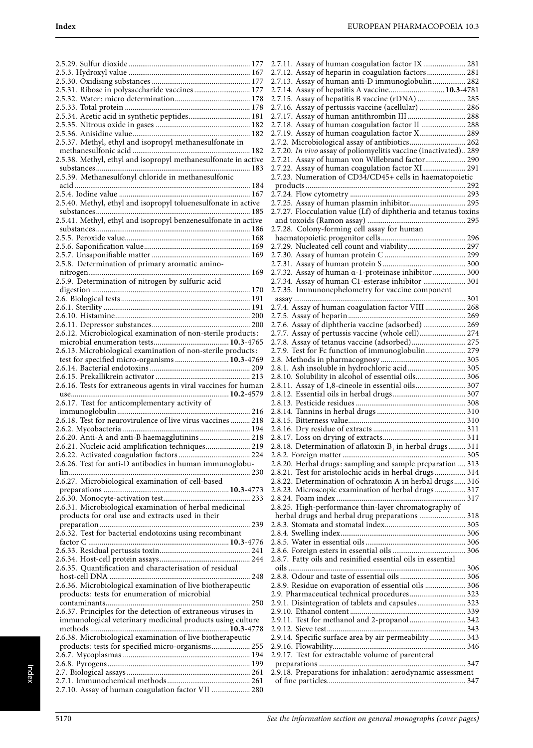2.5.29. Sulfur dioxide .......... 177
2.5.3. Hydroxyl value .......... 167
2.5.30. Oxidising substances .......... 177
2.5.31. Ribose in polysaccharide vaccines .......... 177
2.5.32. Water: micro determination .......... 178
2.5.33. Total protein .......... 178
2.5.34. Acetic acid in synthetic peptides .......... 181
2.5.35. Nitrous oxide in gases .......... 182
2.5.36. Anisidine value .......... 182
2.5.37. Methyl, ethyl and isopropyl methanesulfonate in methanesulfonic acid .......... 182
2.5.38. Methyl, ethyl and isopropyl methanesulfonate in active substances .......... 183
2.5.39. Methanesulfonyl chloride in methanesulfonic acid .......... 184
2.5.4. Iodine value .......... 167
2.5.40. Methyl, ethyl and isopropyl toluenesulfonate in active substances .......... 185
2.5.41. Methyl, ethyl and isopropyl benzenesulfonate in active substances .......... 186
2.5.5. Peroxide value .......... 168
2.5.6. Saponification value .......... 169
2.5.7. Unsaponifiable matter .......... 169
2.5.8. Determination of primary aromatic amino-nitrogen .......... 169
2.5.9. Determination of nitrogen by sulfuric acid digestion .......... 170
2.6. Biological tests .......... 191
2.6.1. Sterility .......... 191
2.6.10. Histamine .......... 200
2.6.11. Depressor substances .......... 200
2.6.12. Microbiological examination of non-sterile products: microbial enumeration tests .......... **10.3**-4765
2.6.13. Microbiological examination of non-sterile products: test for specified micro-organisms .......... **10.3**-4769
2.6.14. Bacterial endotoxins .......... 209
2.6.15. Prekallikrein activator .......... 213
2.6.16. Tests for extraneous agents in viral vaccines for human use .......... **10.2**-4579
2.6.17. Test for anticomplementary activity of immunoglobulin .......... 216
2.6.18. Test for neurovirulence of live virus vaccines .......... 218
2.6.2. Mycobacteria .......... 194
2.6.20. Anti-A and anti-B haemagglutinins .......... 218
2.6.21. Nucleic acid amplification techniques .......... 219
2.6.22. Activated coagulation factors .......... 224
2.6.26. Test for anti-D antibodies in human immunoglobulin .......... 230
2.6.27. Microbiological examination of cell-based preparations .......... **10.3**-4773
2.6.30. Monocyte-activation test .......... 233
2.6.31. Microbiological examination of herbal medicinal products for oral use and extracts used in their preparation .......... 239
2.6.32. Test for bacterial endotoxins using recombinant factor C .......... **10.3**-4776
2.6.33. Residual pertussis toxin .......... 241
2.6.34. Host-cell protein assays .......... 244
2.6.35. Quantification and characterisation of residual host-cell DNA .......... 248
2.6.36. Microbiological examination of live biotherapeutic products: tests for enumeration of microbial contaminants .......... 250
2.6.37. Principles for the detection of extraneous viruses in immunological veterinary medicinal products using culture methods .......... **10.3**-4778
2.6.38. Microbiological examination of live biotherapeutic products: tests for specified micro-organisms .......... 255
2.6.7. Mycoplasmas .......... 194
2.6.8. Pyrogens .......... 199
2.7. Biological assays .......... 261
2.7.1. Immunochemical methods .......... 261
2.7.10. Assay of human coagulation factor VII .......... 280
2.7.11. Assay of human coagulation factor IX .......... 281
2.7.12. Assay of heparin in coagulation factors .......... 281
2.7.13. Assay of human anti-D immunoglobulin .......... 282
2.7.14. Assay of hepatitis A vaccine .......... **10.3**-4781
2.7.15. Assay of hepatitis B vaccine (rDNA) .......... 285
2.7.16. Assay of pertussis vaccine (acellular) .......... 286
2.7.17. Assay of human antithrombin III .......... 288
2.7.18. Assay of human coagulation factor II .......... 288
2.7.19. Assay of human coagulation factor X .......... 289
2.7.2. Microbiological assay of antibiotics .......... 262
2.7.20. *In vivo* assay of poliomyelitis vaccine (inactivated) .. 289
2.7.21. Assay of human von Willebrand factor .......... 290
2.7.22. Assay of human coagulation factor XI .......... 291
2.7.23. Numeration of CD34/CD45+ cells in haematopoietic products .......... 292
2.7.24. Flow cytometry .......... 293
2.7.25. Assay of human plasmin inhibitor .......... 295
2.7.27. Flocculation value (Lf) of diphtheria and tetanus toxins and toxoids (Ramon assay) .......... 295
2.7.28. Colony-forming cell assay for human haematopoietic progenitor cells .......... 296
2.7.29. Nucleated cell count and viability .......... 297
2.7.30. Assay of human protein C .......... 299
2.7.31. Assay of human protein S .......... 300
2.7.32. Assay of human α-1-proteinase inhibitor .......... 300
2.7.34. Assay of human C1-esterase inhibitor .......... 301
2.7.35. Immunonephelometry for vaccine component assay .......... 301
2.7.4. Assay of human coagulation factor VIII .......... 268
2.7.5. Assay of heparin .......... 269
2.7.6. Assay of diphtheria vaccine (adsorbed) .......... 269
2.7.7. Assay of pertussis vaccine (whole cell) .......... 274
2.7.8. Assay of tetanus vaccine (adsorbed) .......... 275
2.7.9. Test for Fc function of immunoglobulin .......... 279
2.8. Methods in pharmacognosy .......... 305
2.8.1. Ash insoluble in hydrochloric acid .......... 305
2.8.10. Solubility in alcohol of essential oils .......... 306
2.8.11. Assay of 1,8-cineole in essential oils .......... 307
2.8.12. Essential oils in herbal drugs .......... 307
2.8.13. Pesticide residues .......... 308
2.8.14. Tannins in herbal drugs .......... 310
2.8.15. Bitterness value .......... 310
2.8.16. Dry residue of extracts .......... 311
2.8.17. Loss on drying of extracts .......... 311
2.8.18. Determination of aflatoxin $B_1$ in herbal drugs .......... 311
2.8.2. Foreign matter .......... 305
2.8.20. Herbal drugs: sampling and sample preparation .... 313
2.8.21. Test for aristolochic acids in herbal drugs .......... 314
2.8.22. Determination of ochratoxin A in herbal drugs .......... 316
2.8.23. Microscopic examination of herbal drugs .......... 317
2.8.24. Foam index .......... 317
2.8.25. High-performance thin-layer chromatography of herbal drugs and herbal drug preparations .......... 318
2.8.3. Stomata and stomatal index .......... 305
2.8.4. Swelling index .......... 306
2.8.5. Water in essential oils .......... 306
2.8.6. Foreign esters in essential oils .......... 306
2.8.7. Fatty oils and resinified essential oils in essential oils .......... 306
2.8.8. Odour and taste of essential oils .......... 306
2.8.9. Residue on evaporation of essential oils .......... 306
2.9. Pharmaceutical technical procedures .......... 323
2.9.1. Disintegration of tablets and capsules .......... 323
2.9.10. Ethanol content .......... 339
2.9.11. Test for methanol and 2-propanol .......... 342
2.9.12. Sieve test .......... 343
2.9.14. Specific surface area by air permeability .......... 343
2.9.16. Flowability .......... 346
2.9.17. Test for extractable volume of parenteral preparations .......... 347
2.9.18. Preparations for inhalation: aerodynamic assessment of fine particles .......... 347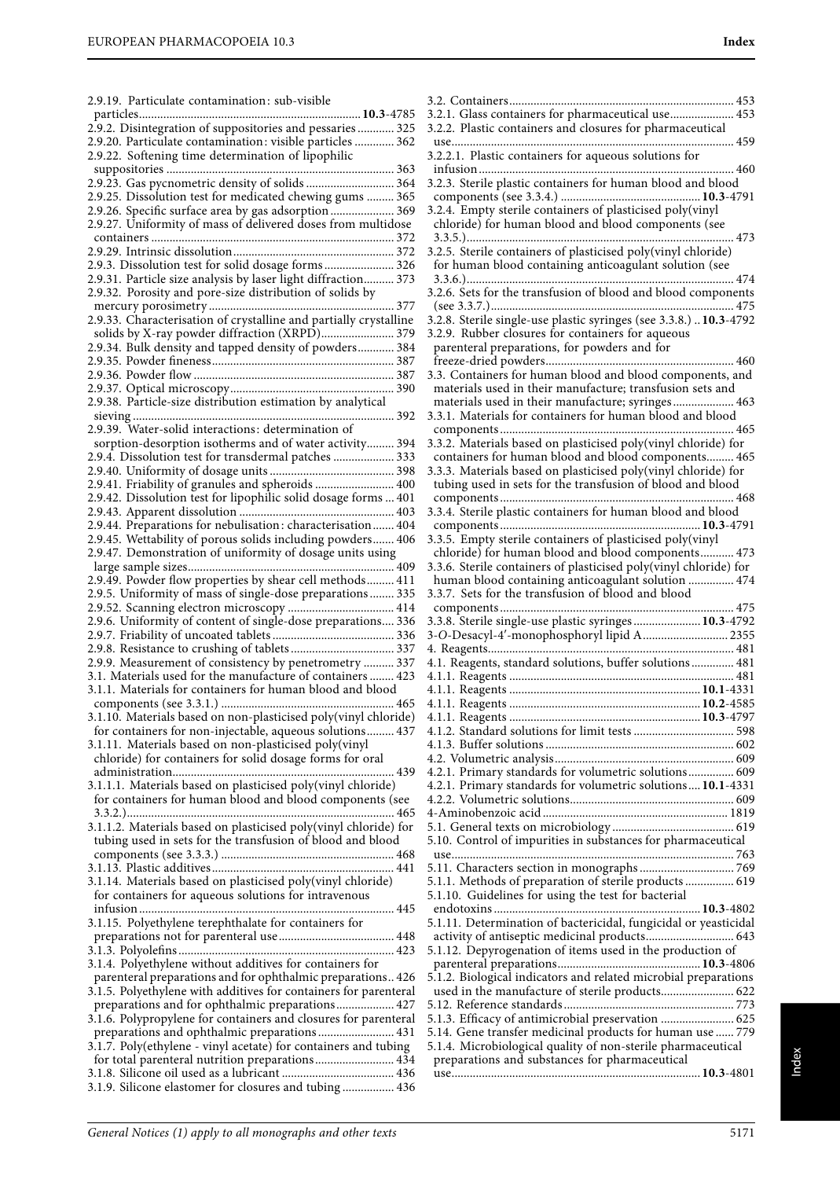2.9.19. Particulate contamination: sub-visible particles..........................................................................**10.3**-4785
2.9.2. Disintegration of suppositories and pessaries ............ 325
2.9.20. Particulate contamination: visible particles ............. 362
2.9.22. Softening time determination of lipophilic suppositories ........................................................................... 363
2.9.23. Gas pycnometric density of solids ............................. 364
2.9.25. Dissolution test for medicated chewing gums ......... 365
2.9.26. Specific surface area by gas adsorption ..................... 369
2.9.27. Uniformity of mass of delivered doses from multidose containers ................................................................................ 372
2.9.29. Intrinsic dissolution..................................................... 372
2.9.3. Dissolution test for solid dosage forms....................... 326
2.9.31. Particle size analysis by laser light diffraction.......... 373
2.9.32. Porosity and pore-size distribution of solids by mercury porosimetry ............................................................. 377
2.9.33. Characterisation of crystalline and partially crystalline solids by X-ray powder diffraction (XRPD)........................ 379
2.9.34. Bulk density and tapped density of powders............ 384
2.9.35. Powder fineness............................................................ 387
2.9.36. Powder flow .................................................................. 387
2.9.37. Optical microscopy...................................................... 390
2.9.38. Particle-size distribution estimation by analytical sieving ...................................................................................... 392
2.9.39. Water-solid interactions: determination of sorption-desorption isotherms and of water activity......... 394
2.9.4. Dissolution test for transdermal patches .................... 333
2.9.40. Uniformity of dosage units ......................................... 398
2.9.41. Friability of granules and spheroids .......................... 400
2.9.42. Dissolution test for lipophilic solid dosage forms ... 401
2.9.43. Apparent dissolution ................................................... 403
2.9.44. Preparations for nebulisation: characterisation....... 404
2.9.45. Wettability of porous solids including powders....... 406
2.9.47. Demonstration of uniformity of dosage units using large sample sizes.................................................................... 409
2.9.49. Powder flow properties by shear cell methods......... 411
2.9.5. Uniformity of mass of single-dose preparations ........ 335
2.9.52. Scanning electron microscopy ................................... 414
2.9.6. Uniformity of content of single-dose preparations.... 336
2.9.7. Friability of uncoated tablets ........................................ 336
2.9.8. Resistance to crushing of tablets .................................. 337
2.9.9. Measurement of consistency by penetrometry .......... 337
3.1. Materials used for the manufacture of containers ........ 423
3.1.1. Materials for containers for human blood and blood components (see 3.3.1.) ......................................................... 465
3.1.10. Materials based on non-plasticised poly(vinyl chloride) for containers for non-injectable, aqueous solutions......... 437
3.1.11. Materials based on non-plasticised poly(vinyl chloride) for containers for solid dosage forms for oral administration......................................................................... 439
3.1.1.1. Materials based on plasticised poly(vinyl chloride) for containers for human blood and blood components (see 3.3.2.)........................................................................................ 465
3.1.1.2. Materials based on plasticised poly(vinyl chloride) for tubing used in sets for the transfusion of blood and blood components (see 3.3.3.) ......................................................... 468
3.1.13. Plastic additives............................................................ 441
3.1.14. Materials based on plasticised poly(vinyl chloride) for containers for aqueous solutions for intravenous infusion .................................................................................... 445
3.1.15. Polyethylene terephthalate for containers for preparations not for parenteral use...................................... 448
3.1.3. Polyolefins....................................................................... 423
3.1.4. Polyethylene without additives for containers for parenteral preparations and for ophthalmic preparations.. 426
3.1.5. Polyethylene with additives for containers for parenteral preparations and for ophthalmic preparations................... 427
3.1.6. Polypropylene for containers and closures for parenteral preparations and ophthalmic preparations......................... 431
3.1.7. Poly(ethylene - vinyl acetate) for containers and tubing for total parenteral nutrition preparations.......................... 434
3.1.8. Silicone oil used as a lubricant ..................................... 436
3.1.9. Silicone elastomer for closures and tubing ................. 436
3.2. Containers......................................................................... 453
3.2.1. Glass containers for pharmaceutical use..................... 453
3.2.2. Plastic containers and closures for pharmaceutical use............................................................................................. 459
3.2.2.1. Plastic containers for aqueous solutions for infusion .................................................................................... 460
3.2.3. Sterile plastic containers for human blood and blood components (see 3.3.4.) ..............................................**10.3**-4791
3.2.4. Empty sterile containers of plasticised poly(vinyl chloride) for human blood and blood components (see 3.3.5.)........................................................................................ 473
3.2.5. Sterile containers of plasticised poly(vinyl chloride) for human blood containing anticoagulant solution (see 3.3.6.)........................................................................................ 474
3.2.6. Sets for the transfusion of blood and blood components (see 3.3.7.)................................................................................ 475
3.2.8. Sterile single-use plastic syringes (see 3.3.8.) .. **10.3**-4792
3.2.9. Rubber closures for containers for aqueous parenteral preparations, for powders and for freeze-dried powders.............................................................. 460
3.3. Containers for human blood and blood components, and materials used in their manufacture; transfusion sets and materials used in their manufacture; syringes.................... 463
3.3.1. Materials for containers for human blood and blood components............................................................................ 465
3.3.2. Materials based on plasticised poly(vinyl chloride) for containers for human blood and blood components......... 465
3.3.3. Materials based on plasticised poly(vinyl chloride) for tubing used in sets for the transfusion of blood and blood components............................................................................ 468
3.3.4. Sterile plastic containers for human blood and blood components.................................................................**10.3**-4791
3.3.5. Empty sterile containers of plasticised poly(vinyl chloride) for human blood and blood components........... 473
3.3.6. Sterile containers of plasticised poly(vinyl chloride) for human blood containing anticoagulant solution ............... 474
3.3.7. Sets for the transfusion of blood and blood components............................................................................ 475
3.3.8. Sterile single-use plastic syringes ......................**10.3**-4792
3-*O*-Desacyl-4′-monophosphoryl lipid A............................ 2355
4. Reagents................................................................................. 481
4.1. Reagents, standard solutions, buffer solutions.............. 481
4.1.1. Reagents .......................................................................... 481
4.1.1. Reagents ..............................................................**10.1**-4331
4.1.1. Reagents ..............................................................**10.2**-4585
4.1.1. Reagents ..............................................................**10.3**-4797
4.1.2. Standard solutions for limit tests ................................. 598
4.1.3. Buffer solutions .............................................................. 602
4.2. Volumetric analysis........................................................... 609
4.2.1. Primary standards for volumetric solutions............... 609
4.2.1. Primary standards for volumetric solutions.... **10.1**-4331
4.2.2. Volumetric solutions...................................................... 609
4-Aminobenzoic acid ............................................................ 1819
5.1. General texts on microbiology ........................................ 619
5.10. Control of impurities in substances for pharmaceutical use............................................................................................. 763
5.11. Characters section in monographs ............................... 769
5.1.1. Methods of preparation of sterile products ................ 619
5.1.10. Guidelines for using the test for bacterial endotoxins ....................................................................**10.3**-4802
5.1.11. Determination of bactericidal, fungicidal or yeasticidal activity of antiseptic medicinal products............................ 643
5.1.12. Depyrogenation of items used in the production of parenteral preparations...............................................**10.3**-4806
5.1.2. Biological indicators and related microbial preparations used in the manufacture of sterile products........................ 622
5.12. Reference standards........................................................ 773
5.1.3. Efficacy of antimicrobial preservation ........................ 625
5.14. Gene transfer medicinal products for human use ...... 779
5.1.4. Microbiological quality of non-sterile pharmaceutical preparations and substances for pharmaceutical use.................................................................................**10.3**-4801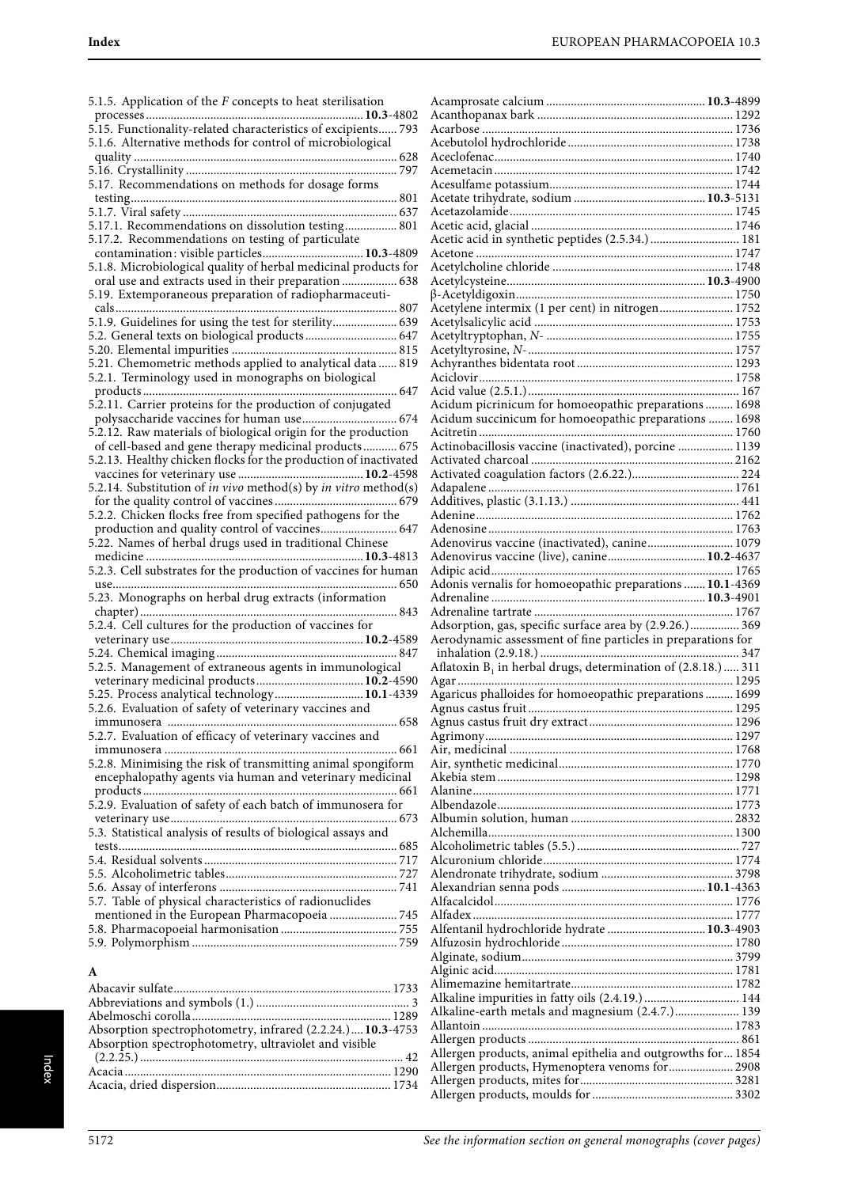5.1.5. Application of the *F* concepts to heat sterilisation processes ........ **10.3**-4802
5.15. Functionality-related characteristics of excipients...... 793
5.1.6. Alternative methods for control of microbiological quality ........ 628
5.16. Crystallinity ........ 797
5.17. Recommendations on methods for dosage forms testing ........ 801
5.1.7. Viral safety ........ 637
5.17.1. Recommendations on dissolution testing ........ 801
5.17.2. Recommendations on testing of particulate contamination: visible particles ........ **10.3**-4809
5.1.8. Microbiological quality of herbal medicinal products for oral use and extracts used in their preparation ........ 638
5.19. Extemporaneous preparation of radiopharmaceuticals ........ 807
5.1.9. Guidelines for using the test for sterility ........ 639
5.2. General texts on biological products ........ 647
5.20. Elemental impurities ........ 815
5.21. Chemometric methods applied to analytical data ...... 819
5.2.1. Terminology used in monographs on biological products ........ 647
5.2.11. Carrier proteins for the production of conjugated polysaccharide vaccines for human use ........ 674
5.2.12. Raw materials of biological origin for the production of cell-based and gene therapy medicinal products ........ 675
5.2.13. Healthy chicken flocks for the production of inactivated vaccines for veterinary use ........ **10.2**-4598
5.2.14. Substitution of *in vivo* method(s) by *in vitro* method(s) for the quality control of vaccines ........ 679
5.2.2. Chicken flocks free from specified pathogens for the production and quality control of vaccines ........ 647
5.22. Names of herbal drugs used in traditional Chinese medicine ........ **10.3**-4813
5.2.3. Cell substrates for the production of vaccines for human use ........ 650
5.23. Monographs on herbal drug extracts (information chapter) ........ 843
5.2.4. Cell cultures for the production of vaccines for veterinary use ........ **10.2**-4589
5.24. Chemical imaging ........ 847
5.2.5. Management of extraneous agents in immunological veterinary medicinal products ........ **10.2**-4590
5.25. Process analytical technology ........ **10.1**-4339
5.2.6. Evaluation of safety of veterinary vaccines and immunosera ........ 658
5.2.7. Evaluation of efficacy of veterinary vaccines and immunosera ........ 661
5.2.8. Minimising the risk of transmitting animal spongiform encephalopathy agents via human and veterinary medicinal products ........ 661
5.2.9. Evaluation of safety of each batch of immunosera for veterinary use ........ 673
5.3. Statistical analysis of results of biological assays and tests ........ 685
5.4. Residual solvents ........ 717
5.5. Alcoholimetric tables ........ 727
5.6. Assay of interferons ........ 741
5.7. Table of physical characteristics of radionuclides mentioned in the European Pharmacopoeia ........ 745
5.8. Pharmacopoeial harmonisation ........ 755
5.9. Polymorphism ........ 759

## A

Abacavir sulfate ........ 1733
Abbreviations and symbols (1.) ........ 3
Abelmoschi corolla ........ 1289
Absorption spectrophotometry, infrared (2.2.24.) .... **10.3**-4753
Absorption spectrophotometry, ultraviolet and visible (2.2.25.) ........ 42
Acacia ........ 1290
Acacia, dried dispersion ........ 1734
Acamprosate calcium ........ **10.3**-4899
Acanthopanax bark ........ 1292
Acarbose ........ 1736
Acebutolol hydrochloride ........ 1738
Aceclofenac ........ 1740
Acemetacin ........ 1742
Acesulfame potassium ........ 1744
Acetate trihydrate, sodium ........ **10.3**-5131
Acetazolamide ........ 1745
Acetic acid, glacial ........ 1746
Acetic acid in synthetic peptides (2.5.34.) ........ 181
Acetone ........ 1747
Acetylcholine chloride ........ 1748
Acetylcysteine ........ **10.3**-4900
β-Acetyldigoxin ........ 1750
Acetylene intermix (1 per cent) in nitrogen ........ 1752
Acetylsalicylic acid ........ 1753
Acetyltryptophan, *N*- ........ 1755
Acetyltyrosine, *N*- ........ 1757
Achyranthes bidentata root ........ 1293
Aciclovir ........ 1758
Acid value (2.5.1.) ........ 167
Acidum picrinicum for homoeopathic preparations ........ 1698
Acidum succinicum for homoeopathic preparations ........ 1698
Acitretin ........ 1760
Actinobacillosis vaccine (inactivated), porcine ........ 1139
Activated charcoal ........ 2162
Activated coagulation factors (2.6.22.) ........ 224
Adapalene ........ 1761
Additives, plastic (3.1.13.) ........ 441
Adenine ........ 1762
Adenosine ........ 1763
Adenovirus vaccine (inactivated), canine ........ 1079
Adenovirus vaccine (live), canine ........ **10.2**-4637
Adipic acid ........ 1765
Adonis vernalis for homoeopathic preparations ........ **10.1**-4369
Adrenaline ........ **10.3**-4901
Adrenaline tartrate ........ 1767
Adsorption, gas, specific surface area by (2.9.26.) ........ 369
Aerodynamic assessment of fine particles in preparations for inhalation (2.9.18.) ........ 347
Aflatoxin $B_1$ in herbal drugs, determination of (2.8.18.) ..... 311
Agar ........ 1295
Agaricus phalloides for homoeopathic preparations ........ 1699
Agnus castus fruit ........ 1295
Agnus castus fruit dry extract ........ 1296
Agrimony ........ 1297
Air, medicinal ........ 1768
Air, synthetic medicinal ........ 1770
Akebia stem ........ 1298
Alanine ........ 1771
Albendazole ........ 1773
Albumin solution, human ........ 2832
Alchemilla ........ 1300
Alcoholimetric tables (5.5.) ........ 727
Alcuronium chloride ........ 1774
Alendronate trihydrate, sodium ........ 3798
Alexandrian senna pods ........ **10.1**-4363
Alfacalcidol ........ 1776
Alfadex ........ 1777
Alfentanil hydrochloride hydrate ........ **10.3**-4903
Alfuzosin hydrochloride ........ 1780
Alginate, sodium ........ 3799
Alginic acid ........ 1781
Alimemazine hemitartrate ........ 1782
Alkaline impurities in fatty oils (2.4.19.) ........ 144
Alkaline-earth metals and magnesium (2.4.7.) ........ 139
Allantoin ........ 1783
Allergen products ........ 861
Allergen products, animal epithelia and outgrowths for ... 1854
Allergen products, Hymenoptera venoms for ........ 2908
Allergen products, mites for ........ 3281
Allergen products, moulds for ........ 3302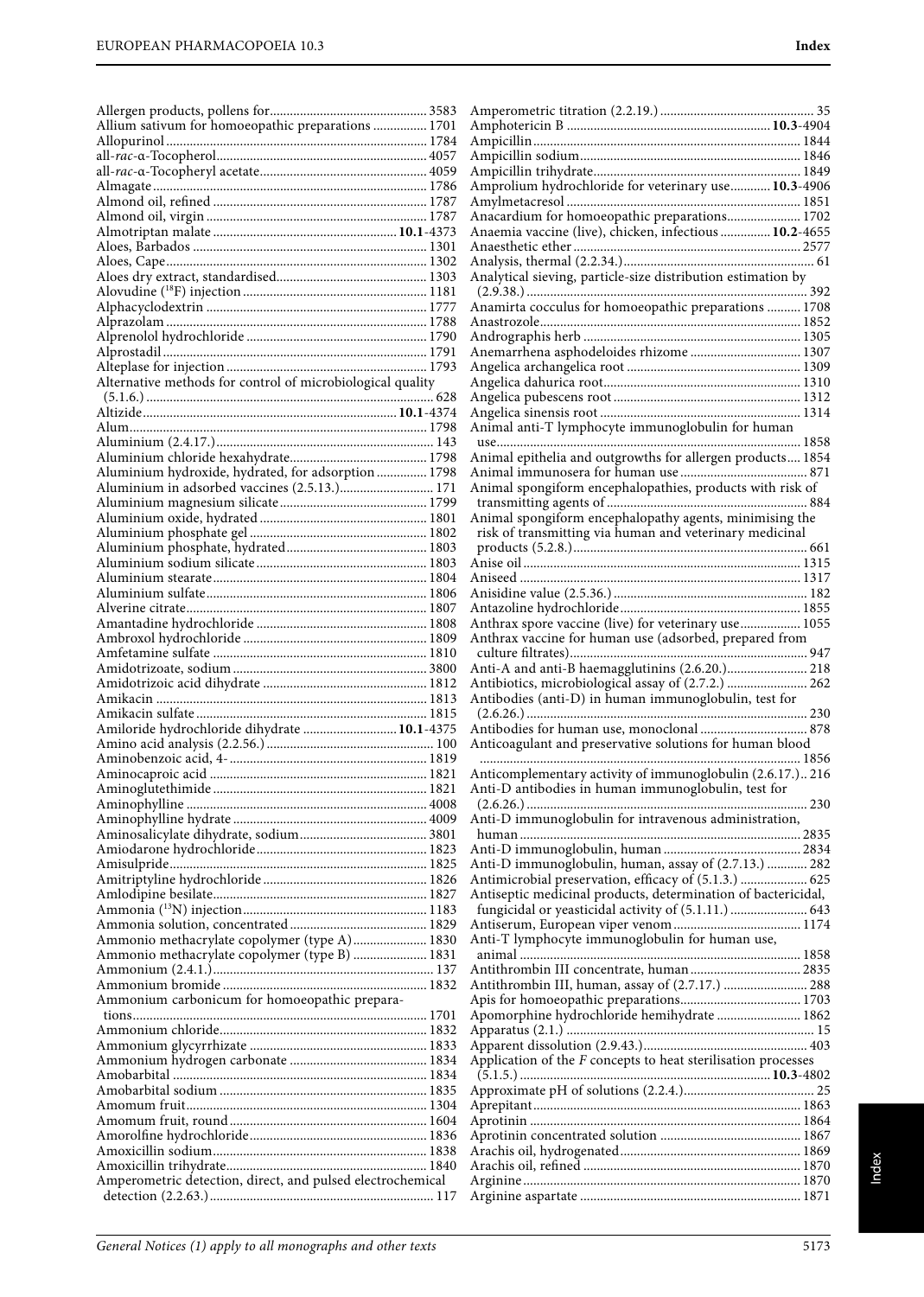Allergen products, pollens for ........ 3583
Allium sativum for homoeopathic preparations ........ 1701
Allopurinol ........ 1784
all-*rac*-α-Tocopherol ........ 4057
all-*rac*-α-Tocopheryl acetate ........ 4059
Almagate ........ 1786
Almond oil, refined ........ 1787
Almond oil, virgin ........ 1787
Almotriptan malate ........ **10.1**-4373
Aloes, Barbados ........ 1301
Aloes, Cape ........ 1302
Aloes dry extract, standardised ........ 1303
Alovudine ($^{18}F$) injection ........ 1181
Alphacyclodextrin ........ 1777
Alprazolam ........ 1788
Alprenolol hydrochloride ........ 1790
Alprostadil ........ 1791
Alteplase for injection ........ 1793
Alternative methods for control of microbiological quality (5.1.6.) ........ 628
Altizide ........ **10.1**-4374
Alum ........ 1798
Aluminium (2.4.17.) ........ 143
Aluminium chloride hexahydrate ........ 1798
Aluminium hydroxide, hydrated, for adsorption ........ 1798
Aluminium in adsorbed vaccines (2.5.13.) ........ 171
Aluminium magnesium silicate ........ 1799
Aluminium oxide, hydrated ........ 1801
Aluminium phosphate gel ........ 1802
Aluminium phosphate, hydrated ........ 1803
Aluminium sodium silicate ........ 1803
Aluminium stearate ........ 1804
Aluminium sulfate ........ 1806
Alverine citrate ........ 1807
Amantadine hydrochloride ........ 1808
Ambroxol hydrochloride ........ 1809
Amfetamine sulfate ........ 1810
Amidotrizoate, sodium ........ 3800
Amidotrizoic acid dihydrate ........ 1812
Amikacin ........ 1813
Amikacin sulfate ........ 1815
Amiloride hydrochloride dihydrate ........ **10.1**-4375
Amino acid analysis (2.2.56.) ........ 100
Aminobenzoic acid, 4- ........ 1819
Aminocaproic acid ........ 1821
Aminoglutethimide ........ 1821
Aminophylline ........ 4008
Aminophylline hydrate ........ 4009
Aminosalicylate dihydrate, sodium ........ 3801
Amiodarone hydrochloride ........ 1823
Amisulpride ........ 1825
Amitriptyline hydrochloride ........ 1826
Amlodipine besilate ........ 1827
Ammonia ($^{13}N$) injection ........ 1183
Ammonia solution, concentrated ........ 1829
Ammonio methacrylate copolymer (type A) ........ 1830
Ammonio methacrylate copolymer (type B) ........ 1831
Ammonium (2.4.1.) ........ 137
Ammonium bromide ........ 1832
Ammonium carbonicum for homoeopathic preparations ........ 1701
Ammonium chloride ........ 1832
Ammonium glycyrrhizate ........ 1833
Ammonium hydrogen carbonate ........ 1834
Amobarbital ........ 1834
Amobarbital sodium ........ 1835
Amomum fruit ........ 1304
Amomum fruit, round ........ 1604
Amorolfine hydrochloride ........ 1836
Amoxicillin sodium ........ 1838
Amoxicillin trihydrate ........ 1840
Amperometric detection, direct, and pulsed electrochemical detection (2.2.63.) ........ 117
Amperometric titration (2.2.19.) ........ 35
Amphotericin B ........ **10.3**-4904
Ampicillin ........ 1844
Ampicillin sodium ........ 1846
Ampicillin trihydrate ........ 1849
Amprolium hydrochloride for veterinary use ........ **10.3**-4906
Amylmetacresol ........ 1851
Anacardium for homoeopathic preparations ........ 1702
Anaemia vaccine (live), chicken, infectious ........ **10.2**-4655
Anaesthetic ether ........ 2577
Analysis, thermal (2.2.34.) ........ 61
Analytical sieving, particle-size distribution estimation by (2.9.38.) ........ 392
Anamirta cocculus for homoeopathic preparations ........ 1708
Anastrozole ........ 1852
Andrographis herb ........ 1305
Anemarrhena asphodeloides rhizome ........ 1307
Angelica archangelica root ........ 1309
Angelica dahurica root ........ 1310
Angelica pubescens root ........ 1312
Angelica sinensis root ........ 1314
Animal anti-T lymphocyte immunoglobulin for human use ........ 1858
Animal epithelia and outgrowths for allergen products ........ 1854
Animal immunosera for human use ........ 871
Animal spongiform encephalopathies, products with risk of transmitting agents of ........ 884
Animal spongiform encephalopathy agents, minimising the risk of transmitting via human and veterinary medicinal products (5.2.8.) ........ 661
Anise oil ........ 1315
Aniseed ........ 1317
Anisidine value (2.5.36.) ........ 182
Antazoline hydrochloride ........ 1855
Anthrax spore vaccine (live) for veterinary use ........ 1055
Anthrax vaccine for human use (adsorbed, prepared from culture filtrates) ........ 947
Anti-A and anti-B haemagglutinins (2.6.20.) ........ 218
Antibiotics, microbiological assay of (2.7.2.) ........ 262
Antibodies (anti-D) in human immunoglobulin, test for (2.6.26.) ........ 230
Antibodies for human use, monoclonal ........ 878
Anticoagulant and preservative solutions for human blood ........ 1856
Anticomplementary activity of immunoglobulin (2.6.17.) .. 216
Anti-D antibodies in human immunoglobulin, test for (2.6.26.) ........ 230
Anti-D immunoglobulin for intravenous administration, human ........ 2835
Anti-D immunoglobulin, human ........ 2834
Anti-D immunoglobulin, human, assay of (2.7.13.) ........ 282
Antimicrobial preservation, efficacy of (5.1.3.) ........ 625
Antiseptic medicinal products, determination of bactericidal, fungicidal or yeasticidal activity of (5.1.11.) ........ 643
Antiserum, European viper venom ........ 1174
Anti-T lymphocyte immunoglobulin for human use, animal ........ 1858
Antithrombin III concentrate, human ........ 2835
Antithrombin III, human, assay of (2.7.17.) ........ 288
Apis for homoeopathic preparations ........ 1703
Apomorphine hydrochloride hemihydrate ........ 1862
Apparatus (2.1.) ........ 15
Apparent dissolution (2.9.43.) ........ 403
Application of the *F* concepts to heat sterilisation processes (5.1.5.) ........ **10.3**-4802
Approximate pH of solutions (2.2.4.) ........ 25
Aprepitant ........ 1863
Aprotinin ........ 1864
Aprotinin concentrated solution ........ 1867
Arachis oil, hydrogenated ........ 1869
Arachis oil, refined ........ 1870
Arginine ........ 1870
Arginine aspartate ........ 1871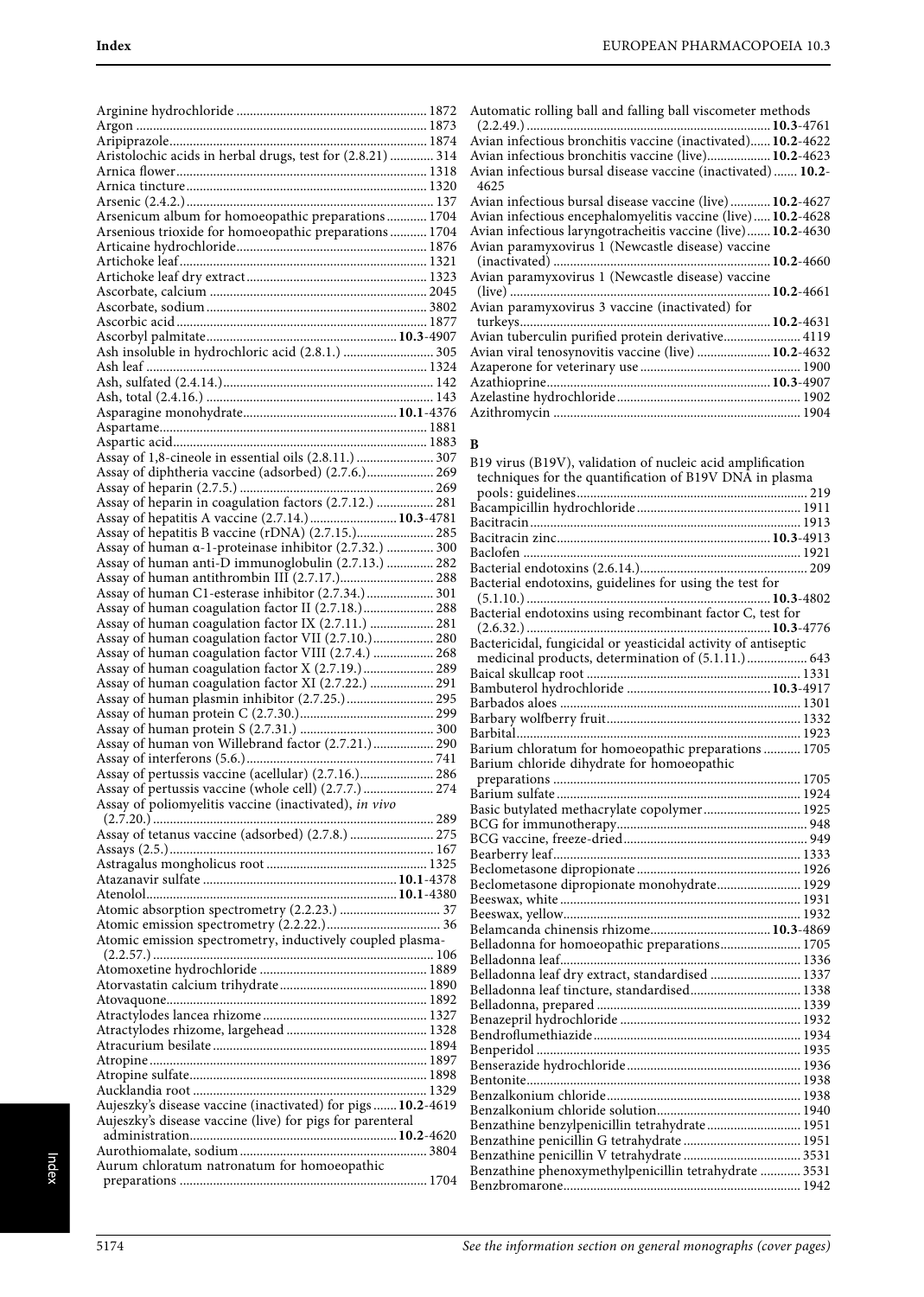Arginine hydrochloride ... 1872
Argon ... 1873
Aripiprazole ... 1874
Aristolochic acids in herbal drugs, test for (2.8.21) ... 314
Arnica flower ... 1318
Arnica tincture ... 1320
Arsenic (2.4.2.) ... 137
Arsenicum album for homoeopathic preparations ... 1704
Arsenious trioxide for homoeopathic preparations ... 1704
Articaine hydrochloride ... 1876
Artichoke leaf ... 1321
Artichoke leaf dry extract ... 1323
Ascorbate, calcium ... 2045
Ascorbate, sodium ... 3802
Ascorbic acid ... 1877
Ascorbyl palmitate ... **10.3**-4907
Ash insoluble in hydrochloric acid (2.8.1.) ... 305
Ash leaf ... 1324
Ash, sulfated (2.4.14.) ... 142
Ash, total (2.4.16.) ... 143
Asparagine monohydrate ... **10.1**-4376
Aspartame ... 1881
Aspartic acid ... 1883
Assay of 1,8-cineole in essential oils (2.8.11.) ... 307
Assay of diphtheria vaccine (adsorbed) (2.7.6.) ... 269
Assay of heparin (2.7.5.) ... 269
Assay of heparin in coagulation factors (2.7.12.) ... 281
Assay of hepatitis A vaccine (2.7.14.) ... **10.3**-4781
Assay of hepatitis B vaccine (rDNA) (2.7.15.) ... 285
Assay of human α-1-proteinase inhibitor (2.7.32.) ... 300
Assay of human anti-D immunoglobulin (2.7.13.) ... 282
Assay of human antithrombin III (2.7.17.) ... 288
Assay of human C1-esterase inhibitor (2.7.34.) ... 301
Assay of human coagulation factor II (2.7.18.) ... 288
Assay of human coagulation factor IX (2.7.11.) ... 281
Assay of human coagulation factor VII (2.7.10.) ... 280
Assay of human coagulation factor VIII (2.7.4.) ... 268
Assay of human coagulation factor X (2.7.19.) ... 289
Assay of human coagulation factor XI (2.7.22.) ... 291
Assay of human plasmin inhibitor (2.7.25.) ... 295
Assay of human protein C (2.7.30.) ... 299
Assay of human protein S (2.7.31.) ... 300
Assay of human von Willebrand factor (2.7.21.) ... 290
Assay of interferons (5.6.) ... 741
Assay of pertussis vaccine (acellular) (2.7.16.) ... 286
Assay of pertussis vaccine (whole cell) (2.7.7.) ... 274
Assay of poliomyelitis vaccine (inactivated), *in vivo* (2.7.20.) ... 289
Assay of tetanus vaccine (adsorbed) (2.7.8.) ... 275
Assays (2.5.) ... 167
Astragalus mongholicus root ... 1325
Atazanavir sulfate ... **10.1**-4378
Atenolol ... **10.1**-4380
Atomic absorption spectrometry (2.2.23.) ... 37
Atomic emission spectrometry (2.2.22.) ... 36
Atomic emission spectrometry, inductively coupled plasma- (2.2.57.) ... 106
Atomoxetine hydrochloride ... 1889
Atorvastatin calcium trihydrate ... 1890
Atovaquone ... 1892
Atractylodes lancea rhizome ... 1327
Atractylodes rhizome, largehead ... 1328
Atracurium besilate ... 1894
Atropine ... 1897
Atropine sulfate ... 1898
Aucklandia root ... 1329
Aujeszky's disease vaccine (inactivated) for pigs ... **10.2**-4619
Aujeszky's disease vaccine (live) for pigs for parenteral administration ... **10.2**-4620
Aurothiomalate, sodium ... 3804
Aurum chloratum natronatum for homoeopathic preparations ... 1704
Automatic rolling ball and falling ball viscometer methods (2.2.49.) ... **10.3**-4761
Avian infectious bronchitis vaccine (inactivated) ... **10.2**-4622
Avian infectious bronchitis vaccine (live) ... **10.2**-4623
Avian infectious bursal disease vaccine (inactivated) ... **10.2**-4625
Avian infectious bursal disease vaccine (live) ... **10.2**-4627
Avian infectious encephalomyelitis vaccine (live) ... **10.2**-4628
Avian infectious laryngotracheitis vaccine (live) ... **10.2**-4630
Avian paramyxovirus 1 (Newcastle disease) vaccine (inactivated) ... **10.2**-4660
Avian paramyxovirus 1 (Newcastle disease) vaccine (live) ... **10.2**-4661
Avian paramyxovirus 3 vaccine (inactivated) for turkeys ... **10.2**-4631
Avian tuberculin purified protein derivative ... 4119
Avian viral tenosynovitis vaccine (live) ... **10.2**-4632
Azaperone for veterinary use ... 1900
Azathioprine ... **10.3**-4907
Azelastine hydrochloride ... 1902
Azithromycin ... 1904

## B

B19 virus (B19V), validation of nucleic acid amplification techniques for the quantification of B19V DNA in plasma pools: guidelines ... 219
Bacampicillin hydrochloride ... 1911
Bacitracin ... 1913
Bacitracin zinc ... **10.3**-4913
Baclofen ... 1921
Bacterial endotoxins (2.6.14.) ... 209
Bacterial endotoxins, guidelines for using the test for (5.1.10.) ... **10.3**-4802
Bacterial endotoxins using recombinant factor C, test for (2.6.32.) ... **10.3**-4776
Bactericidal, fungicidal or yeasticidal activity of antiseptic medicinal products, determination of (5.1.11.) ... 643
Baical skullcap root ... 1331
Bambuterol hydrochloride ... **10.3**-4917
Barbados aloes ... 1301
Barbary wolfberry fruit ... 1332
Barbital ... 1923
Barium chloratum for homoeopathic preparations ... 1705
Barium chloride dihydrate for homoeopathic preparations ... 1705
Barium sulfate ... 1924
Basic butylated methacrylate copolymer ... 1925
BCG for immunotherapy ... 948
BCG vaccine, freeze-dried ... 949
Bearberry leaf ... 1333
Beclometasone dipropionate ... 1926
Beclometasone dipropionate monohydrate ... 1929
Beeswax, white ... 1931
Beeswax, yellow ... 1932
Belamcanda chinensis rhizome ... **10.3**-4869
Belladonna for homoeopathic preparations ... 1705
Belladonna leaf ... 1336
Belladonna leaf dry extract, standardised ... 1337
Belladonna leaf tincture, standardised ... 1338
Belladonna, prepared ... 1339
Benazepril hydrochloride ... 1932
Bendroflumethiazide ... 1934
Benperidol ... 1935
Benserazide hydrochloride ... 1936
Bentonite ... 1938
Benzalkonium chloride ... 1938
Benzalkonium chloride solution ... 1940
Benzathine benzylpenicillin tetrahydrate ... 1951
Benzathine penicillin G tetrahydrate ... 1951
Benzathine penicillin V tetrahydrate ... 3531
Benzathine phenoxymethylpenicillin tetrahydrate ... 3531
Benzbromarone ... 1942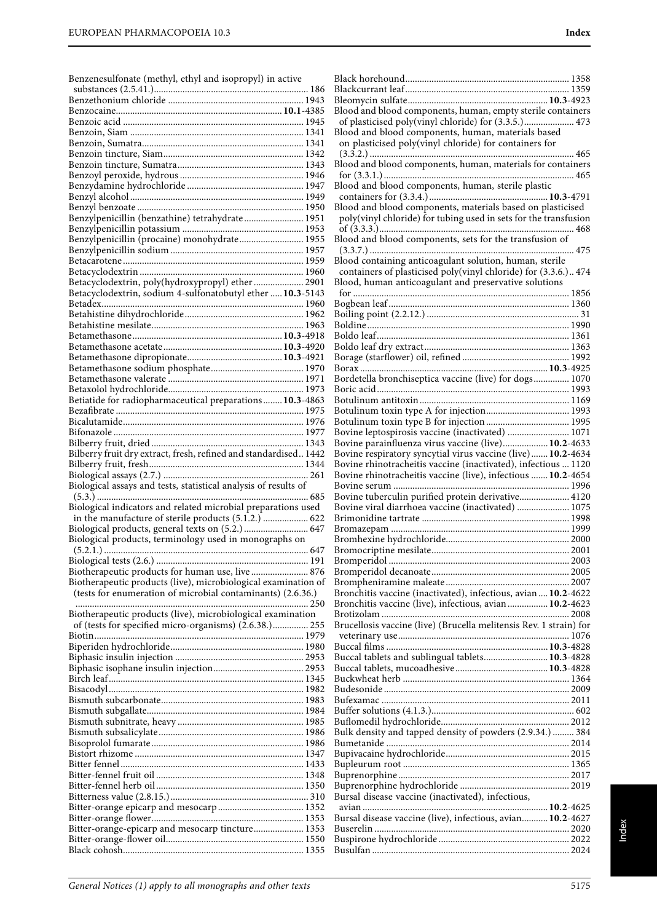Benzenesulfonate (methyl, ethyl and isopropyl) in active substances (2.5.41.) ... 186
Benzethonium chloride ... 1943
Benzocaine ... **10.1**-4385
Benzoic acid ... 1945
Benzoin, Siam ... 1341
Benzoin, Sumatra ... 1341
Benzoin tincture, Siam ... 1342
Benzoin tincture, Sumatra ... 1343
Benzoyl peroxide, hydrous ... 1946
Benzydamine hydrochloride ... 1947
Benzyl alcohol ... 1949
Benzyl benzoate ... 1950
Benzylpenicillin (benzathine) tetrahydrate ... 1951
Benzylpenicillin potassium ... 1953
Benzylpenicillin (procaine) monohydrate ... 1955
Benzylpenicillin sodium ... 1957
Betacarotene ... 1959
Betacyclodextrin ... 1960
Betacyclodextrin, poly(hydroxypropyl) ether ... 2901
Betacyclodextrin, sodium 4-sulfonatobutyl ether ... **10.3**-5143
Betadex ... 1960
Betahistine dihydrochloride ... 1962
Betahistine mesilate ... 1963
Betamethasone ... **10.3**-4918
Betamethasone acetate ... **10.3**-4920
Betamethasone dipropionate ... **10.3**-4921
Betamethasone sodium phosphate ... 1970
Betamethasone valerate ... 1971
Betaxolol hydrochloride ... 1973
Betiatide for radiopharmaceutical preparations ... **10.3**-4863
Bezafibrate ... 1975
Bicalutamide ... 1976
Bifonazole ... 1977
Bilberry fruit, dried ... 1343
Bilberry fruit dry extract, fresh, refined and standardised ... 1442
Bilberry fruit, fresh ... 1344
Biological assays (2.7.) ... 261
Biological assays and tests, statistical analysis of results of (5.3.) ... 685
Biological indicators and related microbial preparations used in the manufacture of sterile products (5.1.2.) ... 622
Biological products, general texts on (5.2.) ... 647
Biological products, terminology used in monographs on (5.2.1.) ... 647
Biological tests (2.6.) ... 191
Biotherapeutic products for human use, live ... 876
Biotherapeutic products (live), microbiological examination of (tests for enumeration of microbial contaminants) (2.6.36.) ... 250
Biotherapeutic products (live), microbiological examination of (tests for specified micro-organisms) (2.6.38.) ... 255
Biotin ... 1979
Biperiden hydrochloride ... 1980
Biphasic insulin injection ... 2953
Biphasic isophane insulin injection ... 2953
Birch leaf ... 1345
Bisacodyl ... 1982
Bismuth subcarbonate ... 1983
Bismuth subgallate ... 1984
Bismuth subnitrate, heavy ... 1985
Bismuth subsalicylate ... 1986
Bisoprolol fumarate ... 1986
Bistort rhizome ... 1347
Bitter fennel ... 1433
Bitter-fennel fruit oil ... 1348
Bitter-fennel herb oil ... 1350
Bitterness value (2.8.15.) ... 310
Bitter-orange epicarp and mesocarp ... 1352
Bitter-orange flower ... 1353
Bitter-orange-epicarp and mesocarp tincture ... 1353
Bitter-orange-flower oil ... 1550
Black cohosh ... 1355
Black horehound ... 1358
Blackcurrant leaf ... 1359
Bleomycin sulfate ... **10.3**-4923
Blood and blood components, human, empty sterile containers of plasticised poly(vinyl chloride) for (3.3.5.) ... 473
Blood and blood components, human, materials based on plasticised poly(vinyl chloride) for containers for (3.3.2.) ... 465
Blood and blood components, human, materials for containers for (3.3.1.) ... 465
Blood and blood components, human, sterile plastic containers for (3.3.4.) ... **10.3**-4791
Blood and blood components, materials based on plasticised poly(vinyl chloride) for tubing used in sets for the transfusion of (3.3.3.) ... 468
Blood and blood components, sets for the transfusion of (3.3.7.) ... 475
Blood containing anticoagulant solution, human, sterile containers of plasticised poly(vinyl chloride) for (3.3.6.) ... 474
Blood, human anticoagulant and preservative solutions for ... 1856
Bogbean leaf ... 1360
Boiling point (2.2.12.) ... 31
Boldine ... 1990
Boldo leaf ... 1361
Boldo leaf dry extract ... 1363
Borage (starflower) oil, refined ... 1992
Borax ... **10.3**-4925
Bordetella bronchiseptica vaccine (live) for dogs ... 1070
Boric acid ... 1993
Botulinum antitoxin ... 1169
Botulinum toxin type A for injection ... 1993
Botulinum toxin type B for injection ... 1995
Bovine leptospirosis vaccine (inactivated) ... 1071
Bovine parainfluenza virus vaccine (live) ... **10.2**-4633
Bovine respiratory syncytial virus vaccine (live) ... **10.2**-4634
Bovine rhinotracheitis vaccine (inactivated), infectious ... 1120
Bovine rhinotracheitis vaccine (live), infectious ... **10.2**-4654
Bovine serum ... 1996
Bovine tuberculin purified protein derivative ... 4120
Bovine viral diarrhoea vaccine (inactivated) ... 1075
Brimonidine tartrate ... 1998
Bromazepam ... 1999
Bromhexine hydrochloride ... 2000
Bromocriptine mesilate ... 2001
Bromperidol ... 2003
Bromperidol decanoate ... 2005
Brompheniramine maleate ... 2007
Bronchitis vaccine (inactivated), infectious, avian ... **10.2**-4622
Bronchitis vaccine (live), infectious, avian ... **10.2**-4623
Brotizolam ... 2008
Brucellosis vaccine (live) (Brucella melitensis Rev. 1 strain) for veterinary use ... 1076
Buccal films ... **10.3**-4828
Buccal tablets and sublingual tablets ... **10.3**-4828
Buccal tablets, mucoadhesive ... **10.3**-4828
Buckwheat herb ... 1364
Budesonide ... 2009
Bufexamac ... 2011
Buffer solutions (4.1.3.) ... 602
Buflomedil hydrochloride ... 2012
Bulk density and tapped density of powders (2.9.34.) ... 384
Bumetanide ... 2014
Bupivacaine hydrochloride ... 2015
Bupleurum root ... 1365
Buprenorphine ... 2017
Buprenorphine hydrochloride ... 2019
Bursal disease vaccine (inactivated), infectious, avian ... **10.2**-4625
Bursal disease vaccine (live), infectious, avian ... **10.2**-4627
Buserelin ... 2020
Buspirone hydrochloride ... 2022
Busulfan ... 2024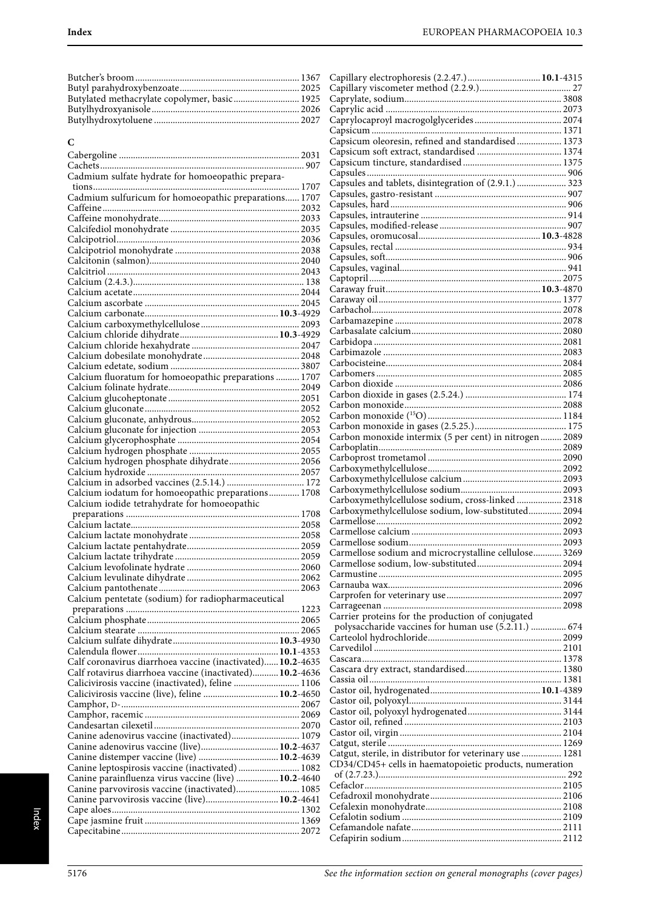Butcher's broom 1367
Butyl parahydroxybenzoate 2025
Butylated methacrylate copolymer, basic 1925
Butylhydroxyanisole 2026
Butylhydroxytoluene 2027

## C

Cabergoline 2031
Cachets 907
Cadmium sulfate hydrate for homoeopathic preparations 1707
Cadmium sulfuricum for homoeopathic preparations 1707
Caffeine 2032
Caffeine monohydrate 2033
Calcifediol monohydrate 2035
Calcipotriol 2036
Calcipotriol monohydrate 2038
Calcitonin (salmon) 2040
Calcitriol 2043
Calcium (2.4.3.) 138
Calcium acetate 2044
Calcium ascorbate 2045
Calcium carbonate **10.3**-4929
Calcium carboxymethylcellulose 2093
Calcium chloride dihydrate **10.3**-4929
Calcium chloride hexahydrate 2047
Calcium dobesilate monohydrate 2048
Calcium edetate, sodium 3807
Calcium fluoratum for homoeopathic preparations 1707
Calcium folinate hydrate 2049
Calcium glucoheptonate 2051
Calcium gluconate 2052
Calcium gluconate, anhydrous 2052
Calcium gluconate for injection 2053
Calcium glycerophosphate 2054
Calcium hydrogen phosphate 2055
Calcium hydrogen phosphate dihydrate 2056
Calcium hydroxide 2057
Calcium in adsorbed vaccines (2.5.14.) 172
Calcium iodatum for homoeopathic preparations 1708
Calcium iodide tetrahydrate for homoeopathic preparations 1708
Calcium lactate 2058
Calcium lactate monohydrate 2058
Calcium lactate pentahydrate 2059
Calcium lactate trihydrate 2059
Calcium levofolinate hydrate 2060
Calcium levulinate dihydrate 2062
Calcium pantothenate 2063
Calcium pentetate (sodium) for radiopharmaceutical preparations 1223
Calcium phosphate 2065
Calcium stearate 2065
Calcium sulfate dihydrate **10.3**-4930
Calendula flower **10.1**-4353
Calf coronavirus diarrhoea vaccine (inactivated) **10.2**-4635
Calf rotavirus diarrhoea vaccine (inactivated) **10.2**-4636
Calicivirosis vaccine (inactivated), feline 1106
Calicivirosis vaccine (live), feline **10.2**-4650
Camphor, D- 2067
Camphor, racemic 2069
Candesartan cilexetil 2070
Canine adenovirus vaccine (inactivated) 1079
Canine adenovirus vaccine (live) **10.2**-4637
Canine distemper vaccine (live) **10.2**-4639
Canine leptospirosis vaccine (inactivated) 1082
Canine parainfluenza virus vaccine (live) **10.2**-4640
Canine parvovirosis vaccine (inactivated) 1085
Canine parvovirosis vaccine (live) **10.2**-4641
Cape aloes 1302
Cape jasmine fruit 1369
Capecitabine 2072
Capillary electrophoresis (2.2.47.) **10.1**-4315
Capillary viscometer method (2.2.9.) 27
Caprylate, sodium 3808
Caprylic acid 2073
Caprylocaproyl macrogolglycerides 2074
Capsicum 1371
Capsicum oleoresin, refined and standardised 1373
Capsicum soft extract, standardised 1374
Capsicum tincture, standardised 1375
Capsules 906
Capsules and tablets, disintegration of (2.9.1.) 323
Capsules, gastro-resistant 907
Capsules, hard 906
Capsules, intrauterine 914
Capsules, modified-release 907
Capsules, oromucosal **10.3**-4828
Capsules, rectal 934
Capsules, soft 906
Capsules, vaginal 941
Captopril 2075
Caraway fruit **10.3**-4870
Caraway oil 1377
Carbachol 2078
Carbamazepine 2078
Carbasalate calcium 2080
Carbidopa 2081
Carbimazole 2083
Carbocisteine 2084
Carbomers 2085
Carbon dioxide 2086
Carbon dioxide in gases (2.5.24.) 174
Carbon monoxide 2088
Carbon monoxide ($^{15}O$) 1184
Carbon monoxide in gases (2.5.25.) 175
Carbon monoxide intermix (5 per cent) in nitrogen 2089
Carboplatin 2089
Carboprost trometamol 2090
Carboxymethylcellulose 2092
Carboxymethylcellulose calcium 2093
Carboxymethylcellulose sodium 2093
Carboxymethylcellulose sodium, cross-linked 2318
Carboxymethylcellulose sodium, low-substituted 2094
Carmellose 2092
Carmellose calcium 2093
Carmellose sodium 2093
Carmellose sodium and microcrystalline cellulose 3269
Carmellose sodium, low-substituted 2094
Carmustine 2095
Carnauba wax 2096
Carprofen for veterinary use 2097
Carrageenan 2098
Carrier proteins for the production of conjugated polysaccharide vaccines for human use (5.2.11.) 674
Carteolol hydrochloride 2099
Carvedilol 2101
Cascara 1378
Cascara dry extract, standardised 1380
Cassia oil 1381
Castor oil, hydrogenated **10.1**-4389
Castor oil, polyoxyl 3144
Castor oil, polyoxyl hydrogenated 3144
Castor oil, refined 2103
Castor oil, virgin 2104
Catgut, sterile 1269
Catgut, sterile, in distributor for veterinary use 1281
CD34/CD45+ cells in haematopoietic products, numeration of (2.7.23.) 292
Cefaclor 2105
Cefadroxil monohydrate 2106
Cefalexin monohydrate 2108
Cefalotin sodium 2109
Cefamandole nafate 2111
Cefapirin sodium 2112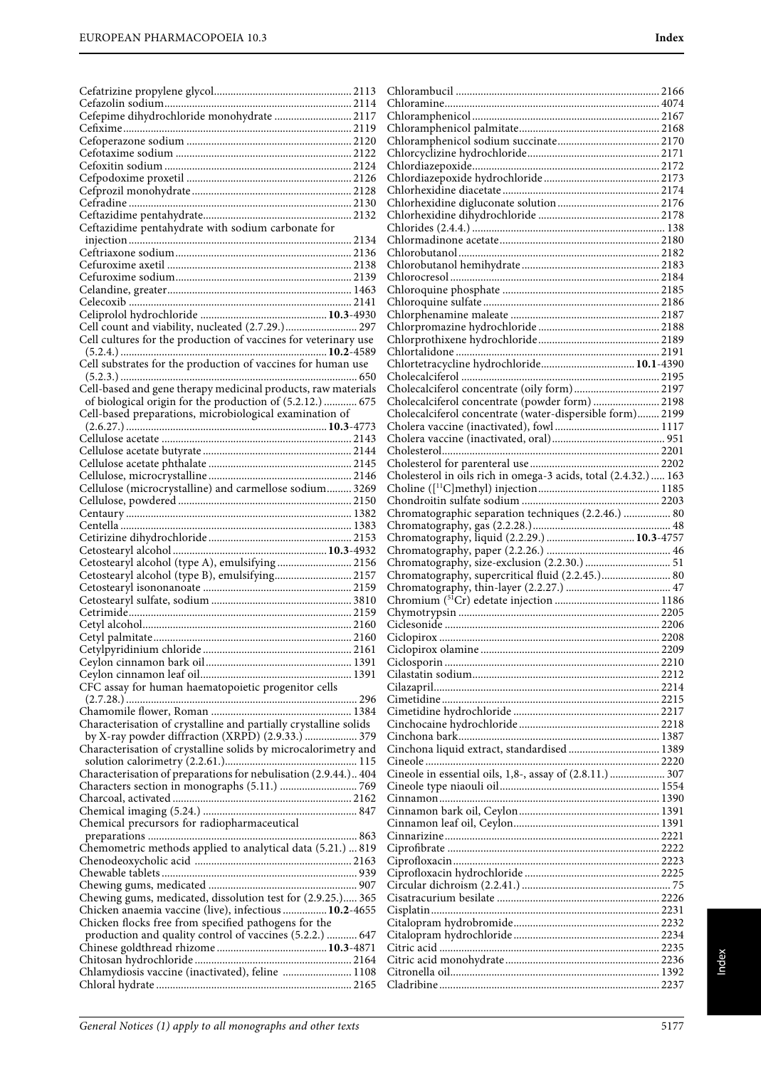Cefatrizine propylene glycol ... 2113
Cefazolin sodium ... 2114
Cefepime dihydrochloride monohydrate ... 2117
Cefixime ... 2119
Cefoperazone sodium ... 2120
Cefotaxime sodium ... 2122
Cefoxitin sodium ... 2124
Cefpodoxime proxetil ... 2126
Cefprozil monohydrate ... 2128
Cefradine ... 2130
Ceftazidime pentahydrate ... 2132
Ceftazidime pentahydrate with sodium carbonate for injection ... 2134
Ceftriaxone sodium ... 2136
Cefuroxime axetil ... 2138
Cefuroxime sodium ... 2139
Celandine, greater ... 1463
Celecoxib ... 2141
Celiprolol hydrochloride ... **10.3**-4930
Cell count and viability, nucleated (2.7.29.) ... 297
Cell cultures for the production of vaccines for veterinary use (5.2.4.) ... **10.2**-4589
Cell substrates for the production of vaccines for human use (5.2.3.) ... 650
Cell-based and gene therapy medicinal products, raw materials of biological origin for the production of (5.2.12.) ... 675
Cell-based preparations, microbiological examination of (2.6.27.) ... **10.3**-4773
Cellulose acetate ... 2143
Cellulose acetate butyrate ... 2144
Cellulose acetate phthalate ... 2145
Cellulose, microcrystalline ... 2146
Cellulose (microcrystalline) and carmellose sodium ... 3269
Cellulose, powdered ... 2150
Centaury ... 1382
Centella ... 1383
Cetirizine dihydrochloride ... 2153
Cetostearyl alcohol ... **10.3**-4932
Cetostearyl alcohol (type A), emulsifying ... 2156
Cetostearyl alcohol (type B), emulsifying ... 2157
Cetostearyl isononanoate ... 2159
Cetostearyl sulfate, sodium ... 3810
Cetrimide ... 2159
Cetyl alcohol ... 2160
Cetyl palmitate ... 2160
Cetylpyridinium chloride ... 2161
Ceylon cinnamon bark oil ... 1391
Ceylon cinnamon leaf oil ... 1391
CFC assay for human haematopoietic progenitor cells (2.7.28.) ... 296
Chamomile flower, Roman ... 1384
Characterisation of crystalline and partially crystalline solids by X-ray powder diffraction (XRPD) (2.9.33.) ... 379
Characterisation of crystalline solids by microcalorimetry and solution calorimetry (2.2.61.) ... 115
Characterisation of preparations for nebulisation (2.9.44.) ... 404
Characters section in monographs (5.11.) ... 769
Charcoal, activated ... 2162
Chemical imaging (5.24.) ... 847
Chemical precursors for radiopharmaceutical preparations ... 863
Chemometric methods applied to analytical data (5.21.) ... 819
Chenodeoxycholic acid ... 2163
Chewable tablets ... 939
Chewing gums, medicated ... 907
Chewing gums, medicated, dissolution test for (2.9.25.) ... 365
Chicken anaemia vaccine (live), infectious ... **10.2**-4655
Chicken flocks free from specified pathogens for the production and quality control of vaccines (5.2.2.) ... 647
Chinese goldthread rhizome ... **10.3**-4871
Chitosan hydrochloride ... 2164
Chlamydiosis vaccine (inactivated), feline ... 1108
Chloral hydrate ... 2165
Chlorambucil ... 2166
Chloramine ... 4074
Chloramphenicol ... 2167
Chloramphenicol palmitate ... 2168
Chloramphenicol sodium succinate ... 2170
Chlorcyclizine hydrochloride ... 2171
Chlordiazepoxide ... 2172
Chlordiazepoxide hydrochloride ... 2173
Chlorhexidine diacetate ... 2174
Chlorhexidine digluconate solution ... 2176
Chlorhexidine dihydrochloride ... 2178
Chlorides (2.4.4.) ... 138
Chlormadinone acetate ... 2180
Chlorobutanol ... 2182
Chlorobutanol hemihydrate ... 2183
Chlorocresol ... 2184
Chloroquine phosphate ... 2185
Chloroquine sulfate ... 2186
Chlorphenamine maleate ... 2187
Chlorpromazine hydrochloride ... 2188
Chlorprothixene hydrochloride ... 2189
Chlortalidone ... 2191
Chlortetracycline hydrochloride ... **10.1**-4390
Cholecalciferol ... 2195
Cholecalciferol concentrate (oily form) ... 2197
Cholecalciferol concentrate (powder form) ... 2198
Cholecalciferol concentrate (water-dispersible form) ... 2199
Cholera vaccine (inactivated), fowl ... 1117
Cholera vaccine (inactivated, oral) ... 951
Cholesterol ... 2201
Cholesterol for parenteral use ... 2202
Cholesterol in oils rich in omega-3 acids, total (2.4.32.) ... 163
Choline ([$^{11}$C]methyl) injection ... 1185
Chondroitin sulfate sodium ... 2203
Chromatographic separation techniques (2.2.46.) ... 80
Chromatography, gas (2.2.28.) ... 48
Chromatography, liquid (2.2.29.) ... **10.3**-4757
Chromatography, paper (2.2.26.) ... 46
Chromatography, size-exclusion (2.2.30.) ... 51
Chromatography, supercritical fluid (2.2.45.) ... 80
Chromatography, thin-layer (2.2.27.) ... 47
Chromium ($^{51}$Cr) edetate injection ... 1186
Chymotrypsin ... 2205
Ciclesonide ... 2206
Ciclopirox ... 2208
Ciclopirox olamine ... 2209
Ciclosporin ... 2210
Cilastatin sodium ... 2212
Cilazapril ... 2214
Cimetidine ... 2215
Cimetidine hydrochloride ... 2217
Cinchocaine hydrochloride ... 2218
Cinchona bark ... 1387
Cinchona liquid extract, standardised ... 1389
Cineole ... 2220
Cineole in essential oils, 1,8-, assay of (2.8.11.) ... 307
Cineole type niaouli oil ... 1554
Cinnamon ... 1390
Cinnamon bark oil, Ceylon ... 1391
Cinnamon leaf oil, Ceylon ... 1391
Cinnarizine ... 2221
Ciprofibrate ... 2222
Ciprofloxacin ... 2223
Ciprofloxacin hydrochloride ... 2225
Circular dichroism (2.2.41.) ... 75
Cisatracurium besilate ... 2226
Cisplatin ... 2231
Citalopram hydrobromide ... 2232
Citalopram hydrochloride ... 2234
Citric acid ... 2235
Citric acid monohydrate ... 2236
Citronella oil ... 1392
Cladribine ... 2237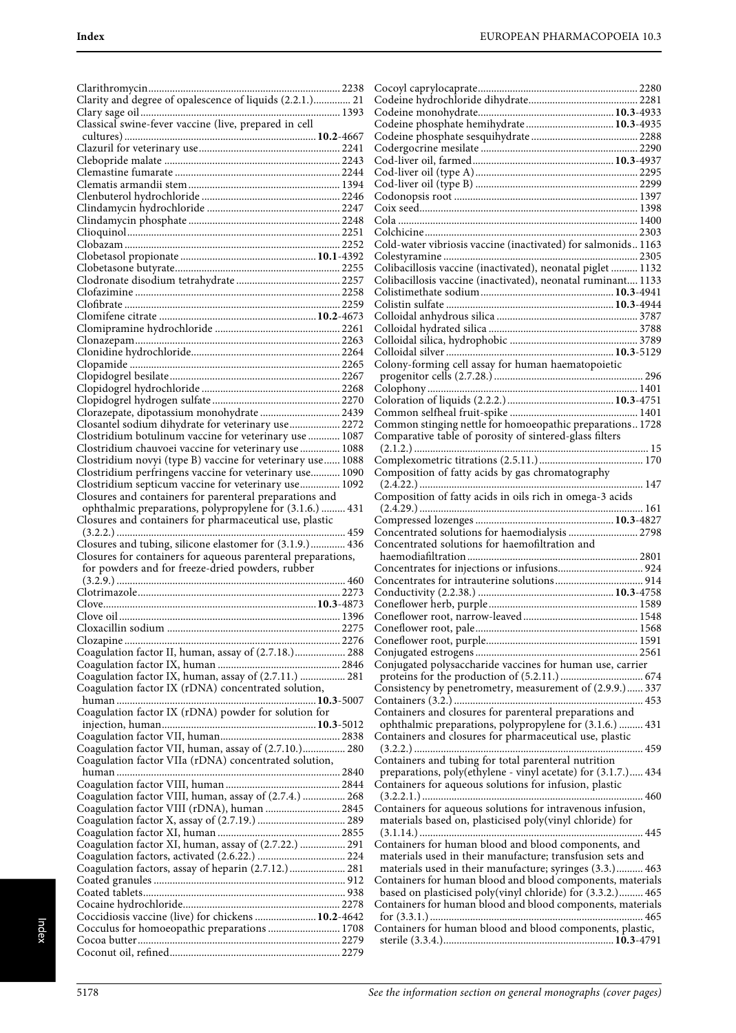Clarithromycin 2238
Clarity and degree of opalescence of liquids (2.2.1.) 21
Clary sage oil 1393
Classical swine-fever vaccine (live, prepared in cell cultures) **10.2**-4667
Clazuril for veterinary use 2241
Clebopride malate 2243
Clemastine fumarate 2244
Clematis armandii stem 1394
Clenbuterol hydrochloride 2246
Clindamycin hydrochloride 2247
Clindamycin phosphate 2248
Clioquinol 2251
Clobazam 2252
Clobetasol propionate **10.1**-4392
Clobetasone butyrate 2255
Clodronate disodium tetrahydrate 2257
Clofazimine 2258
Clofibrate 2259
Clomifene citrate **10.2**-4673
Clomipramine hydrochloride 2261
Clonazepam 2263
Clonidine hydrochloride 2264
Clopamide 2265
Clopidogrel besilate 2267
Clopidogrel hydrochloride 2268
Clopidogrel hydrogen sulfate 2270
Clorazepate, dipotassium monohydrate 2439
Closantel sodium dihydrate for veterinary use 2272
Clostridium botulinum vaccine for veterinary use 1087
Clostridium chauvoei vaccine for veterinary use 1088
Clostridium novyi (type B) vaccine for veterinary use 1088
Clostridium perfringens vaccine for veterinary use 1090
Clostridium septicum vaccine for veterinary use 1092
Closures and containers for parenteral preparations and ophthalmic preparations, polypropylene for (3.1.6.) 431
Closures and containers for pharmaceutical use, plastic (3.2.2.) 459
Closures and tubing, silicone elastomer for (3.1.9.) 436
Closures for containers for aqueous parenteral preparations, for powders and for freeze-dried powders, rubber (3.2.9.) 460
Clotrimazole 2273
Clove **10.3**-4873
Clove oil 1396
Cloxacillin sodium 2275
Clozapine 2276
Coagulation factor II, human, assay of (2.7.18.) 288
Coagulation factor IX, human 2846
Coagulation factor IX, human, assay of (2.7.11.) 281
Coagulation factor IX (rDNA) concentrated solution, human **10.3**-5007
Coagulation factor IX (rDNA) powder for solution for injection, human **10.3**-5012
Coagulation factor VII, human 2838
Coagulation factor VII, human, assay of (2.7.10.) 280
Coagulation factor VIIa (rDNA) concentrated solution, human 2840
Coagulation factor VIII, human 2844
Coagulation factor VIII, human, assay of (2.7.4.) 268
Coagulation factor VIII (rDNA), human 2845
Coagulation factor X, assay of (2.7.19.) 289
Coagulation factor XI, human 2855
Coagulation factor XI, human, assay of (2.7.22.) 291
Coagulation factors, activated (2.6.22.) 224
Coagulation factors, assay of heparin (2.7.12.) 281
Coated granules 912
Coated tablets 938
Cocaine hydrochloride 2278
Coccidiosis vaccine (live) for chickens **10.2**-4642
Cocculus for homoeopathic preparations 1708
Cocoa butter 2279
Coconut oil, refined 2279
Cocoyl caprylocaprate 2280
Codeine hydrochloride dihydrate 2281
Codeine monohydrate **10.3**-4933
Codeine phosphate hemihydrate **10.3**-4935
Codeine phosphate sesquihydrate 2288
Codergocrine mesilate 2290
Cod-liver oil, farmed **10.3**-4937
Cod-liver oil (type A) 2295
Cod-liver oil (type B) 2299
Codonopsis root 1397
Coix seed 1398
Cola 1400
Colchicine 2303
Cold-water vibriosis vaccine (inactivated) for salmonids 1163
Colestyramine 2305
Colibacillosis vaccine (inactivated), neonatal piglet 1132
Colibacillosis vaccine (inactivated), neonatal ruminant 1133
Colistimethate sodium **10.3**-4941
Colistin sulfate **10.3**-4944
Colloidal anhydrous silica 3787
Colloidal hydrated silica 3788
Colloidal silica, hydrophobic 3789
Colloidal silver **10.3**-5129
Colony-forming cell assay for human haematopoietic progenitor cells (2.7.28.) 296
Colophony 1401
Coloration of liquids (2.2.2.) **10.3**-4751
Common selfheal fruit-spike 1401
Common stinging nettle for homoeopathic preparations 1728
Comparative table of porosity of sintered-glass filters (2.1.2.) 15
Complexometric titrations (2.5.11.) 170
Composition of fatty acids by gas chromatography (2.4.22.) 147
Composition of fatty acids in oils rich in omega-3 acids (2.4.29.) 161
Compressed lozenges **10.3**-4827
Concentrated solutions for haemodialysis 2798
Concentrated solutions for haemofiltration and haemodiafiltration 2801
Concentrates for injections or infusions 924
Concentrates for intrauterine solutions 914
Conductivity (2.2.38.) **10.3**-4758
Coneflower herb, purple 1589
Coneflower root, narrow-leaved 1548
Coneflower root, pale 1568
Coneflower root, purple 1591
Conjugated estrogens 2561
Conjugated polysaccharide vaccines for human use, carrier proteins for the production of (5.2.11.) 674
Consistency by penetrometry, measurement of (2.9.9.) 337
Containers (3.2.) 453
Containers and closures for parenteral preparations and ophthalmic preparations, polypropylene for (3.1.6.) 431
Containers and closures for pharmaceutical use, plastic (3.2.2.) 459
Containers and tubing for total parenteral nutrition preparations, poly(ethylene - vinyl acetate) for (3.1.7.) 434
Containers for aqueous solutions for infusion, plastic (3.2.2.1.) 460
Containers for aqueous solutions for intravenous infusion, materials based on, plasticised poly(vinyl chloride) for (3.1.14.) 445
Containers for human blood and blood components, and materials used in their manufacture; transfusion sets and materials used in their manufacture; syringes (3.3.) 463
Containers for human blood and blood components, materials based on plasticised poly(vinyl chloride) for (3.3.2.) 465
Containers for human blood and blood components, materials for (3.3.1.) 465
Containers for human blood and blood components, plastic, sterile (3.3.4.) **10.3**-4791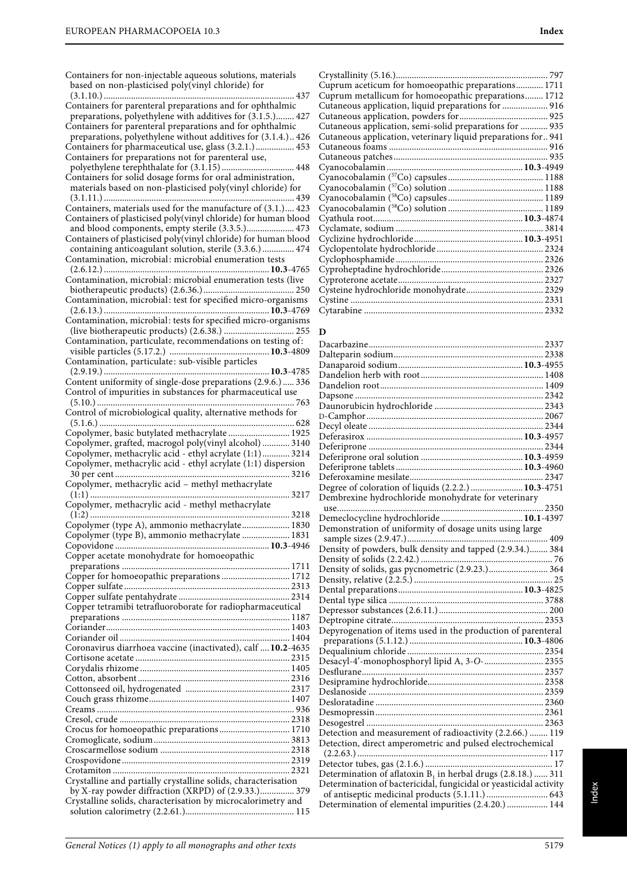Containers for non-injectable aqueous solutions, materials based on non-plasticised poly(vinyl chloride) for (3.1.10.) .......... 437
Containers for parenteral preparations and for ophthalmic preparations, polyethylene with additives for (3.1.5.) ........ 427
Containers for parenteral preparations and for ophthalmic preparations, polyethylene without additives for (3.1.4.) .. 426
Containers for pharmaceutical use, glass (3.2.1.) ................. 453
Containers for preparations not for parenteral use, polyethylene terephthalate for (3.1.15) ................................ 448
Containers for solid dosage forms for oral administration, materials based on non-plasticised poly(vinyl chloride) for (3.1.11.) .......... 439
Containers, materials used for the manufacture of (3.1.) .... 423
Containers of plasticised poly(vinyl chloride) for human blood and blood components, empty sterile (3.3.5.) .................... 473
Containers of plasticised poly(vinyl chloride) for human blood containing anticoagulant solution, sterile (3.3.6.) .............. 474
Contamination, microbial: microbial enumeration tests (2.6.12.) .......... **10.3**-4765
Contamination, microbial: microbial enumeration tests (live biotherapeutic products) (2.6.36.) ........................................ 250
Contamination, microbial: test for specified micro-organisms (2.6.13.) .......... **10.3**-4769
Contamination, microbial: tests for specified micro-organisms (live biotherapeutic products) (2.6.38.) ............................... 255
Contamination, particulate, recommendations on testing of: visible particles (5.17.2.) .......... **10.3**-4809
Contamination, particulate: sub-visible particles (2.9.19.) .......... **10.3**-4785
Content uniformity of single-dose preparations (2.9.6.) ..... 336
Control of impurities in substances for pharmaceutical use (5.10.) .......... 763
Control of microbiological quality, alternative methods for (5.1.6.) .......... 628
Copolymer, basic butylated methacrylate ........................... 1925
Copolymer, grafted, macrogol poly(vinyl alcohol) ............ 3140
Copolymer, methacrylic acid - ethyl acrylate (1:1) ............ 3214
Copolymer, methacrylic acid - ethyl acrylate (1:1) dispersion 30 per cent .......... 3216
Copolymer, methacrylic acid – methyl methacrylate (1:1) .......... 3217
Copolymer, methacrylic acid - methyl methacrylate (1:2) .......... 3218
Copolymer (type A), ammonio methacrylate ..................... 1830
Copolymer (type B), ammonio methacrylate ..................... 1831
Copovidone .......... **10.3**-4946
Copper acetate monohydrate for homoeopathic preparations .......... 1711
Copper for homoeopathic preparations .............................. 1712
Copper sulfate .......... 2313
Copper sulfate pentahydrate .......... 2314
Copper tetramibi tetrafluoroborate for radiopharmaceutical preparations .......... 1187
Coriander .......... 1403
Coriander oil .......... 1404
Coronavirus diarrhoea vaccine (inactivated), calf .... **10.2**-4635
Cortisone acetate .......... 2315
Corydalis rhizome .......... 1405
Cotton, absorbent .......... 2316
Cottonseed oil, hydrogenated .......... 2317
Couch grass rhizome .......... 1407
Creams .......... 936
Cresol, crude .......... 2318
Crocus for homoeopathic preparations ............................... 1710
Cromoglicate, sodium .......... 3813
Croscarmellose sodium .......... 2318
Crospovidone .......... 2319
Crotamiton .......... 2321
Crystalline and partially crystalline solids, characterisation by X-ray powder diffraction (XRPD) of (2.9.33.) ............... 379
Crystalline solids, characterisation by microcalorimetry and solution calorimetry (2.2.61.) ............................................. 115
Crystallinity (5.16.) .......... 797
Cuprum aceticum for homoeopathic preparations ............ 1711
Cuprum metallicum for homoeopathic preparations ........ 1712
Cutaneous application, liquid preparations for .................... 916
Cutaneous application, powders for ...................................... 925
Cutaneous application, semi-solid preparations for ............ 935
Cutaneous application, veterinary liquid preparations for .. 941
Cutaneous foams .......... 916
Cutaneous patches .......... 935
Cyanocobalamin .......... **10.3**-4949
Cyanocobalamin ($^{57}$Co) capsules .......... 1188
Cyanocobalamin ($^{57}$Co) solution .......... 1188
Cyanocobalamin ($^{58}$Co) capsules .......... 1189
Cyanocobalamin ($^{58}$Co) solution .......... 1189
Cyathula root .......... **10.3**-4874
Cyclamate, sodium .......... 3814
Cyclizine hydrochloride .......... **10.3**-4951
Cyclopentolate hydrochloride .......... 2324
Cyclophosphamide .......... 2326
Cyproheptadine hydrochloride .......... 2326
Cyproterone acetate .......... 2327
Cysteine hydrochloride monohydrate .......... 2329
Cystine .......... 2331
Cytarabine .......... 2332

## D

Dacarbazine .......... 2337
Dalteparin sodium .......... 2338
Danaparoid sodium .......... **10.3**-4955
Dandelion herb with root .......... 1408
Dandelion root .......... 1409
Dapsone .......... 2342
Daunorubicin hydrochloride .......... 2343
D-Camphor .......... 2067
Decyl oleate .......... 2344
Deferasirox .......... **10.3**-4957
Deferiprone .......... 2344
Deferiprone oral solution .......... **10.3**-4959
Deferiprone tablets .......... **10.3**-4960
Deferoxamine mesilate .......... 2347
Degree of coloration of liquids (2.2.2.) .......... **10.3**-4751
Dembrexine hydrochloride monohydrate for veterinary use .......... 2350
Demeclocycline hydrochloride .......... **10.1**-4397
Demonstration of uniformity of dosage units using large sample sizes (2.9.47.) .......... 409
Density of powders, bulk density and tapped (2.9.34.) ........ 384
Density of solids (2.2.42.) .......... 76
Density of solids, gas pycnometric (2.9.23.) .......... 364
Density, relative (2.2.5.) .......... 25
Dental preparations .......... **10.3**-4825
Dental type silica .......... 3788
Depressor substances (2.6.11.) .......... 200
Deptropine citrate .......... 2353
Depyrogenation of items used in the production of parenteral preparations (5.1.12.) .......... **10.3**-4806
Dequalinium chloride .......... 2354
Desacyl-4′-monophosphoryl lipid A, 3-*O*- .......... 2355
Desflurane .......... 2357
Desipramine hydrochloride .......... 2358
Deslanoside .......... 2359
Desloratadine .......... 2360
Desmopressin .......... 2361
Desogestrel .......... 2363
Detection and measurement of radioactivity (2.2.66.) ........ 119
Detection, direct amperometric and pulsed electrochemical (2.2.63.) .......... 117
Detector tubes, gas (2.1.6.) .......... 17
Determination of aflatoxin $B_1$ in herbal drugs (2.8.18.) ...... 311
Determination of bactericidal, fungicidal or yeasticidal activity of antiseptic medicinal products (5.1.11.) .......... 643
Determination of elemental impurities (2.4.20.) .......... 144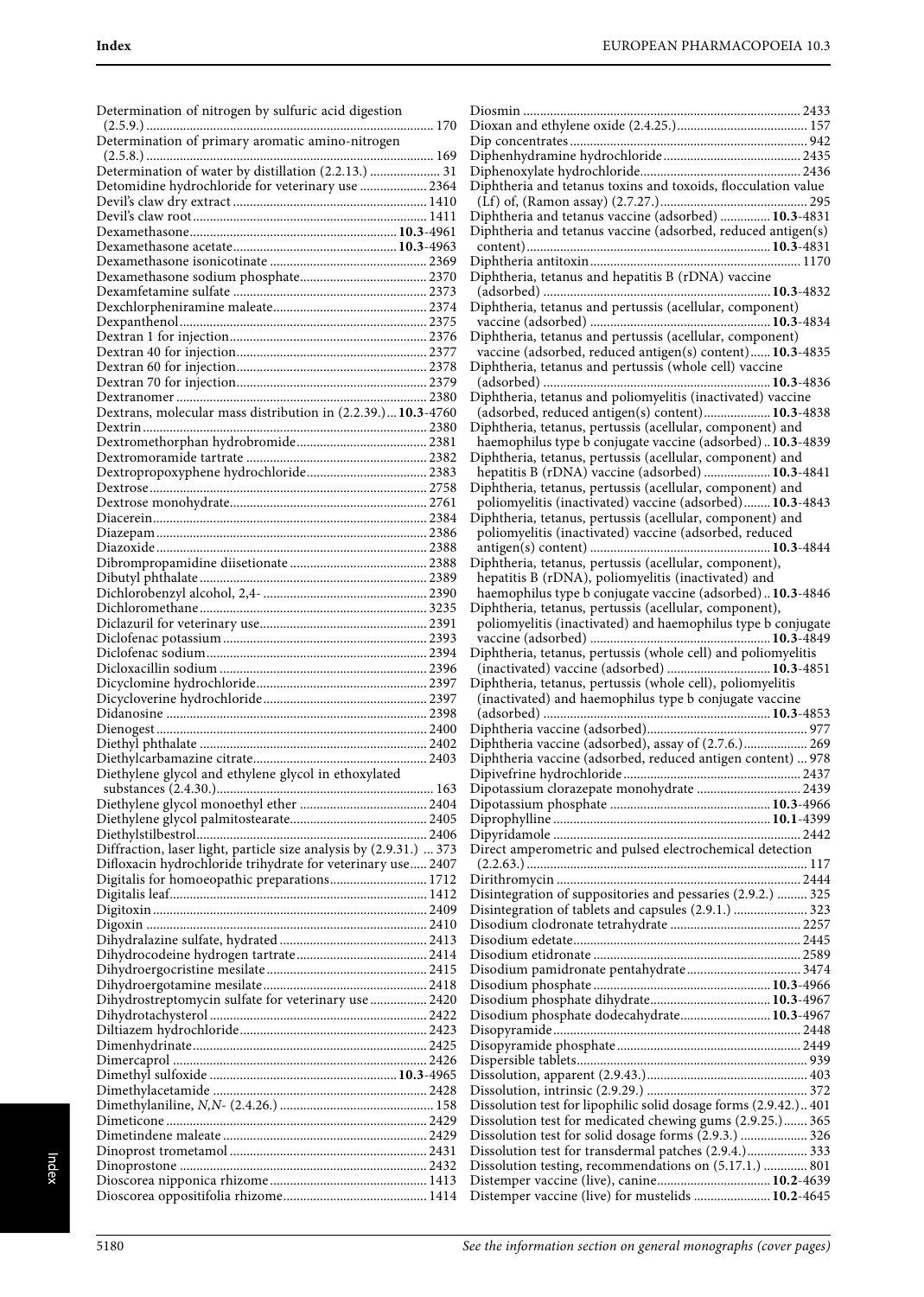Determination of nitrogen by sulfuric acid digestion (2.5.9.) ... 170
Determination of primary aromatic amino-nitrogen (2.5.8.) ... 169
Determination of water by distillation (2.2.13.) ... 31
Detomidine hydrochloride for veterinary use ... 2364
Devil's claw dry extract ... 1410
Devil's claw root ... 1411
Dexamethasone ... **10.3**-4961
Dexamethasone acetate ... **10.3**-4963
Dexamethasone isonicotinate ... 2369
Dexamethasone sodium phosphate ... 2370
Dexamfetamine sulfate ... 2373
Dexchlorpheniramine maleate ... 2374
Dexpanthenol ... 2375
Dextran 1 for injection ... 2376
Dextran 40 for injection ... 2377
Dextran 60 for injection ... 2378
Dextran 70 for injection ... 2379
Dextranomer ... 2380
Dextrans, molecular mass distribution in (2.2.39.) ... **10.3**-4760
Dextrin ... 2380
Dextromethorphan hydrobromide ... 2381
Dextromoramide tartrate ... 2382
Dextropropoxyphene hydrochloride ... 2383
Dextrose ... 2758
Dextrose monohydrate ... 2761
Diacerein ... 2384
Diazepam ... 2386
Diazoxide ... 2388
Dibrompropamidine diisetionate ... 2388
Dibutyl phthalate ... 2389
Dichlorobenzyl alcohol, 2,4- ... 2390
Dichloromethane ... 3235
Diclazuril for veterinary use ... 2391
Diclofenac potassium ... 2393
Diclofenac sodium ... 2394
Dicloxacillin sodium ... 2396
Dicyclomine hydrochloride ... 2397
Dicycloverine hydrochloride ... 2397
Didanosine ... 2398
Dienogest ... 2400
Diethyl phthalate ... 2402
Diethylcarbamazine citrate ... 2403
Diethylene glycol and ethylene glycol in ethoxylated substances (2.4.30.) ... 163
Diethylene glycol monoethyl ether ... 2404
Diethylene glycol palmitostearate ... 2405
Diethylstilbestrol ... 2406
Diffraction, laser light, particle size analysis by (2.9.31.) ... 373
Difloxacin hydrochloride trihydrate for veterinary use ... 2407
Digitalis for homoeopathic preparations ... 1712
Digitalis leaf ... 1412
Digitoxin ... 2409
Digoxin ... 2410
Dihydralazine sulfate, hydrated ... 2413
Dihydrocodeine hydrogen tartrate ... 2414
Dihydroergocristine mesilate ... 2415
Dihydroergotamine mesilate ... 2418
Dihydrostreptomycin sulfate for veterinary use ... 2420
Dihydrotachysterol ... 2422
Diltiazem hydrochloride ... 2423
Dimenhydrinate ... 2425
Dimercaprol ... 2426
Dimethyl sulfoxide ... **10.3**-4965
Dimethylacetamide ... 2428
Dimethylaniline, *N,N*- (2.4.26.) ... 158
Dimeticone ... 2429
Dimetindene maleate ... 2429
Dinoprost trometamol ... 2431
Dinoprostone ... 2432
Dioscorea nipponica rhizome ... 1413
Dioscorea oppositifolia rhizome ... 1414
Diosmin ... 2433
Dioxan and ethylene oxide (2.4.25.) ... 157
Dip concentrates ... 942
Diphenhydramine hydrochloride ... 2435
Diphenoxylate hydrochloride ... 2436
Diphtheria and tetanus toxins and toxoids, flocculation value (Lf) of, (Ramon assay) (2.7.27.) ... 295
Diphtheria and tetanus vaccine (adsorbed) ... **10.3**-4831
Diphtheria and tetanus vaccine (adsorbed, reduced antigen(s) content) ... **10.3**-4831
Diphtheria antitoxin ... 1170
Diphtheria, tetanus and hepatitis B (rDNA) vaccine (adsorbed) ... **10.3**-4832
Diphtheria, tetanus and pertussis (acellular, component) vaccine (adsorbed) ... **10.3**-4834
Diphtheria, tetanus and pertussis (acellular, component) vaccine (adsorbed, reduced antigen(s) content) ... **10.3**-4835
Diphtheria, tetanus and pertussis (whole cell) vaccine (adsorbed) ... **10.3**-4836
Diphtheria, tetanus and poliomyelitis (inactivated) vaccine (adsorbed, reduced antigen(s) content) ... **10.3**-4838
Diphtheria, tetanus, pertussis (acellular, component) and haemophilus type b conjugate vaccine (adsorbed) ... **10.3**-4839
Diphtheria, tetanus, pertussis (acellular, component) and hepatitis B (rDNA) vaccine (adsorbed) ... **10.3**-4841
Diphtheria, tetanus, pertussis (acellular, component) and poliomyelitis (inactivated) vaccine (adsorbed) ... **10.3**-4843
Diphtheria, tetanus, pertussis (acellular, component) and poliomyelitis (inactivated) vaccine (adsorbed, reduced antigen(s) content) ... **10.3**-4844
Diphtheria, tetanus, pertussis (acellular, component), hepatitis B (rDNA), poliomyelitis (inactivated) and haemophilus type b conjugate vaccine (adsorbed) ... **10.3**-4846
Diphtheria, tetanus, pertussis (acellular, component), poliomyelitis (inactivated) and haemophilus type b conjugate vaccine (adsorbed) ... **10.3**-4849
Diphtheria, tetanus, pertussis (whole cell) and poliomyelitis (inactivated) vaccine (adsorbed) ... **10.3**-4851
Diphtheria, tetanus, pertussis (whole cell), poliomyelitis (inactivated) and haemophilus type b conjugate vaccine (adsorbed) ... **10.3**-4853
Diphtheria vaccine (adsorbed) ... 977
Diphtheria vaccine (adsorbed), assay of (2.7.6.) ... 269
Diphtheria vaccine (adsorbed, reduced antigen content) ... 978
Dipivefrine hydrochloride ... 2437
Dipotassium clorazepate monohydrate ... 2439
Dipotassium phosphate ... **10.3**-4966
Diprophylline ... **10.1**-4399
Dipyridamole ... 2442
Direct amperometric and pulsed electrochemical detection (2.2.63.) ... 117
Dirithromycin ... 2444
Disintegration of suppositories and pessaries (2.9.2.) ... 325
Disintegration of tablets and capsules (2.9.1.) ... 323
Disodium clodronate tetrahydrate ... 2257
Disodium edetate ... 2445
Disodium etidronate ... 2589
Disodium pamidronate pentahydrate ... 3474
Disodium phosphate ... **10.3**-4966
Disodium phosphate dihydrate ... **10.3**-4967
Disodium phosphate dodecahydrate ... **10.3**-4967
Disopyramide ... 2448
Disopyramide phosphate ... 2449
Dispersible tablets ... 939
Dissolution, apparent (2.9.43.) ... 403
Dissolution, intrinsic (2.9.29.) ... 372
Dissolution test for lipophilic solid dosage forms (2.9.42.) ... 401
Dissolution test for medicated chewing gums (2.9.25.) ... 365
Dissolution test for solid dosage forms (2.9.3.) ... 326
Dissolution test for transdermal patches (2.9.4.) ... 333
Dissolution testing, recommendations on (5.17.1.) ... 801
Distemper vaccine (live), canine ... **10.2**-4639
Distemper vaccine (live) for mustelids ... **10.2**-4645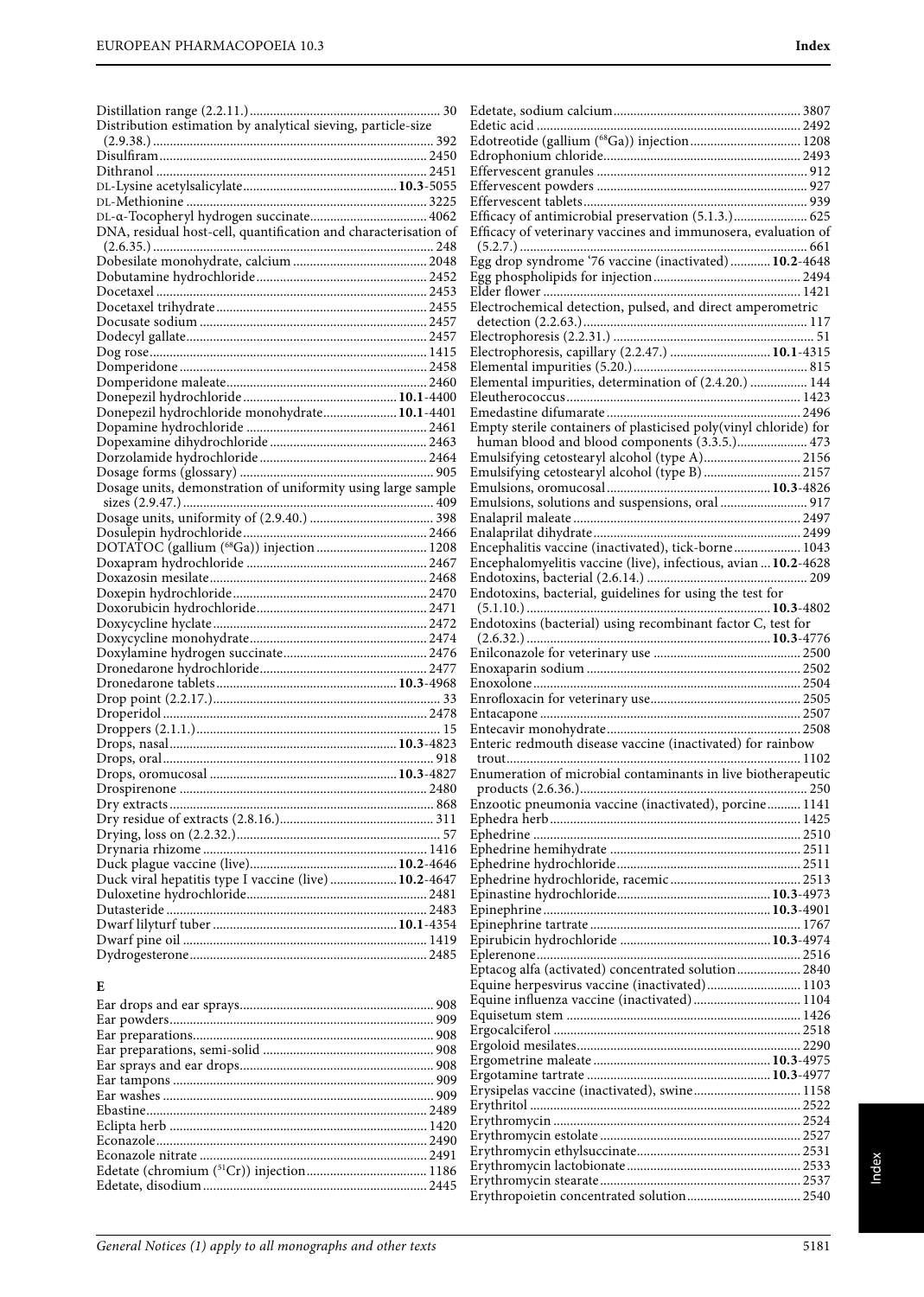Distillation range (2.2.11.) .......... 30
Distribution estimation by analytical sieving, particle-size (2.9.38.) .......... 392
Disulfiram .......... 2450
Dithranol .......... 2451
DL-Lysine acetylsalicylate .......... **10.3**-5055
DL-Methionine .......... 3225
DL-α-Tocopheryl hydrogen succinate .......... 4062
DNA, residual host-cell, quantification and characterisation of (2.6.35.) .......... 248
Dobesilate monohydrate, calcium .......... 2048
Dobutamine hydrochloride .......... 2452
Docetaxel .......... 2453
Docetaxel trihydrate .......... 2455
Docusate sodium .......... 2457
Dodecyl gallate .......... 2457
Dog rose .......... 1415
Domperidone .......... 2458
Domperidone maleate .......... 2460
Donepezil hydrochloride .......... **10.1**-4400
Donepezil hydrochloride monohydrate .......... **10.1**-4401
Dopamine hydrochloride .......... 2461
Dopexamine dihydrochloride .......... 2463
Dorzolamide hydrochloride .......... 2464
Dosage forms (glossary) .......... 905
Dosage units, demonstration of uniformity using large sample sizes (2.9.47.) .......... 409
Dosage units, uniformity of (2.9.40.) .......... 398
Dosulepin hydrochloride .......... 2466
DOTATOC (gallium ($^{68}$Ga)) injection .......... 1208
Doxapram hydrochloride .......... 2467
Doxazosin mesilate .......... 2468
Doxepin hydrochloride .......... 2470
Doxorubicin hydrochloride .......... 2471
Doxycycline hyclate .......... 2472
Doxycycline monohydrate .......... 2474
Doxylamine hydrogen succinate .......... 2476
Dronedarone hydrochloride .......... 2477
Dronedarone tablets .......... **10.3**-4968
Drop point (2.2.17.) .......... 33
Droperidol .......... 2478
Droppers (2.1.1.) .......... 15
Drops, nasal .......... **10.3**-4823
Drops, oral .......... 918
Drops, oromucosal .......... **10.3**-4827
Drospirenone .......... 2480
Dry extracts .......... 868
Dry residue of extracts (2.8.16.) .......... 311
Drying, loss on (2.2.32.) .......... 57
Drynaria rhizome .......... 1416
Duck plague vaccine (live) .......... **10.2**-4646
Duck viral hepatitis type I vaccine (live) .......... **10.2**-4647
Duloxetine hydrochloride .......... 2481
Dutasteride .......... 2483
Dwarf lilyturf tuber .......... **10.1**-4354
Dwarf pine oil .......... 1419
Dydrogesterone .......... 2485

**E**

Ear drops and ear sprays .......... 908
Ear powders .......... 909
Ear preparations .......... 908
Ear preparations, semi-solid .......... 908
Ear sprays and ear drops .......... 908
Ear tampons .......... 909
Ear washes .......... 909
Ebastine .......... 2489
Eclipta herb .......... 1420
Econazole .......... 2490
Econazole nitrate .......... 2491
Edetate (chromium ($^{51}$Cr)) injection .......... 1186
Edetate, disodium .......... 2445
Edetate, sodium calcium .......... 3807
Edetic acid .......... 2492
Edotreotide (gallium ($^{68}$Ga)) injection .......... 1208
Edrophonium chloride .......... 2493
Effervescent granules .......... 912
Effervescent powders .......... 927
Effervescent tablets .......... 939
Efficacy of antimicrobial preservation (5.1.3.) .......... 625
Efficacy of veterinary vaccines and immunosera, evaluation of (5.2.7.) .......... 661
Egg drop syndrome '76 vaccine (inactivated) .......... **10.2**-4648
Egg phospholipids for injection .......... 2494
Elder flower .......... 1421
Electrochemical detection, pulsed, and direct amperometric detection (2.2.63.) .......... 117
Electrophoresis (2.2.31.) .......... 51
Electrophoresis, capillary (2.2.47.) .......... **10.1**-4315
Elemental impurities (5.20.) .......... 815
Elemental impurities, determination of (2.4.20.) .......... 144
Eleutherococcus .......... 1423
Emedastine difumarate .......... 2496
Empty sterile containers of plasticised poly(vinyl chloride) for human blood and blood components (3.3.5.) .......... 473
Emulsifying cetostearyl alcohol (type A) .......... 2156
Emulsifying cetostearyl alcohol (type B) .......... 2157
Emulsions, oromucosal .......... **10.3**-4826
Emulsions, solutions and suspensions, oral .......... 917
Enalapril maleate .......... 2497
Enalaprilat dihydrate .......... 2499
Encephalitis vaccine (inactivated), tick-borne .......... 1043
Encephalomyelitis vaccine (live), infectious, avian ... **10.2**-4628
Endotoxins, bacterial (2.6.14.) .......... 209
Endotoxins, bacterial, guidelines for using the test for (5.1.10.) .......... **10.3**-4802
Endotoxins (bacterial) using recombinant factor C, test for (2.6.32.) .......... **10.3**-4776
Enilconazole for veterinary use .......... 2500
Enoxaparin sodium .......... 2502
Enoxolone .......... 2504
Enrofloxacin for veterinary use .......... 2505
Entacapone .......... 2507
Entecavir monohydrate .......... 2508
Enteric redmouth disease vaccine (inactivated) for rainbow trout .......... 1102
Enumeration of microbial contaminants in live biotherapeutic products (2.6.36.) .......... 250
Enzootic pneumonia vaccine (inactivated), porcine .......... 1141
Ephedra herb .......... 1425
Ephedrine .......... 2510
Ephedrine hemihydrate .......... 2511
Ephedrine hydrochloride .......... 2511
Ephedrine hydrochloride, racemic .......... 2513
Epinastine hydrochloride .......... **10.3**-4973
Epinephrine .......... **10.3**-4901
Epinephrine tartrate .......... 1767
Epirubicin hydrochloride .......... **10.3**-4974
Eplerenone .......... 2516
Eptacog alfa (activated) concentrated solution .......... 2840
Equine herpesvirus vaccine (inactivated) .......... 1103
Equine influenza vaccine (inactivated) .......... 1104
Equisetum stem .......... 1426
Ergocalciferol .......... 2518
Ergoloid mesilates .......... 2290
Ergometrine maleate .......... **10.3**-4975
Ergotamine tartrate .......... **10.3**-4977
Erysipelas vaccine (inactivated), swine .......... 1158
Erythritol .......... 2522
Erythromycin .......... 2524
Erythromycin estolate .......... 2527
Erythromycin ethylsuccinate .......... 2531
Erythromycin lactobionate .......... 2533
Erythromycin stearate .......... 2537
Erythropoietin concentrated solution .......... 2540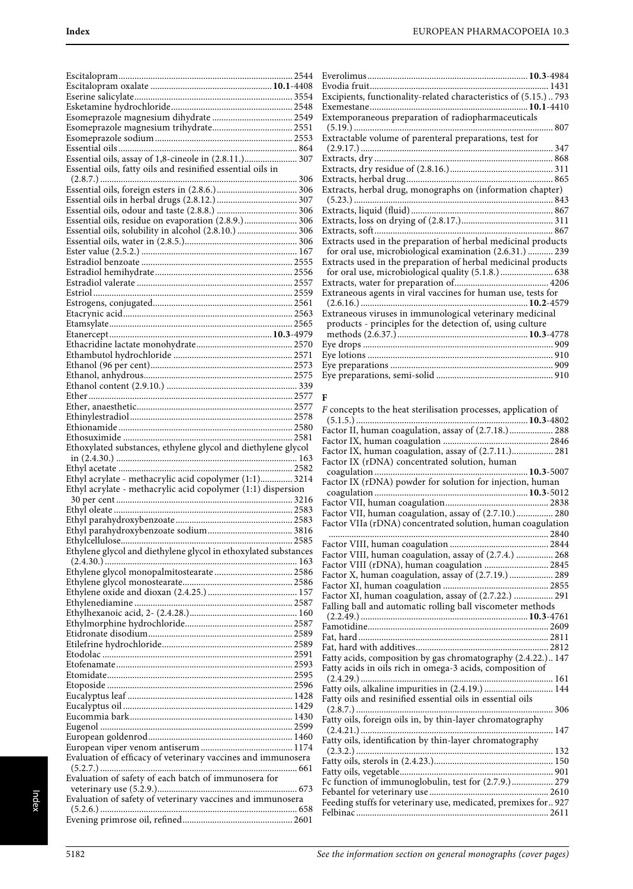Escitalopram............................................................................ 2544
Escitalopram oxalate ..................................................... **10.1**-4408
Eserine salicylate.................................................................... 3554
Esketamine hydrochloride..................................................... 2548
Esomeprazole magnesium dihydrate ................................... 2549
Esomeprazole magnesium trihydrate................................... 2551
Esomeprazole sodium ............................................................ 2553
Essential oils.............................................................................. 864
Essential oils, assay of 1,8-cineole in (2.8.11.)....................... 307
Essential oils, fatty oils and resinified essential oils in (2.8.7.)...................................................................................... 306
Essential oils, foreign esters in (2.8.6.)................................... 306
Essential oils in herbal drugs (2.8.12.)................................... 307
Essential oils, odour and taste (2.8.8.) ................................... 306
Essential oils, residue on evaporation (2.8.9.)....................... 306
Essential oils, solubility in alcohol (2.8.10.) .......................... 306
Essential oils, water in (2.8.5.)................................................ 306
Ester value (2.5.2.) ................................................................... 167
Estradiol benzoate .................................................................. 2555
Estradiol hemihydrate............................................................ 2556
Estradiol valerate ................................................................... 2557
Estriol....................................................................................... 2559
Estrogens, conjugated............................................................. 2561
Etacrynic acid.......................................................................... 2563
Etamsylate................................................................................ 2565
Etanercept........................................................................ **10.3**-4979
Ethacridine lactate monohydrate.......................................... 2570
Ethambutol hydrochloride .................................................... 2571
Ethanol (96 per cent).............................................................. 2573
Ethanol, anhydrous................................................................. 2575
Ethanol content (2.9.10.) ......................................................... 339
Ether......................................................................................... 2577
Ether, anaesthetic.................................................................... 2577
Ethinylestradiol....................................................................... 2578
Ethionamide............................................................................ 2580
Ethosuximide .......................................................................... 2581
Ethoxylated substances, ethylene glycol and diethylene glycol in (2.4.30.) ............................................................................ 163
Ethyl acetate ............................................................................ 2582
Ethyl acrylate - methacrylic acid copolymer (1:1).............. 3214
Ethyl acrylate - methacrylic acid copolymer (1:1) dispersion 30 per cent ............................................................................. 3216
Ethyl oleate ............................................................................. 2583
Ethyl parahydroxybenzoate................................................... 2583
Ethyl parahydroxybenzoate sodium..................................... 3816
Ethylcellulose........................................................................... 2585
Ethylene glycol and diethylene glycol in ethoxylated substances (2.4.30.) .................................................................................. 163
Ethylene glycol monopalmitostearate .................................. 2586
Ethylene glycol monostearate................................................ 2586
Ethylene oxide and dioxan (2.4.25.) ....................................... 157
Ethylenediamine ..................................................................... 2587
Ethylhexanoic acid, 2- (2.4.28.).............................................. 160
Ethylmorphine hydrochloride............................................... 2587
Etidronate disodium............................................................... 2589
Etilefrine hydrochloride......................................................... 2589
Etodolac .................................................................................. 2591
Etofenamate............................................................................ 2593
Etomidate................................................................................ 2595
Etoposide ................................................................................ 2596
Eucalyptus leaf ....................................................................... 1428
Eucalyptus oil ......................................................................... 1429
Eucommia bark....................................................................... 1430
Eugenol ................................................................................... 2599
European goldenrod.............................................................. 1460
European viper venom antiserum ........................................ 1174
Evaluation of efficacy of veterinary vaccines and immunosera (5.2.7.) ..................................................................................... 661
Evaluation of safety of each batch of immunosera for veterinary use (5.2.9.)............................................................ 673
Evaluation of safety of veterinary vaccines and immunosera (5.2.6.) ..................................................................................... 658
Evening primrose oil, refined................................................ 2601
Everolimus...................................................................... **10.3**-4984
Evodia fruit............................................................................. 1431
Excipients, functionality-related characteristics of (5.15.) .. 793
Exemestane..................................................................... **10.1**-4410
Extemporaneous preparation of radiopharmaceuticals (5.19.) ...................................................................................... 807
Extractable volume of parenteral preparations, test for (2.9.17.) .................................................................................. 347
Extracts, dry ............................................................................. 868
Extracts, dry residue of (2.8.16.)............................................. 311
Extracts, herbal drug................................................................ 865
Extracts, herbal drug, monographs on (information chapter) (5.23.) ...................................................................................... 843
Extracts, liquid (fluid) ............................................................. 867
Extracts, loss on drying of (2.8.17.)........................................ 311
Extracts, soft............................................................................. 867
Extracts used in the preparation of herbal medicinal products for oral use, microbiological examination (2.6.31.) ........... 239
Extracts used in the preparation of herbal medicinal products for oral use, microbiological quality (5.1.8.) ....................... 638
Extracts, water for preparation of........................................ 4206
Extraneous agents in viral vaccines for human use, tests for (2.6.16.) ......................................................................... **10.2**-4579
Extraneous viruses in immunological veterinary medicinal products - principles for the detection of, using culture methods (2.6.37.) ......................................................... **10.3**-4778
Eye drops .................................................................................. 909
Eye lotions ................................................................................ 910
Eye preparations ..................................................................... 909
Eye preparations, semi-solid .................................................. 910

## F

*F* concepts to the heat sterilisation processes, application of (5.1.5.) ........................................................................... **10.3**-4802
Factor II, human coagulation, assay of (2.7.18.)................... 288
Factor IX, human coagulation ............................................. 2846
Factor IX, human coagulation, assay of (2.7.11.).................. 281
Factor IX (rDNA) concentrated solution, human coagulation .................................................................. **10.3**-5007
Factor IX (rDNA) powder for solution for injection, human coagulation .................................................................. **10.3**-5012
Factor VII, human coagulation............................................. 2838
Factor VII, human coagulation, assay of (2.7.10.)................ 280
Factor VIIa (rDNA) concentrated solution, human coagulation ................................................................................................ 2840
Factor VIII, human coagulation ........................................... 2844
Factor VIII, human coagulation, assay of (2.7.4.) ................ 268
Factor VIII (rDNA), human coagulation ............................ 2845
Factor X, human coagulation, assay of (2.7.19.) ................... 289
Factor XI, human coagulation .............................................. 2855
Factor XI, human coagulation, assay of (2.7.22.) ................. 291
Falling ball and automatic rolling ball viscometer methods (2.2.49.) ......................................................................... **10.3**-4761
Famotidine.............................................................................. 2609
Fat, hard.................................................................................. 2811
Fat, hard with additives......................................................... 2812
Fatty acids, composition by gas chromatography (2.4.22.).. 147
Fatty acids in oils rich in omega-3 acids, composition of (2.4.29.) .................................................................................. 161
Fatty oils, alkaline impurities in (2.4.19.) ............................. 144
Fatty oils and resinified essential oils in essential oils (2.8.7.) ..................................................................................... 306
Fatty oils, foreign oils in, by thin-layer chromatography (2.4.21.) .................................................................................. 147
Fatty oils, identification by thin-layer chromatography (2.3.2.) .................................................................................... 132
Fatty oils, sterols in (2.4.23.).................................................. 150
Fatty oils, vegetable................................................................. 901
Fc function of immunoglobulin, test for (2.7.9.).................. 279
Febantel for veterinary use ................................................... 2610
Feeding stuffs for veterinary use, medicated, premixes for.. 927
Felbinac................................................................................... 2611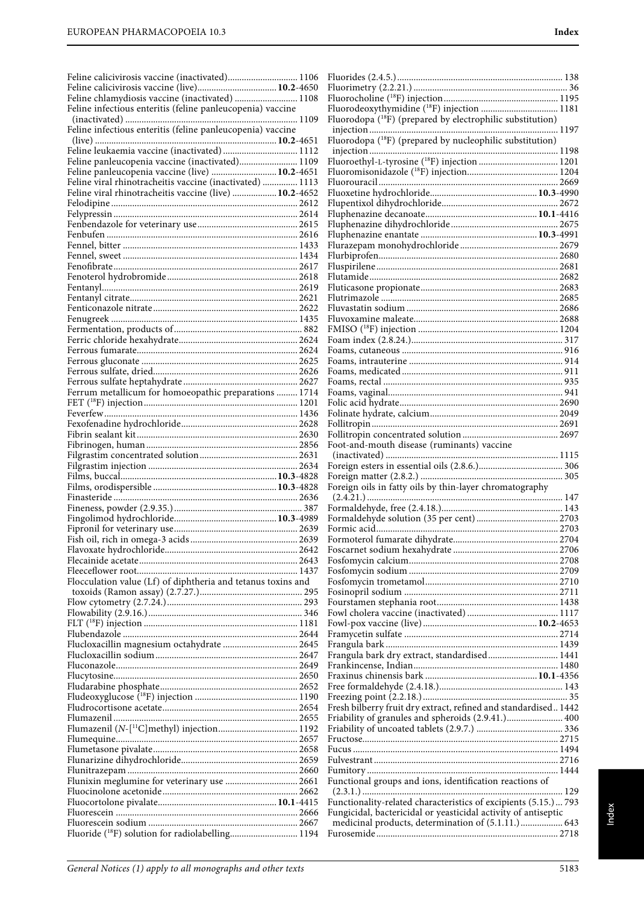Feline calicivirosis vaccine (inactivated)............................. 1106
Feline calicivirosis vaccine (live).................................**10.2**-4650
Feline chlamydiosis vaccine (inactivated) .......................... 1108
Feline infectious enteritis (feline panleucopenia) vaccine (inactivated) ............................................................ 1109
Feline infectious enteritis (feline panleucopenia) vaccine (live) ...........................................................**10.2**-4651
Feline leukaemia vaccine (inactivated)................................ 1112
Feline panleucopenia vaccine (inactivated)......................... 1109
Feline panleucopenia vaccine (live) ...........................**10.2**-4651
Feline viral rhinotracheitis vaccine (inactivated) ............... 1113
Feline viral rhinotracheitis vaccine (live) ...................**10.2**-4652
Felodipine ................................................................... 2612
Felypressin .................................................................. 2614
Fenbendazole for veterinary use........................................ 2615
Fenbufen .................................................................... 2616
Fennel, bitter .............................................................. 1433
Fennel, sweet .............................................................. 1434
Fenofibrate.................................................................. 2617
Fenoterol hydrobromide................................................. 2618
Fentanyl...................................................................... 2619
Fentanyl citrate............................................................ 2621
Fenticonazole nitrate..................................................... 2622
Fenugreek ................................................................... 1435
Fermentation, products of................................................ 882
Ferric chloride hexahydrate............................................. 2624
Ferrous fumarate.......................................................... 2624
Ferrous gluconate ........................................................ 2625
Ferrous sulfate, dried.................................................... 2626
Ferrous sulfate heptahydrate ........................................... 2627
Ferrum metallicum for homoeopathic preparations ......... 1714
FET ($^{18}$F) injection ...................................................... 1201
Feverfew..................................................................... 1436
Fexofenadine hydrochloride............................................ 2628
Fibrin sealant kit.......................................................... 2630
Fibrinogen, human....................................................... 2856
Filgrastim concentrated solution...................................... 2631
Filgrastim injection ...................................................... 2634
Films, buccal.....................................................**10.3**-4828
Films, orodispersible ..........................................**10.3**-4828
Finasteride ................................................................. 2636
Fineness, powder (2.9.35.)................................................ 387
Fingolimod hydrochloride...................................**10.3**-4989
Fipronil for veterinary use.............................................. 2639
Fish oil, rich in omega-3 acids......................................... 2639
Flavoxate hydrochloride................................................. 2642
Flecainide acetate......................................................... 2643
Fleeceflower root.......................................................... 1437
Flocculation value (Lf) of diphtheria and tetanus toxins and toxoids (Ramon assay) (2.7.27.)........................................... 295
Flow cytometry (2.7.24.).................................................. 293
Flowability (2.9.16.)........................................................ 346
FLT ($^{18}$F) injection ..................................................... 1181
Flubendazole .............................................................. 2644
Flucloxacillin magnesium octahydrate ............................... 2645
Flucloxacillin sodium.................................................... 2647
Fluconazole................................................................. 2649
Flucytosine.................................................................. 2650
Fludarabine phosphate................................................... 2652
Fludeoxyglucose ($^{18}$F) injection ..................................... 1190
Fludrocortisone acetate.................................................. 2654
Flumazenil .................................................................. 2655
Flumazenil (*N*-[$^{11}$C]methyl) injection.................................. 1192
Flumequine................................................................. 2657
Flumetasone pivalate..................................................... 2658
Flunarizine dihydrochloride............................................ 2659
Flunitrazepam ............................................................. 2660
Flunixin meglumine for veterinary use .............................. 2661
Fluocinolone acetonide.................................................. 2662
Fluocortolone pivalate.........................................**10.1**-4415
Fluorescein ................................................................. 2666
Fluorescein sodium ...................................................... 2667
Fluoride ($^{18}$F) solution for radiolabelling.............................. 1194
Fluorides (2.4.5.)............................................................ 138
Fluorimetry (2.2.21.)......................................................... 36
Fluorocholine ($^{18}$F) injection........................................... 1195
Fluorodeoxythymidine ($^{18}$F) injection ................................ 1181
Fluorodopa ($^{18}$F) (prepared by electrophilic substitution) injection..................................................................... 1197
Fluorodopa ($^{18}$F) (prepared by nucleophilic substitution) injection..................................................................... 1198
Fluoroethyl-L-tyrosine ($^{18}$F) injection ................................. 1201
Fluoromisonidazole ($^{18}$F) injection..................................... 1204
Fluorouracil ................................................................ 2669
Fluoxetine hydrochloride......................................**10.3**-4990
Flupentixol dihydrochloride............................................ 2672
Fluphenazine decanoate.......................................**10.1**-4416
Fluphenazine dihydrochloride ......................................... 2675
Fluphenazine enantate .........................................**10.3**-4991
Flurazepam monohydrochloride ...................................... 2679
Flurbiprofen................................................................ 2680
Fluspirilene ................................................................ 2681
Flutamide.................................................................... 2682
Fluticasone propionate.................................................. 2683
Flutrimazole ............................................................... 2685
Fluvastatin sodium ...................................................... 2686
Fluvoxamine maleate..................................................... 2688
FMISO ($^{18}$F) injection .................................................. 1204
Foam index (2.8.24.)........................................................ 317
Foams, cutaneous ........................................................... 916
Foams, intrauterine ........................................................ 914
Foams, medicated ........................................................... 911
Foams, rectal ................................................................ 935
Foams, vaginal............................................................... 941
Folic acid hydrate.......................................................... 2690
Folinate hydrate, calcium............................................... 2049
Follitropin................................................................... 2691
Follitropin concentrated solution ..................................... 2697
Foot-and-mouth disease (ruminants) vaccine (inactivated) ............................................................ 1115
Foreign esters in essential oils (2.8.6.)................................. 306
Foreign matter (2.8.2.) .................................................... 305
Foreign oils in fatty oils by thin-layer chromatography (2.4.21.) ..................................................................... 147
Formaldehyde, free (2.4.18.)............................................... 143
Formaldehyde solution (35 per cent) ................................. 2703
Formic acid.................................................................. 2703
Formoterol fumarate dihydrate......................................... 2704
Foscarnet sodium hexahydrate ........................................ 2706
Fosfomycin calcium....................................................... 2708
Fosfomycin sodium ...................................................... 2709
Fosfomycin trometamol.................................................. 2710
Fosinopril sodium ........................................................ 2711
Fourstamen stephania root.............................................. 1438
Fowl cholera vaccine (inactivated) .................................... 1117
Fowl-pox vaccine (live)..........................................**10.2**-4653
Framycetin sulfate ....................................................... 2714
Frangula bark ............................................................. 1439
Frangula bark dry extract, standardised............................. 1441
Frankincense, Indian..................................................... 1480
Fraxinus chinensis bark .......................................**10.1**-4356
Free formaldehyde (2.4.18.)............................................... 143
Freezing point (2.2.18.)...................................................... 35
Fresh bilberry fruit dry extract, refined and standardised.. 1442
Friability of granules and spheroids (2.9.41.)....................... 400
Friability of uncoated tablets (2.9.7.) ................................. 336
Fructose...................................................................... 2715
Fucus ......................................................................... 1494
Fulvestrant.................................................................. 2716
Fumitory .................................................................... 1444
Functional groups and ions, identification reactions of (2.3.1.) ....................................................................... 129
Functionality-related characteristics of excipients (5.15.) ... 793
Fungicidal, bactericidal or yeasticidal activity of antiseptic medicinal products, determination of (5.1.11.) ................. 643
Furosemide ................................................................. 2718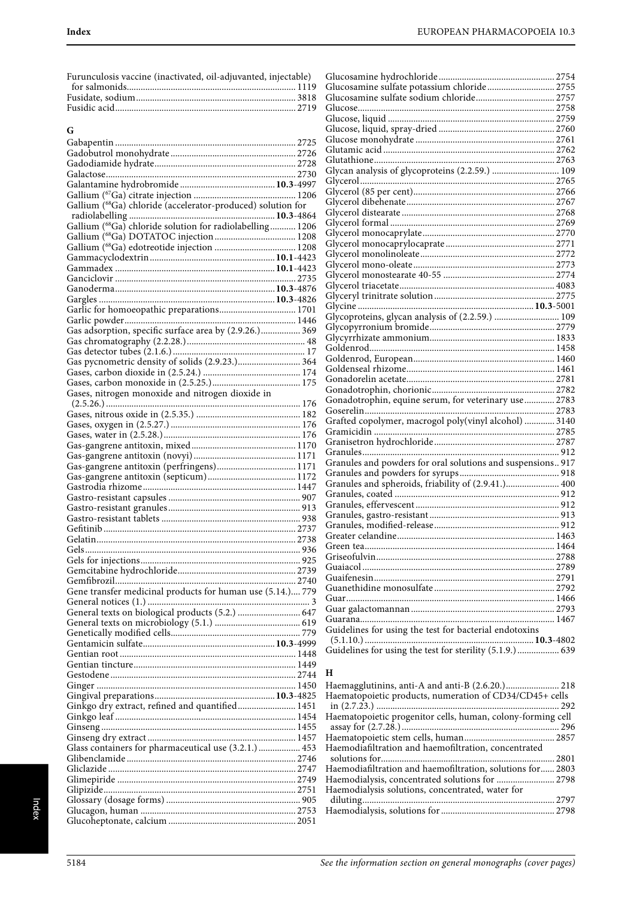Furunculosis vaccine (inactivated, oil-adjuvanted, injectable) for salmonids ........ 1119
Fusidate, sodium ........ 3818
Fusidic acid ........ 2719

## G

Gabapentin ........ 2725
Gadobutrol monohydrate ........ 2726
Gadodiamide hydrate ........ 2728
Galactose ........ 2730
Galantamine hydrobromide ........ **10.3**-4997
Gallium ($^{67}$Ga) citrate injection ........ 1206
Gallium ($^{68}$Ga) chloride (accelerator-produced) solution for radiolabelling ........ **10.3**-4864
Gallium ($^{68}$Ga) chloride solution for radiolabelling ........ 1206
Gallium ($^{68}$Ga) DOTATOC injection ........ 1208
Gallium ($^{68}$Ga) edotreotide injection ........ 1208
Gammacyclodextrin ........ **10.1**-4423
Gammadex ........ **10.1**-4423
Ganciclovir ........ 2735
Ganoderma ........ **10.3**-4876
Gargles ........ **10.3**-4826
Garlic for homoeopathic preparations ........ 1701
Garlic powder ........ 1446
Gas adsorption, specific surface area by (2.9.26.) ........ 369
Gas chromatography (2.2.28.) ........ 48
Gas detector tubes (2.1.6.) ........ 17
Gas pycnometric density of solids (2.9.23.) ........ 364
Gases, carbon dioxide in (2.5.24.) ........ 174
Gases, carbon monoxide in (2.5.25.) ........ 175
Gases, nitrogen monoxide and nitrogen dioxide in (2.5.26.) ........ 176
Gases, nitrous oxide in (2.5.35.) ........ 182
Gases, oxygen in (2.5.27.) ........ 176
Gases, water in (2.5.28.) ........ 176
Gas-gangrene antitoxin, mixed ........ 1170
Gas-gangrene antitoxin (novyi) ........ 1171
Gas-gangrene antitoxin (perfringens) ........ 1171
Gas-gangrene antitoxin (septicum) ........ 1172
Gastrodia rhizome ........ 1447
Gastro-resistant capsules ........ 907
Gastro-resistant granules ........ 913
Gastro-resistant tablets ........ 938
Gefitinib ........ 2737
Gelatin ........ 2738
Gels ........ 936
Gels for injections ........ 925
Gemcitabine hydrochloride ........ 2739
Gemfibrozil ........ 2740
Gene transfer medicinal products for human use (5.14.) ........ 779
General notices (1.) ........ 3
General texts on biological products (5.2.) ........ 647
General texts on microbiology (5.1.) ........ 619
Genetically modified cells ........ 779
Gentamicin sulfate ........ **10.3**-4999
Gentian root ........ 1448
Gentian tincture ........ 1449
Gestodene ........ 2744
Ginger ........ 1450
Gingival preparations ........ **10.3**-4825
Ginkgo dry extract, refined and quantified ........ 1451
Ginkgo leaf ........ 1454
Ginseng ........ 1455
Ginseng dry extract ........ 1457
Glass containers for pharmaceutical use (3.2.1.) ........ 453
Glibenclamide ........ 2746
Gliclazide ........ 2747
Glimepiride ........ 2749
Glipizide ........ 2751
Glossary (dosage forms) ........ 905
Glucagon, human ........ 2753
Glucoheptonate, calcium ........ 2051
Glucosamine hydrochloride ........ 2754
Glucosamine sulfate potassium chloride ........ 2755
Glucosamine sulfate sodium chloride ........ 2757
Glucose ........ 2758
Glucose, liquid ........ 2759
Glucose, liquid, spray-dried ........ 2760
Glucose monohydrate ........ 2761
Glutamic acid ........ 2762
Glutathione ........ 2763
Glycan analysis of glycoproteins (2.2.59.) ........ 109
Glycerol ........ 2765
Glycerol (85 per cent) ........ 2766
Glycerol dibehenate ........ 2767
Glycerol distearate ........ 2768
Glycerol formal ........ 2769
Glycerol monocaprylate ........ 2770
Glycerol monocaprylocaprate ........ 2771
Glycerol monolinoleate ........ 2772
Glycerol mono-oleate ........ 2773
Glycerol monostearate 40-55 ........ 2774
Glycerol triacetate ........ 4083
Glyceryl trinitrate solution ........ 2775
Glycine ........ **10.3**-5001
Glycoproteins, glycan analysis of (2.2.59.) ........ 109
Glycopyrronium bromide ........ 2779
Glycyrrhizate ammonium ........ 1833
Goldenrod ........ 1458
Goldenrod, European ........ 1460
Goldenseal rhizome ........ 1461
Gonadorelin acetate ........ 2781
Gonadotrophin, chorionic ........ 2782
Gonadotrophin, equine serum, for veterinary use ........ 2783
Goserelin ........ 2783
Grafted copolymer, macrogol poly(vinyl alcohol) ........ 3140
Gramicidin ........ 2785
Granisetron hydrochloride ........ 2787
Granules ........ 912
Granules and powders for oral solutions and suspensions ........ 917
Granules and powders for syrups ........ 918
Granules and spheroids, friability of (2.9.41.) ........ 400
Granules, coated ........ 912
Granules, effervescent ........ 912
Granules, gastro-resistant ........ 913
Granules, modified-release ........ 912
Greater celandine ........ 1463
Green tea ........ 1464
Griseofulvin ........ 2788
Guaiacol ........ 2789
Guaifenesin ........ 2791
Guanethidine monosulfate ........ 2792
Guar ........ 1466
Guar galactomannan ........ 2793
Guarana ........ 1467
Guidelines for using the test for bacterial endotoxins (5.1.10.) ........ **10.3**-4802
Guidelines for using the test for sterility (5.1.9.) ........ 639

## H

Haemagglutinins, anti-A and anti-B (2.6.20.) ........ 218
Haematopoietic products, numeration of CD34/CD45+ cells in (2.7.23.) ........ 292
Haematopoietic progenitor cells, human, colony-forming cell assay for (2.7.28.) ........ 296
Haematopoietic stem cells, human ........ 2857
Haemodiafiltration and haemofiltration, concentrated solutions for ........ 2801
Haemodiafiltration and haemofiltration, solutions for ........ 2803
Haemodialysis, concentrated solutions for ........ 2798
Haemodialysis solutions, concentrated, water for diluting ........ 2797
Haemodialysis, solutions for ........ 2798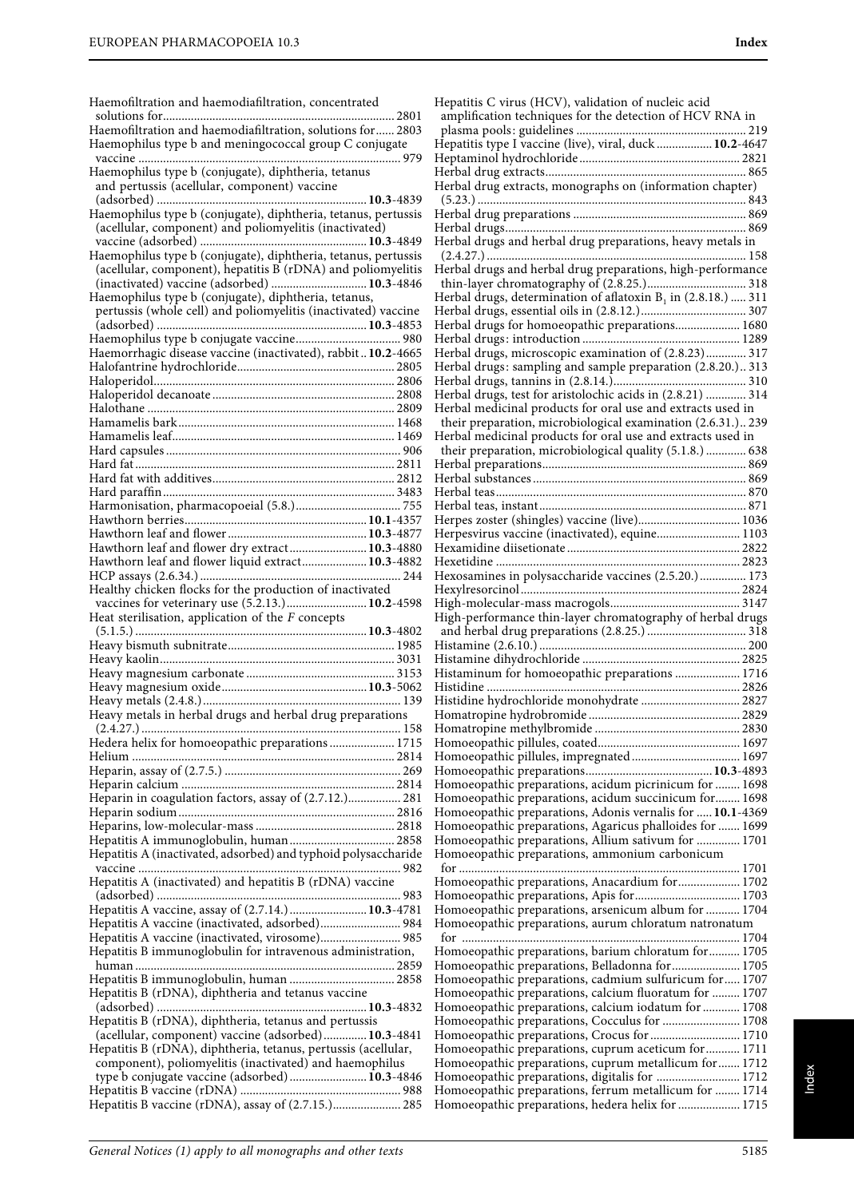Haemofiltration and haemodiafiltration, concentrated solutions for ........ 2801
Haemofiltration and haemodiafiltration, solutions for ........ 2803
Haemophilus type b and meningococcal group C conjugate vaccine ........ 979
Haemophilus type b (conjugate), diphtheria, tetanus and pertussis (acellular, component) vaccine (adsorbed) ........ **10.3**-4839
Haemophilus type b (conjugate), diphtheria, tetanus, pertussis (acellular, component) and poliomyelitis (inactivated) vaccine (adsorbed) ........ **10.3**-4849
Haemophilus type b (conjugate), diphtheria, tetanus, pertussis (acellular, component), hepatitis B (rDNA) and poliomyelitis (inactivated) vaccine (adsorbed) ........ **10.3**-4846
Haemophilus type b (conjugate), diphtheria, tetanus, pertussis (whole cell) and poliomyelitis (inactivated) vaccine (adsorbed) ........ **10.3**-4853
Haemophilus type b conjugate vaccine ........ 980
Haemorrhagic disease vaccine (inactivated), rabbit .. **10.2**-4665
Halofantrine hydrochloride ........ 2805
Haloperidol ........ 2806
Haloperidol decanoate ........ 2808
Halothane ........ 2809
Hamamelis bark ........ 1468
Hamamelis leaf ........ 1469
Hard capsules ........ 906
Hard fat ........ 2811
Hard fat with additives ........ 2812
Hard paraffin ........ 3483
Harmonisation, pharmacopoeial (5.8) ........ 755
Hawthorn berries ........ **10.1**-4357
Hawthorn leaf and flower ........ **10.3**-4877
Hawthorn leaf and flower dry extract ........ **10.3**-4880
Hawthorn leaf and flower liquid extract ........ **10.3**-4882
HCP assays (2.6.34.) ........ 244
Healthy chicken flocks for the production of inactivated vaccines for veterinary use (5.2.13.) ........ **10.2**-4598
Heat sterilisation, application of the *F* concepts (5.1.5.) ........ **10.3**-4802
Heavy bismuth subnitrate ........ 1985
Heavy kaolin ........ 3031
Heavy magnesium carbonate ........ 3153
Heavy magnesium oxide ........ **10.3**-5062
Heavy metals (2.4.8.) ........ 139
Heavy metals in herbal drugs and herbal drug preparations (2.4.27.) ........ 158
Hedera helix for homoeopathic preparations ........ 1715
Helium ........ 2814
Heparin, assay of (2.7.5.) ........ 269
Heparin calcium ........ 2814
Heparin in coagulation factors, assay of (2.7.12.) ........ 281
Heparin sodium ........ 2816
Heparins, low-molecular-mass ........ 2818
Hepatitis A immunoglobulin, human ........ 2858
Hepatitis A (inactivated, adsorbed) and typhoid polysaccharide vaccine ........ 982
Hepatitis A (inactivated) and hepatitis B (rDNA) vaccine (adsorbed) ........ 983
Hepatitis A vaccine, assay of (2.7.14.) ........ **10.3**-4781
Hepatitis A vaccine (inactivated, adsorbed) ........ 984
Hepatitis A vaccine (inactivated, virosome) ........ 985
Hepatitis B immunoglobulin for intravenous administration, human ........ 2859
Hepatitis B immunoglobulin, human ........ 2858
Hepatitis B (rDNA), diphtheria and tetanus vaccine (adsorbed) ........ **10.3**-4832
Hepatitis B (rDNA), diphtheria, tetanus and pertussis (acellular, component) vaccine (adsorbed) ........ **10.3**-4841
Hepatitis B (rDNA), diphtheria, tetanus, pertussis (acellular, component), poliomyelitis (inactivated) and haemophilus type b conjugate vaccine (adsorbed) ........ **10.3**-4846
Hepatitis B vaccine (rDNA) ........ 988
Hepatitis B vaccine (rDNA), assay of (2.7.15.) ........ 285
Hepatitis C virus (HCV), validation of nucleic acid amplification techniques for the detection of HCV RNA in plasma pools: guidelines ........ 219
Hepatitis type I vaccine (live), viral, duck ........ **10.2**-4647
Heptaminol hydrochloride ........ 2821
Herbal drug extracts ........ 865
Herbal drug extracts, monographs on (information chapter) (5.23.) ........ 843
Herbal drug preparations ........ 869
Herbal drugs ........ 869
Herbal drugs and herbal drug preparations, heavy metals in (2.4.27.) ........ 158
Herbal drugs and herbal drug preparations, high-performance thin-layer chromatography of (2.8.25.) ........ 318
Herbal drugs, determination of aflatoxin $B_1$ in (2.8.18.) ........ 311
Herbal drugs, essential oils in (2.8.12.) ........ 307
Herbal drugs for homoeopathic preparations ........ 1680
Herbal drugs: introduction ........ 1289
Herbal drugs, microscopic examination of (2.8.23) ........ 317
Herbal drugs: sampling and sample preparation (2.8.20.) .. 313
Herbal drugs, tannins in (2.8.14.) ........ 310
Herbal drugs, test for aristolochic acids in (2.8.21) ........ 314
Herbal medicinal products for oral use and extracts used in their preparation, microbiological examination (2.6.31.) .. 239
Herbal medicinal products for oral use and extracts used in their preparation, microbiological quality (5.1.8.) ........ 638
Herbal preparations ........ 869
Herbal substances ........ 869
Herbal teas ........ 870
Herbal teas, instant ........ 871
Herpes zoster (shingles) vaccine (live) ........ 1036
Herpesvirus vaccine (inactivated), equine ........ 1103
Hexamidine diisetionate ........ 2822
Hexetidine ........ 2823
Hexosamines in polysaccharide vaccines (2.5.20.) ........ 173
Hexylresorcinol ........ 2824
High-molecular-mass macrogols ........ 3147
High-performance thin-layer chromatography of herbal drugs and herbal drug preparations (2.8.25.) ........ 318
Histamine (2.6.10.) ........ 200
Histamine dihydrochloride ........ 2825
Histaminum for homoeopathic preparations ........ 1716
Histidine ........ 2826
Histidine hydrochloride monohydrate ........ 2827
Homatropine hydrobromide ........ 2829
Homatropine methylbromide ........ 2830
Homoeopathic pillules, coated ........ 1697
Homoeopathic pillules, impregnated ........ 1697
Homoeopathic preparations ........ **10.3**-4893
Homoeopathic preparations, acidum picrinicum for ........ 1698
Homoeopathic preparations, acidum succinicum for ........ 1698
Homoeopathic preparations, Adonis vernalis for ..... **10.1**-4369
Homoeopathic preparations, Agaricus phalloides for ........ 1699
Homoeopathic preparations, Allium sativum for ........ 1701
Homoeopathic preparations, ammonium carbonicum for ........ 1701
Homoeopathic preparations, Anacardium for ........ 1702
Homoeopathic preparations, Apis for ........ 1703
Homoeopathic preparations, arsenicum album for ........ 1704
Homoeopathic preparations, aurum chloratum natronatum for ........ 1704
Homoeopathic preparations, barium chloratum for ........ 1705
Homoeopathic preparations, Belladonna for ........ 1705
Homoeopathic preparations, cadmium sulfuricum for ..... 1707
Homoeopathic preparations, calcium fluoratum for ........ 1707
Homoeopathic preparations, calcium iodatum for ........ 1708
Homoeopathic preparations, Cocculus for ........ 1708
Homoeopathic preparations, Crocus for ........ 1710
Homoeopathic preparations, cuprum aceticum for ........ 1711
Homoeopathic preparations, cuprum metallicum for ....... 1712
Homoeopathic preparations, digitalis for ........ 1712
Homoeopathic preparations, ferrum metallicum for ........ 1714
Homoeopathic preparations, hedera helix for ........ 1715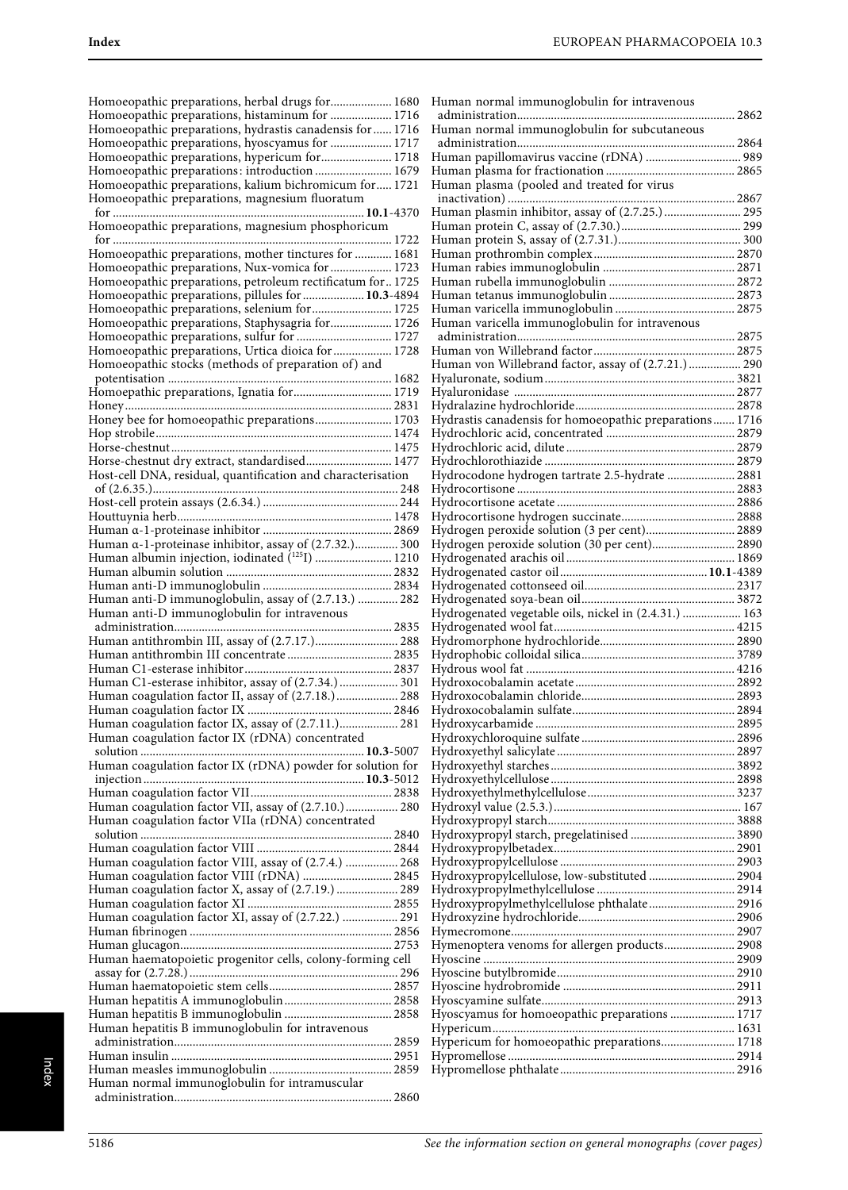Homoeopathic preparations, herbal drugs for.................... 1680
Homoeopathic preparations, histaminum for .................... 1716
Homoeopathic preparations, hydrastis canadensis for ...... 1716
Homoeopathic preparations, hyoscyamus for .................... 1717
Homoeopathic preparations, hypericum for....................... 1718
Homoeopathic preparations: introduction ......................... 1679
Homoeopathic preparations, kalium bichromicum for..... 1721
Homoeopathic preparations, magnesium fluoratum for ................................................................................ **10.1**-4370
Homoeopathic preparations, magnesium phosphoricum for ........................................................................................ 1722
Homoeopathic preparations, mother tinctures for ............ 1681
Homoeopathic preparations, Nux-vomica for .................... 1723
Homoeopathic preparations, petroleum rectificatum for.. 1725
Homoeopathic preparations, pillules for .................... **10.3**-4894
Homoeopathic preparations, selenium for.......................... 1725
Homoeopathic preparations, Staphysagria for.................... 1726
Homoeopathic preparations, sulfur for ............................... 1727
Homoeopathic preparations, Urtica dioica for ................... 1728
Homoeopathic stocks (methods of preparation of) and potentisation ........................................................................ 1682
Homoepathic preparations, Ignatia for................................ 1719
Honey...................................................................................... 2831
Honey bee for homoeopathic preparations......................... 1703
Hop strobile............................................................................ 1474
Horse-chestnut....................................................................... 1475
Horse-chestnut dry extract, standardised........................... 1477
Host-cell DNA, residual, quantification and characterisation of (2.6.35.)............................................................................... 248
Host-cell protein assays (2.6.34.) ........................................... 244
Houttuynia herb..................................................................... 1478
Human α-1-proteinase inhibitor .......................................... 2869
Human α-1-proteinase inhibitor, assay of (2.7.32.)............. 300
Human albumin injection, iodinated ($^{125}$I) ......................... 1210
Human albumin solution ..................................................... 2832
Human anti-D immunoglobulin .......................................... 2834
Human anti-D immunoglobulin, assay of (2.7.13.) ............. 282
Human anti-D immunoglobulin for intravenous administration...................................................................... 2835
Human antithrombin III, assay of (2.7.17.)........................... 288
Human antithrombin III concentrate .................................. 2835
Human C1-esterase inhibitor............................................... 2837
Human C1-esterase inhibitor, assay of (2.7.34.) ................... 301
Human coagulation factor II, assay of (2.7.18.).................... 288
Human coagulation factor IX .............................................. 2846
Human coagulation factor IX, assay of (2.7.11.)................... 281
Human coagulation factor IX (rDNA) concentrated solution ........................................................................ **10.3**-5007
Human coagulation factor IX (rDNA) powder for solution for injection ....................................................................... **10.3**-5012
Human coagulation factor VII............................................. 2838
Human coagulation factor VII, assay of (2.7.10.)................. 280
Human coagulation factor VIIa (rDNA) concentrated solution ................................................................................. 2840
Human coagulation factor VIII ........................................... 2844
Human coagulation factor VIII, assay of (2.7.4.) ................. 268
Human coagulation factor VIII (rDNA) ............................. 2845
Human coagulation factor X, assay of (2.7.19.) .................... 289
Human coagulation factor XI ............................................... 2855
Human coagulation factor XI, assay of (2.7.22.) .................. 291
Human fibrinogen ................................................................. 2856
Human glucagon.................................................................... 2753
Human haematopoietic progenitor cells, colony-forming cell assay for (2.7.28.)................................................................... 296
Human haematopoietic stem cells........................................ 2857
Human hepatitis A immunoglobulin.................................. 2858
Human hepatitis B immunoglobulin ................................... 2858
Human hepatitis B immunoglobulin for intravenous administration...................................................................... 2859
Human insulin ....................................................................... 2951
Human measles immunoglobulin ........................................ 2859
Human normal immunoglobulin for intramuscular administration...................................................................... 2860
Human normal immunoglobulin for intravenous administration...................................................................... 2862
Human normal immunoglobulin for subcutaneous administration...................................................................... 2864
Human papillomavirus vaccine (rDNA) ............................... 989
Human plasma for fractionation .......................................... 2865
Human plasma (pooled and treated for virus inactivation) ......................................................................... 2867
Human plasmin inhibitor, assay of (2.7.25.) ......................... 295
Human protein C, assay of (2.7.30.)....................................... 299
Human protein S, assay of (2.7.31.)........................................ 300
Human prothrombin complex............................................. 2870
Human rabies immunoglobulin .......................................... 2871
Human rubella immunoglobulin ......................................... 2872
Human tetanus immunoglobulin ........................................ 2873
Human varicella immunoglobulin ...................................... 2875
Human varicella immunoglobulin for intravenous administration...................................................................... 2875
Human von Willebrand factor ............................................. 2875
Human von Willebrand factor, assay of (2.7.21.) ................. 290
Hyaluronate, sodium............................................................. 3821
Hyaluronidase ....................................................................... 2877
Hydralazine hydrochloride................................................... 2878
Hydrastis canadensis for homoeopathic preparations....... 1716
Hydrochloric acid, concentrated ......................................... 2879
Hydrochloric acid, dilute ...................................................... 2879
Hydrochlorothiazide ............................................................. 2879
Hydrocodone hydrogen tartrate 2.5-hydrate ...................... 2881
Hydrocortisone ...................................................................... 2883
Hydrocortisone acetate ......................................................... 2886
Hydrocortisone hydrogen succinate.................................... 2888
Hydrogen peroxide solution (3 per cent)............................. 2889
Hydrogen peroxide solution (30 per cent)........................... 2890
Hydrogenated arachis oil ...................................................... 1869
Hydrogenated castor oil ............................................... **10.1**-4389
Hydrogenated cottonseed oil................................................ 2317
Hydrogenated soya-bean oil................................................. 3872
Hydrogenated vegetable oils, nickel in (2.4.31.) ................... 163
Hydrogenated wool fat.......................................................... 4215
Hydromorphone hydrochloride........................................... 2890
Hydrophobic colloidal silica................................................. 3789
Hydrous wool fat ................................................................... 4216
Hydroxocobalamin acetate ................................................... 2892
Hydroxocobalamin chloride................................................. 2893
Hydroxocobalamin sulfate.................................................... 2894
Hydroxycarbamide ................................................................ 2895
Hydroxychloroquine sulfate ................................................. 2896
Hydroxyethyl salicylate ......................................................... 2897
Hydroxyethyl starches........................................................... 3892
Hydroxyethylcellulose ........................................................... 2898
Hydroxyethylmethylcellulose ............................................... 3237
Hydroxyl value (2.5.3.)............................................................ 167
Hydroxypropyl starch............................................................ 3888
Hydroxypropyl starch, pregelatinised ................................. 3890
Hydroxypropylbetadex.......................................................... 2901
Hydroxypropylcellulose ........................................................ 2903
Hydroxypropylcellulose, low-substituted ............................ 2904
Hydroxypropylmethylcellulose ............................................ 2914
Hydroxypropylmethylcellulose phthalate ........................... 2916
Hydroxyzine hydrochloride.................................................. 2906
Hymecromone........................................................................ 2907
Hymenoptera venoms for allergen products....................... 2908
Hyoscine ................................................................................. 2909
Hyoscine butylbromide......................................................... 2910
Hyoscine hydrobromide ....................................................... 2911
Hyoscyamine sulfate.............................................................. 2913
Hyoscyamus for homoeopathic preparations ..................... 1717
Hypericum.............................................................................. 1631
Hypericum for homoeopathic preparations........................ 1718
Hypromellose ......................................................................... 2914
Hypromellose phthalate ........................................................ 2916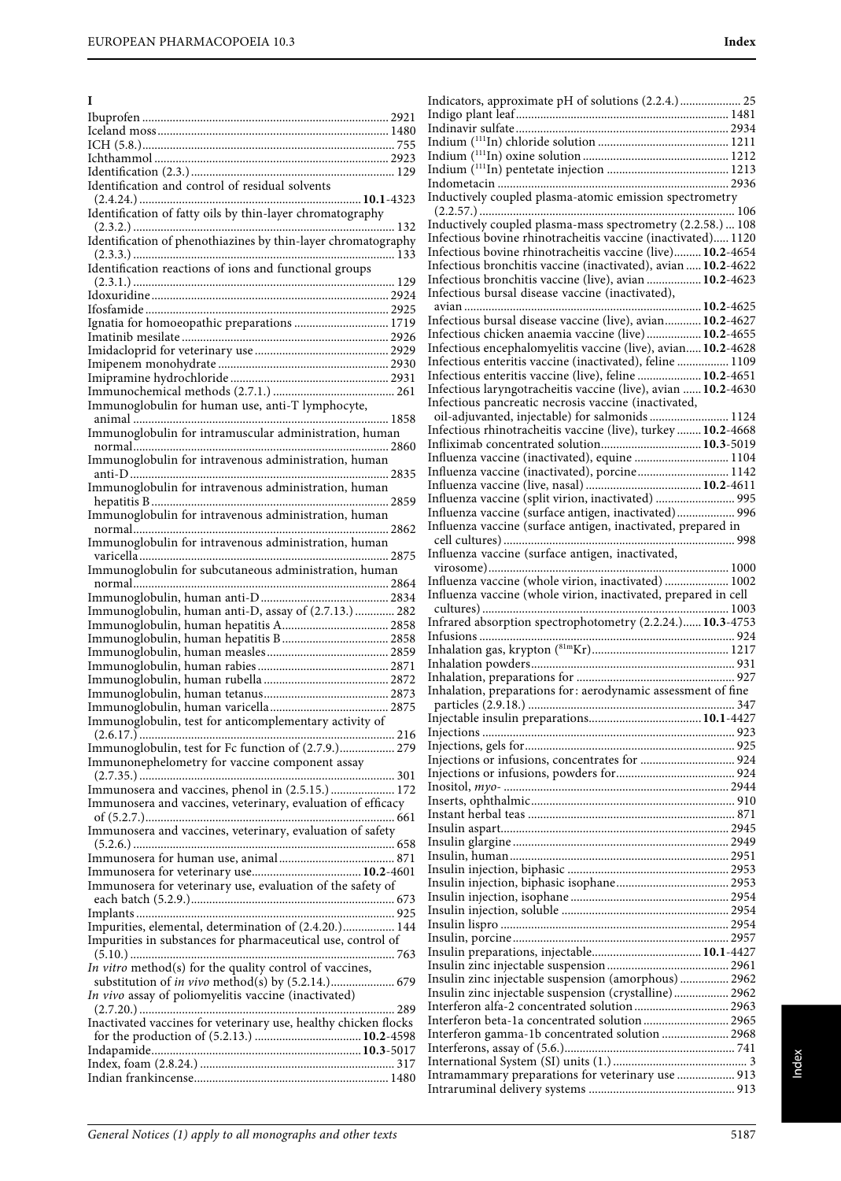## I

Ibuprofen 2921
Iceland moss 1480
ICH (5.8.) 755
Ichthammol 2923
Identification (2.3.) 129
Identification and control of residual solvents (2.4.24.) **10.1**-4323
Identification of fatty oils by thin-layer chromatography (2.3.2.) 132
Identification of phenothiazines by thin-layer chromatography (2.3.3.) 133
Identification reactions of ions and functional groups (2.3.1.) 129
Idoxuridine 2924
Ifosfamide 2925
Ignatia for homoeopathic preparations 1719
Imatinib mesilate 2926
Imidacloprid for veterinary use 2929
Imipenem monohydrate 2930
Imipramine hydrochloride 2931
Immunochemical methods (2.7.1.) 261
Immunoglobulin for human use, anti-T lymphocyte, animal 1858
Immunoglobulin for intramuscular administration, human normal 2860
Immunoglobulin for intravenous administration, human anti-D 2835
Immunoglobulin for intravenous administration, human hepatitis B 2859
Immunoglobulin for intravenous administration, human normal 2862
Immunoglobulin for intravenous administration, human varicella 2875
Immunoglobulin for subcutaneous administration, human normal 2864
Immunoglobulin, human anti-D 2834
Immunoglobulin, human anti-D, assay of (2.7.13.) 282
Immunoglobulin, human hepatitis A 2858
Immunoglobulin, human hepatitis B 2858
Immunoglobulin, human measles 2859
Immunoglobulin, human rabies 2871
Immunoglobulin, human rubella 2872
Immunoglobulin, human tetanus 2873
Immunoglobulin, human varicella 2875
Immunoglobulin, test for anticomplementary activity of (2.6.17.) 216
Immunoglobulin, test for Fc function of (2.7.9.) 279
Immunonephelometry for vaccine component assay (2.7.35.) 301
Immunosera and vaccines, phenol in (2.5.15.) 172
Immunosera and vaccines, veterinary, evaluation of efficacy of (5.2.7.) 661
Immunosera and vaccines, veterinary, evaluation of safety (5.2.6.) 658
Immunosera for human use, animal 871
Immunosera for veterinary use **10.2**-4601
Immunosera for veterinary use, evaluation of the safety of each batch (5.2.9.) 673
Implants 925
Impurities, elemental, determination of (2.4.20.) 144
Impurities in substances for pharmaceutical use, control of (5.10.) 763
*In vitro* method(s) for the quality control of vaccines, substitution of *in vivo* method(s) by (5.2.14.) 679
*In vivo* assay of poliomyelitis vaccine (inactivated) (2.7.20.) 289
Inactivated vaccines for veterinary use, healthy chicken flocks for the production of (5.2.13.) **10.2**-4598
Indapamide **10.3**-5017
Index, foam (2.8.24.) 317
Indian frankincense 1480
Indicators, approximate pH of solutions (2.2.4.) 25
Indigo plant leaf 1481
Indinavir sulfate 2934
Indium ($^{111}$In) chloride solution 1211
Indium ($^{111}$In) oxine solution 1212
Indium ($^{111}$In) pentetate injection 1213
Indometacin 2936
Inductively coupled plasma-atomic emission spectrometry (2.2.57.) 106
Inductively coupled plasma-mass spectrometry (2.2.58.) 108
Infectious bovine rhinotracheitis vaccine (inactivated) 1120
Infectious bovine rhinotracheitis vaccine (live) **10.2**-4654
Infectious bronchitis vaccine (inactivated), avian **10.2**-4622
Infectious bronchitis vaccine (live), avian **10.2**-4623
Infectious bursal disease vaccine (inactivated), avian **10.2**-4625
Infectious bursal disease vaccine (live), avian **10.2**-4627
Infectious chicken anaemia vaccine (live) **10.2**-4655
Infectious encephalomyelitis vaccine (live), avian **10.2**-4628
Infectious enteritis vaccine (inactivated), feline 1109
Infectious enteritis vaccine (live), feline **10.2**-4651
Infectious laryngotracheitis vaccine (live), avian **10.2**-4630
Infectious pancreatic necrosis vaccine (inactivated, oil-adjuvanted, injectable) for salmonids 1124
Infectious rhinotracheitis vaccine (live), turkey **10.2**-4668
Infliximab concentrated solution **10.3**-5019
Influenza vaccine (inactivated), equine 1104
Influenza vaccine (inactivated), porcine 1142
Influenza vaccine (live, nasal) **10.2**-4611
Influenza vaccine (split virion, inactivated) 995
Influenza vaccine (surface antigen, inactivated) 996
Influenza vaccine (surface antigen, inactivated, prepared in cell cultures) 998
Influenza vaccine (surface antigen, inactivated, virosome) 1000
Influenza vaccine (whole virion, inactivated) 1002
Influenza vaccine (whole virion, inactivated, prepared in cell cultures) 1003
Infrared absorption spectrophotometry (2.2.24.) **10.3**-4753
Infusions 924
Inhalation gas, krypton ($^{81m}$Kr) 1217
Inhalation powders 931
Inhalation, preparations for 927
Inhalation, preparations for: aerodynamic assessment of fine particles (2.9.18.) 347
Injectable insulin preparations **10.1**-4427
Injections 923
Injections, gels for 925
Injections or infusions, concentrates for 924
Injections or infusions, powders for 924
Inositol, *myo-* 2944
Inserts, ophthalmic 910
Instant herbal teas 871
Insulin aspart 2945
Insulin glargine 2949
Insulin, human 2951
Insulin injection, biphasic 2953
Insulin injection, biphasic isophane 2953
Insulin injection, isophane 2954
Insulin injection, soluble 2954
Insulin lispro 2954
Insulin, porcine 2957
Insulin preparations, injectable **10.1**-4427
Insulin zinc injectable suspension 2961
Insulin zinc injectable suspension (amorphous) 2962
Insulin zinc injectable suspension (crystalline) 2962
Interferon alfa-2 concentrated solution 2963
Interferon beta-1a concentrated solution 2965
Interferon gamma-1b concentrated solution 2968
Interferons, assay of (5.6.) 741
International System (SI) units (1.) 3
Intramammary preparations for veterinary use 913
Intraruminal delivery systems 913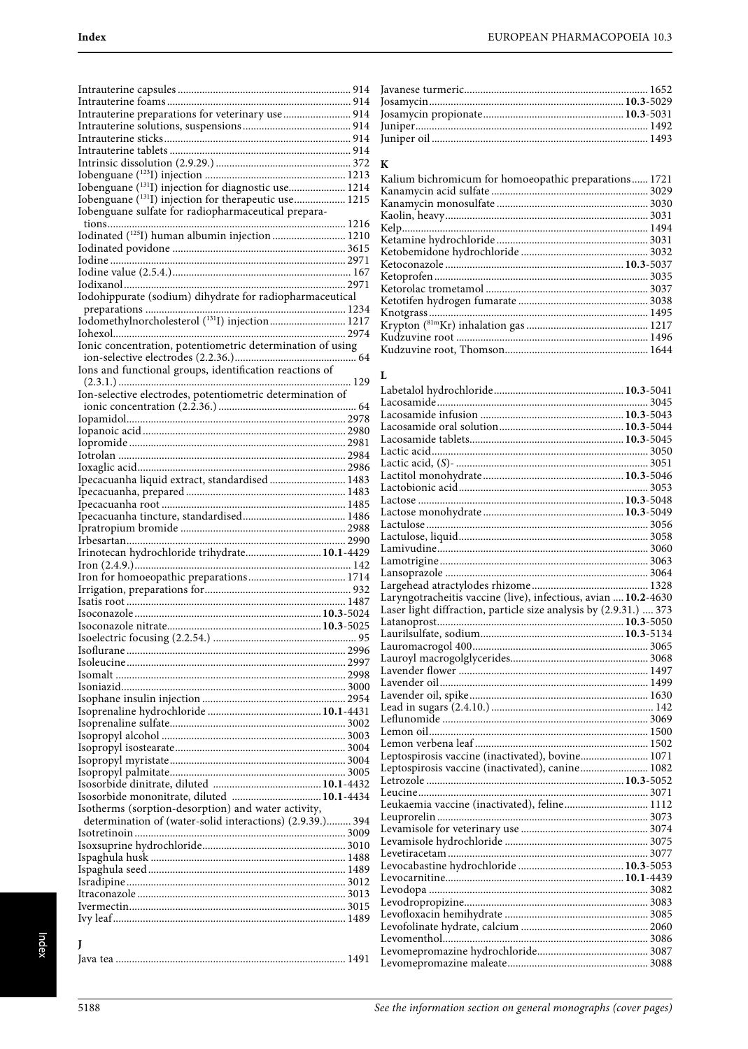Intrauterine capsules 914
Intrauterine foams 914
Intrauterine preparations for veterinary use 914
Intrauterine solutions, suspensions 914
Intrauterine sticks 914
Intrauterine tablets 914
Intrinsic dissolution (2.9.29.) 372
Iobenguane ($^{123}$I) injection 1213
Iobenguane ($^{131}$I) injection for diagnostic use 1214
Iobenguane ($^{131}$I) injection for therapeutic use 1215
Iobenguane sulfate for radiopharmaceutical preparations 1216
Iodinated ($^{125}$I) human albumin injection 1210
Iodinated povidone 3615
Iodine 2971
Iodine value (2.5.4.) 167
Iodixanol 2971
Iodohippurate (sodium) dihydrate for radiopharmaceutical preparations 1234
Iodomethylnorcholesterol ($^{131}$I) injection 1217
Iohexol 2974
Ionic concentration, potentiometric determination of using ion-selective electrodes (2.2.36.) 64
Ions and functional groups, identification reactions of (2.3.1.) 129
Ion-selective electrodes, potentiometric determination of ionic concentration (2.2.36.) 64
Iopamidol 2978
Iopanoic acid 2980
Iopromide 2981
Iotrolan 2984
Ioxaglic acid 2986
Ipecacuanha liquid extract, standardised 1483
Ipecacuanha, prepared 1483
Ipecacuanha root 1485
Ipecacuanha tincture, standardised 1486
Ipratropium bromide 2988
Irbesartan 2990
Irinotecan hydrochloride trihydrate **10.1**-4429
Iron (2.4.9.) 142
Iron for homoeopathic preparations 1714
Irrigation, preparations for 932
Isatis root 1487
Isoconazole **10.3**-5024
Isoconazole nitrate **10.3**-5025
Isoelectric focusing (2.2.54.) 95
Isoflurane 2996
Isoleucine 2997
Isomalt 2998
Isoniazid 3000
Isophane insulin injection 2954
Isoprenaline hydrochloride **10.1**-4431
Isoprenaline sulfate 3002
Isopropyl alcohol 3003
Isopropyl isostearate 3004
Isopropyl myristate 3004
Isopropyl palmitate 3005
Isosorbide dinitrate, diluted **10.1**-4432
Isosorbide mononitrate, diluted **10.1**-4434
Isotherms (sorption-desorption) and water activity, determination of (water-solid interactions) (2.9.39.) 394
Isotretinoin 3009
Isoxsuprine hydrochloride 3010
Ispaghula husk 1488
Ispaghula seed 1489
Isradipine 3012
Itraconazole 3013
Ivermectin 3015
Ivy leaf 1489

## J

Java tea 1491
Javanese turmeric 1652
Josamycin **10.3**-5029
Josamycin propionate **10.3**-5031
Juniper 1492
Juniper oil 1493

## K

Kalium bichromicum for homoeopathic preparations 1721
Kanamycin acid sulfate 3029
Kanamycin monosulfate 3030
Kaolin, heavy 3031
Kelp 1494
Ketamine hydrochloride 3031
Ketobemidone hydrochloride 3032
Ketoconazole **10.3**-5037
Ketoprofen 3035
Ketorolac trometamol 3037
Ketotifen hydrogen fumarate 3038
Knotgrass 1495
Krypton ($^{81m}$Kr) inhalation gas 1217
Kudzuvine root 1496
Kudzuvine root, Thomson 1644

## L

Labetalol hydrochloride **10.3**-5041
Lacosamide 3045
Lacosamide infusion **10.3**-5043
Lacosamide oral solution **10.3**-5044
Lacosamide tablets **10.3**-5045
Lactic acid 3050
Lactic acid, (*S*)- 3051
Lactitol monohydrate **10.3**-5046
Lactobionic acid 3053
Lactose **10.3**-5048
Lactose monohydrate **10.3**-5049
Lactulose 3056
Lactulose, liquid 3058
Lamivudine 3060
Lamotrigine 3063
Lansoprazole 3064
Largehead atractylodes rhizome 1328
Laryngotracheitis vaccine (live), infectious, avian **10.2**-4630
Laser light diffraction, particle size analysis by (2.9.31.) 373
Latanoprost **10.3**-5050
Laurilsulfate, sodium **10.3**-5134
Lauromacrogol 400 3065
Lauroyl macrogolglycerides 3068
Lavender flower 1497
Lavender oil 1499
Lavender oil, spike 1630
Lead in sugars (2.4.10.) 142
Leflunomide 3069
Lemon oil 1500
Lemon verbena leaf 1502
Leptospirosis vaccine (inactivated), bovine 1071
Leptospirosis vaccine (inactivated), canine 1082
Letrozole **10.3**-5052
Leucine 3071
Leukaemia vaccine (inactivated), feline 1112
Leuprorelin 3073
Levamisole for veterinary use 3074
Levamisole hydrochloride 3075
Levetiracetam 3077
Levocabastine hydrochloride **10.3**-5053
Levocarnitine **10.1**-4439
Levodopa 3082
Levodropropizine 3083
Levofloxacin hemihydrate 3085
Levofolinate hydrate, calcium 2060
Levomenthol 3086
Levomepromazine hydrochloride 3087
Levomepromazine maleate 3088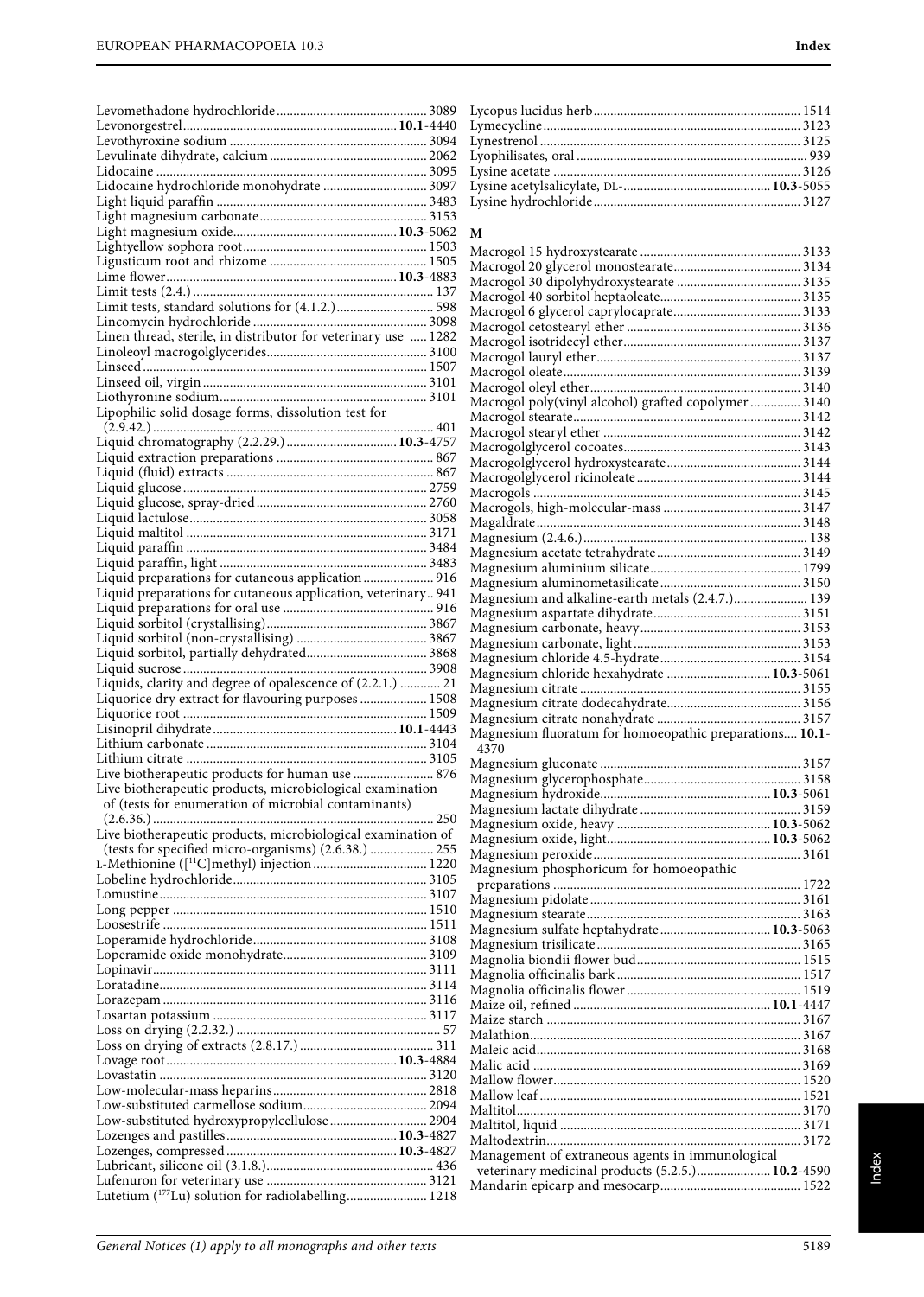Levomethadone hydrochloride ........ 3089
Levonorgestrel ........ **10.1**-4440
Levothyroxine sodium ........ 3094
Levulinate dihydrate, calcium ........ 2062
Lidocaine ........ 3095
Lidocaine hydrochloride monohydrate ........ 3097
Light liquid paraffin ........ 3483
Light magnesium carbonate ........ 3153
Light magnesium oxide ........ **10.3**-5062
Lightyellow sophora root ........ 1503
Ligusticum root and rhizome ........ 1505
Lime flower ........ **10.3**-4883
Limit tests (2.4.) ........ 137
Limit tests, standard solutions for (4.1.2.) ........ 598
Lincomycin hydrochloride ........ 3098
Linen thread, sterile, in distributor for veterinary use ........ 1282
Linoleoyl macrogolglycerides ........ 3100
Linseed ........ 1507
Linseed oil, virgin ........ 3101
Liothyronine sodium ........ 3101
Lipophilic solid dosage forms, dissolution test for (2.9.42.) ........ 401
Liquid chromatography (2.2.29.) ........ **10.3**-4757
Liquid extraction preparations ........ 867
Liquid (fluid) extracts ........ 867
Liquid glucose ........ 2759
Liquid glucose, spray-dried ........ 2760
Liquid lactulose ........ 3058
Liquid maltitol ........ 3171
Liquid paraffin ........ 3484
Liquid paraffin, light ........ 3483
Liquid preparations for cutaneous application ........ 916
Liquid preparations for cutaneous application, veterinary.. 941
Liquid preparations for oral use ........ 916
Liquid sorbitol (crystallising) ........ 3867
Liquid sorbitol (non-crystallising) ........ 3867
Liquid sorbitol, partially dehydrated ........ 3868
Liquid sucrose ........ 3908
Liquids, clarity and degree of opalescence of (2.2.1.) ........ 21
Liquorice dry extract for flavouring purposes ........ 1508
Liquorice root ........ 1509
Lisinopril dihydrate ........ **10.1**-4443
Lithium carbonate ........ 3104
Lithium citrate ........ 3105
Live biotherapeutic products for human use ........ 876
Live biotherapeutic products, microbiological examination of (tests for enumeration of microbial contaminants) (2.6.36.) ........ 250
Live biotherapeutic products, microbiological examination of (tests for specified micro-organisms) (2.6.38.) ........ 255
L-Methionine ([$^{11}$C]methyl) injection ........ 1220
Lobeline hydrochloride ........ 3105
Lomustine ........ 3107
Long pepper ........ 1510
Loosestrife ........ 1511
Loperamide hydrochloride ........ 3108
Loperamide oxide monohydrate ........ 3109
Lopinavir ........ 3111
Loratadine ........ 3114
Lorazepam ........ 3116
Losartan potassium ........ 3117
Loss on drying (2.2.32.) ........ 57
Loss on drying of extracts (2.8.17.) ........ 311
Lovage root ........ **10.3**-4884
Lovastatin ........ 3120
Low-molecular-mass heparins ........ 2818
Low-substituted carmellose sodium ........ 2094
Low-substituted hydroxypropylcellulose ........ 2904
Lozenges and pastilles ........ **10.3**-4827
Lozenges, compressed ........ **10.3**-4827
Lubricant, silicone oil (3.1.8.) ........ 436
Lufenuron for veterinary use ........ 3121
Lutetium ($^{177}$Lu) solution for radiolabelling ........ 1218
Lycopus lucidus herb ........ 1514
Lymecycline ........ 3123
Lynestrenol ........ 3125
Lyophilisates, oral ........ 939
Lysine acetate ........ 3126
Lysine acetylsalicylate, DL- ........ **10.3**-5055
Lysine hydrochloride ........ 3127

## M

Macrogol 15 hydroxystearate ........ 3133
Macrogol 20 glycerol monostearate ........ 3134
Macrogol 30 dipolyhydroxystearate ........ 3135
Macrogol 40 sorbitol heptaoleate ........ 3135
Macrogol 6 glycerol caprylocaprate ........ 3133
Macrogol cetostearyl ether ........ 3136
Macrogol isotridecyl ether ........ 3137
Macrogol lauryl ether ........ 3137
Macrogol oleate ........ 3139
Macrogol oleyl ether ........ 3140
Macrogol poly(vinyl alcohol) grafted copolymer ........ 3140
Macrogol stearate ........ 3142
Macrogol stearyl ether ........ 3142
Macrogolglycerol cocoates ........ 3143
Macrogolglycerol hydroxystearate ........ 3144
Macrogolglycerol ricinoleate ........ 3144
Macrogols ........ 3145
Macrogols, high-molecular-mass ........ 3147
Magaldrate ........ 3148
Magnesium (2.4.6.) ........ 138
Magnesium acetate tetrahydrate ........ 3149
Magnesium aluminium silicate ........ 1799
Magnesium aluminometasilicate ........ 3150
Magnesium and alkaline-earth metals (2.4.7.) ........ 139
Magnesium aspartate dihydrate ........ 3151
Magnesium carbonate, heavy ........ 3153
Magnesium carbonate, light ........ 3153
Magnesium chloride 4.5-hydrate ........ 3154
Magnesium chloride hexahydrate ........ **10.3**-5061
Magnesium citrate ........ 3155
Magnesium citrate dodecahydrate ........ 3156
Magnesium citrate nonahydrate ........ 3157
Magnesium fluoratum for homoeopathic preparations.... **10.1**-4370
Magnesium gluconate ........ 3157
Magnesium glycerophosphate ........ 3158
Magnesium hydroxide ........ **10.3**-5061
Magnesium lactate dihydrate ........ 3159
Magnesium oxide, heavy ........ **10.3**-5062
Magnesium oxide, light ........ **10.3**-5062
Magnesium peroxide ........ 3161
Magnesium phosphoricum for homoeopathic preparations ........ 1722
Magnesium pidolate ........ 3161
Magnesium stearate ........ 3163
Magnesium sulfate heptahydrate ........ **10.3**-5063
Magnesium trisilicate ........ 3165
Magnolia biondii flower bud ........ 1515
Magnolia officinalis bark ........ 1517
Magnolia officinalis flower ........ 1519
Maize oil, refined ........ **10.1**-4447
Maize starch ........ 3167
Malathion ........ 3167
Maleic acid ........ 3168
Malic acid ........ 3169
Mallow flower ........ 1520
Mallow leaf ........ 1521
Maltitol ........ 3170
Maltitol, liquid ........ 3171
Maltodextrin ........ 3172
Management of extraneous agents in immunological veterinary medicinal products (5.2.5.) ........ **10.2**-4590
Mandarin epicarp and mesocarp ........ 1522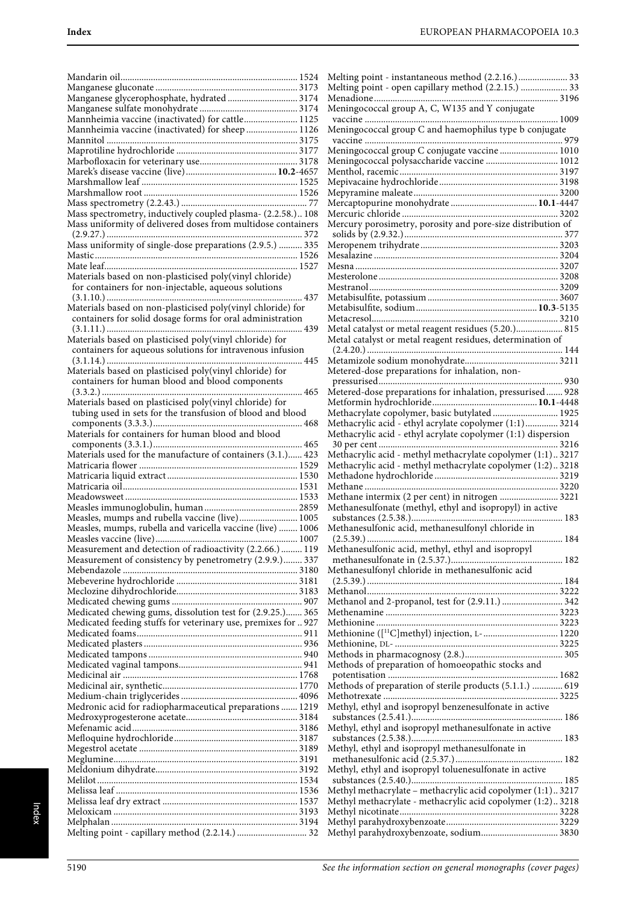Mandarin oil ........ 1524
Manganese gluconate ........ 3173
Manganese glycerophosphate, hydrated ........ 3174
Manganese sulfate monohydrate ........ 3174
Mannheimia vaccine (inactivated) for cattle ........ 1125
Mannheimia vaccine (inactivated) for sheep ........ 1126
Mannitol ........ 3175
Maprotiline hydrochloride ........ 3177
Marbofloxacin for veterinary use ........ 3178
Marek's disease vaccine (live) ........ **10.2**-4657
Marshmallow leaf ........ 1525
Marshmallow root ........ 1526
Mass spectrometry (2.2.43.) ........ 77
Mass spectrometry, inductively coupled plasma- (2.2.58.) .. 108
Mass uniformity of delivered doses from multidose containers (2.9.27.) ........ 372
Mass uniformity of single-dose preparations (2.9.5.) ........ 335
Mastic ........ 1526
Mate leaf ........ 1527
Materials based on non-plasticised poly(vinyl chloride) for containers for non-injectable, aqueous solutions (3.1.10.) ........ 437
Materials based on non-plasticised poly(vinyl chloride) for containers for solid dosage forms for oral administration (3.1.11.) ........ 439
Materials based on plasticised poly(vinyl chloride) for containers for aqueous solutions for intravenous infusion (3.1.14.) ........ 445
Materials based on plasticised poly(vinyl chloride) for containers for human blood and blood components (3.3.2.) ........ 465
Materials based on plasticised poly(vinyl chloride) for tubing used in sets for the transfusion of blood and blood components (3.3.3.) ........ 468
Materials for containers for human blood and blood components (3.3.1.) ........ 465
Materials used for the manufacture of containers (3.1.) ........ 423
Matricaria flower ........ 1529
Matricaria liquid extract ........ 1530
Matricaria oil ........ 1531
Meadowsweet ........ 1533
Measles immunoglobulin, human ........ 2859
Measles, mumps and rubella vaccine (live) ........ 1005
Measles, mumps, rubella and varicella vaccine (live) ........ 1006
Measles vaccine (live) ........ 1007
Measurement and detection of radioactivity (2.2.66.) ........ 119
Measurement of consistency by penetrometry (2.9.9.) ........ 337
Mebendazole ........ 3180
Mebeverine hydrochloride ........ 3181
Meclozine dihydrochloride ........ 3183
Medicated chewing gums ........ 907
Medicated chewing gums, dissolution test for (2.9.25.) ........ 365
Medicated feeding stuffs for veterinary use, premixes for .. 927
Medicated foams ........ 911
Medicated plasters ........ 936
Medicated tampons ........ 940
Medicated vaginal tampons ........ 941
Medicinal air ........ 1768
Medicinal air, synthetic ........ 1770
Medium-chain triglycerides ........ 4096
Medronic acid for radiopharmaceutical preparations ........ 1219
Medroxyprogesterone acetate ........ 3184
Mefenamic acid ........ 3186
Mefloquine hydrochloride ........ 3187
Megestrol acetate ........ 3189
Meglumine ........ 3191
Meldonium dihydrate ........ 3192
Melilot ........ 1534
Melissa leaf ........ 1536
Melissa leaf dry extract ........ 1537
Meloxicam ........ 3193
Melphalan ........ 3194
Melting point - capillary method (2.2.14.) ........ 32
Melting point - instantaneous method (2.2.16.) ........ 33
Melting point - open capillary method (2.2.15.) ........ 33
Menadione ........ 3196
Meningococcal group A, C, W135 and Y conjugate vaccine ........ 1009
Meningococcal group C and haemophilus type b conjugate vaccine ........ 979
Meningococcal group C conjugate vaccine ........ 1010
Meningococcal polysaccharide vaccine ........ 1012
Menthol, racemic ........ 3197
Mepivacaine hydrochloride ........ 3198
Mepyramine maleate ........ 3200
Mercaptopurine monohydrate ........ **10.1**-4447
Mercuric chloride ........ 3202
Mercury porosimetry, porosity and pore-size distribution of solids by (2.9.32.) ........ 377
Meropenem trihydrate ........ 3203
Mesalazine ........ 3204
Mesna ........ 3207
Mesterolone ........ 3208
Mestranol ........ 3209
Metabisulfite, potassium ........ 3607
Metabisulfite, sodium ........ **10.3**-5135
Metacresol ........ 3210
Metal catalyst or metal reagent residues (5.20.) ........ 815
Metal catalyst or metal reagent residues, determination of (2.4.20.) ........ 144
Metamizole sodium monohydrate ........ 3211
Metered-dose preparations for inhalation, non-pressurised ........ 930
Metered-dose preparations for inhalation, pressurised ........ 928
Metformin hydrochloride ........ **10.1**-4448
Methacrylate copolymer, basic butylated ........ 1925
Methacrylic acid - ethyl acrylate copolymer (1:1) ........ 3214
Methacrylic acid - ethyl acrylate copolymer (1:1) dispersion 30 per cent ........ 3216
Methacrylic acid - methyl methacrylate copolymer (1:1) .. 3217
Methacrylic acid - methyl methacrylate copolymer (1:2) .. 3218
Methadone hydrochloride ........ 3219
Methane ........ 3220
Methane intermix (2 per cent) in nitrogen ........ 3221
Methanesulfonate (methyl, ethyl and isopropyl) in active substances (2.5.38.) ........ 183
Methanesulfonic acid, methanesulfonyl chloride in (2.5.39.) ........ 184
Methanesulfonic acid, methyl, ethyl and isopropyl methanesulfonate in (2.5.37.) ........ 182
Methanesulfonyl chloride in methanesulfonic acid (2.5.39.) ........ 184
Methanol ........ 3222
Methanol and 2-propanol, test for (2.9.11.) ........ 342
Methenamine ........ 3223
Methionine ........ 3223
Methionine ([$^{11}$C]methyl) injection, L- ........ 1220
Methionine, DL- ........ 3225
Methods in pharmacognosy (2.8.) ........ 305
Methods of preparation of homoeopathic stocks and potentisation ........ 1682
Methods of preparation of sterile products (5.1.1.) ........ 619
Methotrexate ........ 3225
Methyl, ethyl and isopropyl benzenesulfonate in active substances (2.5.41.) ........ 186
Methyl, ethyl and isopropyl methanesulfonate in active substances (2.5.38.) ........ 183
Methyl, ethyl and isopropyl methanesulfonate in methanesulfonic acid (2.5.37.) ........ 182
Methyl, ethyl and isopropyl toluenesulfonate in active substances (2.5.40.) ........ 185
Methyl methacrylate – methacrylic acid copolymer (1:1) .. 3217
Methyl methacrylate - methacrylic acid copolymer (1:2) .. 3218
Methyl nicotinate ........ 3228
Methyl parahydroxybenzoate ........ 3229
Methyl parahydroxybenzoate, sodium ........ 3830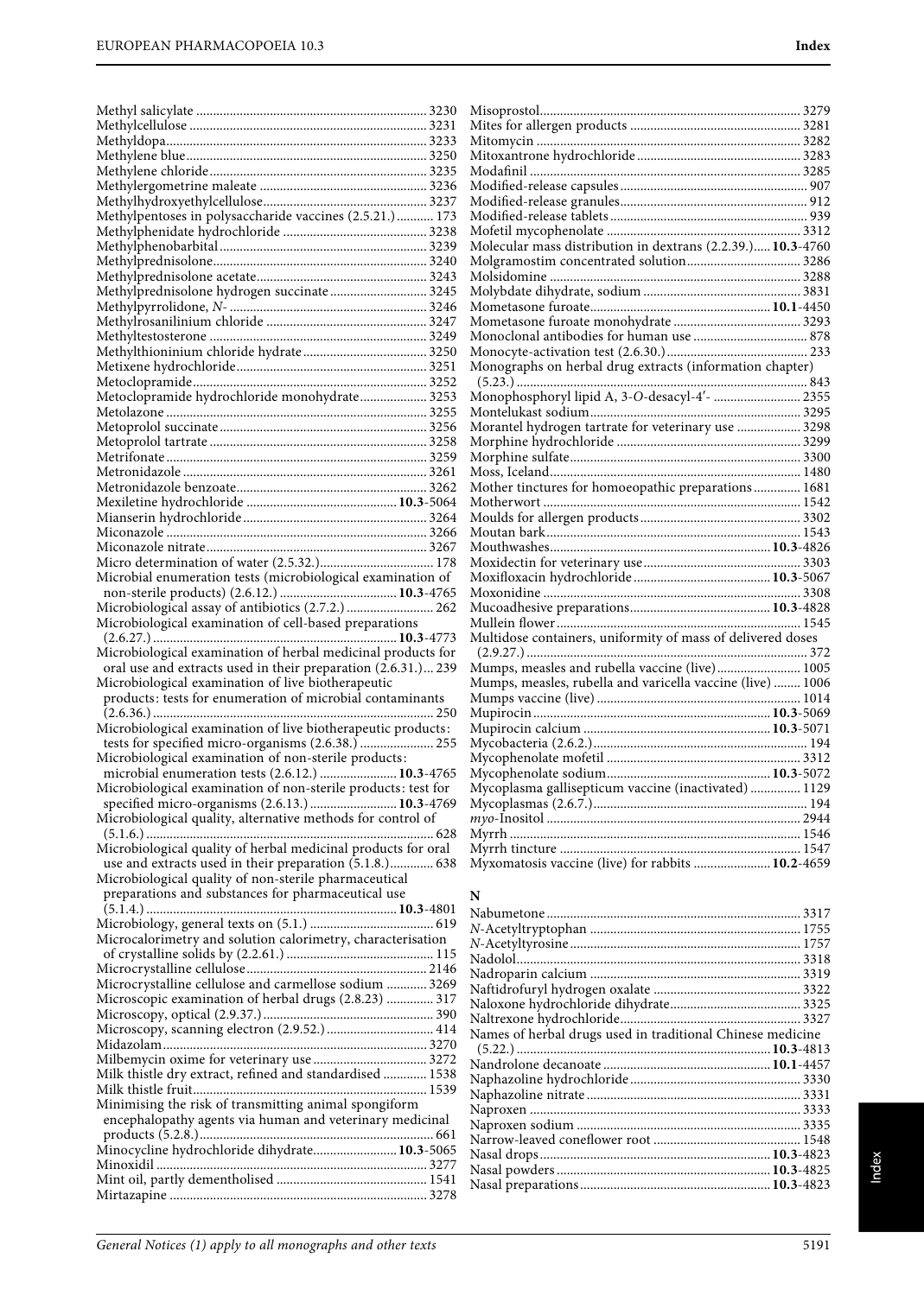Methyl salicylate .................................................................... 3230
Methylcellulose ...................................................................... 3231
Methyldopa.............................................................................. 3233
Methylene blue....................................................................... 3250
Methylene chloride................................................................ 3235
Methylergometrine maleate ................................................. 3236
Methylhydroxyethylcellulose................................................. 3237
Methylpentoses in polysaccharide vaccines (2.5.21.)........... 173
Methylphenidate hydrochloride .......................................... 3238
Methylphenobarbital.............................................................. 3239
Methylprednisolone................................................................ 3240
Methylprednisolone acetate................................................... 3243
Methylprednisolone hydrogen succinate............................. 3245
Methylpyrrolidone, *N*- ........................................................... 3246
Methylrosanilinium chloride ................................................ 3247
Methyltestosterone ................................................................ 3249
Methylthioninium chloride hydrate..................................... 3250
Metixene hydrochloride......................................................... 3251
Metoclopramide...................................................................... 3252
Metoclopramide hydrochloride monohydrate.................... 3253
Metolazone ............................................................................. 3255
Metoprolol succinate.............................................................. 3256
Metoprolol tartrate ................................................................ 3258
Metrifonate .............................................................................. 3259
Metronidazole ........................................................................ 3261
Metronidazole benzoate......................................................... 3262
Mexiletine hydrochloride ............................................ **10.3**-5064
Mianserin hydrochloride....................................................... 3264
Miconazole ............................................................................. 3266
Miconazole nitrate.................................................................. 3267
Micro determination of water (2.5.32.).................................. 178
Microbial enumeration tests (microbiological examination of non-sterile products) (2.6.12.) .................................. **10.3**-4765
Microbiological assay of antibiotics (2.7.2.) .......................... 262
Microbiological examination of cell-based preparations (2.6.27.) ........................................................................ **10.3**-4773
Microbiological examination of herbal medicinal products for oral use and extracts used in their preparation (2.6.31.)... 239
Microbiological examination of live biotherapeutic products: tests for enumeration of microbial contaminants (2.6.36.) .................................................................................. 250
Microbiological examination of live biotherapeutic products: tests for specified micro-organisms (2.6.38.) ...................... 255
Microbiological examination of non-sterile products: microbial enumeration tests (2.6.12.) ....................... **10.3**-4765
Microbiological examination of non-sterile products: test for specified micro-organisms (2.6.13.) .......................... **10.3**-4769
Microbiological quality, alternative methods for control of (5.1.6.) .................................................................................... 628
Microbiological quality of herbal medicinal products for oral use and extracts used in their preparation (5.1.8.)............. 638
Microbiological quality of non-sterile pharmaceutical preparations and substances for pharmaceutical use (5.1.4.) .......................................................................... **10.3**-4801
Microbiology, general texts on (5.1.) .................................... 619
Microcalorimetry and solution calorimetry, characterisation of crystalline solids by (2.2.61.) ........................................... 115
Microcrystalline cellulose ..................................................... 2146
Microcrystalline cellulose and carmellose sodium ............ 3269
Microscopic examination of herbal drugs (2.8.23) .............. 317
Microscopy, optical (2.9.37.) .................................................. 390
Microscopy, scanning electron (2.9.52.) ............................... 414
Midazolam.............................................................................. 3270
Milbemycin oxime for veterinary use .................................. 3272
Milk thistle dry extract, refined and standardised ............. 1538
Milk thistle fruit..................................................................... 1539
Minimising the risk of transmitting animal spongiform encephalopathy agents via human and veterinary medicinal products (5.2.8.).................................................................... 661
Minocycline hydrochloride dihydrate........................ **10.3**-5065
Minoxidil ................................................................................ 3277
Mint oil, partly dementholised ............................................ 1541
Mirtazapine ............................................................................ 3278
Misoprostol............................................................................. 3279
Mites for allergen products .................................................. 3281
Mitomycin .............................................................................. 3282
Mitoxantrone hydrochloride................................................ 3283
Modafinil ................................................................................ 3285
Modified-release capsules....................................................... 907
Modified-release granules....................................................... 912
Modified-release tablets.......................................................... 939
Mofetil mycophenolate ......................................................... 3312
Molecular mass distribution in dextrans (2.2.39.)..... **10.3**-4760
Molgramostim concentrated solution.................................. 3286
Molsidomine .......................................................................... 3288
Molybdate dihydrate, sodium .............................................. 3831
Mometasone furoate..................................................... **10.1**-4450
Mometasone furoate monohydrate ..................................... 3293
Monoclonal antibodies for human use ................................. 878
Monocyte-activation test (2.6.30.)......................................... 233
Monographs on herbal drug extracts (information chapter) (5.23.) ...................................................................................... 843
Monophosphoryl lipid A, 3-*O*-desacyl-4'- .......................... 2355
Montelukast sodium.............................................................. 3295
Morantel hydrogen tartrate for veterinary use ................... 3298
Morphine hydrochloride ...................................................... 3299
Morphine sulfate.................................................................... 3300
Moss, Iceland.......................................................................... 1480
Mother tinctures for homoeopathic preparations.............. 1681
Motherwort ............................................................................ 1542
Moulds for allergen products............................................... 3302
Moutan bark........................................................................... 1543
Mouthwashes................................................................ **10.3**-4826
Moxidectin for veterinary use.............................................. 3303
Moxifloxacin hydrochloride ........................................ **10.3**-5067
Moxonidine ............................................................................ 3308
Mucoadhesive preparations......................................... **10.3**-4828
Mullein flower........................................................................ 1545
Multidose containers, uniformity of mass of delivered doses (2.9.27.) .................................................................................. 372
Mumps, measles and rubella vaccine (live)......................... 1005
Mumps, measles, rubella and varicella vaccine (live) ........ 1006
Mumps vaccine (live) ............................................................ 1014
Mupirocin..................................................................... **10.3**-5069
Mupirocin calcium ...................................................... **10.3**-5071
Mycobacteria (2.6.2.)............................................................... 194
Mycophenolate mofetil ......................................................... 3312
Mycophenolate sodium................................................ **10.3**-5072
Mycoplasma gallisepticum vaccine (inactivated) ............... 1129
Mycoplasmas (2.6.7.)............................................................... 194
*myo*-Inositol ........................................................................... 2944
Myrrh ..................................................................................... 1546
Myrrh tincture ....................................................................... 1547
Myxomatosis vaccine (live) for rabbits ....................... **10.2**-4659

## N

Nabumetone........................................................................... 3317
*N*-Acetyltryptophan ............................................................. 1755
*N*-Acetyltyrosine.................................................................... 1757
Nadolol.................................................................................... 3318
Nadroparin calcium .............................................................. 3319
Naftidrofuryl hydrogen oxalate ........................................... 3322
Naloxone hydrochloride dihydrate...................................... 3325
Naltrexone hydrochloride..................................................... 3327
Names of herbal drugs used in traditional Chinese medicine (5.22.) ........................................................................... **10.3**-4813
Nandrolone decanoate ................................................. **10.1**-4457
Naphazoline hydrochloride.................................................. 3330
Naphazoline nitrate............................................................... 3331
Naproxen ................................................................................ 3333
Naproxen sodium .................................................................. 3335
Narrow-leaved coneflower root ........................................... 1548
Nasal drops................................................................... **10.3**-4823
Nasal powders .............................................................. **10.3**-4825
Nasal preparations........................................................ **10.3**-4823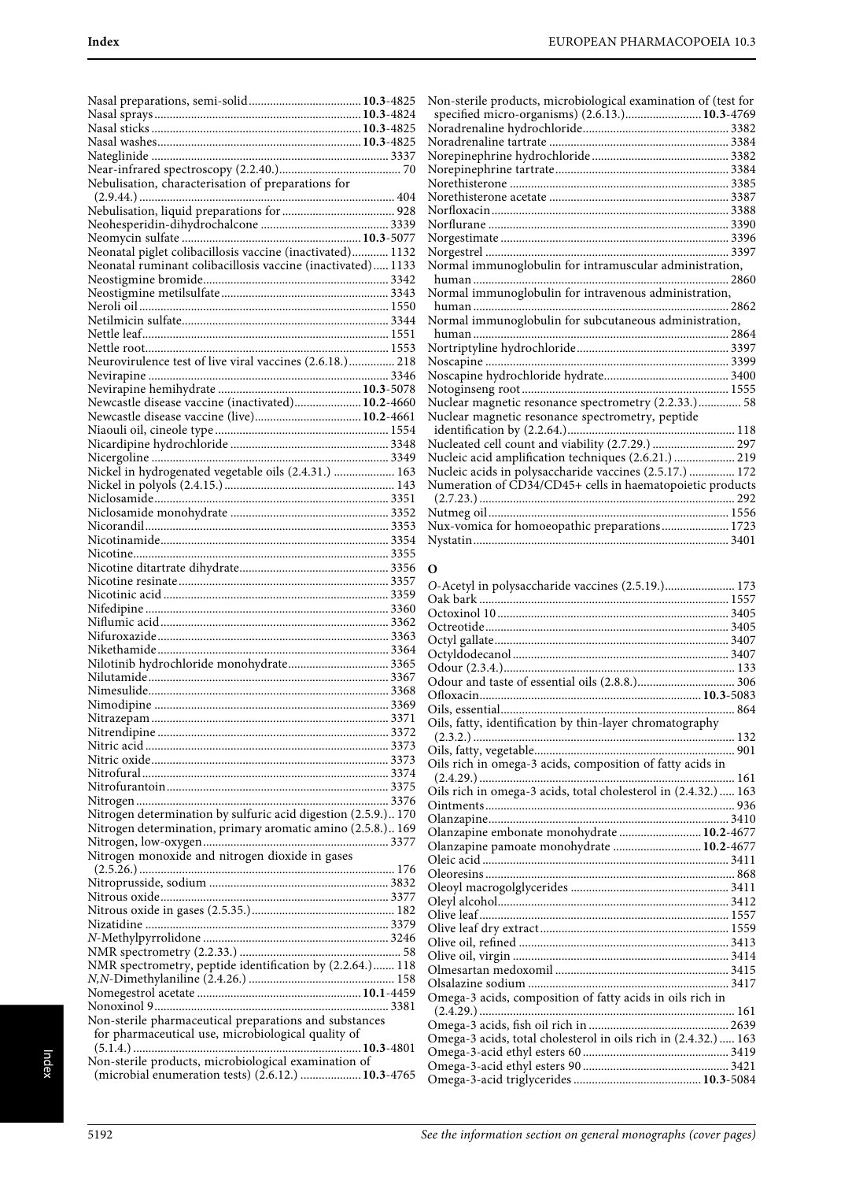Nasal preparations, semi-solid....................................**10.3**-4825
Nasal sprays..................................................................**10.3**-4824
Nasal sticks...................................................................**10.3**-4825
Nasal washes.................................................................**10.3**-4825
Nateglinide ............................................................................ 3337
Near-infrared spectroscopy (2.2.40.)........................................ 70
Nebulisation, characterisation of preparations for (2.9.44.).................................................................................. 404
Nebulisation, liquid preparations for .................................... 928
Neohesperidin-dihydrochalcone ......................................... 3339
Neomycin sulfate .........................................................**10.3**-5077
Neonatal piglet colibacillosis vaccine (inactivated)............ 1132
Neonatal ruminant colibacillosis vaccine (inactivated)..... 1133
Neostigmine bromide............................................................ 3342
Neostigmine metilsulfate....................................................... 3343
Neroli oil ................................................................................. 1550
Netilmicin sulfate................................................................... 3344
Nettle leaf................................................................................ 1551
Nettle root............................................................................... 1553
Neurovirulence test of live viral vaccines (2.6.18.)............... 218
Nevirapine .............................................................................. 3346
Nevirapine hemihydrate ..............................................**10.3**-5078
Newcastle disease vaccine (inactivated)......................**10.2**-4660
Newcastle disease vaccine (live)..................................**10.2**-4661
Niaouli oil, cineole type ........................................................ 1554
Nicardipine hydrochloride ................................................... 3348
Nicergoline ............................................................................. 3349
Nickel in hydrogenated vegetable oils (2.4.31.) .................... 163
Nickel in polyols (2.4.15.)....................................................... 143
Niclosamide............................................................................ 3351
Niclosamide monohydrate ................................................... 3352
Nicorandil............................................................................... 3353
Nicotinamide.......................................................................... 3354
Nicotine................................................................................... 3355
Nicotine ditartrate dihydrate................................................ 3356
Nicotine resinate.................................................................... 3357
Nicotinic acid ......................................................................... 3359
Nifedipine ............................................................................... 3360
Niflumic acid.......................................................................... 3362
Nifuroxazide........................................................................... 3363
Nikethamide........................................................................... 3364
Nilotinib hydrochloride monohydrate................................. 3365
Nilutamide.............................................................................. 3367
Nimesulide.............................................................................. 3368
Nimodipine ............................................................................ 3369
Nitrazepam............................................................................. 3371
Nitrendipine ........................................................................... 3372
Nitric acid ............................................................................... 3373
Nitric oxide............................................................................. 3373
Nitrofural................................................................................ 3374
Nitrofurantoin........................................................................ 3375
Nitrogen.................................................................................. 3376
Nitrogen determination by sulfuric acid digestion (2.5.9.).. 170
Nitrogen determination, primary aromatic amino (2.5.8.).. 169
Nitrogen, low-oxygen............................................................ 3377
Nitrogen monoxide and nitrogen dioxide in gases (2.5.26.).................................................................................. 176
Nitroprusside, sodium .......................................................... 3832
Nitrous oxide.......................................................................... 3377
Nitrous oxide in gases (2.5.35.).............................................. 182
Nizatidine ............................................................................... 3379
*N*-Methylpyrrolidone ............................................................ 3246
NMR spectrometry (2.2.33.) .................................................... 58
NMR spectrometry, peptide identification by (2.2.64.)....... 118
*N*,*N*-Dimethylaniline (2.4.26.) ............................................... 158
Nomegestrol acetate ....................................................**10.1**-4459
Nonoxinol 9............................................................................ 3381
Non-sterile pharmaceutical preparations and substances for pharmaceutical use, microbiological quality of (5.1.4.)...........................................................................**10.3**-4801
Non-sterile products, microbiological examination of (microbial enumeration tests) (2.6.12.) ....................**10.3**-4765
Non-sterile products, microbiological examination of (test for specified micro-organisms) (2.6.13.)........................**10.3**-4769
Noradrenaline hydrochloride............................................... 3382
Noradrenaline tartrate .......................................................... 3384
Norepinephrine hydrochloride ............................................ 3382
Norepinephrine tartrate........................................................ 3384
Norethisterone ....................................................................... 3385
Norethisterone acetate .......................................................... 3387
Norfloxacin............................................................................. 3388
Norflurane .............................................................................. 3390
Norgestimate .......................................................................... 3396
Norgestrel ............................................................................... 3397
Normal immunoglobulin for intramuscular administration, human ................................................................................... 2860
Normal immunoglobulin for intravenous administration, human ................................................................................... 2862
Normal immunoglobulin for subcutaneous administration, human ................................................................................... 2864
Nortriptyline hydrochloride................................................. 3397
Noscapine ............................................................................... 3399
Noscapine hydrochloride hydrate........................................ 3400
Notoginseng root................................................................... 1555
Nuclear magnetic resonance spectrometry (2.2.33.).............. 58
Nuclear magnetic resonance spectrometry, peptide identification by (2.2.64.)...................................................... 118
Nucleated cell count and viability (2.7.29.) ........................... 297
Nucleic acid amplification techniques (2.6.21.) .................... 219
Nucleic acids in polysaccharide vaccines (2.5.17.) ............... 172
Numeration of CD34/CD45+ cells in haematopoietic products (2.7.23.).................................................................................. 292
Nutmeg oil.............................................................................. 1556
Nux-vomica for homoeopathic preparations...................... 1723
Nystatin................................................................................... 3401

## O

*O*-Acetyl in polysaccharide vaccines (2.5.19.)....................... 173
Oak bark ................................................................................. 1557
Octoxinol 10........................................................................... 3405
Octreotide............................................................................... 3405
Octyl gallate............................................................................ 3407
Octyldodecanol...................................................................... 3407
Odour (2.3.4.)........................................................................... 133
Odour and taste of essential oils (2.8.8.)................................ 306
Ofloxacin......................................................................**10.3**-5083
Oils, essential............................................................................ 864
Oils, fatty, identification by thin-layer chromatography (2.3.2.).................................................................................... 132
Oils, fatty, vegetable................................................................. 901
Oils rich in omega-3 acids, composition of fatty acids in (2.4.29.).................................................................................. 161
Oils rich in omega-3 acids, total cholesterol in (2.4.32.)..... 163
Ointments................................................................................. 936
Olanzapine.............................................................................. 3410
Olanzapine embonate monohydrate ..........................**10.2**-4677
Olanzapine pamoate monohydrate ............................**10.2**-4677
Oleic acid ................................................................................ 3411
Oleoresins ................................................................................ 868
Oleoyl macrogolglycerides ................................................... 3411
Oleyl alcohol........................................................................... 3412
Olive leaf................................................................................. 1557
Olive leaf dry extract............................................................. 1559
Olive oil, refined .................................................................... 3413
Olive oil, virgin ...................................................................... 3414
Olmesartan medoxomil ........................................................ 3415
Olsalazine sodium ................................................................. 3417
Omega-3 acids, composition of fatty acids in oils rich in (2.4.29.).................................................................................. 161
Omega-3 acids, fish oil rich in ............................................. 2639
Omega-3 acids, total cholesterol in oils rich in (2.4.32.)..... 163
Omega-3-acid ethyl esters 60 ............................................... 3419
Omega-3-acid ethyl esters 90 ............................................... 3421
Omega-3-acid triglycerides .........................................**10.3**-5084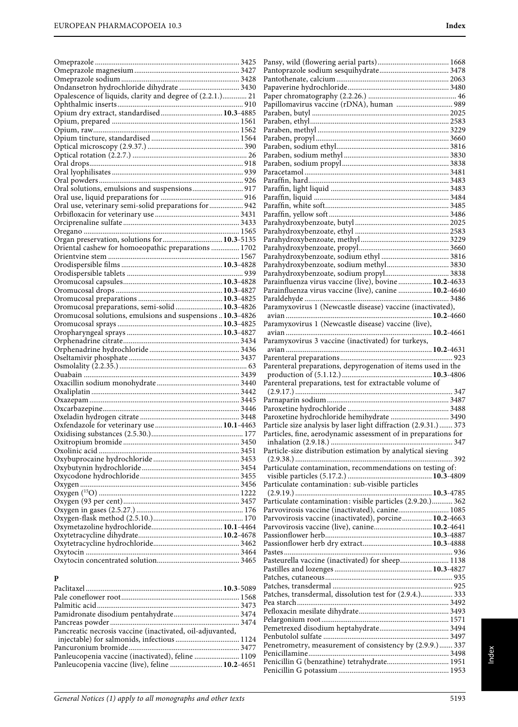Omeprazole ........ 3425
Omeprazole magnesium ........ 3427
Omeprazole sodium ........ 3428
Ondansetron hydrochloride dihydrate ........ 3430
Opalescence of liquids, clarity and degree of (2.2.1.) ........ 21
Ophthalmic inserts ........ 910
Opium dry extract, standardised ........ **10.3**-4885
Opium, prepared ........ 1561
Opium, raw ........ 1562
Opium tincture, standardised ........ 1564
Optical microscopy (2.9.37.) ........ 390
Optical rotation (2.2.7.) ........ 26
Oral drops ........ 918
Oral lyophilisates ........ 939
Oral powders ........ 926
Oral solutions, emulsions and suspensions ........ 917
Oral use, liquid preparations for ........ 916
Oral use, veterinary semi-solid preparations for ........ 942
Orbifloxacin for veterinary use ........ 3431
Orciprenaline sulfate ........ 3433
Oregano ........ 1565
Organ preservation, solutions for ........ **10.3**-5135
Oriental cashew for homoeopathic preparations ........ 1702
Orientvine stem ........ 1567
Orodispersible films ........ **10.3**-4828
Orodispersible tablets ........ 939
Oromucosal capsules ........ **10.3**-4828
Oromucosal drops ........ **10.3**-4827
Oromucosal preparations ........ **10.3**-4825
Oromucosal preparations, semi-solid ........ **10.3**-4826
Oromucosal solutions, emulsions and suspensions .. **10.3**-4826
Oromucosal sprays ........ **10.3**-4825
Oropharyngeal sprays ........ **10.3**-4827
Orphenadrine citrate ........ 3434
Orphenadrine hydrochloride ........ 3436
Oseltamivir phosphate ........ 3437
Osmolality (2.2.35.) ........ 63
Ouabain ........ 3439
Oxacillin sodium monohydrate ........ 3440
Oxaliplatin ........ 3442
Oxazepam ........ 3445
Oxcarbazepine ........ 3446
Oxeladin hydrogen citrate ........ 3448
Oxfendazole for veterinary use ........ **10.1**-4463
Oxidising substances (2.5.30.) ........ 177
Oxitropium bromide ........ 3450
Oxolinic acid ........ 3451
Oxybuprocaine hydrochloride ........ 3453
Oxybutynin hydrochloride ........ 3454
Oxycodone hydrochloride ........ 3455
Oxygen ........ 3456
Oxygen ($^{15}$O) ........ 1222
Oxygen (93 per cent) ........ 3457
Oxygen in gases (2.5.27.) ........ 176
Oxygen-flask method (2.5.10.) ........ 170
Oxymetazoline hydrochloride ........ **10.1**-4464
Oxytetracycline dihydrate ........ **10.2**-4678
Oxytetracycline hydrochloride ........ 3462
Oxytocin ........ 3464
Oxytocin concentrated solution ........ 3465

## P

Paclitaxel ........ **10.3**-5089
Pale coneflower root ........ 1568
Palmitic acid ........ 3473
Pamidronate disodium pentahydrate ........ 3474
Pancreas powder ........ 3474
Pancreatic necrosis vaccine (inactivated, oil-adjuvanted, injectable) for salmonids, infectious ........ 1124
Pancuronium bromide ........ 3477
Panleucopenia vaccine (inactivated), feline ........ 1109
Panleucopenia vaccine (live), feline ........ **10.2**-4651
Pansy, wild (flowering aerial parts) ........ 1668
Pantoprazole sodium sesquihydrate ........ 3478
Pantothenate, calcium ........ 2063
Papaverine hydrochloride ........ 3480
Paper chromatography (2.2.26.) ........ 46
Papillomavirus vaccine (rDNA), human ........ 989
Paraben, butyl ........ 2025
Paraben, ethyl ........ 2583
Paraben, methyl ........ 3229
Paraben, propyl ........ 3660
Paraben, sodium ethyl ........ 3816
Paraben, sodium methyl ........ 3830
Paraben, sodium propyl ........ 3838
Paracetamol ........ 3481
Paraffin, hard ........ 3483
Paraffin, light liquid ........ 3483
Paraffin, liquid ........ 3484
Paraffin, white soft ........ 3485
Paraffin, yellow soft ........ 3486
Parahydroxybenzoate, butyl ........ 2025
Parahydroxybenzoate, ethyl ........ 2583
Parahydroxybenzoate, methyl ........ 3229
Parahydroxybenzoate, propyl ........ 3660
Parahydroxybenzoate, sodium ethyl ........ 3816
Parahydroxybenzoate, sodium methyl ........ 3830
Parahydroxybenzoate, sodium propyl ........ 3838
Parainfluenza virus vaccine (live), bovine ........ **10.2**-4633
Parainfluenza virus vaccine (live), canine ........ **10.2**-4640
Paraldehyde ........ 3486
Paramyxovirus 1 (Newcastle disease) vaccine (inactivated), avian ........ **10.2**-4660
Paramyxovirus 1 (Newcastle disease) vaccine (live), avian ........ **10.2**-4661
Paramyxovirus 3 vaccine (inactivated) for turkeys, avian ........ **10.2**-4631
Parenteral preparations ........ 923
Parenteral preparations, depyrogenation of items used in the production of (5.1.12.) ........ **10.3**-4806
Parenteral preparations, test for extractable volume of (2.9.17.) ........ 347
Parnaparin sodium ........ 3487
Paroxetine hydrochloride ........ 3488
Paroxetine hydrochloride hemihydrate ........ 3490
Particle size analysis by laser light diffraction (2.9.31.) ........ 373
Particles, fine, aerodynamic assessment of in preparations for inhalation (2.9.18.) ........ 347
Particle-size distribution estimation by analytical sieving (2.9.38.) ........ 392
Particulate contamination, recommendations on testing of: visible particles (5.17.2.) ........ **10.3**-4809
Particulate contamination: sub-visible particles (2.9.19.) ........ **10.3**-4785
Particulate contamination: visible particles (2.9.20.) ........ 362
Parvovirosis vaccine (inactivated), canine ........ 1085
Parvovirosis vaccine (inactivated), porcine ........ **10.2**-4663
Parvovirosis vaccine (live), canine ........ **10.2**-4641
Passionflower herb ........ **10.3**-4887
Passionflower herb dry extract ........ **10.3**-4888
Pastes ........ 936
Pasteurella vaccine (inactivated) for sheep ........ 1138
Pastilles and lozenges ........ **10.3**-4827
Patches, cutaneous ........ 935
Patches, transdermal ........ 925
Patches, transdermal, dissolution test for (2.9.4.) ........ 333
Pea starch ........ 3492
Pefloxacin mesilate dihydrate ........ 3493
Pelargonium root ........ 1571
Pemetrexed disodium heptahydrate ........ 3494
Penbutolol sulfate ........ 3497
Penetrometry, measurement of consistency by (2.9.9.) ........ 337
Penicillamine ........ 3498
Penicillin G (benzathine) tetrahydrate ........ 1951
Penicillin G potassium ........ 1953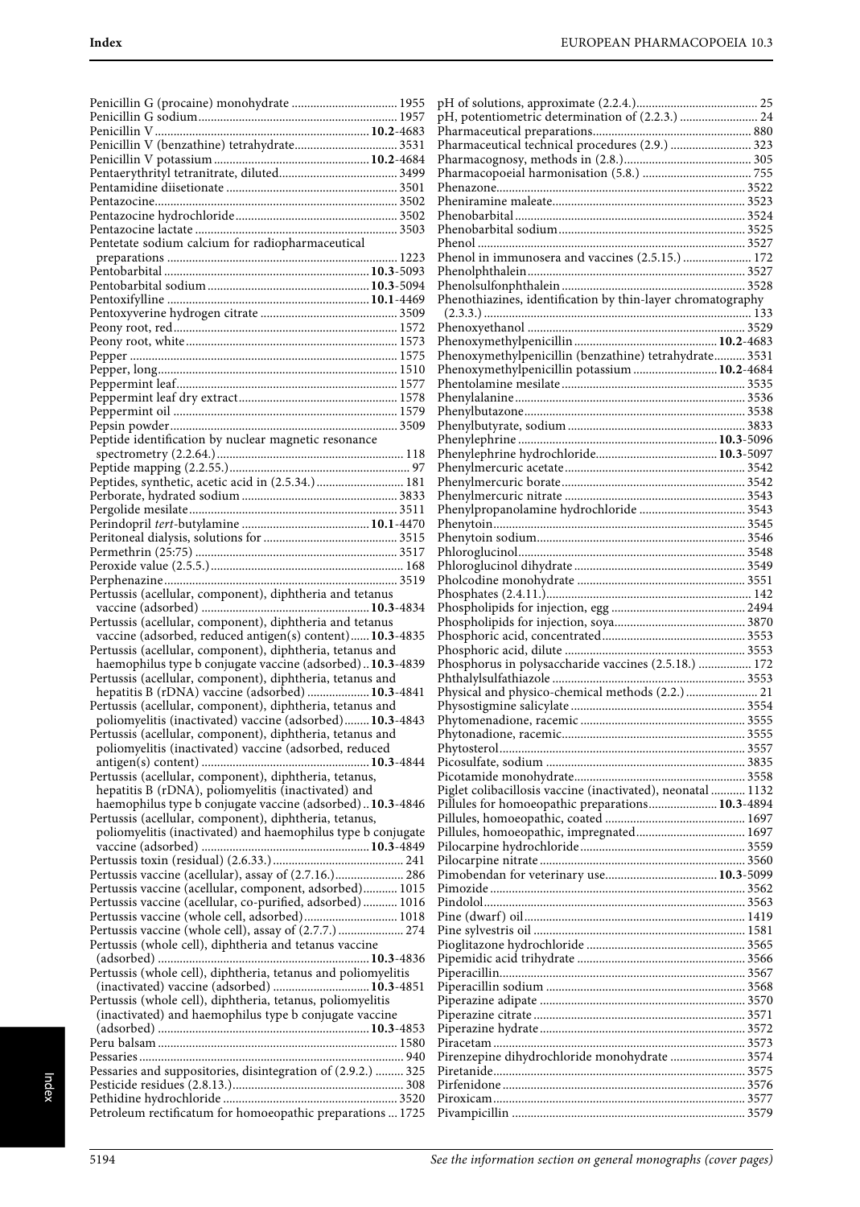Penicillin G (procaine) monohydrate ................................. 1955
Penicillin G sodium................................................ 1957
Penicillin V .................................................... **10.2**-4683
Penicillin V (benzathine) tetrahydrate................................ 3531
Penicillin V potassium .......................................... **10.2**-4684
Pentaerythrityl tetranitrate, diluted...................................... 3499
Pentamidine diisetionate ....................................... 3501
Pentazocine.................................................... 3502
Pentazocine hydrochloride ...................................... 3502
Pentazocine lactate ............................................. 3503
Pentetate sodium calcium for radiopharmaceutical preparations ...................................................... 1223
Pentobarbital ................................................ **10.3**-5093
Pentobarbital sodium ........................................ **10.3**-5094
Pentoxifylline ................................................ **10.1**-4469
Pentoxyverine hydrogen citrate ................................. 3509
Peony root, red.................................................. 1572
Peony root, white .............................................. 1573
Pepper .......................................................... 1575
Pepper, long.................................................... 1510
Peppermint leaf.................................................. 1577
Peppermint leaf dry extract..................................... 1578
Peppermint oil .................................................. 1579
Pepsin powder .................................................. 3509
Peptide identification by nuclear magnetic resonance spectrometry (2.2.64.)............................................ 118
Peptide mapping (2.2.55.)........................................ 97
Peptides, synthetic, acetic acid in (2.5.34.)........................ 181
Perborate, hydrated sodium .................................... 3833
Pergolide mesilate............................................... 3511
Perindopril *tert*-butylamine .................................. **10.1**-4470
Peritoneal dialysis, solutions for ............................. 3515
Permethrin (25:75) ............................................. 3517
Peroxide value (2.5.5.).......................................... 168
Perphenazine.................................................... 3519
Pertussis (acellular, component), diphtheria and tetanus vaccine (adsorbed) ........................................ **10.3**-4834
Pertussis (acellular, component), diphtheria and tetanus vaccine (adsorbed, reduced antigen(s) content)...... **10.3**-4835
Pertussis (acellular, component), diphtheria, tetanus and haemophilus type b conjugate vaccine (adsorbed) .. **10.3**-4839
Pertussis (acellular, component), diphtheria, tetanus and hepatitis B (rDNA) vaccine (adsorbed) .................... **10.3**-4841
Pertussis (acellular, component), diphtheria, tetanus and poliomyelitis (inactivated) vaccine (adsorbed)........ **10.3**-4843
Pertussis (acellular, component), diphtheria, tetanus and poliomyelitis (inactivated) vaccine (adsorbed, reduced antigen(s) content) ........................................ **10.3**-4844
Pertussis (acellular, component), diphtheria, tetanus, hepatitis B (rDNA), poliomyelitis (inactivated) and haemophilus type b conjugate vaccine (adsorbed) .. **10.3**-4846
Pertussis (acellular, component), diphtheria, tetanus, poliomyelitis (inactivated) and haemophilus type b conjugate vaccine (adsorbed) ........................................ **10.3**-4849
Pertussis toxin (residual) (2.6.33.)................................ 241
Pertussis vaccine (acellular), assay of (2.7.16.)..................... 286
Pertussis vaccine (acellular, component, adsorbed)........... 1015
Pertussis vaccine (acellular, co-purified, adsorbed)........... 1016
Pertussis vaccine (whole cell, adsorbed)............................. 1018
Pertussis vaccine (whole cell), assay of (2.7.7.) .................... 274
Pertussis (whole cell), diphtheria and tetanus vaccine (adsorbed) ................................................... **10.3**-4836
Pertussis (whole cell), diphtheria, tetanus and poliomyelitis (inactivated) vaccine (adsorbed) ........................... **10.3**-4851
Pertussis (whole cell), diphtheria, tetanus, poliomyelitis (inactivated) and haemophilus type b conjugate vaccine (adsorbed) ................................................... **10.3**-4853
Peru balsam .................................................... 1580
Pessaries........................................................ 940
Pessaries and suppositories, disintegration of (2.9.2.) ......... 325
Pesticide residues (2.8.13.)....................................... 308
Pethidine hydrochloride ....................................... 3520
Petroleum rectificatum for homoeopathic preparations ... 1725
pH of solutions, approximate (2.2.4.)............................... 25
pH, potentiometric determination of (2.2.3.) ......................... 24
Pharmaceutical preparations.................................... 880
Pharmaceutical technical procedures (2.9.) .......................... 323
Pharmacognosy, methods in (2.8.)................................. 305
Pharmacopoeial harmonisation (5.8.) ............................... 755
Phenazone...................................................... 3522
Pheniramine maleate............................................ 3523
Phenobarbital ................................................. 3524
Phenobarbital sodium ........................................... 3525
Phenol ......................................................... 3527
Phenol in immunosera and vaccines (2.5.15.) ...................... 172
Phenolphthalein................................................. 3527
Phenolsulfonphthalein .......................................... 3528
Phenothiazines, identification by thin-layer chromatography (2.3.3.) ...................................................... 133
Phenoxyethanol ................................................ 3529
Phenoxymethylpenicillin ..................................... **10.2**-4683
Phenoxymethylpenicillin (benzathine) tetrahydrate.......... 3531
Phenoxymethylpenicillin potassium ......................... **10.2**-4684
Phentolamine mesilate ......................................... 3535
Phenylalanine .................................................. 3536
Phenylbutazone.................................................. 3538
Phenylbutyrate, sodium ......................................... 3833
Phenylephrine ............................................... **10.3**-5096
Phenylephrine hydrochloride................................ **10.3**-5097
Phenylmercuric acetate .......................................... 3542
Phenylmercuric borate .......................................... 3542
Phenylmercuric nitrate ......................................... 3543
Phenylpropanolamine hydrochloride .............................. 3543
Phenytoin....................................................... 3545
Phenytoin sodium................................................ 3546
Phloroglucinol .................................................. 3548
Phloroglucinol dihydrate ....................................... 3549
Pholcodine monohydrate ......................................... 3551
Phosphates (2.4.11.)............................................. 142
Phospholipids for injection, egg ................................ 2494
Phospholipids for injection, soya................................ 3870
Phosphoric acid, concentrated.................................... 3553
Phosphoric acid, dilute ......................................... 3553
Phosphorus in polysaccharide vaccines (2.5.18.) ................. 172
Phthalylsulfathiazole ........................................... 3553
Physical and physico-chemical methods (2.2.) ....................... 21
Physostigmine salicylate ........................................ 3554
Phytomenadione, racemic ......................................... 3555
Phytonadione, racemic............................................ 3555
Phytosterol..................................................... 3557
Picosulfate, sodium ............................................. 3835
Picotamide monohydrate.......................................... 3558
Piglet colibacillosis vaccine (inactivated), neonatal ........... 1132
Pillules for homoeopathic preparations...................... **10.3**-4894
Pillules, homoeopathic, coated .................................. 1697
Pillules, homoeopathic, impregnated.............................. 1697
Pilocarpine hydrochloride ....................................... 3559
Pilocarpine nitrate ............................................. 3560
Pimobendan for veterinary use................................ **10.3**-5099
Pimozide ....................................................... 3562
Pindolol......................................................... 3563
Pine (dwarf) oil................................................. 1419
Pine sylvestris oil ............................................. 1581
Pioglitazone hydrochloride ...................................... 3565
Pipemidic acid trihydrate ....................................... 3566
Piperacillin..................................................... 3567
Piperacillin sodium ............................................. 3568
Piperazine adipate .............................................. 3570
Piperazine citrate .............................................. 3571
Piperazine hydrate .............................................. 3572
Piracetam ...................................................... 3573
Pirenzepine dihydrochloride monohydrate ......................... 3574
Piretanide....................................................... 3575
Pirfenidone ..................................................... 3576
Piroxicam........................................................ 3577
Pivampicillin ................................................... 3579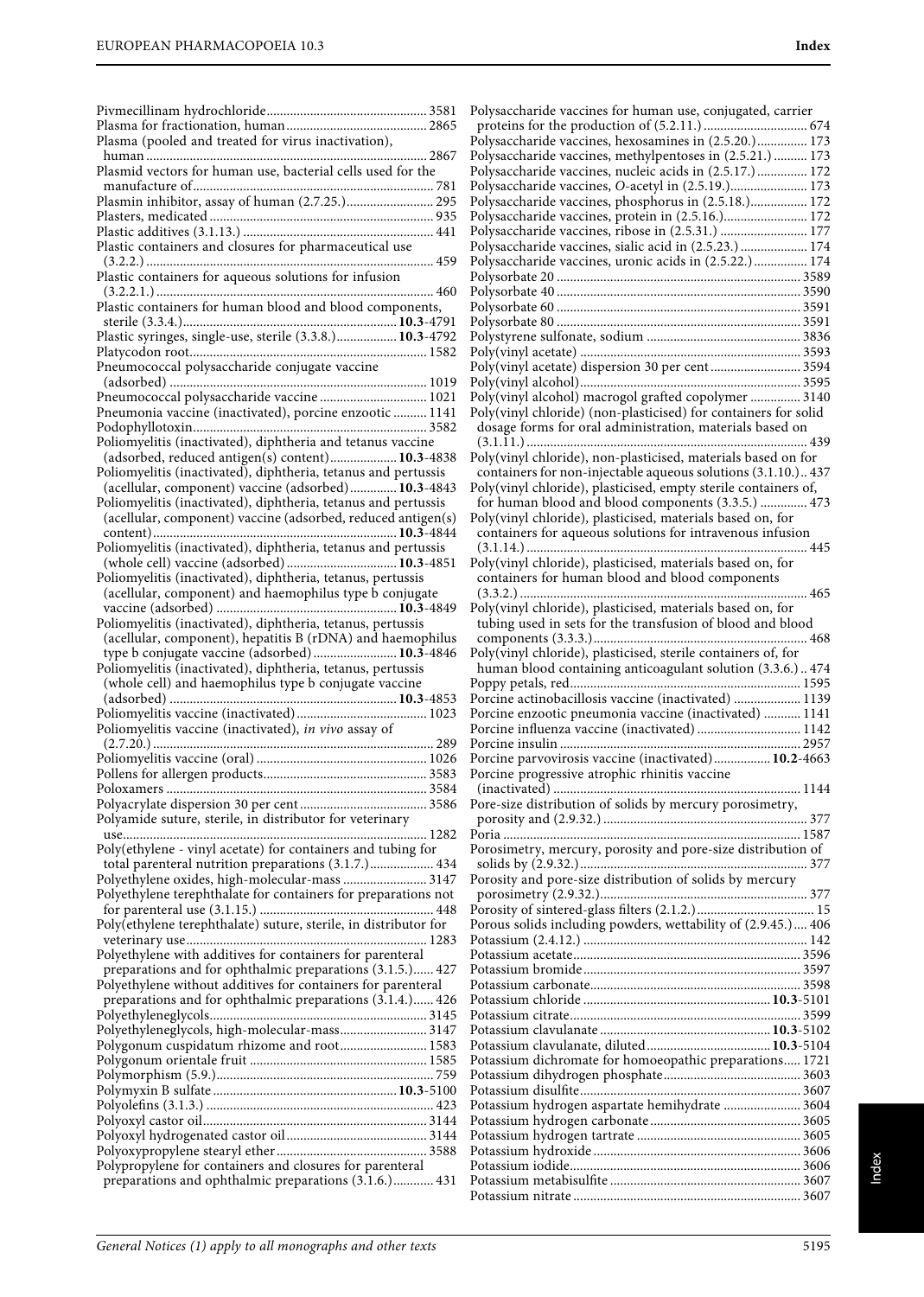Pivmecillinam hydrochloride ... 3581
Plasma for fractionation, human ... 2865
Plasma (pooled and treated for virus inactivation), human ... 2867
Plasmid vectors for human use, bacterial cells used for the manufacture of ... 781
Plasmin inhibitor, assay of human (2.7.25.) ... 295
Plasters, medicated ... 935
Plastic additives (3.1.13.) ... 441
Plastic containers and closures for pharmaceutical use (3.2.2.) ... 459
Plastic containers for aqueous solutions for infusion (3.2.2.1.) ... 460
Plastic containers for human blood and blood components, sterile (3.3.4.) ... **10.3**-4791
Plastic syringes, single-use, sterile (3.3.8.) ... **10.3**-4792
Platycodon root ... 1582
Pneumococcal polysaccharide conjugate vaccine (adsorbed) ... 1019
Pneumococcal polysaccharide vaccine ... 1021
Pneumonia vaccine (inactivated), porcine enzootic ... 1141
Podophyllotoxin ... 3582
Poliomyelitis (inactivated), diphtheria and tetanus vaccine (adsorbed, reduced antigen(s) content) ... **10.3**-4838
Poliomyelitis (inactivated), diphtheria, tetanus and pertussis (acellular, component) vaccine (adsorbed) ... **10.3**-4843
Poliomyelitis (inactivated), diphtheria, tetanus and pertussis (acellular, component) vaccine (adsorbed, reduced antigen(s) content) ... **10.3**-4844
Poliomyelitis (inactivated), diphtheria, tetanus and pertussis (whole cell) vaccine (adsorbed) ... **10.3**-4851
Poliomyelitis (inactivated), diphtheria, tetanus, pertussis (acellular, component) and haemophilus type b conjugate vaccine (adsorbed) ... **10.3**-4849
Poliomyelitis (inactivated), diphtheria, tetanus, pertussis (acellular, component), hepatitis B (rDNA) and haemophilus type b conjugate vaccine (adsorbed) ... **10.3**-4846
Poliomyelitis (inactivated), diphtheria, tetanus, pertussis (whole cell) and haemophilus type b conjugate vaccine (adsorbed) ... **10.3**-4853
Poliomyelitis vaccine (inactivated) ... 1023
Poliomyelitis vaccine (inactivated), *in vivo* assay of (2.7.20.) ... 289
Poliomyelitis vaccine (oral) ... 1026
Pollens for allergen products ... 3583
Poloxamers ... 3584
Polyacrylate dispersion 30 per cent ... 3586
Polyamide suture, sterile, in distributor for veterinary use ... 1282
Poly(ethylene - vinyl acetate) for containers and tubing for total parenteral nutrition preparations (3.1.7.) ... 434
Polyethylene oxides, high-molecular-mass ... 3147
Polyethylene terephthalate for containers for preparations not for parenteral use (3.1.15.) ... 448
Poly(ethylene terephthalate) suture, sterile, in distributor for veterinary use ... 1283
Polyethylene with additives for containers for parenteral preparations and for ophthalmic preparations (3.1.5.) ... 427
Polyethylene without additives for containers for parenteral preparations and for ophthalmic preparations (3.1.4.) ... 426
Polyethyleneglycols ... 3145
Polyethyleneglycols, high-molecular-mass ... 3147
Polygonum cuspidatum rhizome and root ... 1583
Polygonum orientale fruit ... 1585
Polymorphism (5.9.) ... 759
Polymyxin B sulfate ... **10.3**-5100
Polyolefins (3.1.3.) ... 423
Polyoxyl castor oil ... 3144
Polyoxyl hydrogenated castor oil ... 3144
Polyoxypropylene stearyl ether ... 3588
Polypropylene for containers and closures for parenteral preparations and ophthalmic preparations (3.1.6.) ... 431
Polysaccharide vaccines for human use, conjugated, carrier proteins for the production of (5.2.11.) ... 674
Polysaccharide vaccines, hexosamines in (2.5.20.) ... 173
Polysaccharide vaccines, methylpentoses in (2.5.21.) ... 173
Polysaccharide vaccines, nucleic acids in (2.5.17.) ... 172
Polysaccharide vaccines, *O*-acetyl in (2.5.19.) ... 173
Polysaccharide vaccines, phosphorus in (2.5.18.) ... 172
Polysaccharide vaccines, protein in (2.5.16.) ... 172
Polysaccharide vaccines, ribose in (2.5.31.) ... 177
Polysaccharide vaccines, sialic acid in (2.5.23.) ... 174
Polysaccharide vaccines, uronic acids in (2.5.22.) ... 174
Polysorbate 20 ... 3589
Polysorbate 40 ... 3590
Polysorbate 60 ... 3591
Polysorbate 80 ... 3591
Polystyrene sulfonate, sodium ... 3836
Poly(vinyl acetate) ... 3593
Poly(vinyl acetate) dispersion 30 per cent ... 3594
Poly(vinyl alcohol) ... 3595
Poly(vinyl alcohol) macrogol grafted copolymer ... 3140
Poly(vinyl chloride) (non-plasticised) for containers for solid dosage forms for oral administration, materials based on (3.1.11.) ... 439
Poly(vinyl chloride), non-plasticised, materials based on for containers for non-injectable aqueous solutions (3.1.10.) ... 437
Poly(vinyl chloride), plasticised, empty sterile containers of, for human blood and blood components (3.3.5.) ... 473
Poly(vinyl chloride), plasticised, materials based on, for containers for aqueous solutions for intravenous infusion (3.1.14.) ... 445
Poly(vinyl chloride), plasticised, materials based on, for containers for human blood and blood components (3.3.2.) ... 465
Poly(vinyl chloride), plasticised, materials based on, for tubing used in sets for the transfusion of blood and blood components (3.3.3.) ... 468
Poly(vinyl chloride), plasticised, sterile containers of, for human blood containing anticoagulant solution (3.3.6.) ... 474
Poppy petals, red ... 1595
Porcine actinobacillosis vaccine (inactivated) ... 1139
Porcine enzootic pneumonia vaccine (inactivated) ... 1141
Porcine influenza vaccine (inactivated) ... 1142
Porcine insulin ... 2957
Porcine parvovirosis vaccine (inactivated) ... **10.2**-4663
Porcine progressive atrophic rhinitis vaccine (inactivated) ... 1144
Pore-size distribution of solids by mercury porosimetry, porosity and (2.9.32.) ... 377
Poria ... 1587
Porosimetry, mercury, porosity and pore-size distribution of solids by (2.9.32.) ... 377
Porosity and pore-size distribution of solids by mercury porosimetry (2.9.32.) ... 377
Porosity of sintered-glass filters (2.1.2.) ... 15
Porous solids including powders, wettability of (2.9.45.) ... 406
Potassium (2.4.12.) ... 142
Potassium acetate ... 3596
Potassium bromide ... 3597
Potassium carbonate ... 3598
Potassium chloride ... **10.3**-5101
Potassium citrate ... 3599
Potassium clavulanate ... **10.3**-5102
Potassium clavulanate, diluted ... **10.3**-5104
Potassium dichromate for homoeopathic preparations ... 1721
Potassium dihydrogen phosphate ... 3603
Potassium disulfite ... 3607
Potassium hydrogen aspartate hemihydrate ... 3604
Potassium hydrogen carbonate ... 3605
Potassium hydrogen tartrate ... 3605
Potassium hydroxide ... 3606
Potassium iodide ... 3606
Potassium metabisulfite ... 3607
Potassium nitrate ... 3607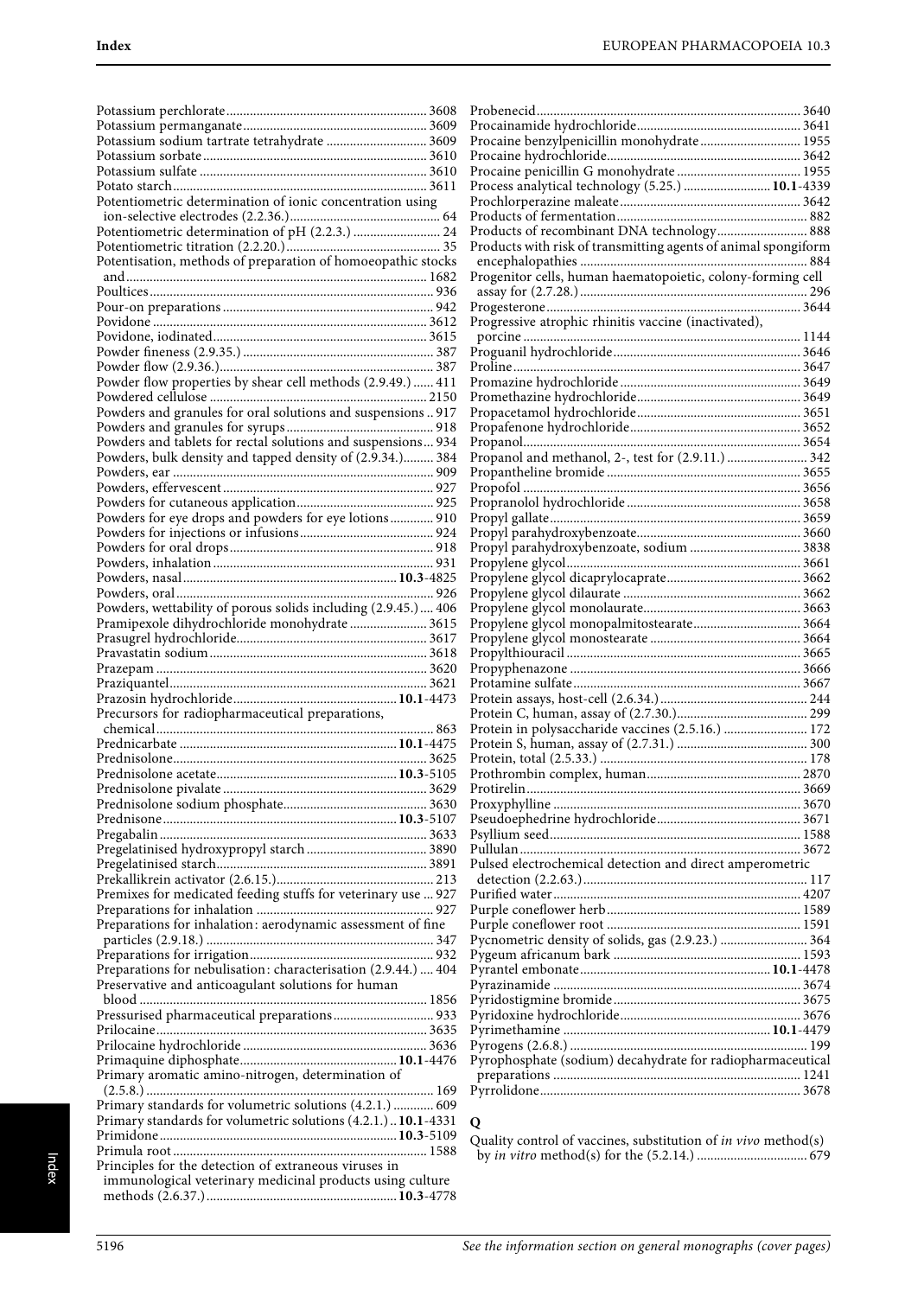Potassium perchlorate ........ 3608
Potassium permanganate ........ 3609
Potassium sodium tartrate tetrahydrate ........ 3609
Potassium sorbate ........ 3610
Potassium sulfate ........ 3610
Potato starch ........ 3611
Potentiometric determination of ionic concentration using ion-selective electrodes (2.2.36.) ........ 64
Potentiometric determination of pH (2.2.3.) ........ 24
Potentiometric titration (2.2.20.) ........ 35
Potentisation, methods of preparation of homoeopathic stocks and ........ 1682
Poultices ........ 936
Pour-on preparations ........ 942
Povidone ........ 3612
Povidone, iodinated ........ 3615
Powder fineness (2.9.35.) ........ 387
Powder flow (2.9.36.) ........ 387
Powder flow properties by shear cell methods (2.9.49.) ........ 411
Powdered cellulose ........ 2150
Powders and granules for oral solutions and suspensions .. 917
Powders and granules for syrups ........ 918
Powders and tablets for rectal solutions and suspensions ... 934
Powders, bulk density and tapped density of (2.9.34.) ........ 384
Powders, ear ........ 909
Powders, effervescent ........ 927
Powders for cutaneous application ........ 925
Powders for eye drops and powders for eye lotions ........ 910
Powders for injections or infusions ........ 924
Powders for oral drops ........ 918
Powders, inhalation ........ 931
Powders, nasal ........ **10.3**-4825
Powders, oral ........ 926
Powders, wettability of porous solids including (2.9.45.) .... 406
Pramipexole dihydrochloride monohydrate ........ 3615
Prasugrel hydrochloride ........ 3617
Pravastatin sodium ........ 3618
Prazepam ........ 3620
Praziquantel ........ 3621
Prazosin hydrochloride ........ **10.1**-4473
Precursors for radiopharmaceutical preparations, chemical ........ 863
Prednicarbate ........ **10.1**-4475
Prednisolone ........ 3625
Prednisolone acetate ........ **10.3**-5105
Prednisolone pivalate ........ 3629
Prednisolone sodium phosphate ........ 3630
Prednisone ........ **10.3**-5107
Pregabalin ........ 3633
Pregelatinised hydroxypropyl starch ........ 3890
Pregelatinised starch ........ 3891
Prekallikrein activator (2.6.15.) ........ 213
Premixes for medicated feeding stuffs for veterinary use ... 927
Preparations for inhalation ........ 927
Preparations for inhalation: aerodynamic assessment of fine particles (2.9.18.) ........ 347
Preparations for irrigation ........ 932
Preparations for nebulisation: characterisation (2.9.44.) .... 404
Preservative and anticoagulant solutions for human blood ........ 1856
Pressurised pharmaceutical preparations ........ 933
Prilocaine ........ 3635
Prilocaine hydrochloride ........ 3636
Primaquine diphosphate ........ **10.1**-4476
Primary aromatic amino-nitrogen, determination of (2.5.8.) ........ 169
Primary standards for volumetric solutions (4.2.1.) ........ 609
Primary standards for volumetric solutions (4.2.1.) .. **10.1**-4331
Primidone ........ **10.3**-5109
Primula root ........ 1588
Principles for the detection of extraneous viruses in immunological veterinary medicinal products using culture methods (2.6.37.) ........ **10.3**-4778
Probenecid ........ 3640
Procainamide hydrochloride ........ 3641
Procaine benzylpenicillin monohydrate ........ 1955
Procaine hydrochloride ........ 3642
Procaine penicillin G monohydrate ........ 1955
Process analytical technology (5.25.) ........ **10.1**-4339
Prochlorperazine maleate ........ 3642
Products of fermentation ........ 882
Products of recombinant DNA technology ........ 888
Products with risk of transmitting agents of animal spongiform encephalopathies ........ 884
Progenitor cells, human haematopoietic, colony-forming cell assay for (2.7.28.) ........ 296
Progesterone ........ 3644
Progressive atrophic rhinitis vaccine (inactivated), porcine ........ 1144
Proguanil hydrochloride ........ 3646
Proline ........ 3647
Promazine hydrochloride ........ 3649
Promethazine hydrochloride ........ 3649
Propacetamol hydrochloride ........ 3651
Propafenone hydrochloride ........ 3652
Propanol ........ 3654
Propanol and methanol, 2-, test for (2.9.11.) ........ 342
Propantheline bromide ........ 3655
Propofol ........ 3656
Propranolol hydrochloride ........ 3658
Propyl gallate ........ 3659
Propyl parahydroxybenzoate ........ 3660
Propyl parahydroxybenzoate, sodium ........ 3838
Propylene glycol ........ 3661
Propylene glycol dicaprylocaprate ........ 3662
Propylene glycol dilaurate ........ 3662
Propylene glycol monolaurate ........ 3663
Propylene glycol monopalmitostearate ........ 3664
Propylene glycol monostearate ........ 3664
Propylthiouracil ........ 3665
Propyphenazone ........ 3666
Protamine sulfate ........ 3667
Protein assays, host-cell (2.6.34.) ........ 244
Protein C, human, assay of (2.7.30.) ........ 299
Protein in polysaccharide vaccines (2.5.16.) ........ 172
Protein S, human, assay of (2.7.31.) ........ 300
Protein, total (2.5.33.) ........ 178
Prothrombin complex, human ........ 2870
Protirelin ........ 3669
Proxyphylline ........ 3670
Pseudoephedrine hydrochloride ........ 3671
Psyllium seed ........ 1588
Pullulan ........ 3672
Pulsed electrochemical detection and direct amperometric detection (2.2.63.) ........ 117
Purified water ........ 4207
Purple coneflower herb ........ 1589
Purple coneflower root ........ 1591
Pycnometric density of solids, gas (2.9.23.) ........ 364
Pygeum africanum bark ........ 1593
Pyrantel embonate ........ **10.1**-4478
Pyrazinamide ........ 3674
Pyridostigmine bromide ........ 3675
Pyridoxine hydrochloride ........ 3676
Pyrimethamine ........ **10.1**-4479
Pyrogens (2.6.8.) ........ 199
Pyrophosphate (sodium) decahydrate for radiopharmaceutical preparations ........ 1241
Pyrrolidone ........ 3678

## Q

Quality control of vaccines, substitution of *in vivo* method(s) by *in vitro* method(s) for the (5.2.14.) ........ 679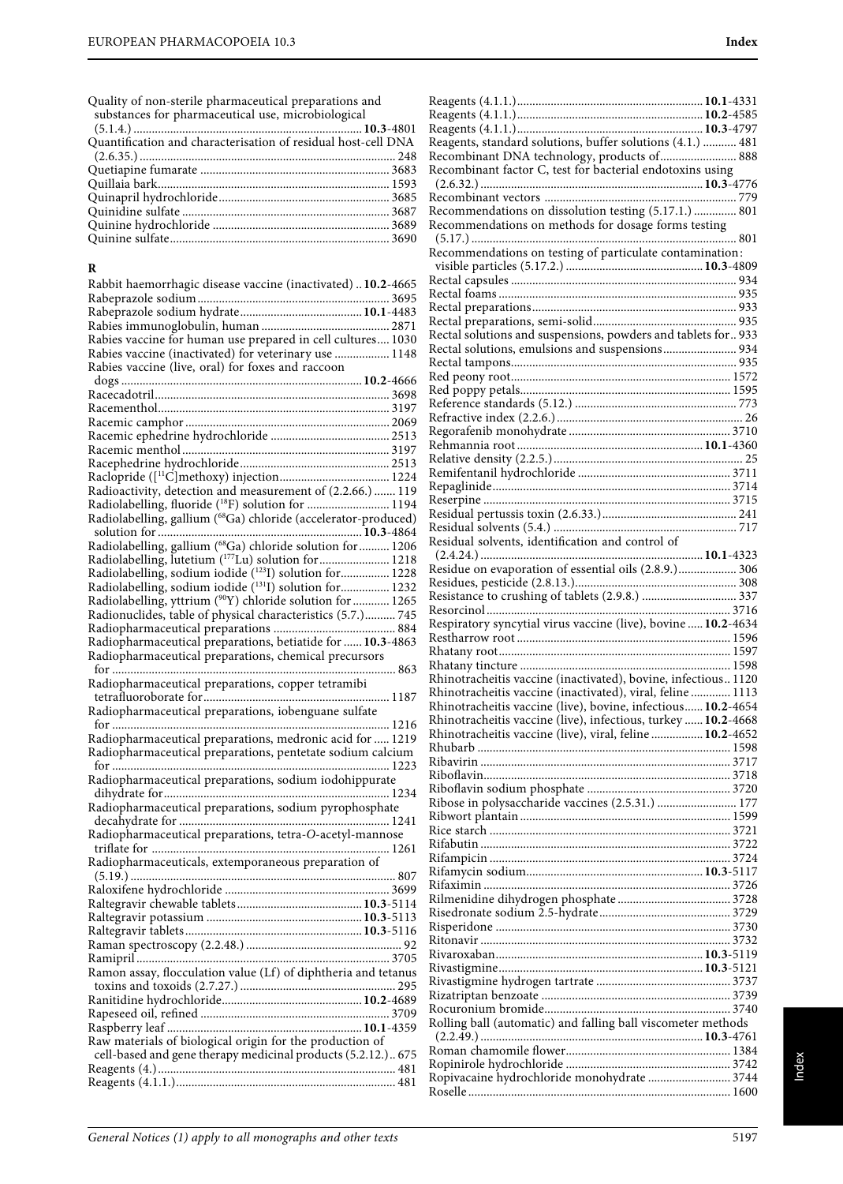Quality of non-sterile pharmaceutical preparations and substances for pharmaceutical use, microbiological (5.1.4.) .......... **10.3**-4801
Quantification and characterisation of residual host-cell DNA (2.6.35.) .......... 248
Quetiapine fumarate .......... 3683
Quillaia bark .......... 1593
Quinapril hydrochloride .......... 3685
Quinidine sulfate .......... 3687
Quinine hydrochloride .......... 3689
Quinine sulfate .......... 3690

## R

Rabbit haemorrhagic disease vaccine (inactivated) .. **10.2**-4665
Rabeprazole sodium .......... 3695
Rabeprazole sodium hydrate .......... **10.1**-4483
Rabies immunoglobulin, human .......... 2871
Rabies vaccine for human use prepared in cell cultures .... 1030
Rabies vaccine (inactivated) for veterinary use .......... 1148
Rabies vaccine (live, oral) for foxes and raccoon dogs .......... **10.2**-4666
Racecadotril .......... 3698
Racementhol .......... 3197
Racemic camphor .......... 2069
Racemic ephedrine hydrochloride .......... 2513
Racemic menthol .......... 3197
Racephedrine hydrochloride .......... 2513
Raclopride ([$^{11}$C]methoxy) injection .......... 1224
Radioactivity, detection and measurement of (2.2.66.) ....... 119
Radiolabelling, fluoride ($^{18}$F) solution for .......... 1194
Radiolabelling, gallium ($^{68}$Ga) chloride (accelerator-produced) solution for .......... **10.3**-4864
Radiolabelling, gallium ($^{68}$Ga) chloride solution for .......... 1206
Radiolabelling, lutetium ($^{177}$Lu) solution for .......... 1218
Radiolabelling, sodium iodide ($^{123}$I) solution for .......... 1228
Radiolabelling, sodium iodide ($^{131}$I) solution for .......... 1232
Radiolabelling, yttrium ($^{90}$Y) chloride solution for .......... 1265
Radionuclides, table of physical characteristics (5.7.) .......... 745
Radiopharmaceutical preparations .......... 884
Radiopharmaceutical preparations, betiatide for ...... **10.3**-4863
Radiopharmaceutical preparations, chemical precursors for .......... 863
Radiopharmaceutical preparations, copper tetramibi tetrafluoroborate for .......... 1187
Radiopharmaceutical preparations, iobenguane sulfate for .......... 1216
Radiopharmaceutical preparations, medronic acid for ..... 1219
Radiopharmaceutical preparations, pentetate sodium calcium for .......... 1223
Radiopharmaceutical preparations, sodium iodohippurate dihydrate for .......... 1234
Radiopharmaceutical preparations, sodium pyrophosphate decahydrate for .......... 1241
Radiopharmaceutical preparations, tetra-*O*-acetyl-mannose triflate for .......... 1261
Radiopharmaceuticals, extemporaneous preparation of (5.19.) .......... 807
Raloxifene hydrochloride .......... 3699
Raltegravir chewable tablets .......... **10.3**-5114
Raltegravir potassium .......... **10.3**-5113
Raltegravir tablets .......... **10.3**-5116
Raman spectroscopy (2.2.48.) .......... 92
Ramipril .......... 3705
Ramon assay, flocculation value (Lf) of diphtheria and tetanus toxins and toxoids (2.7.27.) .......... 295
Ranitidine hydrochloride .......... **10.2**-4689
Rapeseed oil, refined .......... 3709
Raspberry leaf .......... **10.1**-4359
Raw materials of biological origin for the production of cell-based and gene therapy medicinal products (5.2.12.) .. 675
Reagents (4.) .......... 481
Reagents (4.1.1.) .......... 481
Reagents (4.1.1.) .......... **10.1**-4331
Reagents (4.1.1.) .......... **10.2**-4585
Reagents (4.1.1.) .......... **10.3**-4797
Reagents, standard solutions, buffer solutions (4.1.) .......... 481
Recombinant DNA technology, products of .......... 888
Recombinant factor C, test for bacterial endotoxins using (2.6.32.) .......... **10.3**-4776
Recombinant vectors .......... 779
Recommendations on dissolution testing (5.17.1.) .......... 801
Recommendations on methods for dosage forms testing (5.17.) .......... 801
Recommendations on testing of particulate contamination: visible particles (5.17.2.) .......... **10.3**-4809
Rectal capsules .......... 934
Rectal foams .......... 935
Rectal preparations .......... 933
Rectal preparations, semi-solid .......... 935
Rectal solutions and suspensions, powders and tablets for .. 933
Rectal solutions, emulsions and suspensions .......... 934
Rectal tampons .......... 935
Red peony root .......... 1572
Red poppy petals .......... 1595
Reference standards (5.12.) .......... 773
Refractive index (2.2.6.) .......... 26
Regorafenib monohydrate .......... 3710
Rehmannia root .......... **10.1**-4360
Relative density (2.2.5.) .......... 25
Remifentanil hydrochloride .......... 3711
Repaglinide .......... 3714
Reserpine .......... 3715
Residual pertussis toxin (2.6.33.) .......... 241
Residual solvents (5.4.) .......... 717
Residual solvents, identification and control of (2.4.24.) .......... **10.1**-4323
Residue on evaporation of essential oils (2.8.9.) .......... 306
Residues, pesticide (2.8.13.) .......... 308
Resistance to crushing of tablets (2.9.8.) .......... 337
Resorcinol .......... 3716
Respiratory syncytial virus vaccine (live), bovine ..... **10.2**-4634
Restharrow root .......... 1596
Rhatany root .......... 1597
Rhatany tincture .......... 1598
Rhinotracheitis vaccine (inactivated), bovine, infectious .. 1120
Rhinotracheitis vaccine (inactivated), viral, feline .......... 1113
Rhinotracheitis vaccine (live), bovine, infectious ...... **10.2**-4654
Rhinotracheitis vaccine (live), infectious, turkey ...... **10.2**-4668
Rhinotracheitis vaccine (live), viral, feline .......... **10.2**-4652
Rhubarb .......... 1598
Ribavirin .......... 3717
Riboflavin .......... 3718
Riboflavin sodium phosphate .......... 3720
Ribose in polysaccharide vaccines (2.5.31.) .......... 177
Ribwort plantain .......... 1599
Rice starch .......... 3721
Rifabutin .......... 3722
Rifampicin .......... 3724
Rifamycin sodium .......... **10.3**-5117
Rifaximin .......... 3726
Rilmenidine dihydrogen phosphate .......... 3728
Risedronate sodium 2.5-hydrate .......... 3729
Risperidone .......... 3730
Ritonavir .......... 3732
Rivaroxaban .......... **10.3**-5119
Rivastigmine .......... **10.3**-5121
Rivastigmine hydrogen tartrate .......... 3737
Rizatriptan benzoate .......... 3739
Rocuronium bromide .......... 3740
Rolling ball (automatic) and falling ball viscometer methods (2.2.49.) .......... **10.3**-4761
Roman chamomile flower .......... 1384
Ropinirole hydrochloride .......... 3742
Ropivacaine hydrochloride monohydrate .......... 3744
Roselle .......... 1600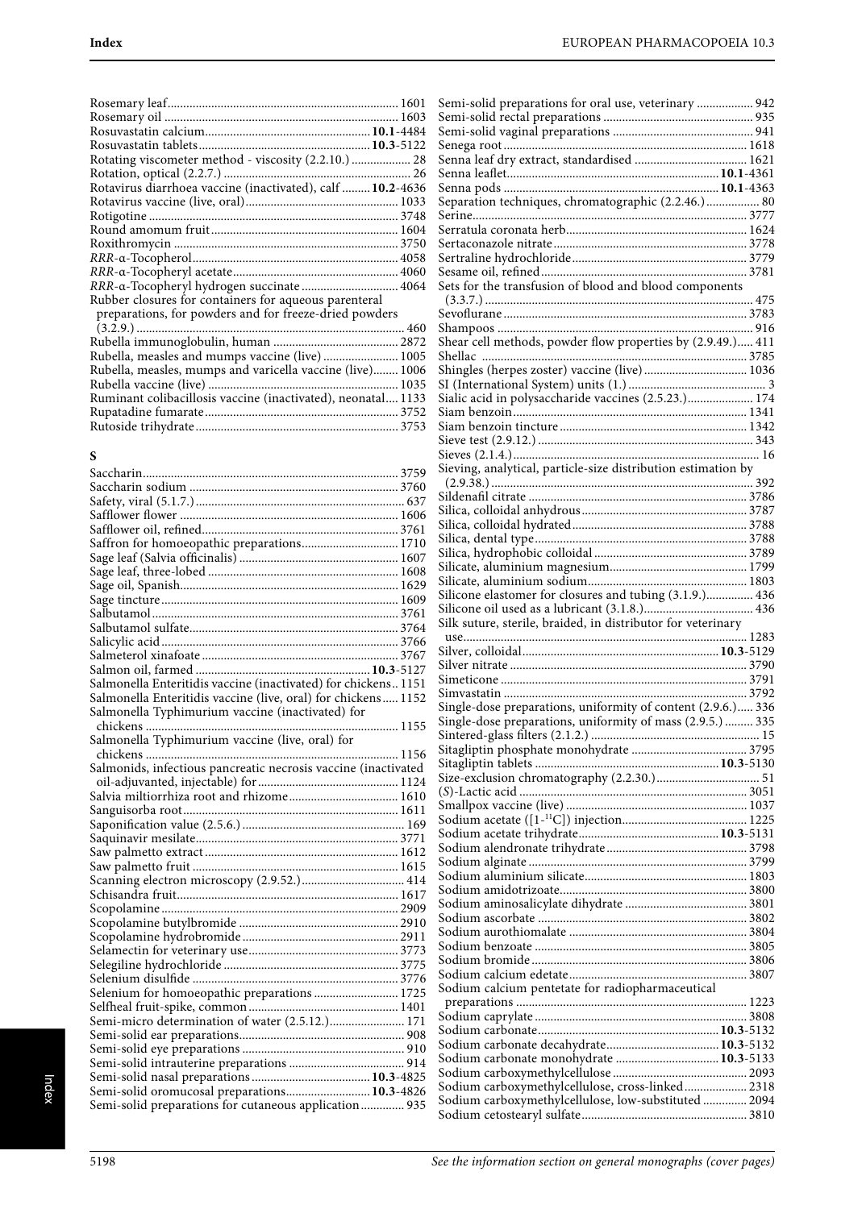Rosemary leaf 1601
Rosemary oil 1603
Rosuvastatin calcium **10.1**-4484
Rosuvastatin tablets **10.3**-5122
Rotating viscometer method - viscosity (2.2.10.) 28
Rotation, optical (2.2.7.) 26
Rotavirus diarrhoea vaccine (inactivated), calf **10.2**-4636
Rotavirus vaccine (live, oral) 1033
Rotigotine 3748
Round amomum fruit 1604
Roxithromycin 3750
*RRR*-α-Tocopherol 4058
*RRR*-α-Tocopheryl acetate 4060
*RRR*-α-Tocopheryl hydrogen succinate 4064
Rubber closures for containers for aqueous parenteral preparations, for powders and for freeze-dried powders (3.2.9.) 460
Rubella immunoglobulin, human 2872
Rubella, measles and mumps vaccine (live) 1005
Rubella, measles, mumps and varicella vaccine (live) 1006
Rubella vaccine (live) 1035
Ruminant colibacillosis vaccine (inactivated), neonatal 1133
Rupatadine fumarate 3752
Rutoside trihydrate 3753

## S

Saccharin 3759
Saccharin sodium 3760
Safety, viral (5.1.7.) 637
Safflower flower 1606
Safflower oil, refined 3761
Saffron for homoeopathic preparations 1710
Sage leaf (Salvia officinalis) 1607
Sage leaf, three-lobed 1608
Sage oil, Spanish 1629
Sage tincture 1609
Salbutamol 3761
Salbutamol sulfate 3764
Salicylic acid 3766
Salmeterol xinafoate 3767
Salmon oil, farmed **10.3**-5127
Salmonella Enteritidis vaccine (inactivated) for chickens 1151
Salmonella Enteritidis vaccine (live, oral) for chickens 1152
Salmonella Typhimurium vaccine (inactivated) for chickens 1155
Salmonella Typhimurium vaccine (live, oral) for chickens 1156
Salmonids, infectious pancreatic necrosis vaccine (inactivated oil-adjuvanted, injectable) for 1124
Salvia miltiorrhiza root and rhizome 1610
Sanguisorba root 1611
Saponification value (2.5.6.) 169
Saquinavir mesilate 3771
Saw palmetto extract 1612
Saw palmetto fruit 1615
Scanning electron microscopy (2.9.52.) 414
Schisandra fruit 1617
Scopolamine 2909
Scopolamine butylbromide 2910
Scopolamine hydrobromide 2911
Selamectin for veterinary use 3773
Selegiline hydrochloride 3775
Selenium disulfide 3776
Selenium for homoeopathic preparations 1725
Selfheal fruit-spike, common 1401
Semi-micro determination of water (2.5.12.) 171
Semi-solid ear preparations 908
Semi-solid eye preparations 910
Semi-solid intrauterine preparations 914
Semi-solid nasal preparations **10.3**-4825
Semi-solid oromucosal preparations **10.3**-4826
Semi-solid preparations for cutaneous application 935
Semi-solid preparations for oral use, veterinary 942
Semi-solid rectal preparations 935
Semi-solid vaginal preparations 941
Senega root 1618
Senna leaf dry extract, standardised 1621
Senna leaflet **10.1**-4361
Senna pods **10.1**-4363
Separation techniques, chromatographic (2.2.46.) 80
Serine 3777
Serratula coronata herb 1624
Sertaconazole nitrate 3778
Sertraline hydrochloride 3779
Sesame oil, refined 3781
Sets for the transfusion of blood and blood components (3.3.7.) 475
Sevoflurane 3783
Shampoos 916
Shear cell methods, powder flow properties by (2.9.49.) 411
Shellac 3785
Shingles (herpes zoster) vaccine (live) 1036
SI (International System) units (1.) 3
Sialic acid in polysaccharide vaccines (2.5.23.) 174
Siam benzoin 1341
Siam benzoin tincture 1342
Sieve test (2.9.12.) 343
Sieves (2.1.4.) 16
Sieving, analytical, particle-size distribution estimation by (2.9.38.) 392
Sildenafil citrate 3786
Silica, colloidal anhydrous 3787
Silica, colloidal hydrated 3788
Silica, dental type 3788
Silica, hydrophobic colloidal 3789
Silicate, aluminium magnesium 1799
Silicate, aluminium sodium 1803
Silicone elastomer for closures and tubing (3.1.9.) 436
Silicone oil used as a lubricant (3.1.8.) 436
Silk suture, sterile, braided, in distributor for veterinary use 1283
Silver, colloidal **10.3**-5129
Silver nitrate 3790
Simeticone 3791
Simvastatin 3792
Single-dose preparations, uniformity of content (2.9.6.) 336
Single-dose preparations, uniformity of mass (2.9.5.) 335
Sintered-glass filters (2.1.2.) 15
Sitagliptin phosphate monohydrate 3795
Sitagliptin tablets **10.3**-5130
Size-exclusion chromatography (2.2.30.) 51
(*S*)-Lactic acid 3051
Smallpox vaccine (live) 1037
Sodium acetate ([1-$^{11}$C]) injection 1225
Sodium acetate trihydrate **10.3**-5131
Sodium alendronate trihydrate 3798
Sodium alginate 3799
Sodium aluminium silicate 1803
Sodium amidotrizoate 3800
Sodium aminosalicylate dihydrate 3801
Sodium ascorbate 3802
Sodium aurothiomalate 3804
Sodium benzoate 3805
Sodium bromide 3806
Sodium calcium edetate 3807
Sodium calcium pentetate for radiopharmaceutical preparations 1223
Sodium caprylate 3808
Sodium carbonate **10.3**-5132
Sodium carbonate decahydrate **10.3**-5132
Sodium carbonate monohydrate **10.3**-5133
Sodium carboxymethylcellulose 2093
Sodium carboxymethylcellulose, cross-linked 2318
Sodium carboxymethylcellulose, low-substituted 2094
Sodium cetostearyl sulfate 3810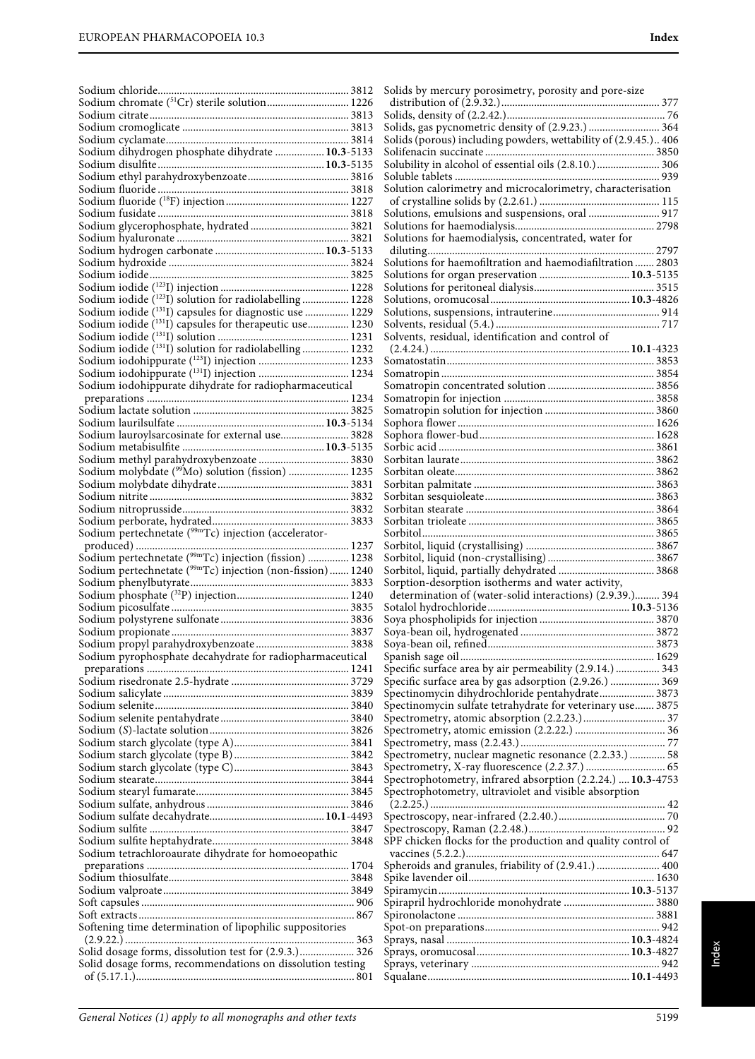Sodium chloride ... 3812
Sodium chromate ($^{51}Cr$) sterile solution ... 1226
Sodium citrate ... 3813
Sodium cromoglicate ... 3813
Sodium cyclamate ... 3814
Sodium dihydrogen phosphate dihydrate ... **10.3**-5133
Sodium disulfite ... **10.3**-5135
Sodium ethyl parahydroxybenzoate ... 3816
Sodium fluoride ... 3818
Sodium fluoride ($^{18}F$) injection ... 1227
Sodium fusidate ... 3818
Sodium glycerophosphate, hydrated ... 3821
Sodium hyaluronate ... 3821
Sodium hydrogen carbonate ... **10.3**-5133
Sodium hydroxide ... 3824
Sodium iodide ... 3825
Sodium iodide ($^{123}I$) injection ... 1228
Sodium iodide ($^{123}I$) solution for radiolabelling ... 1228
Sodium iodide ($^{131}I$) capsules for diagnostic use ... 1229
Sodium iodide ($^{131}I$) capsules for therapeutic use ... 1230
Sodium iodide ($^{131}I$) solution ... 1231
Sodium iodide ($^{131}I$) solution for radiolabelling ... 1232
Sodium iodohippurate ($^{123}I$) injection ... 1233
Sodium iodohippurate ($^{131}I$) injection ... 1234
Sodium iodohippurate dihydrate for radiopharmaceutical preparations ... 1234
Sodium lactate solution ... 3825
Sodium laurilsulfate ... **10.3**-5134
Sodium lauroylsarcosinate for external use ... 3828
Sodium metabisulfite ... **10.3**-5135
Sodium methyl parahydroxybenzoate ... 3830
Sodium molybdate ($^{99}Mo$) solution (fission) ... 1235
Sodium molybdate dihydrate ... 3831
Sodium nitrite ... 3832
Sodium nitroprusside ... 3832
Sodium perborate, hydrated ... 3833
Sodium pertechnetate ($^{99m}Tc$) injection (accelerator-produced) ... 1237
Sodium pertechnetate ($^{99m}Tc$) injection (fission) ... 1238
Sodium pertechnetate ($^{99m}Tc$) injection (non-fission) ... 1240
Sodium phenylbutyrate ... 3833
Sodium phosphate ($^{32}P$) injection ... 1240
Sodium picosulfate ... 3835
Sodium polystyrene sulfonate ... 3836
Sodium propionate ... 3837
Sodium propyl parahydroxybenzoate ... 3838
Sodium pyrophosphate decahydrate for radiopharmaceutical preparations ... 1241
Sodium risedronate 2.5-hydrate ... 3729
Sodium salicylate ... 3839
Sodium selenite ... 3840
Sodium selenite pentahydrate ... 3840
Sodium (S)-lactate solution ... 3826
Sodium starch glycolate (type A) ... 3841
Sodium starch glycolate (type B) ... 3842
Sodium starch glycolate (type C) ... 3843
Sodium stearate ... 3844
Sodium stearyl fumarate ... 3845
Sodium sulfate, anhydrous ... 3846
Sodium sulfate decahydrate ... **10.1**-4493
Sodium sulfite ... 3847
Sodium sulfite heptahydrate ... 3848
Sodium tetrachloroaurate dihydrate for homoeopathic preparations ... 1704
Sodium thiosulfate ... 3848
Sodium valproate ... 3849
Soft capsules ... 906
Soft extracts ... 867
Softening time determination of lipophilic suppositories (2.9.22.) ... 363
Solid dosage forms, dissolution test for (2.9.3.) ... 326
Solid dosage forms, recommendations on dissolution testing of (5.17.1.) ... 801
Solids by mercury porosimetry, porosity and pore-size distribution of (2.9.32.) ... 377
Solids, density of (2.2.42.) ... 76
Solids, gas pycnometric density of (2.9.23.) ... 364
Solids (porous) including powders, wettability of (2.9.45.) .. 406
Solifenacin succinate ... 3850
Solubility in alcohol of essential oils (2.8.10.) ... 306
Soluble tablets ... 939
Solution calorimetry and microcalorimetry, characterisation of crystalline solids by (2.2.61.) ... 115
Solutions, emulsions and suspensions, oral ... 917
Solutions for haemodialysis ... 2798
Solutions for haemodialysis, concentrated, water for diluting ... 2797
Solutions for haemofiltration and haemodiafiltration ... 2803
Solutions for organ preservation ... **10.3**-5135
Solutions for peritoneal dialysis ... 3515
Solutions, oromucosal ... **10.3**-4826
Solutions, suspensions, intrauterine ... 914
Solvents, residual (5.4.) ... 717
Solvents, residual, identification and control of (2.4.24.) ... **10.1**-4323
Somatostatin ... 3853
Somatropin ... 3854
Somatropin concentrated solution ... 3856
Somatropin for injection ... 3858
Somatropin solution for injection ... 3860
Sophora flower ... 1626
Sophora flower-bud ... 1628
Sorbic acid ... 3861
Sorbitan laurate ... 3862
Sorbitan oleate ... 3862
Sorbitan palmitate ... 3863
Sorbitan sesquioleate ... 3863
Sorbitan stearate ... 3864
Sorbitan trioleate ... 3865
Sorbitol ... 3865
Sorbitol, liquid (crystallising) ... 3867
Sorbitol, liquid (non-crystallising) ... 3867
Sorbitol, liquid, partially dehydrated ... 3868
Sorption-desorption isotherms and water activity, determination of (water-solid interactions) (2.9.39.) ... 394
Sotalol hydrochloride ... **10.3**-5136
Soya phospholipids for injection ... 3870
Soya-bean oil, hydrogenated ... 3872
Soya-bean oil, refined ... 3873
Spanish sage oil ... 1629
Specific surface area by air permeability (2.9.14.) ... 343
Specific surface area by gas adsorption (2.9.26.) ... 369
Spectinomycin dihydrochloride pentahydrate ... 3873
Spectinomycin sulfate tetrahydrate for veterinary use ... 3875
Spectrometry, atomic absorption (2.2.23.) ... 37
Spectrometry, atomic emission (2.2.22.) ... 36
Spectrometry, mass (2.2.43.) ... 77
Spectrometry, nuclear magnetic resonance (2.2.33.) ... 58
Spectrometry, X-ray fluorescence (*2.2.37.*) ... 65
Spectrophotometry, infrared absorption (2.2.24.) ... **10.3**-4753
Spectrophotometry, ultraviolet and visible absorption (2.2.25.) ... 42
Spectroscopy, near-infrared (2.2.40.) ... 70
Spectroscopy, Raman (2.2.48.) ... 92
SPF chicken flocks for the production and quality control of vaccines (5.2.2.) ... 647
Spheroids and granules, friability of (2.9.41.) ... 400
Spike lavender oil ... 1630
Spiramycin ... **10.3**-5137
Spirapril hydrochloride monohydrate ... 3880
Spironolactone ... 3881
Spot-on preparations ... 942
Sprays, nasal ... **10.3**-4824
Sprays, oromucosal ... **10.3**-4827
Sprays, veterinary ... 942
Squalane ... **10.1**-4493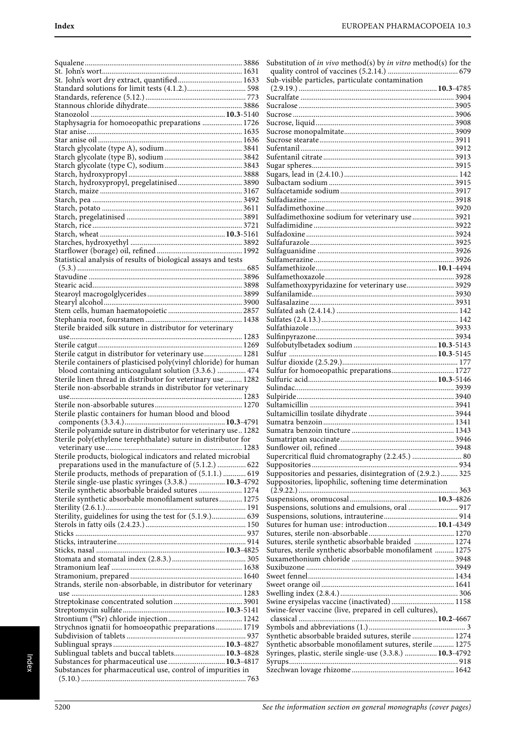Squalene 3886
St. John's wort 1631
St. John's wort dry extract, quantified 1633
Standard solutions for limit tests (4.1.2.) 598
Standards, reference (5.12.) 773
Stannous chloride dihydrate 3886
Stanozolol **10.3**-5140
Staphysagria for homoeopathic preparations 1726
Star anise 1635
Star anise oil 1636
Starch glycolate (type A), sodium 3841
Starch glycolate (type B), sodium 3842
Starch glycolate (type C), sodium 3843
Starch, hydroxypropyl 3888
Starch, hydroxypropyl, pregelatinised 3890
Starch, maize 3167
Starch, pea 3492
Starch, potato 3611
Starch, pregelatinised 3891
Starch, rice 3721
Starch, wheat **10.3**-5161
Starches, hydroxyethyl 3892
Starflower (borage) oil, refined 1992
Statistical analysis of results of biological assays and tests (5.3.) 685
Stavudine 3896
Stearic acid 3898
Stearoyl macrogolglycerides 3899
Stearyl alcohol 3900
Stem cells, human haematopoietic 2857
Stephania root, fourstamen 1438
Sterile braided silk suture in distributor for veterinary use 1283
Sterile catgut 1269
Sterile catgut in distributor for veterinary use 1281
Sterile containers of plasticised poly(vinyl chloride) for human blood containing anticoagulant solution (3.3.6.) 474
Sterile linen thread in distributor for veterinary use 1282
Sterile non-absorbable strands in distributor for veterinary use 1283
Sterile non-absorbable sutures 1270
Sterile plastic containers for human blood and blood components (3.3.4.) **10.3**-4791
Sterile polyamide suture in distributor for veterinary use 1282
Sterile poly(ethylene terephthalate) suture in distributor for veterinary use 1283
Sterile products, biological indicators and related microbial preparations used in the manufacture of (5.1.2.) 622
Sterile products, methods of preparation of (5.1.1.) 619
Sterile single-use plastic syringes (3.3.8.) **10.3**-4792
Sterile synthetic absorbable braided sutures 1274
Sterile synthetic absorbable monofilament sutures 1275
Sterility (2.6.1.) 191
Sterility, guidelines for using the test for (5.1.9.) 639
Sterols in fatty oils (2.4.23.) 150
Sticks 937
Sticks, intrauterine 914
Sticks, nasal **10.3**-4825
Stomata and stomatal index (2.8.3.) 305
Stramonium leaf 1638
Stramonium, prepared 1640
Strands, sterile non-absorbable, in distributor for veterinary use 1283
Streptokinase concentrated solution 3901
Streptomycin sulfate **10.3**-5141
Strontium ($^{89}$Sr) chloride injection 1242
Strychnos ignatii for homoeopathic preparations 1719
Subdivision of tablets 937
Sublingual sprays **10.3**-4827
Sublingual tablets and buccal tablets **10.3**-4828
Substances for pharmaceutical use **10.3**-4817
Substances for pharmaceutical use, control of impurities in (5.10.) 763
Substitution of *in vivo* method(s) by *in vitro* method(s) for the quality control of vaccines (5.2.14.) 679
Sub-visible particles, particulate contamination (2.9.19.) **10.3**-4785
Sucralfate 3904
Sucralose 3905
Sucrose 3906
Sucrose, liquid 3908
Sucrose monopalmitate 3909
Sucrose stearate 3911
Sufentanil 3912
Sufentanil citrate 3913
Sugar spheres 3915
Sugars, lead in (2.4.10.) 142
Sulbactam sodium 3915
Sulfacetamide sodium 3917
Sulfadiazine 3918
Sulfadimethoxine 3920
Sulfadimethoxine sodium for veterinary use 3921
Sulfadimidine 3922
Sulfadoxine 3924
Sulfafurazole 3925
Sulfaguanidine 3926
Sulfamerazine 3926
Sulfamethizole **10.1**-4494
Sulfamethoxazole 3928
Sulfamethoxypyridazine for veterinary use 3929
Sulfanilamide 3930
Sulfasalazine 3931
Sulfated ash (2.4.14.) 142
Sulfates (2.4.13.) 142
Sulfathiazole 3933
Sulfinpyrazone 3934
Sulfobutylbetadex sodium **10.3**-5143
Sulfur **10.3**-5145
Sulfur dioxide (2.5.29.) 177
Sulfur for homoeopathic preparations 1727
Sulfuric acid **10.3**-5146
Sulindac 3939
Sulpiride 3940
Sultamicillin 3941
Sultamicillin tosilate dihydrate 3944
Sumatra benzoin 1341
Sumatra benzoin tincture 1343
Sumatriptan succinate 3946
Sunflower oil, refined 3948
Supercritical fluid chromatography (2.2.45.) 80
Suppositories 934
Suppositories and pessaries, disintegration of (2.9.2.) 325
Suppositories, lipophilic, softening time determination (2.9.22.) 363
Suspensions, oromucosal **10.3**-4826
Suspensions, solutions and emulsions, oral 917
Suspensions, solutions, intrauterine 914
Sutures for human use: introduction **10.1**-4349
Sutures, sterile non-absorbable 1270
Sutures, sterile synthetic absorbable braided 1274
Sutures, sterile synthetic absorbable monofilament 1275
Suxamethonium chloride 3948
Suxibuzone 3949
Sweet fennel 1434
Sweet orange oil 1641
Swelling index (2.8.4.) 306
Swine erysipelas vaccine (inactivated) 1158
Swine-fever vaccine (live, prepared in cell cultures), classical **10.2**-4667
Symbols and abbreviations (1.) 3
Synthetic absorbable braided sutures, sterile 1274
Synthetic absorbable monofilament sutures, sterile 1275
Syringes, plastic, sterile single-use (3.3.8.) **10.3**-4792
Syrups 918
Szechwan lovage rhizome 1642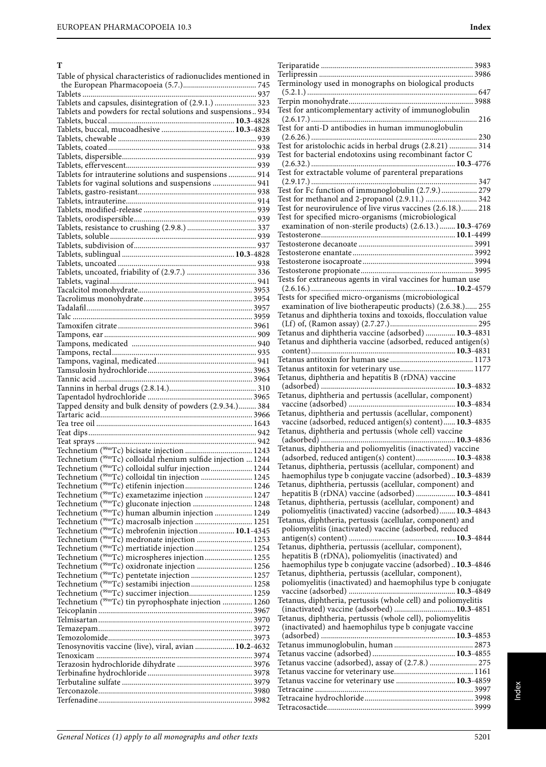# T

Table of physical characteristics of radionuclides mentioned in the European Pharmacopoeia (5.7.) ..... 745
Tablets ..... 937
Tablets and capsules, disintegration of (2.9.1.) ..... 323
Tablets and powders for rectal solutions and suspensions .. 934
Tablets, buccal ..... **10.3**-4828
Tablets, buccal, mucoadhesive ..... **10.3**-4828
Tablets, chewable ..... 939
Tablets, coated ..... 938
Tablets, dispersible ..... 939
Tablets, effervescent ..... 939
Tablets for intrauterine solutions and suspensions ..... 914
Tablets for vaginal solutions and suspensions ..... 941
Tablets, gastro-resistant ..... 938
Tablets, intrauterine ..... 914
Tablets, modified-release ..... 939
Tablets, orodispersible ..... 939
Tablets, resistance to crushing (2.9.8.) ..... 337
Tablets, soluble ..... 939
Tablets, subdivision of ..... 937
Tablets, sublingual ..... **10.3**-4828
Tablets, uncoated ..... 938
Tablets, uncoated, friability of (2.9.7.) ..... 336
Tablets, vaginal ..... 941
Tacalcitol monohydrate ..... 3953
Tacrolimus monohydrate ..... 3954
Tadalafil ..... 3957
Talc ..... 3959
Tamoxifen citrate ..... 3961
Tampons, ear ..... 909
Tampons, medicated ..... 940
Tampons, rectal ..... 935
Tampons, vaginal, medicated ..... 941
Tamsulosin hydrochloride ..... 3963
Tannic acid ..... 3964
Tannins in herbal drugs (2.8.14.) ..... 310
Tapentadol hydrochloride ..... 3965
Tapped density and bulk density of powders (2.9.34.) ..... 384
Tartaric acid ..... 3966
Tea tree oil ..... 1643
Teat dips ..... 942
Teat sprays ..... 942
Technetium ($^{99m}$Tc) bicisate injection ..... 1243
Technetium ($^{99m}$Tc) colloidal rhenium sulfide injection ... 1244
Technetium ($^{99m}$Tc) colloidal sulfur injection ..... 1244
Technetium ($^{99m}$Tc) colloidal tin injection ..... 1245
Technetium ($^{99m}$Tc) etifenin injection ..... 1246
Technetium ($^{99m}$Tc) exametazime injection ..... 1247
Technetium ($^{99m}$Tc) gluconate injection ..... 1248
Technetium ($^{99m}$Tc) human albumin injection ..... 1249
Technetium ($^{99m}$Tc) macrosalb injection ..... 1251
Technetium ($^{99m}$Tc) mebrofenin injection ..... **10.1**-4345
Technetium ($^{99m}$Tc) medronate injection ..... 1253
Technetium ($^{99m}$Tc) mertiatide injection ..... 1254
Technetium ($^{99m}$Tc) microspheres injection ..... 1255
Technetium ($^{99m}$Tc) oxidronate injection ..... 1256
Technetium ($^{99m}$Tc) pentetate injection ..... 1257
Technetium ($^{99m}$Tc) sestamibi injection ..... 1258
Technetium ($^{99m}$Tc) succimer injection ..... 1259
Technetium ($^{99m}$Tc) tin pyrophosphate injection ..... 1260
Teicoplanin ..... 3967
Telmisartan ..... 3970
Temazepam ..... 3972
Temozolomide ..... 3973
Tenosynovitis vaccine (live), viral, avian ..... **10.2**-4632
Tenoxicam ..... 3974
Terazosin hydrochloride dihydrate ..... 3976
Terbinafine hydrochloride ..... 3978
Terbutaline sulfate ..... 3979
Terconazole ..... 3980
Terfenadine ..... 3982
Teriparatide ..... 3983
Terlipressin ..... 3986
Terminology used in monographs on biological products (5.2.1.) ..... 647
Terpin monohydrate ..... 3988
Test for anticomplementary activity of immunoglobulin (2.6.17.) ..... 216
Test for anti-D antibodies in human immunoglobulin (2.6.26.) ..... 230
Test for aristolochic acids in herbal drugs (2.8.21) ..... 314
Test for bacterial endotoxins using recombinant factor C (2.6.32.) ..... **10.3**-4776
Test for extractable volume of parenteral preparations (2.9.17.) ..... 347
Test for Fc function of immunoglobulin (2.7.9.) ..... 279
Test for methanol and 2-propanol (2.9.11.) ..... 342
Test for neurovirulence of live virus vaccines (2.6.18.) ..... 218
Test for specified micro-organisms (microbiological examination of non-sterile products) (2.6.13.) ..... **10.3**-4769
Testosterone ..... **10.1**-4499
Testosterone decanoate ..... 3991
Testosterone enantate ..... 3992
Testosterone isocaproate ..... 3994
Testosterone propionate ..... 3995
Tests for extraneous agents in viral vaccines for human use (2.6.16.) ..... **10.2**-4579
Tests for specified micro-organisms (microbiological examination of live biotherapeutic products) (2.6.38.) ..... 255
Tetanus and diphtheria toxins and toxoids, flocculation value (Lf) of, (Ramon assay) (2.7.27.) ..... 295
Tetanus and diphtheria vaccine (adsorbed) ..... **10.3**-4831
Tetanus and diphtheria vaccine (adsorbed, reduced antigen(s) content) ..... **10.3**-4831
Tetanus antitoxin for human use ..... 1173
Tetanus antitoxin for veterinary use ..... 1177
Tetanus, diphtheria and hepatitis B (rDNA) vaccine (adsorbed) ..... **10.3**-4832
Tetanus, diphtheria and pertussis (acellular, component) vaccine (adsorbed) ..... **10.3**-4834
Tetanus, diphtheria and pertussis (acellular, component) vaccine (adsorbed, reduced antigen(s) content) ..... **10.3**-4835
Tetanus, diphtheria and pertussis (whole cell) vaccine (adsorbed) ..... **10.3**-4836
Tetanus, diphtheria and poliomyelitis (inactivated) vaccine (adsorbed, reduced antigen(s) content) ..... **10.3**-4838
Tetanus, diphtheria, pertussis (acellular, component) and haemophilus type b conjugate vaccine (adsorbed) .. **10.3**-4839
Tetanus, diphtheria, pertussis (acellular, component) and hepatitis B (rDNA) vaccine (adsorbed) ..... **10.3**-4841
Tetanus, diphtheria, pertussis (acellular, component) and poliomyelitis (inactivated) vaccine (adsorbed) ..... **10.3**-4843
Tetanus, diphtheria, pertussis (acellular, component) and poliomyelitis (inactivated) vaccine (adsorbed, reduced antigen(s) content) ..... **10.3**-4844
Tetanus, diphtheria, pertussis (acellular, component), hepatitis B (rDNA), poliomyelitis (inactivated) and haemophilus type b conjugate vaccine (adsorbed) .. **10.3**-4846
Tetanus, diphtheria, pertussis (acellular, component), poliomyelitis (inactivated) and haemophilus type b conjugate vaccine (adsorbed) ..... **10.3**-4849
Tetanus, diphtheria, pertussis (whole cell) and poliomyelitis (inactivated) vaccine (adsorbed) ..... **10.3**-4851
Tetanus, diphtheria, pertussis (whole cell), poliomyelitis (inactivated) and haemophilus type b conjugate vaccine (adsorbed) ..... **10.3**-4853
Tetanus immunoglobulin, human ..... 2873
Tetanus vaccine (adsorbed) ..... **10.3**-4855
Tetanus vaccine (adsorbed), assay of (2.7.8.) ..... 275
Tetanus vaccine for veterinary use ..... 1161
Tetanus vaccine for veterinary use ..... **10.3**-4859
Tetracaine ..... 3997
Tetracaine hydrochloride ..... 3998
Tetracosactide ..... 3999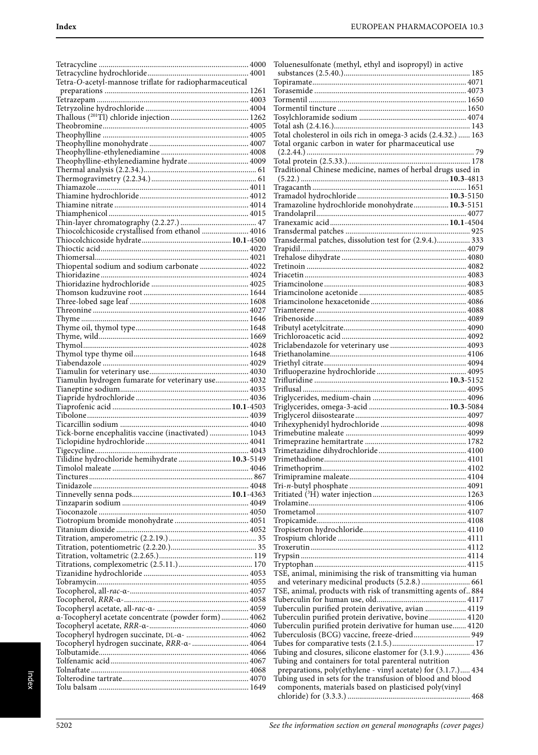Tetracycline ... 4000
Tetracycline hydrochloride ... 4001
Tetra-*O*-acetyl-mannose triflate for radiopharmaceutical preparations ... 1261
Tetrazepam ... 4003
Tetryzoline hydrochloride ... 4004
Thallous ($^{201}$Tl) chloride injection ... 1262
Theobromine ... 4005
Theophylline ... 4005
Theophylline monohydrate ... 4007
Theophylline-ethylenediamine ... 4008
Theophylline-ethylenediamine hydrate ... 4009
Thermal analysis (2.2.34.) ... 61
Thermogravimetry (2.2.34.) ... 61
Thiamazole ... 4011
Thiamine hydrochloride ... 4012
Thiamine nitrate ... 4014
Thiamphenicol ... 4015
Thin-layer chromatography (2.2.27.) ... 47
Thiocolchicoside crystallised from ethanol ... 4016
Thiocolchicoside hydrate ... **10.1**-4500
Thioctic acid ... 4020
Thiomersal ... 4021
Thiopental sodium and sodium carbonate ... 4022
Thioridazine ... 4024
Thioridazine hydrochloride ... 4025
Thomson kudzuvine root ... 1644
Three-lobed sage leaf ... 1608
Threonine ... 4027
Thyme ... 1646
Thyme oil, thymol type ... 1648
Thyme, wild ... 1669
Thymol ... 4028
Thymol type thyme oil ... 1648
Tiabendazole ... 4029
Tiamulin for veterinary use ... 4030
Tiamulin hydrogen fumarate for veterinary use ... 4032
Tianeptine sodium ... 4035
Tiapride hydrochloride ... 4036
Tiaprofenic acid ... **10.1**-4503
Tibolone ... 4039
Ticarcillin sodium ... 4040
Tick-borne encephalitis vaccine (inactivated) ... 1043
Ticlopidine hydrochloride ... 4041
Tigecycline ... 4043
Tilidine hydrochloride hemihydrate ... **10.3**-5149
Timolol maleate ... 4046
Tinctures ... 867
Tinidazole ... 4048
Tinnevelly senna pods ... **10.1**-4363
Tinzaparin sodium ... 4049
Tioconazole ... 4050
Tiotropium bromide monohydrate ... 4051
Titanium dioxide ... 4052
Titration, amperometric (2.2.19.) ... 35
Titration, potentiometric (2.2.20.) ... 35
Titration, voltametric (2.2.65.) ... 119
Titrations, complexometric (2.5.11.) ... 170
Tizanidine hydrochloride ... 4053
Tobramycin ... 4055
Tocopherol, all-*rac*-α- ... 4057
Tocopherol, *RRR*-α- ... 4058
Tocopheryl acetate, all-*rac*-α- ... 4059
α-Tocopheryl acetate concentrate (powder form) ... 4062
Tocopheryl acetate, *RRR*-α- ... 4060
Tocopheryl hydrogen succinate, DL-α- ... 4062
Tocopheryl hydrogen succinate, *RRR*-α- ... 4064
Tolbutamide ... 4066
Tolfenamic acid ... 4067
Tolnaftate ... 4068
Tolterodine tartrate ... 4070
Tolu balsam ... 1649
Toluenesulfonate (methyl, ethyl and isopropyl) in active substances (2.5.40.) ... 185
Topiramate ... 4071
Torasemide ... 4073
Tormentil ... 1650
Tormentil tincture ... 1650
Tosylchloramide sodium ... 4074
Total ash (2.4.16.) ... 143
Total cholesterol in oils rich in omega-3 acids (2.4.32.) ... 163
Total organic carbon in water for pharmaceutical use (2.2.44.) ... 79
Total protein (2.5.33.) ... 178
Traditional Chinese medicine, names of herbal drugs used in (5.22.) ... **10.3**-4813
Tragacanth ... 1651
Tramadol hydrochloride ... **10.3**-5150
Tramazoline hydrochloride monohydrate ... **10.3**-5151
Trandolapril ... 4077
Tranexamic acid ... **10.1**-4504
Transdermal patches ... 925
Transdermal patches, dissolution test for (2.9.4.) ... 333
Trapidil ... 4079
Trehalose dihydrate ... 4080
Tretinoin ... 4082
Triacetin ... 4083
Triamcinolone ... 4083
Triamcinolone acetonide ... 4085
Triamcinolone hexacetonide ... 4086
Triamterene ... 4088
Tribenoside ... 4089
Tributyl acetylcitrate ... 4090
Trichloroacetic acid ... 4092
Triclabendazole for veterinary use ... 4093
Triethanolamine ... 4106
Triethyl citrate ... 4094
Trifluoperazine hydrochloride ... 4095
Trifluridine ... **10.3**-5152
Triflusal ... 4095
Triglycerides, medium-chain ... 4096
Triglycerides, omega-3-acid ... **10.3**-5084
Triglycerol diisostearate ... 4097
Trihexyphenidyl hydrochloride ... 4098
Trimebutine maleate ... 4099
Trimeprazine hemitartrate ... 1782
Trimetazidine dihydrochloride ... 4100
Trimethadione ... 4101
Trimethoprim ... 4102
Trimipramine maleate ... 4104
Tri-*n*-butyl phosphate ... 4091
Tritiated ($^{3}$H) water injection ... 1263
Trolamine ... 4106
Trometamol ... 4107
Tropicamide ... 4108
Tropisetron hydrochloride ... 4110
Trospium chloride ... 4111
Troxerutin ... 4112
Trypsin ... 4114
Tryptophan ... 4115
TSE, animal, minimising the risk of transmitting via human and veterinary medicinal products (5.2.8.) ... 661
TSE, animal, products with risk of transmitting agents of ... 884
Tuberculin for human use, old ... 4117
Tuberculin purified protein derivative, avian ... 4119
Tuberculin purified protein derivative, bovine ... 4120
Tuberculin purified protein derivative for human use ... 4120
Tuberculosis (BCG) vaccine, freeze-dried ... 949
Tubes for comparative tests (2.1.5.) ... 17
Tubing and closures, silicone elastomer for (3.1.9.) ... 436
Tubing and containers for total parenteral nutrition preparations, poly(ethylene - vinyl acetate) for (3.1.7.) ... 434
Tubing used in sets for the transfusion of blood and blood components, materials based on plasticised poly(vinyl chloride) for (3.3.3.) ... 468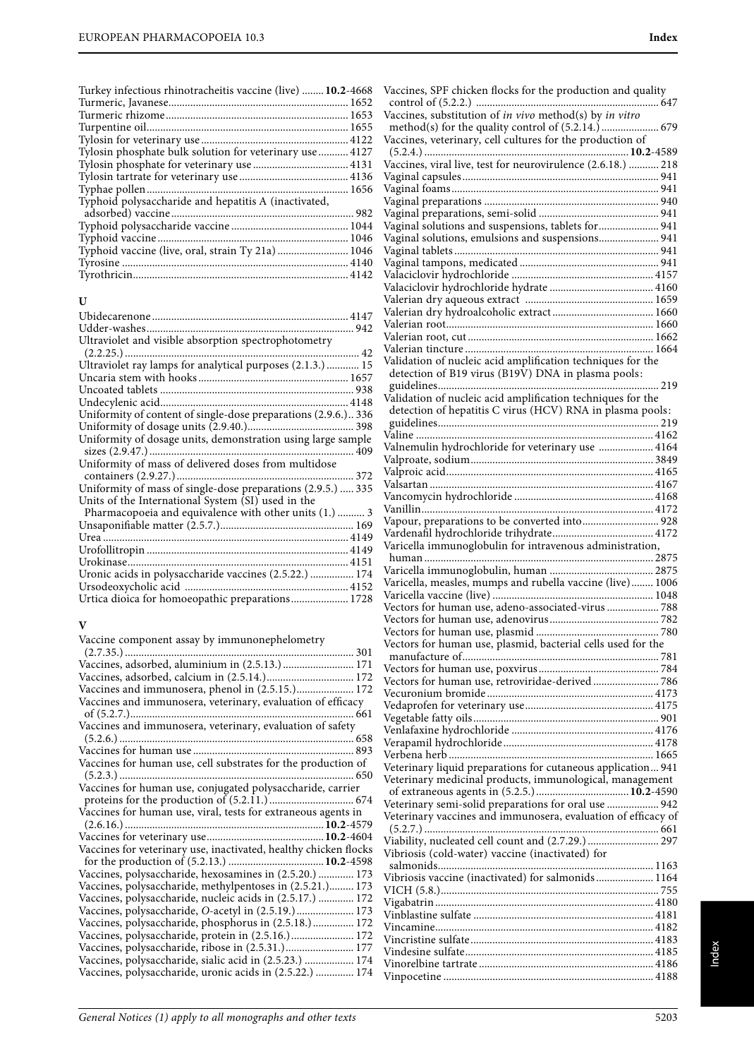Turkey infectious rhinotracheitis vaccine (live) ........ **10.2**-4668
Turmeric, Javanese................................................................ 1652
Turmeric rhizome.................................................................. 1653
Turpentine oil........................................................................ 1655
Tylosin for veterinary use..................................................... 4122
Tylosin phosphate bulk solution for veterinary use........... 4127
Tylosin phosphate for veterinary use .................................. 4131
Tylosin tartrate for veterinary use....................................... 4136
Typhae pollen........................................................................ 1656
Typhoid polysaccharide and hepatitis A (inactivated, adsorbed) vaccine.................................................................. 982
Typhoid polysaccharide vaccine .......................................... 1044
Typhoid vaccine .................................................................... 1046
Typhoid vaccine (live, oral, strain Ty 21a) ......................... 1046
Tyrosine ................................................................................. 4140
Tyrothricin............................................................................. 4142

## U

Ubidecarenone...................................................................... 4147
Udder-washes.......................................................................... 942
Ultraviolet and visible absorption spectrophotometry (2.2.25.)................................................................................... 42
Ultraviolet ray lamps for analytical purposes (2.1.3.) ............ 15
Uncaria stem with hooks...................................................... 1657
Uncoated tablets ..................................................................... 938
Undecylenic acid.................................................................... 4148
Uniformity of content of single-dose preparations (2.9.6.).. 336
Uniformity of dosage units (2.9.40.)...................................... 398
Uniformity of dosage units, demonstration using large sample sizes (2.9.47.)......................................................................... 409
Uniformity of mass of delivered doses from multidose containers (2.9.27.)................................................................ 372
Uniformity of mass of single-dose preparations (2.9.5.) ..... 335
Units of the International System (SI) used in the Pharmacopoeia and equivalence with other units (1.) .......... 3
Unsaponifiable matter (2.5.7.)................................................ 169
Urea ........................................................................................ 4149
Urofollitropin ........................................................................ 4149
Urokinase............................................................................... 4151
Uronic acids in polysaccharide vaccines (2.5.22.) ................ 174
Ursodeoxycholic acid ........................................................... 4152
Urtica dioica for homoeopathic preparations..................... 1728

## V

Vaccine component assay by immunonephelometry (2.7.35.)................................................................................. 301
Vaccines, adsorbed, aluminium in (2.5.13.) .......................... 171
Vaccines, adsorbed, calcium in (2.5.14.)................................ 172
Vaccines and immunosera, phenol in (2.5.15.)..................... 172
Vaccines and immunosera, veterinary, evaluation of efficacy of (5.2.7.)................................................................................ 661
Vaccines and immunosera, veterinary, evaluation of safety (5.2.6.) ................................................................................... 658
Vaccines for human use.......................................................... 893
Vaccines for human use, cell substrates for the production of (5.2.3.) ................................................................................... 650
Vaccines for human use, conjugated polysaccharide, carrier proteins for the production of (5.2.11.).............................. 674
Vaccines for human use, viral, tests for extraneous agents in (2.6.16.) ....................................................................... **10.2**-4579
Vaccines for veterinary use.......................................... **10.2**-4604
Vaccines for veterinary use, inactivated, healthy chicken flocks for the production of (5.2.13.) .................................. **10.2**-4598
Vaccines, polysaccharide, hexosamines in (2.5.20.) ............. 173
Vaccines, polysaccharide, methylpentoses in (2.5.21.)......... 173
Vaccines, polysaccharide, nucleic acids in (2.5.17.) ............. 172
Vaccines, polysaccharide, *O*-acetyl in (2.5.19.)..................... 173
Vaccines, polysaccharide, phosphorus in (2.5.18.) ............... 172
Vaccines, polysaccharide, protein in (2.5.16.)....................... 172
Vaccines, polysaccharide, ribose in (2.5.31.)......................... 177
Vaccines, polysaccharide, sialic acid in (2.5.23.) .................. 174
Vaccines, polysaccharide, uronic acids in (2.5.22.) .............. 174
Vaccines, SPF chicken flocks for the production and quality control of (5.2.2.) ................................................................. 647
Vaccines, substitution of *in vivo* method(s) by *in vitro* method(s) for the quality control of (5.2.14.)..................... 679
Vaccines, veterinary, cell cultures for the production of (5.2.4.)......................................................................... **10.2**-4589
Vaccines, viral live, test for neurovirulence (2.6.18.) ........... 218
Vaginal capsules...................................................................... 941
Vaginal foams.......................................................................... 941
Vaginal preparations .............................................................. 940
Vaginal preparations, semi-solid ........................................... 941
Vaginal solutions and suspensions, tablets for...................... 941
Vaginal solutions, emulsions and suspensions...................... 941
Vaginal tablets......................................................................... 941
Vaginal tampons, medicated .................................................. 941
Valaciclovir hydrochloride ................................................... 4157
Valaciclovir hydrochloride hydrate ..................................... 4160
Valerian dry aqueous extract .............................................. 1659
Valerian dry hydroalcoholic extract.................................... 1660
Valerian root.......................................................................... 1660
Valerian root, cut .................................................................. 1662
Valerian tincture ................................................................... 1664
Validation of nucleic acid amplification techniques for the detection of B19 virus (B19V) DNA in plasma pools: guidelines............................................................................... 219
Validation of nucleic acid amplification techniques for the detection of hepatitis C virus (HCV) RNA in plasma pools: guidelines............................................................................... 219
Valine ..................................................................................... 4162
Valnemulin hydrochloride for veterinary use .................... 4164
Valproate, sodium................................................................. 3849
Valproic acid.......................................................................... 4165
Valsartan ............................................................................... 4167
Vancomycin hydrochloride .................................................. 4168
Vanillin.................................................................................. 4172
Vapour, preparations to be converted into............................ 928
Vardenafil hydrochloride trihydrate.................................... 4172
Varicella immunoglobulin for intravenous administration, human .................................................................................. 2875
Varicella immunoglobulin, human ..................................... 2875
Varicella, measles, mumps and rubella vaccine (live)........ 1006
Varicella vaccine (live) .......................................................... 1048
Vectors for human use, adeno-associated-virus ................... 788
Vectors for human use, adenovirus........................................ 782
Vectors for human use, plasmid ............................................ 780
Vectors for human use, plasmid, bacterial cells used for the manufacture of....................................................................... 781
Vectors for human use, poxvirus........................................... 784
Vectors for human use, retroviridae-derived........................ 786
Vecuronium bromide............................................................ 4173
Vedaprofen for veterinary use.............................................. 4175
Vegetable fatty oils.................................................................. 901
Venlafaxine hydrochloride ................................................... 4176
Verapamil hydrochloride...................................................... 4178
Verbena herb ......................................................................... 1665
Veterinary liquid preparations for cutaneous application... 941
Veterinary medicinal products, immunological, management of extraneous agents in (5.2.5.)................................. **10.2**-4590
Veterinary semi-solid preparations for oral use ................... 942
Veterinary vaccines and immunosera, evaluation of efficacy of (5.2.7.) ................................................................................... 661
Viability, nucleated cell count and (2.7.29.).......................... 297
Vibriosis (cold-water) vaccine (inactivated) for salmonids................................................................................ 1163
Vibriosis vaccine (inactivated) for salmonids..................... 1164
VICH (5.8.).............................................................................. 755
Vigabatrin.............................................................................. 4180
Vinblastine sulfate ................................................................. 4181
Vincamine.............................................................................. 4182
Vincristine sulfate.................................................................. 4183
Vindesine sulfate.................................................................... 4185
Vinorelbine tartrate ............................................................... 4186
Vinpocetine ........................................................................... 4188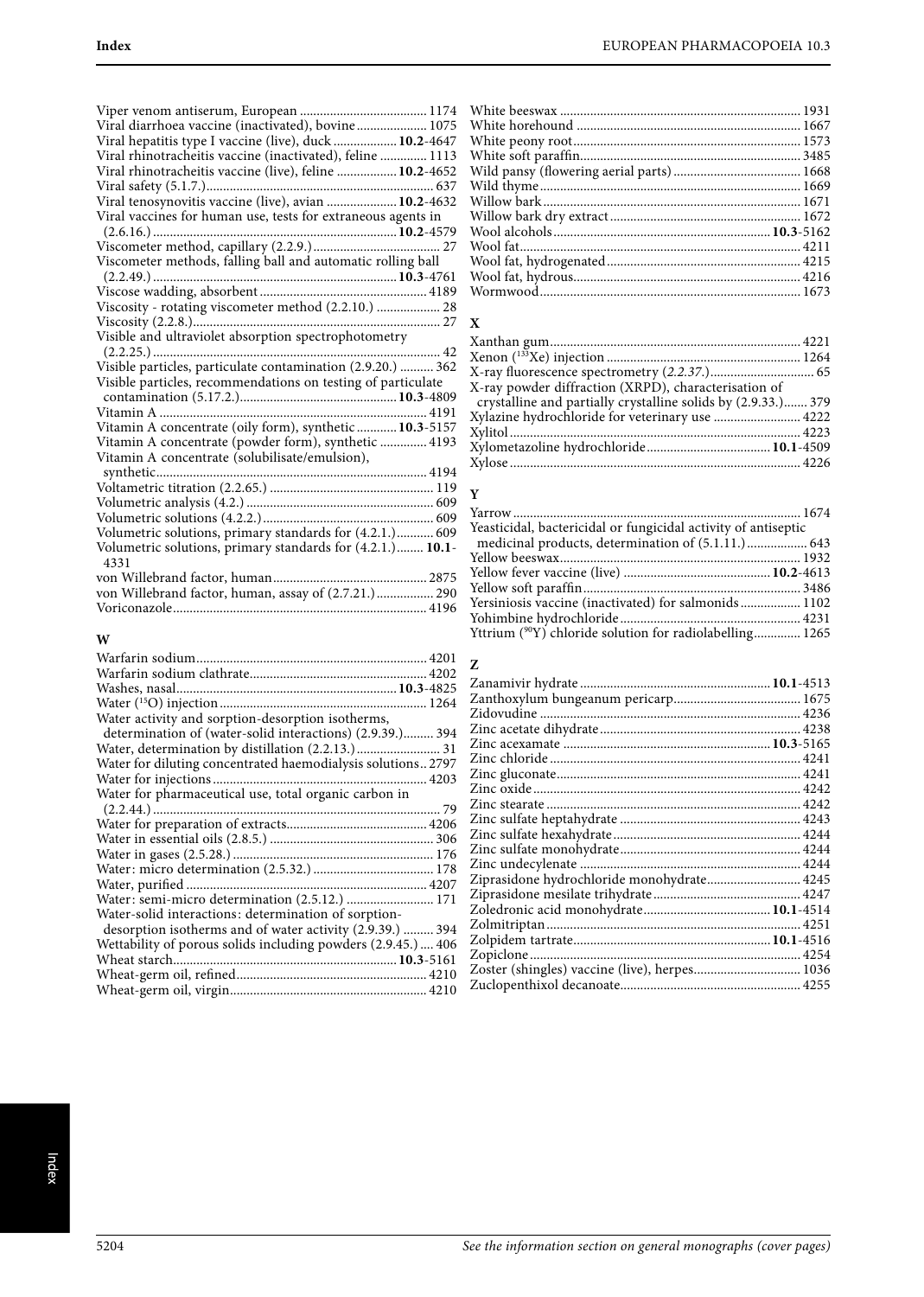Viper venom antiserum, European ..................................... 1174
Viral diarrhoea vaccine (inactivated), bovine .................... 1075
Viral hepatitis type I vaccine (live), duck .................. **10.2**-4647
Viral rhinotracheitis vaccine (inactivated), feline ............. 1113
Viral rhinotracheitis vaccine (live), feline .................. **10.2**-4652
Viral safety (5.1.7.)................................................................ 637
Viral tenosynovitis vaccine (live), avian .................... **10.2**-4632
Viral vaccines for human use, tests for extraneous agents in (2.6.16.) ........................................................................ **10.2**-4579
Viscometer method, capillary (2.2.9.)...................................... 27
Viscometer methods, falling ball and automatic rolling ball (2.2.49.) ......................................................................... **10.3**-4761
Viscose wadding, absorbent ................................................. 4189
Viscosity - rotating viscometer method (2.2.10.) ................... 28
Viscosity (2.2.8.)....................................................................... 27
Visible and ultraviolet absorption spectrophotometry (2.2.25.) ..................................................................................... 42
Visible particles, particulate contamination (2.9.20.) .......... 362
Visible particles, recommendations on testing of particulate contamination (5.17.2.)............................................. **10.3**-4809
Vitamin A ............................................................................... 4191
Vitamin A concentrate (oily form), synthetic ........... **10.3**-5157
Vitamin A concentrate (powder form), synthetic ............. 4193
Vitamin A concentrate (solubilisate/emulsion), synthetic................................................................................ 4194
Voltametric titration (2.2.65.) ................................................ 119
Volumetric analysis (4.2.) ....................................................... 609
Volumetric solutions (4.2.2.).................................................. 609
Volumetric solutions, primary standards for (4.2.1.)........... 609
Volumetric solutions, primary standards for (4.2.1.)........ **10.1**-4331
von Willebrand factor, human............................................. 2875
von Willebrand factor, human, assay of (2.7.21.) ................. 290
Voriconazole........................................................................... 4196

## W

Warfarin sodium.................................................................... 4201
Warfarin sodium clathrate.................................................... 4202
Washes, nasal................................................................ **10.3**-4825
Water ($^{15}$O) injection ............................................................. 1264
Water activity and sorption-desorption isotherms, determination of (water-solid interactions) (2.9.39.)......... 394
Water, determination by distillation (2.2.13.)......................... 31
Water for diluting concentrated haemodialysis solutions.. 2797
Water for injections ............................................................... 4203
Water for pharmaceutical use, total organic carbon in (2.2.44.) ..................................................................................... 79
Water for preparation of extracts.......................................... 4206
Water in essential oils (2.8.5.) ................................................ 306
Water in gases (2.5.28.) ........................................................... 176
Water: micro determination (2.5.32.) ................................... 178
Water, purified ....................................................................... 4207
Water: semi-micro determination (2.5.12.) .......................... 171
Water-solid interactions: determination of sorption-desorption isotherms and of water activity (2.9.39.) ......... 394
Wettability of porous solids including powders (2.9.45.) .... 406
Wheat starch.................................................................. **10.3**-5161
Wheat-germ oil, refined......................................................... 4210
Wheat-germ oil, virgin........................................................... 4210
White beeswax ....................................................................... 1931
White horehound .................................................................. 1667
White peony root................................................................... 1573
White soft paraffin................................................................. 3485
Wild pansy (flowering aerial parts) ...................................... 1668
Wild thyme ............................................................................. 1669
Willow bark ............................................................................ 1671
Willow bark dry extract......................................................... 1672
Wool alcohols ................................................................ **10.3**-5162
Wool fat................................................................................... 4211
Wool fat, hydrogenated......................................................... 4215
Wool fat, hydrous................................................................... 4216
Wormwood............................................................................. 1673

## X

Xanthan gum.......................................................................... 4221
Xenon ($^{133}$Xe) injection ......................................................... 1264
X-ray fluorescence spectrometry (*2.2.37.*)............................... 65
X-ray powder diffraction (XRPD), characterisation of crystalline and partially crystalline solids by (2.9.33.)....... 379
Xylazine hydrochloride for veterinary use .......................... 4222
Xylitol ..................................................................................... 4223
Xylometazoline hydrochloride..................................... **10.1**-4509
Xylose ..................................................................................... 4226

## Y

Yarrow .................................................................................... 1674
Yeasticidal, bactericidal or fungicidal activity of antiseptic medicinal products, determination of (5.1.11.) .................. 643
Yellow beeswax....................................................................... 1932
Yellow fever vaccine (live) ........................................... **10.2**-4613
Yellow soft paraffin ................................................................ 3486
Yersiniosis vaccine (inactivated) for salmonids .................. 1102
Yohimbine hydrochloride ..................................................... 4231
Yttrium ($^{90}$Y) chloride solution for radiolabelling.............. 1265

## Z

Zanamivir hydrate ........................................................ **10.1**-4513
Zanthoxylum bungeanum pericarp...................................... 1675
Zidovudine ............................................................................. 4236
Zinc acetate dihydrate ........................................................... 4238
Zinc acexamate ............................................................. **10.3**-5165
Zinc chloride .......................................................................... 4241
Zinc gluconate........................................................................ 4241
Zinc oxide ............................................................................... 4242
Zinc stearate ........................................................................... 4242
Zinc sulfate heptahydrate ..................................................... 4243
Zinc sulfate hexahydrate ....................................................... 4244
Zinc sulfate monohydrate ..................................................... 4244
Zinc undecylenate ................................................................. 4244
Ziprasidone hydrochloride monohydrate............................ 4245
Ziprasidone mesilate trihydrate ........................................... 4247
Zoledronic acid monohydrate..................................... **10.1**-4514
Zolmitriptan........................................................................... 4251
Zolpidem tartrate.......................................................... **10.1**-4516
Zopiclone ................................................................................ 4254
Zoster (shingles) vaccine (live), herpes................................ 1036
Zuclopenthixol decanoate..................................................... 4255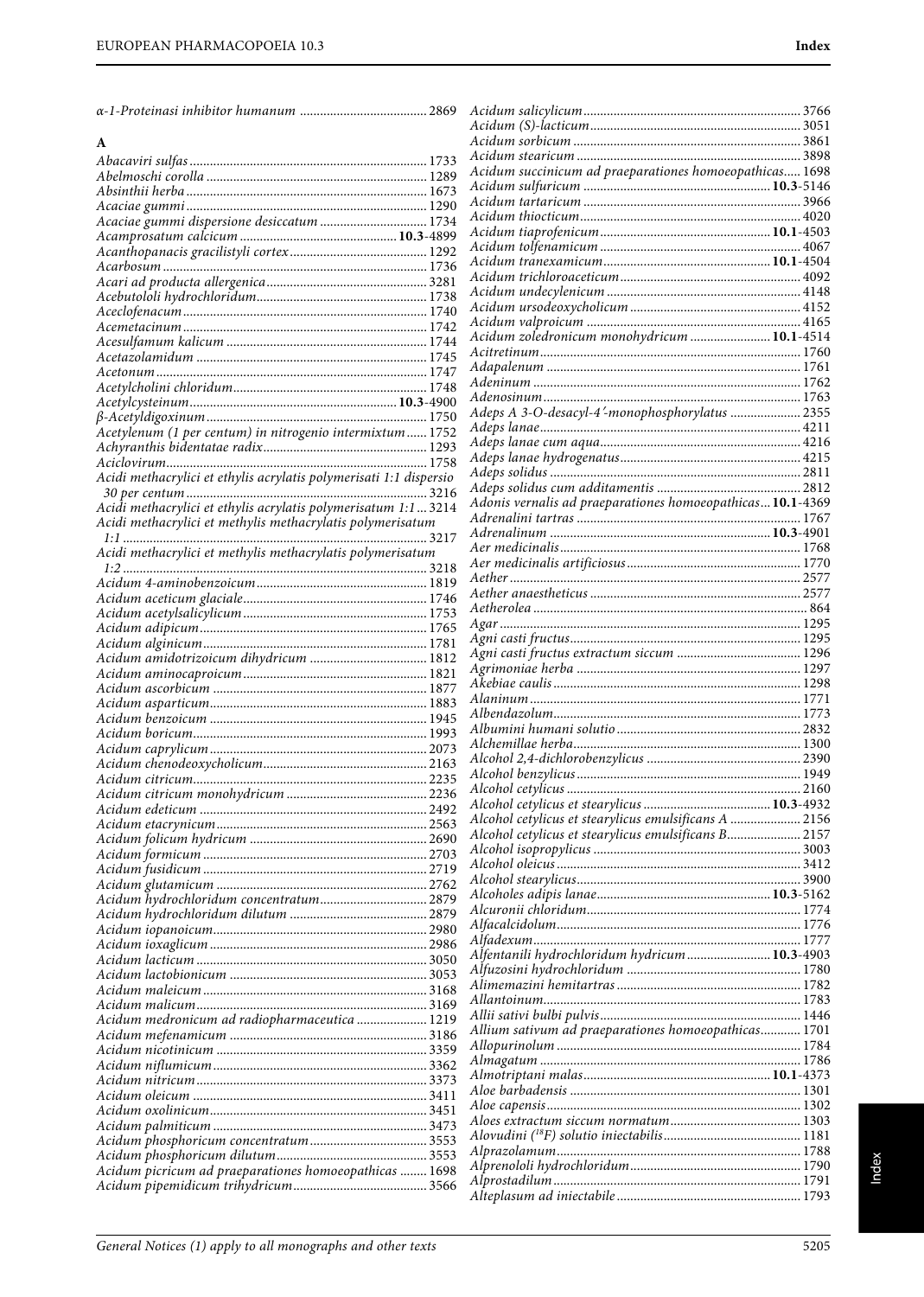*α-1-Proteinasi inhibitor humanum* ..................................... 2869

**A**

*Abacaviri sulfas* ....................................................................... 1733
*Abelmoschi corolla* ................................................................. 1289
*Absinthii herba* ....................................................................... 1673
*Acaciae gummi* ....................................................................... 1290
*Acaciae gummi dispersione desiccatum* ................................ 1734
*Acamprosatum calcicum* .............................................. **10.3**-4899
*Acanthopanacis gracilistyli cortex* ......................................... 1292
*Acarbosum* .............................................................................. 1736
*Acari ad producta allergenica* ................................................ 3281
*Acebutololi hydrochloridum* ................................................... 1738
*Aceclofenacum* ........................................................................ 1740
*Acemetacinum* ........................................................................ 1742
*Acesulfamum kalicum* ............................................................ 1744
*Acetazolamidum* ..................................................................... 1745
*Acetonum* ................................................................................ 1747
*Acetylcholini chloridum* .......................................................... 1748
*Acetylcysteinum* ............................................................ **10.3**-4900
*β-Acetyldigoxinum* .................................................................. 1750
*Acetylenum (1 per centum) in nitrogenio intermixtum* ...... 1752
*Achyranthis bidentatae radix* ................................................. 1293
*Aciclovirum* ............................................................................. 1758
*Acidi methacrylici et ethylis acrylatis polymerisati 1:1 dispersio 30 per centum* ....................................................................... 3216
*Acidi methacrylici et ethylis acrylatis polymerisatum 1:1* ... 3214
*Acidi methacrylici et methylis methacrylatis polymerisatum 1:1* ........................................................................................... 3217
*Acidi methacrylici et methylis methacrylatis polymerisatum 1:2* ........................................................................................... 3218
*Acidum 4-aminobenzoicum* .................................................... 1819
*Acidum aceticum glaciale* ....................................................... 1746
*Acidum acetylsalicylicum* ....................................................... 1753
*Acidum adipicum* .................................................................... 1765
*Acidum alginicum* ................................................................... 1781
*Acidum amidotrizoicum dihydricum* ..................................... 1812
*Acidum aminocaproicum* ........................................................ 1821
*Acidum ascorbicum* ................................................................ 1877
*Acidum asparticum* ................................................................. 1883
*Acidum benzoicum* ................................................................. 1945
*Acidum boricum* ...................................................................... 1993
*Acidum caprylicum* ................................................................. 2073
*Acidum chenodeoxycholicum* ................................................. 2163
*Acidum citricum* ...................................................................... 2235
*Acidum citricum monohydricum* ............................................ 2236
*Acidum edeticum* .................................................................... 2492
*Acidum etacrynicum* ............................................................... 2563
*Acidum folicum hydricum* ...................................................... 2690
*Acidum formicum* ................................................................... 2703
*Acidum fusidicum* ................................................................... 2719
*Acidum glutamicum* ............................................................... 2762
*Acidum hydrochloridum concentratum* ................................. 2879
*Acidum hydrochloridum dilutum* ........................................... 2879
*Acidum iopanoicum* ................................................................ 2980
*Acidum ioxaglicum* ................................................................. 2986
*Acidum lacticum* ..................................................................... 3050
*Acidum lactobionicum* ........................................................... 3053
*Acidum maleicum* ................................................................... 3168
*Acidum malicum* ..................................................................... 3169
*Acidum medronicum ad radiopharmaceutica* ...................... 1219
*Acidum mefenamicum* ........................................................... 3186
*Acidum nicotinicum* ............................................................... 3359
*Acidum niflumicum* ................................................................ 3362
*Acidum nitricum* ..................................................................... 3373
*Acidum oleicum* ...................................................................... 3411
*Acidum oxolinicum* ................................................................. 3451
*Acidum palmiticum* ................................................................ 3473
*Acidum phosphoricum concentratum* ................................... 3553
*Acidum phosphoricum dilutum* ............................................. 3553
*Acidum picricum ad praeparationes homoeopathicas* ......... 1698
*Acidum pipemidicum trihydricum* ........................................ 3566
*Acidum salicylicum* ................................................................. 3766
*Acidum (S)-lacticum* ............................................................... 3051
*Acidum sorbicum* .................................................................... 3861
*Acidum stearicum* .................................................................. 3898
*Acidum succinicum ad praeparationes homoeopathicas* ..... 1698
*Acidum sulfuricum* ....................................................... **10.3**-5146
*Acidum tartaricum* ................................................................. 3966
*Acidum thiocticum* ................................................................. 4020
*Acidum tiaprofenicum* .................................................. **10.1**-4503
*Acidum tolfenamicum* ............................................................ 4067
*Acidum tranexamicum* .................................................. **10.1**-4504
*Acidum trichloroaceticum* ...................................................... 4092
*Acidum undecylenicum* .......................................................... 4148
*Acidum ursodeoxycholicum* ................................................... 4152
*Acidum valproicum* ................................................................ 4165
*Acidum zoledronicum monohydricum* ........................ **10.1**-4514
*Acitretinum* ............................................................................. 1760
*Adapalenum* ........................................................................... 1761
*Adeninum* ............................................................................... 1762
*Adenosinum* ............................................................................ 1763
*Adeps A 3-O-desacyl-4′-monophosphorylatus* ..................... 2355
*Adeps lanae* ............................................................................. 4211
*Adeps lanae cum aqua* ........................................................... 4216
*Adeps lanae hydrogenatus* ..................................................... 4215
*Adeps solidus* .......................................................................... 2811
*Adeps solidus cum additamentis* ........................................... 2812
*Adonis vernalis ad praeparationes homoeopathicas* ... **10.1**-4369
*Adrenalini tartras* .................................................................. 1767
*Adrenalinum* ................................................................. **10.3**-4901
*Aer medicinalis* ....................................................................... 1768
*Aer medicinalis artificiosus* ................................................... 1770
*Aether* ...................................................................................... 2577
*Aether anaestheticus* .............................................................. 2577
*Aetherolea* ................................................................................. 864
*Agar* ......................................................................................... 1295
*Agni casti fructus* .................................................................... 1295
*Agni casti fructus extractum siccum* ..................................... 1296
*Agrimoniae herba* .................................................................. 1297
*Akebiae caulis* ......................................................................... 1298
*Alaninum* ................................................................................ 1771
*Albendazolum* ......................................................................... 1773
*Albumini humani solutio* ....................................................... 2832
*Alchemillae herba* ................................................................... 1300
*Alcohol 2,4-dichlorobenzylicus* ............................................. 2390
*Alcohol benzylicus* .................................................................. 1949
*Alcohol cetylicus* .................................................................... 2160
*Alcohol cetylicus et stearylicus* .................................... **10.3**-4932
*Alcohol cetylicus et stearylicus emulsificans A* ..................... 2156
*Alcohol cetylicus et stearylicus emulsificans B* ..................... 2157
*Alcohol isopropylicus* ............................................................. 3003
*Alcohol oleicus* ........................................................................ 3412
*Alcohol stearylicus* .................................................................. 3900
*Alcoholes adipis lanae* .................................................. **10.3**-5162
*Alcuronii chloridum* ............................................................... 1774
*Alfacalcidolum* ........................................................................ 1776
*Alfadexum* ............................................................................... 1777
*Alfentanili hydrochloridum hydricum* ......................... **10.3**-4903
*Alfuzosini hydrochloridum* .................................................... 1780
*Alimemazini hemitartras* ....................................................... 1782
*Allantoinum* ............................................................................ 1783
*Allii sativi bulbi pulvis* ........................................................... 1446
*Allium sativum ad praeparationes homoeopathicas* ............ 1701
*Allopurinolum* ........................................................................ 1784
*Almagatum* ............................................................................. 1786
*Almotriptani malas* ....................................................... **10.1**-4373
*Aloe barbadensis* .................................................................... 1301
*Aloe capensis* ........................................................................... 1302
*Aloes extractum siccum normatum* ....................................... 1303
*Alovudini ($^{18}$F) solutio iniectabilis* ........................................ 1181
*Alprazolamum* ........................................................................ 1788
*Alprenololi hydrochloridum* .................................................. 1790
*Alprostadilum* ......................................................................... 1791
*Alteplasum ad iniectabile* ....................................................... 1793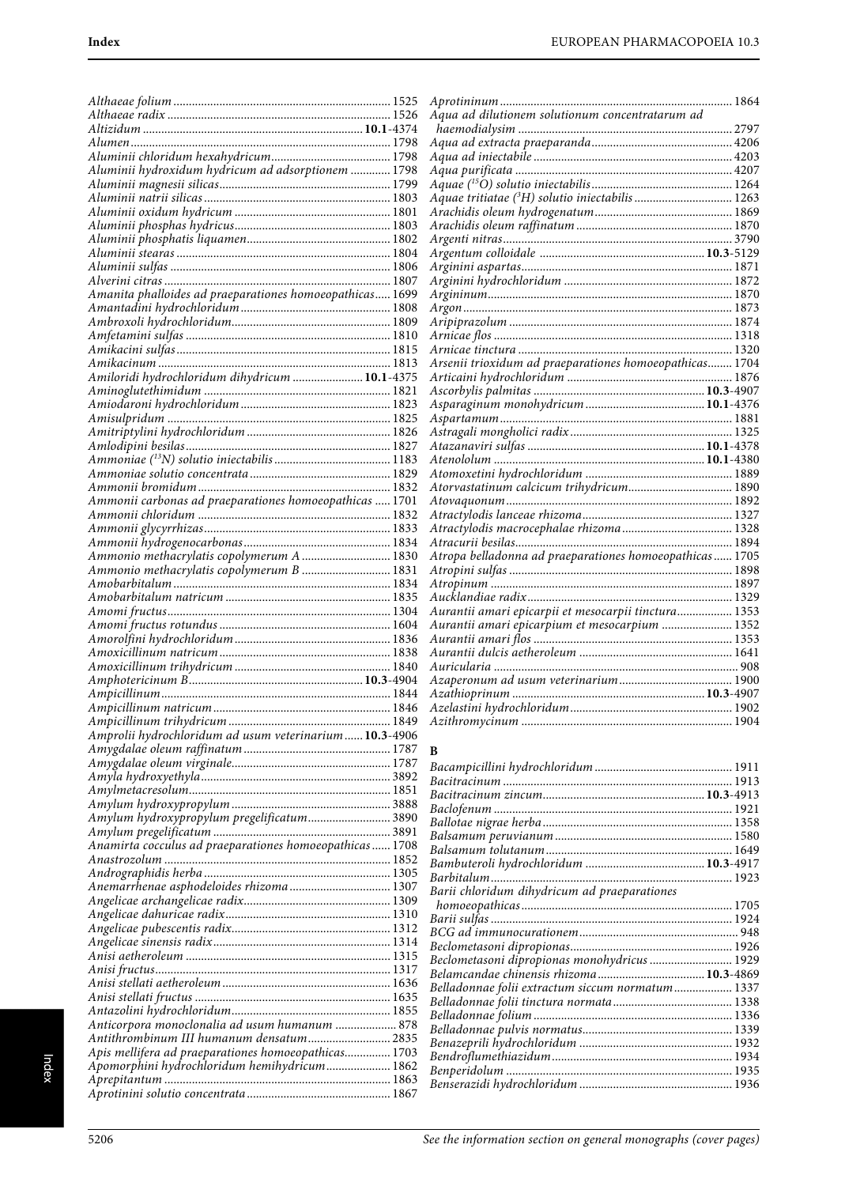*Althaeae folium* ...... 1525
*Althaeae radix* ...... 1526
*Altizidum* ...... **10.1**-4374
*Alumen* ...... 1798
*Aluminii chloridum hexahydricum* ...... 1798
*Aluminii hydroxidum hydricum ad adsorptionem* ...... 1798
*Aluminii magnesii silicas* ...... 1799
*Aluminii natrii silicas* ...... 1803
*Aluminii oxidum hydricum* ...... 1801
*Aluminii phosphas hydricus* ...... 1803
*Aluminii phosphatis liquamen* ...... 1802
*Aluminii stearas* ...... 1804
*Aluminii sulfas* ...... 1806
*Alverini citras* ...... 1807
*Amanita phalloides ad praeparationes homoeopathicas* ...... 1699
*Amantadini hydrochloridum* ...... 1808
*Ambroxoli hydrochloridum* ...... 1809
*Amfetamini sulfas* ...... 1810
*Amikacini sulfas* ...... 1815
*Amikacinum* ...... 1813
*Amiloridi hydrochloridum dihydricum* ...... **10.1**-4375
*Aminoglutethimidum* ...... 1821
*Amiodaroni hydrochloridum* ...... 1823
*Amisulpridum* ...... 1825
*Amitriptylini hydrochloridum* ...... 1826
*Amlodipini besilas* ...... 1827
*Ammoniae ($^{13}N$) solutio iniectabilis* ...... 1183
*Ammoniae solutio concentrata* ...... 1829
*Ammonii bromidum* ...... 1832
*Ammonii carbonas ad praeparationes homoeopathicas* ...... 1701
*Ammonii chloridum* ...... 1832
*Ammonii glycyrrhizas* ...... 1833
*Ammonii hydrogenocarbonas* ...... 1834
*Ammonio methacrylatis copolymerum A* ...... 1830
*Ammonio methacrylatis copolymerum B* ...... 1831
*Amobarbitalum* ...... 1834
*Amobarbitalum natricum* ...... 1835
*Amomi fructus* ...... 1304
*Amomi fructus rotundus* ...... 1604
*Amorolfini hydrochloridum* ...... 1836
*Amoxicillinum natricum* ...... 1838
*Amoxicillinum trihydricum* ...... 1840
*Amphotericinum B* ...... **10.3**-4904
*Ampicillinum* ...... 1844
*Ampicillinum natricum* ...... 1846
*Ampicillinum trihydricum* ...... 1849
*Amprolii hydrochloridum ad usum veterinarium* ...... **10.3**-4906
*Amygdalae oleum raffinatum* ...... 1787
*Amygdalae oleum virginale* ...... 1787
*Amyla hydroxyethyla* ...... 3892
*Amylmetacresolum* ...... 1851
*Amylum hydroxypropylum* ...... 3888
*Amylum hydroxypropylum pregelificatum* ...... 3890
*Amylum pregelificatum* ...... 3891
*Anamirta cocculus ad praeparationes homoeopathicas* ...... 1708
*Anastrozolum* ...... 1852
*Andrographidis herba* ...... 1305
*Anemarrhenae asphodeloides rhizoma* ...... 1307
*Angelicae archangelicae radix* ...... 1309
*Angelicae dahuricae radix* ...... 1310
*Angelicae pubescentis radix* ...... 1312
*Angelicae sinensis radix* ...... 1314
*Anisi aetheroleum* ...... 1315
*Anisi fructus* ...... 1317
*Anisi stellati aetheroleum* ...... 1636
*Anisi stellati fructus* ...... 1635
*Antazolini hydrochloridum* ...... 1855
*Anticorpora monoclonalia ad usum humanum* ...... 878
*Antithrombinum III humanum densatum* ...... 2835
*Apis mellifera ad praeparationes homoeopathicas* ...... 1703
*Apomorphini hydrochloridum hemihydricum* ...... 1862
*Aprepitantum* ...... 1863
*Aprotinini solutio concentrata* ...... 1867
*Aprotininum* ...... 1864
*Aqua ad dilutionem solutionum concentratarum ad haemodialysim* ...... 2797
*Aqua ad extracta praeparanda* ...... 4206
*Aqua ad iniectabile* ...... 4203
*Aqua purificata* ...... 4207
*Aquae ($^{15}O$) solutio iniectabilis* ...... 1264
*Aquae tritiatae ($^{3}H$) solutio iniectabilis* ...... 1263
*Arachidis oleum hydrogenatum* ...... 1869
*Arachidis oleum raffinatum* ...... 1870
*Argenti nitras* ...... 3790
*Argentum colloidale* ...... **10.3**-5129
*Arginini aspartas* ...... 1871
*Arginini hydrochloridum* ...... 1872
*Argininum* ...... 1870
*Argon* ...... 1873
*Aripiprazolum* ...... 1874
*Arnicae flos* ...... 1318
*Arnicae tinctura* ...... 1320
*Arsenii trioxidum ad praeparationes homoeopathicas* ...... 1704
*Articaini hydrochloridum* ...... 1876
*Ascorbylis palmitas* ...... **10.3**-4907
*Asparaginum monohydricum* ...... **10.1**-4376
*Aspartamum* ...... 1881
*Astragali mongholici radix* ...... 1325
*Atazanaviri sulfas* ...... **10.1**-4378
*Atenololum* ...... **10.1**-4380
*Atomoxetini hydrochloridum* ...... 1889
*Atorvastatinum calcicum trihydricum* ...... 1890
*Atovaquonum* ...... 1892
*Atractylodis lanceae rhizoma* ...... 1327
*Atractylodis macrocephalae rhizoma* ...... 1328
*Atracurii besilas* ...... 1894
*Atropa belladonna ad praeparationes homoeopathicas* ...... 1705
*Atropini sulfas* ...... 1898
*Atropinum* ...... 1897
*Aucklandiae radix* ...... 1329
*Aurantii amari epicarpii et mesocarpii tinctura* ...... 1353
*Aurantii amari epicarpium et mesocarpium* ...... 1352
*Aurantii amari flos* ...... 1353
*Aurantii dulcis aetheroleum* ...... 1641
*Auricularia* ...... 908
*Azaperonum ad usum veterinarium* ...... 1900
*Azathioprinum* ...... **10.3**-4907
*Azelastini hydrochloridum* ...... 1902
*Azithromycinum* ...... 1904

**B**

*Bacampicillini hydrochloridum* ...... 1911
*Bacitracinum* ...... 1913
*Bacitracinum zincum* ...... **10.3**-4913
*Baclofenum* ...... 1921
*Ballotae nigrae herba* ...... 1358
*Balsamum peruvianum* ...... 1580
*Balsamum tolutanum* ...... 1649
*Bambuteroli hydrochloridum* ...... **10.3**-4917
*Barbitalum* ...... 1923
*Barii chloridum dihydricum ad praeparationes homoeopathicas* ...... 1705
*Barii sulfas* ...... 1924
*BCG ad immunocurationem* ...... 948
*Beclometasoni dipropionas* ...... 1926
*Beclometasoni dipropionas monohydricus* ...... 1929
*Belamcandae chinensis rhizoma* ...... **10.3**-4869
*Belladonnae folii extractum siccum normatum* ...... 1337
*Belladonnae folii tinctura normata* ...... 1338
*Belladonnae folium* ...... 1336
*Belladonnae pulvis normatus* ...... 1339
*Benazeprili hydrochloridum* ...... 1932
*Bendroflumethiazidum* ...... 1934
*Benperidolum* ...... 1935
*Benserazidi hydrochloridum* ...... 1936

See the information section on general monographs (cover pages)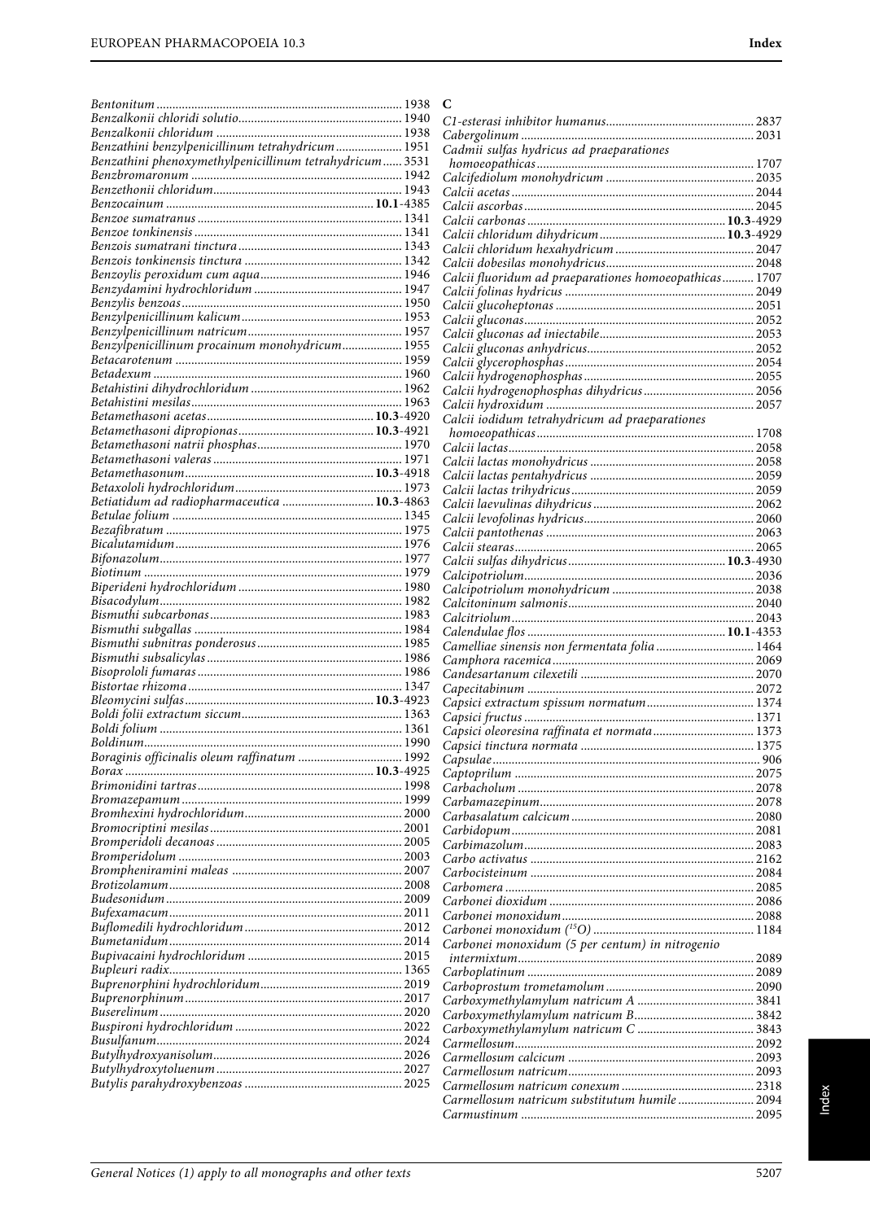*Bentonitum* .... 1938
*Benzalkonii chloridi solutio* .... 1940
*Benzalkonii chloridum* .... 1938
*Benzathini benzylpenicillinum tetrahydricum* .... 1951
*Benzathini phenoxymethylpenicillinum tetrahydricum* .... 3531
*Benzbromaronum* .... 1942
*Benzethonii chloridum* .... 1943
*Benzocainum* .... **10.1**-4385
*Benzoe sumatranus* .... 1341
*Benzoe tonkinensis* .... 1341
*Benzois sumatrani tinctura* .... 1343
*Benzois tonkinensis tinctura* .... 1342
*Benzoylis peroxidum cum aqua* .... 1946
*Benzydamini hydrochloridum* .... 1947
*Benzylis benzoas* .... 1950
*Benzylpenicillinum kalicum* .... 1953
*Benzylpenicillinum natricum* .... 1957
*Benzylpenicillinum procainum monohydricum* .... 1955
*Betacarotenum* .... 1959
*Betadexum* .... 1960
*Betahistini dihydrochloridum* .... 1962
*Betahistini mesilas* .... 1963
*Betamethasoni acetas* .... **10.3**-4920
*Betamethasoni dipropionas* .... **10.3**-4921
*Betamethasoni natrii phosphas* .... 1970
*Betamethasoni valeras* .... 1971
*Betamethasonum* .... **10.3**-4918
*Betaxololi hydrochloridum* .... 1973
*Betiatidum ad radiopharmaceutica* .... **10.3**-4863
*Betulae folium* .... 1345
*Bezafibratum* .... 1975
*Bicalutamidum* .... 1976
*Bifonazolum* .... 1977
*Biotinum* .... 1979
*Biperideni hydrochloridum* .... 1980
*Bisacodylum* .... 1982
*Bismuthi subcarbonas* .... 1983
*Bismuthi subgallas* .... 1984
*Bismuthi subnitras ponderosus* .... 1985
*Bismuthi subsalicylas* .... 1986
*Bisoprololi fumaras* .... 1986
*Bistortae rhizoma* .... 1347
*Bleomycini sulfas* .... **10.3**-4923
*Boldi folii extractum siccum* .... 1363
*Boldi folium* .... 1361
*Boldinum* .... 1990
*Boraginis officinalis oleum raffinatum* .... 1992
*Borax* .... **10.3**-4925
*Brimonidini tartras* .... 1998
*Bromazepamum* .... 1999
*Bromhexini hydrochloridum* .... 2000
*Bromocriptini mesilas* .... 2001
*Bromperidoli decanoas* .... 2005
*Bromperidolum* .... 2003
*Brompheniramini maleas* .... 2007
*Brotizolamum* .... 2008
*Budesonidum* .... 2009
*Bufexamacum* .... 2011
*Buflomedili hydrochloridum* .... 2012
*Bumetanidum* .... 2014
*Bupivacaini hydrochloridum* .... 2015
*Bupleuri radix* .... 1365
*Buprenorphini hydrochloridum* .... 2019
*Buprenorphinum* .... 2017
*Buserelinum* .... 2020
*Buspironi hydrochloridum* .... 2022
*Busulfanum* .... 2024
*Butylhydroxyanisolum* .... 2026
*Butylhydroxytoluenum* .... 2027
*Butylis parahydroxybenzoas* .... 2025

**C**

*C1-esterasi inhibitor humanus* .... 2837
*Cabergolinum* .... 2031
*Cadmii sulfas hydricus ad praeparationes homoeopathicas* .... 1707
*Calcifediolum monohydricum* .... 2035
*Calcii acetas* .... 2044
*Calcii ascorbas* .... 2045
*Calcii carbonas* .... **10.3**-4929
*Calcii chloridum dihydricum* .... **10.3**-4929
*Calcii chloridum hexahydricum* .... 2047
*Calcii dobesilas monohydricus* .... 2048
*Calcii fluoridum ad praeparationes homoeopathicas* .... 1707
*Calcii folinas hydricus* .... 2049
*Calcii glucoheptonas* .... 2051
*Calcii gluconas* .... 2052
*Calcii gluconas ad iniectabile* .... 2053
*Calcii gluconas anhydricus* .... 2052
*Calcii glycerophosphas* .... 2054
*Calcii hydrogenophosphas* .... 2055
*Calcii hydrogenophosphas dihydricus* .... 2056
*Calcii hydroxidum* .... 2057
*Calcii iodidum tetrahydricum ad praeparationes homoeopathicas* .... 1708
*Calcii lactas* .... 2058
*Calcii lactas monohydricus* .... 2058
*Calcii lactas pentahydricus* .... 2059
*Calcii lactas trihydricus* .... 2059
*Calcii laevulinas dihydricus* .... 2062
*Calcii levofolinas hydricus* .... 2060
*Calcii pantothenas* .... 2063
*Calcii stearas* .... 2065
*Calcii sulfas dihydricus* .... **10.3**-4930
*Calcipotriolum* .... 2036
*Calcipotriolum monohydricum* .... 2038
*Calcitoninum salmonis* .... 2040
*Calcitriolum* .... 2043
*Calendulae flos* .... **10.1**-4353
*Camelliae sinensis non fermentata folia* .... 1464
*Camphora racemica* .... 2069
*Candesartanum cilexetili* .... 2070
*Capecitabinum* .... 2072
*Capsici extractum spissum normatum* .... 1374
*Capsici fructus* .... 1371
*Capsici oleoresina raffinata et normata* .... 1373
*Capsici tinctura normata* .... 1375
*Capsulae* .... 906
*Captoprilum* .... 2075
*Carbacholum* .... 2078
*Carbamazepinum* .... 2078
*Carbasalatum calcicum* .... 2080
*Carbidopum* .... 2081
*Carbimazolum* .... 2083
*Carbo activatus* .... 2162
*Carbocisteinum* .... 2084
*Carbomera* .... 2085
*Carbonei dioxidum* .... 2086
*Carbonei monoxidum* .... 2088
*Carbonei monoxidum ($^{15}O$)* .... 1184
*Carbonei monoxidum (5 per centum) in nitrogenio intermixtum* .... 2089
*Carboplatinum* .... 2089
*Carboprostum trometamolum* .... 2090
*Carboxymethylamylum natricum A* .... 3841
*Carboxymethylamylum natricum B* .... 3842
*Carboxymethylamylum natricum C* .... 3843
*Carmellosum* .... 2092
*Carmellosum calcicum* .... 2093
*Carmellosum natricum* .... 2093
*Carmellosum natricum conexum* .... 2318
*Carmellosum natricum substitutum humile* .... 2094
*Carmustinum* .... 2095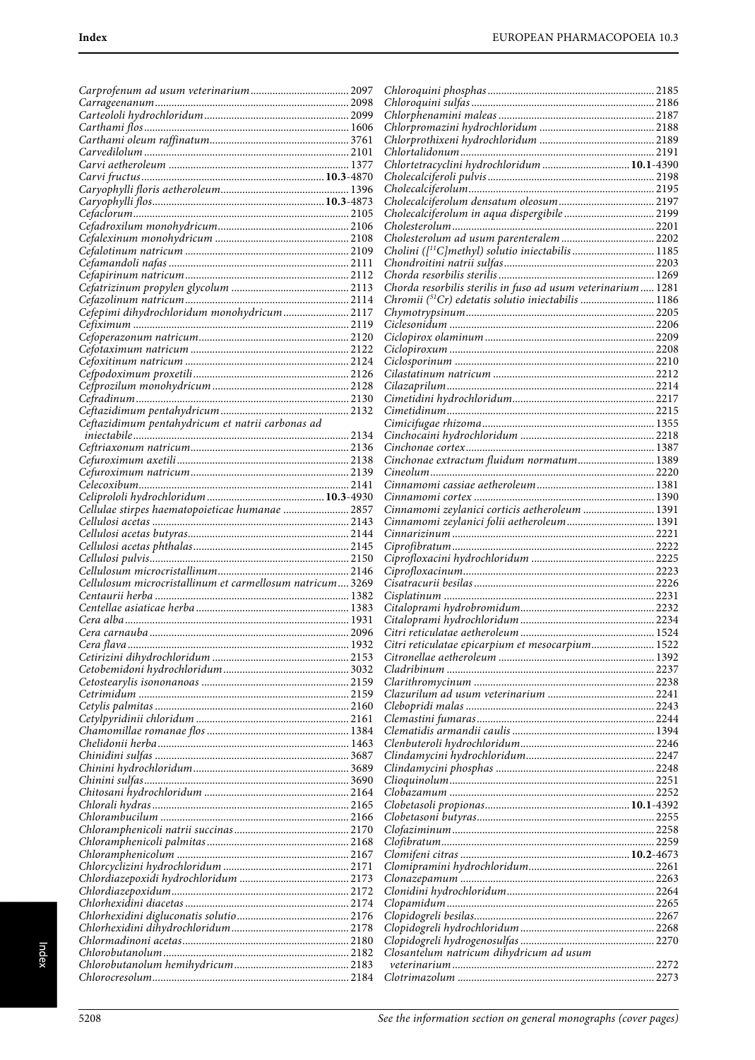*Carprofenum ad usum veterinarium* ........ 2097
*Carrageenanum* ........ 2098
*Carteololi hydrochloridum* ........ 2099
*Carthami flos* ........ 1606
*Carthami oleum raffinatum* ........ 3761
*Carvedilolum* ........ 2101
*Carvi aetheroleum* ........ 1377
*Carvi fructus* ........ **10.3**-4870
*Caryophylli floris aetheroleum* ........ 1396
*Caryophylli flos* ........ **10.3**-4873
*Cefaclorum* ........ 2105
*Cefadroxilum monohydricum* ........ 2106
*Cefalexinum monohydricum* ........ 2108
*Cefalotinum natricum* ........ 2109
*Cefamandoli nafas* ........ 2111
*Cefapirinum natricum* ........ 2112
*Cefatrizinum propylen glycolum* ........ 2113
*Cefazolinum natricum* ........ 2114
*Cefepimi dihydrochloridum monohydricum* ........ 2117
*Cefiximum* ........ 2119
*Cefoperazonum natricum* ........ 2120
*Cefotaximum natricum* ........ 2122
*Cefoxitinum natricum* ........ 2124
*Cefpodoximum proxetili* ........ 2126
*Cefprozilum monohydricum* ........ 2128
*Cefradinum* ........ 2130
*Ceftazidimum pentahydricum* ........ 2132
*Ceftazidimum pentahydricum et natrii carbonas ad iniectabile* ........ 2134
*Ceftriaxonum natricum* ........ 2136
*Cefuroximum axetili* ........ 2138
*Cefuroximum natricum* ........ 2139
*Celecoxibum* ........ 2141
*Celiprololi hydrochloridum* ........ **10.3**-4930
*Cellulae stirpes haematopoieticae humanae* ........ 2857
*Cellulosi acetas* ........ 2143
*Cellulosi acetas butyras* ........ 2144
*Cellulosi acetas phthalas* ........ 2145
*Cellulosi pulvis* ........ 2150
*Cellulosum microcristallinum* ........ 2146
*Cellulosum microcristallinum et carmellosum natricum* ........ 3269
*Centaurii herba* ........ 1382
*Centellae asiaticae herba* ........ 1383
*Cera alba* ........ 1931
*Cera carnauba* ........ 2096
*Cera flava* ........ 1932
*Cetirizini dihydrochloridum* ........ 2153
*Cetobemidoni hydrochloridum* ........ 3032
*Cetostearylis isononanoas* ........ 2159
*Cetrimidum* ........ 2159
*Cetylis palmitas* ........ 2160
*Cetylpyridinii chloridum* ........ 2161
*Chamomillae romanae flos* ........ 1384
*Chelidonii herba* ........ 1463
*Chinidini sulfas* ........ 3687
*Chinini hydrochloridum* ........ 3689
*Chinini sulfas* ........ 3690
*Chitosani hydrochloridum* ........ 2164
*Chlorali hydras* ........ 2165
*Chlorambucilum* ........ 2166
*Chloramphenicoli natrii succinas* ........ 2170
*Chloramphenicoli palmitas* ........ 2168
*Chloramphenicolum* ........ 2167
*Chlorcyclizini hydrochloridum* ........ 2171
*Chlordiazepoxidi hydrochloridum* ........ 2173
*Chlordiazepoxidum* ........ 2172
*Chlorhexidini diacetas* ........ 2174
*Chlorhexidini digluconatis solutio* ........ 2176
*Chlorhexidini dihydrochloridum* ........ 2178
*Chlormadinoni acetas* ........ 2180
*Chlorobutanolum* ........ 2182
*Chlorobutanolum hemihydricum* ........ 2183
*Chlorocresolum* ........ 2184
*Chloroquini phosphas* ........ 2185
*Chloroquini sulfas* ........ 2186
*Chlorphenamini maleas* ........ 2187
*Chlorpromazini hydrochloridum* ........ 2188
*Chlorprothixeni hydrochloridum* ........ 2189
*Chlortalidonum* ........ 2191
*Chlortetracyclini hydrochloridum* ........ **10.1**-4390
*Cholecalciferoli pulvis* ........ 2198
*Cholecalciferolum* ........ 2195
*Cholecalciferolum densatum oleosum* ........ 2197
*Cholecalciferolum in aqua dispergibile* ........ 2199
*Cholesterolum* ........ 2201
*Cholesterolum ad usum parenteralem* ........ 2202
*Cholini ([$^{11}$C]methyl) solutio iniectabilis* ........ 1185
*Chondroitini natrii sulfas* ........ 2203
*Chorda resorbilis sterilis* ........ 1269
*Chorda resorbilis sterilis in fuso ad usum veterinarium* ........ 1281
*Chromii ($^{51}$Cr) edetatis solutio iniectabilis* ........ 1186
*Chymotrypsinum* ........ 2205
*Ciclesonidum* ........ 2206
*Ciclopirox olaminum* ........ 2209
*Ciclopiroxum* ........ 2208
*Ciclosporinum* ........ 2210
*Cilastatinum natricum* ........ 2212
*Cilazaprilum* ........ 2214
*Cimetidini hydrochloridum* ........ 2217
*Cimetidinum* ........ 2215
*Cimicifugae rhizoma* ........ 1355
*Cinchocaini hydrochloridum* ........ 2218
*Cinchonae cortex* ........ 1387
*Cinchonae extractum fluidum normatum* ........ 1389
*Cineolum* ........ 2220
*Cinnamomi cassiae aetheroleum* ........ 1381
*Cinnamomi cortex* ........ 1390
*Cinnamomi zeylanici corticis aetheroleum* ........ 1391
*Cinnamomi zeylanici folii aetheroleum* ........ 1391
*Cinnarizinum* ........ 2221
*Ciprofibratum* ........ 2222
*Ciprofloxacini hydrochloridum* ........ 2225
*Ciprofloxacinum* ........ 2223
*Cisatracurii besilas* ........ 2226
*Cisplatinum* ........ 2231
*Citaloprami hydrobromidum* ........ 2232
*Citaloprami hydrochloridum* ........ 2234
*Citri reticulatae aetheroleum* ........ 1524
*Citri reticulatae epicarpium et mesocarpium* ........ 1522
*Citronellae aetheroleum* ........ 1392
*Cladribinum* ........ 2237
*Clarithromycinum* ........ 2238
*Clazurilum ad usum veterinarium* ........ 2241
*Clebopridi malas* ........ 2243
*Clemastini fumaras* ........ 2244
*Clematidis armandii caulis* ........ 1394
*Clenbuteroli hydrochloridum* ........ 2246
*Clindamycini hydrochloridum* ........ 2247
*Clindamycini phosphas* ........ 2248
*Clioquinolum* ........ 2251
*Clobazamum* ........ 2252
*Clobetasoli propionas* ........ **10.1**-4392
*Clobetasoni butyras* ........ 2255
*Clofaziminum* ........ 2258
*Clofibratum* ........ 2259
*Clomifeni citras* ........ **10.2**-4673
*Clomipramini hydrochloridum* ........ 2261
*Clonazepamum* ........ 2263
*Clonidini hydrochloridum* ........ 2264
*Clopamidum* ........ 2265
*Clopidogreli besilas* ........ 2267
*Clopidogreli hydrochloridum* ........ 2268
*Clopidogreli hydrogenosulfas* ........ 2270
*Closantelum natricum dihydricum ad usum veterinarium* ........ 2272
*Clotrimazolum* ........ 2273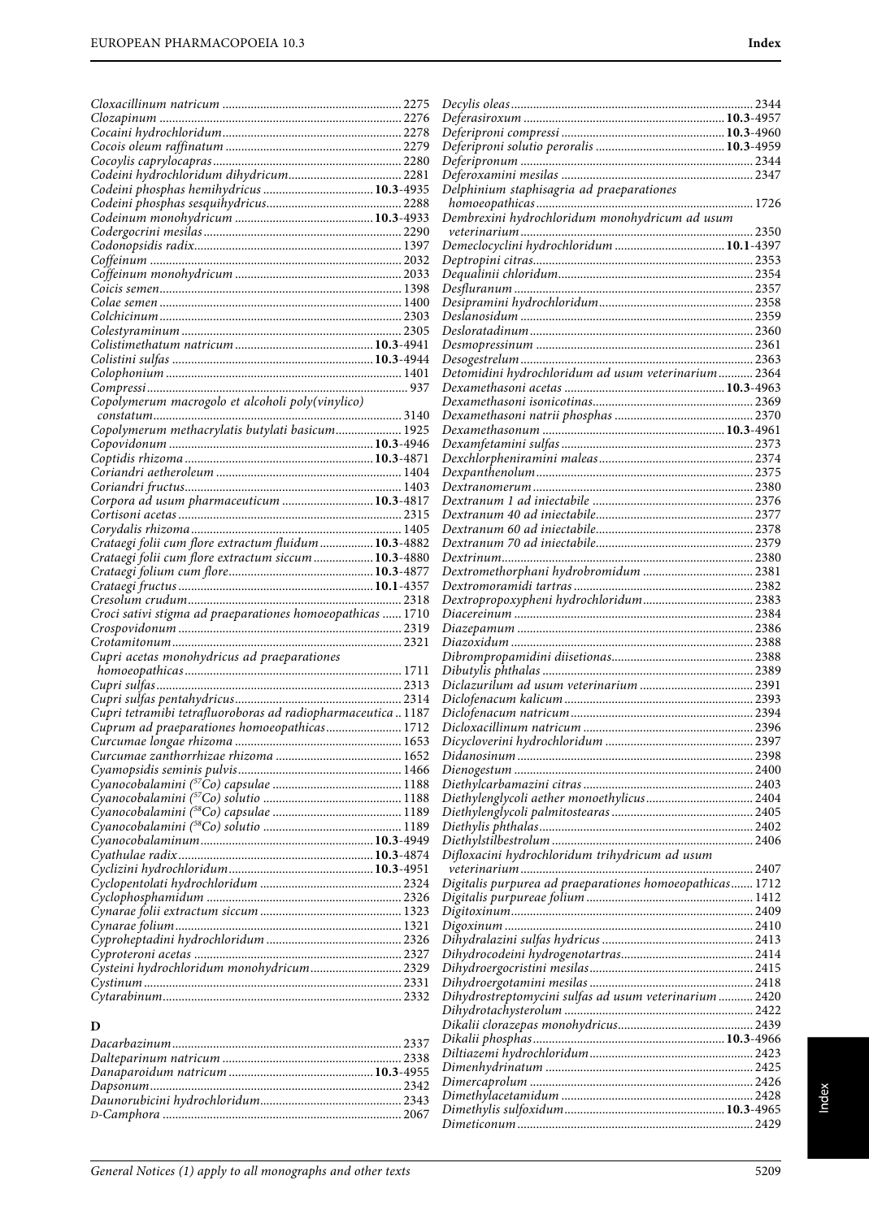*Cloxacillinum natricum* ........ 2275
*Clozapinum* ........ 2276
*Cocaini hydrochloridum* ........ 2278
*Cocois oleum raffinatum* ........ 2279
*Cocoylis caprylocapras* ........ 2280
*Codeini hydrochloridum dihydricum* ........ 2281
*Codeini phosphas hemihydricus* ........ **10.3**-4935
*Codeini phosphas sesquihydricus* ........ 2288
*Codeinum monohydricum* ........ **10.3**-4933
*Codergocrini mesilas* ........ 2290
*Codonopsidis radix* ........ 1397
*Coffeinum* ........ 2032
*Coffeinum monohydricum* ........ 2033
*Coicis semen* ........ 1398
*Colae semen* ........ 1400
*Colchicinum* ........ 2303
*Colestyraminum* ........ 2305
*Colistimethatum natricum* ........ **10.3**-4941
*Colistini sulfas* ........ **10.3**-4944
*Colophonium* ........ 1401
*Compressi* ........ 937
*Copolymerum macrogolo et alcoholi poly(vinylico) constatum* ........ 3140
*Copolymerum methacrylatis butylati basicum* ........ 1925
*Copovidonum* ........ **10.3**-4946
*Coptidis rhizoma* ........ **10.3**-4871
*Coriandri aetheroleum* ........ 1404
*Coriandri fructus* ........ 1403
*Corpora ad usum pharmaceuticum* ........ **10.3**-4817
*Cortisoni acetas* ........ 2315
*Corydalis rhizoma* ........ 1405
*Crataegi folii cum flore extractum fluidum* ........ **10.3**-4882
*Crataegi folii cum flore extractum siccum* ........ **10.3**-4880
*Crataegi folium cum flore* ........ **10.3**-4877
*Crataegi fructus* ........ **10.1**-4357
*Cresolum crudum* ........ 2318
*Croci sativi stigma ad praeparationes homoeopathicas* ........ 1710
*Crospovidonum* ........ 2319
*Crotamitonum* ........ 2321
*Cupri acetas monohydricus ad praeparationes homoeopathicas* ........ 1711
*Cupri sulfas* ........ 2313
*Cupri sulfas pentahydricus* ........ 2314
*Cupri tetramibi tetrafluoroboras ad radiopharmaceutica* .. 1187
*Cuprum ad praeparationes homoeopathicas* ........ 1712
*Curcumae longae rhizoma* ........ 1653
*Curcumae zanthorrhizae rhizoma* ........ 1652
*Cyamopsidis seminis pulvis* ........ 1466
*Cyanocobalamini ($^{57}$Co) capsulae* ........ 1188
*Cyanocobalamini ($^{57}$Co) solutio* ........ 1188
*Cyanocobalamini ($^{58}$Co) capsulae* ........ 1189
*Cyanocobalamini ($^{58}$Co) solutio* ........ 1189
*Cyanocobalaminum* ........ **10.3**-4949
*Cyathulae radix* ........ **10.3**-4874
*Cyclizini hydrochloridum* ........ **10.3**-4951
*Cyclopentolati hydrochloridum* ........ 2324
*Cyclophosphamidum* ........ 2326
*Cynarae folii extractum siccum* ........ 1323
*Cynarae folium* ........ 1321
*Cyproheptadini hydrochloridum* ........ 2326
*Cyproteroni acetas* ........ 2327
*Cysteini hydrochloridum monohydricum* ........ 2329
*Cystinum* ........ 2331
*Cytarabinum* ........ 2332

## D

*Dacarbazinum* ........ 2337
*Dalteparinum natricum* ........ 2338
*Danaparoidum natricum* ........ **10.3**-4955
*Dapsonum* ........ 2342
*Daunorubicini hydrochloridum* ........ 2343
*D-Camphora* ........ 2067
*Decylis oleas* ........ 2344
*Deferasiroxum* ........ **10.3**-4957
*Deferiproni compressi* ........ **10.3**-4960
*Deferiproni solutio peroralis* ........ **10.3**-4959
*Deferipronum* ........ 2344
*Deferoxamini mesilas* ........ 2347
*Delphinium staphisagria ad praeparationes homoeopathicas* ........ 1726
*Dembrexini hydrochloridum monohydricum ad usum veterinarium* ........ 2350
*Demeclocyclini hydrochloridum* ........ **10.1**-4397
*Deptropini citras* ........ 2353
*Dequalinii chloridum* ........ 2354
*Desfluranum* ........ 2357
*Desipramini hydrochloridum* ........ 2358
*Deslanosidum* ........ 2359
*Desloratadinum* ........ 2360
*Desmopressinum* ........ 2361
*Desogestrelum* ........ 2363
*Detomidini hydrochloridum ad usum veterinarium* ........ 2364
*Dexamethasoni acetas* ........ **10.3**-4963
*Dexamethasoni isonicotinas* ........ 2369
*Dexamethasoni natrii phosphas* ........ 2370
*Dexamethasonum* ........ **10.3**-4961
*Dexamfetamini sulfas* ........ 2373
*Dexchlorpheniramini maleas* ........ 2374
*Dexpanthenolum* ........ 2375
*Dextranomerum* ........ 2380
*Dextranum 1 ad iniectabile* ........ 2376
*Dextranum 40 ad iniectabile* ........ 2377
*Dextranum 60 ad iniectabile* ........ 2378
*Dextranum 70 ad iniectabile* ........ 2379
*Dextrinum* ........ 2380
*Dextromethorphani hydrobromidum* ........ 2381
*Dextromoramidi tartras* ........ 2382
*Dextropropoxypheni hydrochloridum* ........ 2383
*Diacereinum* ........ 2384
*Diazepamum* ........ 2386
*Diazoxidum* ........ 2388
*Dibrompropamidini diisetionas* ........ 2388
*Dibutylis phthalas* ........ 2389
*Diclazurilum ad usum veterinarium* ........ 2391
*Diclofenacum kalicum* ........ 2393
*Diclofenacum natricum* ........ 2394
*Dicloxacillinum natricum* ........ 2396
*Dicycloverini hydrochloridum* ........ 2397
*Didanosinum* ........ 2398
*Dienogestum* ........ 2400
*Diethylcarbamazini citras* ........ 2403
*Diethylenglycoli aether monoethylicus* ........ 2404
*Diethylenglycoli palmitostearas* ........ 2405
*Diethylis phthalas* ........ 2402
*Diethylstilbestrolum* ........ 2406
*Difloxacini hydrochloridum trihydricum ad usum veterinarium* ........ 2407
*Digitalis purpurea ad praeparationes homoeopathicas* ........ 1712
*Digitalis purpureae folium* ........ 1412
*Digitoxinum* ........ 2409
*Digoxinum* ........ 2410
*Dihydralazini sulfas hydricus* ........ 2413
*Dihydrocodeini hydrogenotartras* ........ 2414
*Dihydroergocristini mesilas* ........ 2415
*Dihydroergotamini mesilas* ........ 2418
*Dihydrostreptomycini sulfas ad usum veterinarium* ........ 2420
*Dihydrotachysterolum* ........ 2422
*Dikalii clorazepas monohydricus* ........ 2439
*Dikalii phosphas* ........ **10.3**-4966
*Diltiazemi hydrochloridum* ........ 2423
*Dimenhydrinatum* ........ 2425
*Dimercaprolum* ........ 2426
*Dimethylacetamidum* ........ 2428
*Dimethylis sulfoxidum* ........ **10.3**-4965
*Dimeticonum* ........ 2429

General Notices (1) apply to all monographs and other texts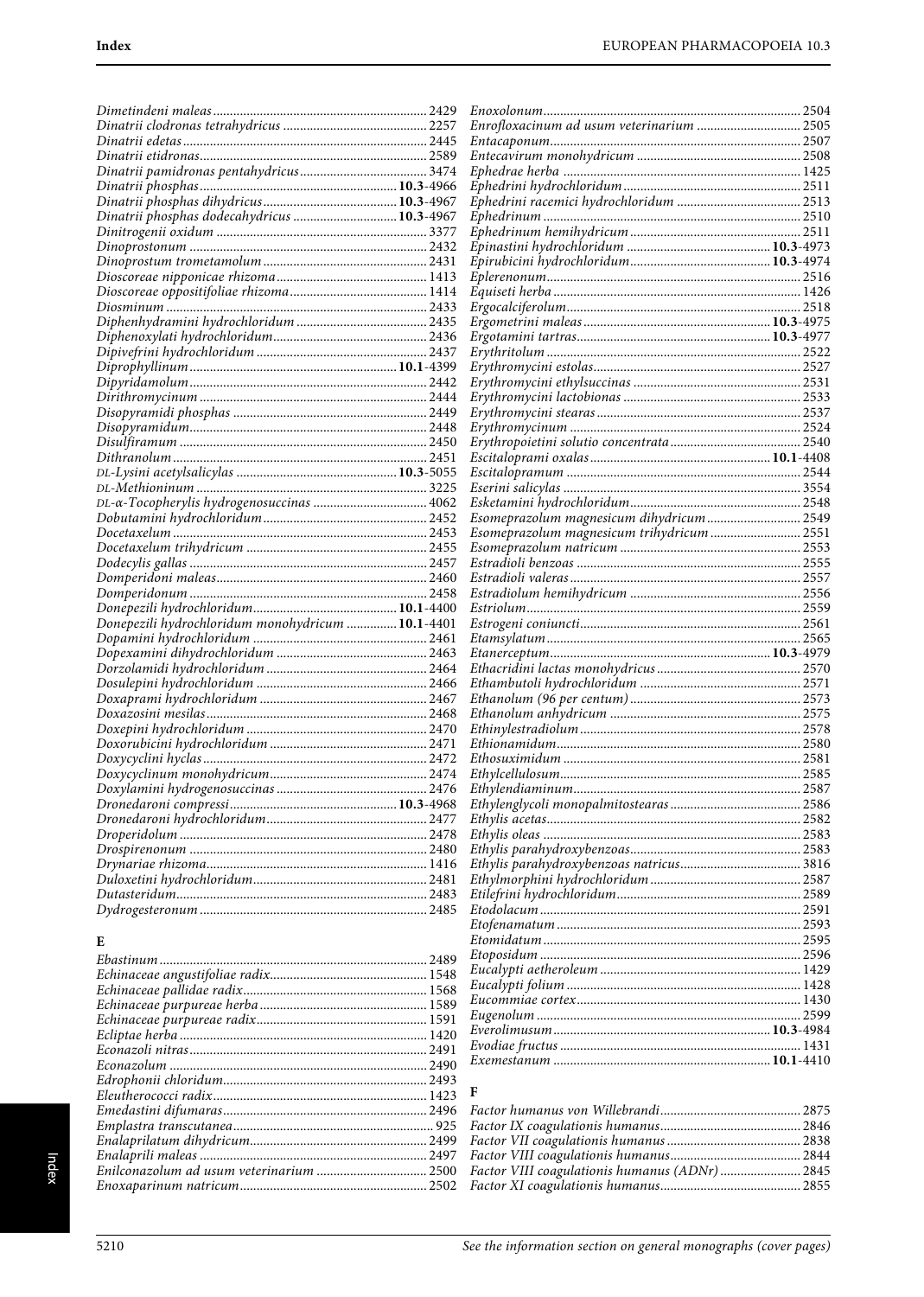*Dimetindeni maleas* ........ 2429
*Dinatrii clodronas tetrahydricus* ........ 2257
*Dinatrii edetas* ........ 2445
*Dinatrii etidronas* ........ 2589
*Dinatrii pamidronas pentahydricus* ........ 3474
*Dinatrii phosphas* ........ **10.3**-4966
*Dinatrii phosphas dihydricus* ........ **10.3**-4967
*Dinatrii phosphas dodecahydricus* ........ **10.3**-4967
*Dinitrogenii oxidum* ........ 3377
*Dinoprostonum* ........ 2432
*Dinoprostum trometamolum* ........ 2431
*Dioscoreae nipponicae rhizoma* ........ 1413
*Dioscoreae oppositifoliae rhizoma* ........ 1414
*Diosminum* ........ 2433
*Diphenhydramini hydrochloridum* ........ 2435
*Diphenoxylati hydrochloridum* ........ 2436
*Dipivefrini hydrochloridum* ........ 2437
*Diprophyllinum* ........ **10.1**-4399
*Dipyridamolum* ........ 2442
*Dirithromycinum* ........ 2444
*Disopyramidi phosphas* ........ 2449
*Disopyramidum* ........ 2448
*Disulfiramum* ........ 2450
*Dithranolum* ........ 2451
*DL-Lysini acetylsalicylas* ........ **10.3**-5055
*DL-Methioninum* ........ 3225
*DL-α-Tocopherylis hydrogenosuccinas* ........ 4062
*Dobutamini hydrochloridum* ........ 2452
*Docetaxelum* ........ 2453
*Docetaxelum trihydricum* ........ 2455
*Dodecylis gallas* ........ 2457
*Domperidoni maleas* ........ 2460
*Domperidonum* ........ 2458
*Donepezili hydrochloridum* ........ **10.1**-4400
*Donepezili hydrochloridum monohydricum* ........ **10.1**-4401
*Dopamini hydrochloridum* ........ 2461
*Dopexamini dihydrochloridum* ........ 2463
*Dorzolamidi hydrochloridum* ........ 2464
*Dosulepini hydrochloridum* ........ 2466
*Doxaprami hydrochloridum* ........ 2467
*Doxazosini mesilas* ........ 2468
*Doxepini hydrochloridum* ........ 2470
*Doxorubicini hydrochloridum* ........ 2471
*Doxycyclini hyclas* ........ 2472
*Doxycyclinum monohydricum* ........ 2474
*Doxylamini hydrogenosuccinas* ........ 2476
*Dronedaroni compressi* ........ **10.3**-4968
*Dronedaroni hydrochloridum* ........ 2477
*Droperidolum* ........ 2478
*Drospirenonum* ........ 2480
*Drynariae rhizoma* ........ 1416
*Duloxetini hydrochloridum* ........ 2481
*Dutasteridum* ........ 2483
*Dydrogesteronum* ........ 2485

## E

*Ebastinum* ........ 2489
*Echinaceae angustifoliae radix* ........ 1548
*Echinaceae pallidae radix* ........ 1568
*Echinaceae purpureae herba* ........ 1589
*Echinaceae purpureae radix* ........ 1591
*Ecliptae herba* ........ 1420
*Econazoli nitras* ........ 2491
*Econazolum* ........ 2490
*Edrophonii chloridum* ........ 2493
*Eleutherococci radix* ........ 1423
*Emedastini difumaras* ........ 2496
*Emplastra transcutanea* ........ 925
*Enalaprilatum dihydricum* ........ 2499
*Enalaprili maleas* ........ 2497
*Enilconazolum ad usum veterinarium* ........ 2500
*Enoxaparinum natricum* ........ 2502
*Enoxolonum* ........ 2504
*Enrofloxacinum ad usum veterinarium* ........ 2505
*Entacaponum* ........ 2507
*Entecavirum monohydricum* ........ 2508
*Ephedrae herba* ........ 1425
*Ephedrini hydrochloridum* ........ 2511
*Ephedrini racemici hydrochloridum* ........ 2513
*Ephedrinum* ........ 2510
*Ephedrinum hemihydricum* ........ 2511
*Epinastini hydrochloridum* ........ **10.3**-4973
*Epirubicini hydrochloridum* ........ **10.3**-4974
*Eplerenonum* ........ 2516
*Equiseti herba* ........ 1426
*Ergocalciferolum* ........ 2518
*Ergometrini maleas* ........ **10.3**-4975
*Ergotamini tartras* ........ **10.3**-4977
*Erythritolum* ........ 2522
*Erythromycini estolas* ........ 2527
*Erythromycini ethylsuccinas* ........ 2531
*Erythromycini lactobionas* ........ 2533
*Erythromycini stearas* ........ 2537
*Erythromycinum* ........ 2524
*Erythropoietini solutio concentrata* ........ 2540
*Escitaloprami oxalas* ........ **10.1**-4408
*Escitalopramum* ........ 2544
*Eserini salicylas* ........ 3554
*Esketamini hydrochloridum* ........ 2548
*Esomeprazolum magnesicum dihydricum* ........ 2549
*Esomeprazolum magnesicum trihydricum* ........ 2551
*Esomeprazolum natricum* ........ 2553
*Estradioli benzoas* ........ 2555
*Estradioli valeras* ........ 2557
*Estradiolum hemihydricum* ........ 2556
*Estriolum* ........ 2559
*Estrogeni coniuncti* ........ 2561
*Etamsylatum* ........ 2565
*Etanerceptum* ........ **10.3**-4979
*Ethacridini lactas monohydricus* ........ 2570
*Ethambutoli hydrochloridum* ........ 2571
*Ethanolum (96 per centum)* ........ 2573
*Ethanolum anhydricum* ........ 2575
*Ethinylestradiolum* ........ 2578
*Ethionamidum* ........ 2580
*Ethosuximidum* ........ 2581
*Ethylcellulosum* ........ 2585
*Ethylendiaminum* ........ 2587
*Ethylenglycoli monopalmitostearas* ........ 2586
*Ethylis acetas* ........ 2582
*Ethylis oleas* ........ 2583
*Ethylis parahydroxybenzoas* ........ 2583
*Ethylis parahydroxybenzoas natricus* ........ 3816
*Ethylmorphini hydrochloridum* ........ 2587
*Etilefrini hydrochloridum* ........ 2589
*Etodolacum* ........ 2591
*Etofenamatum* ........ 2593
*Etomidatum* ........ 2595
*Etoposidum* ........ 2596
*Eucalypti aetheroleum* ........ 1429
*Eucalypti folium* ........ 1428
*Eucommiae cortex* ........ 1430
*Eugenolum* ........ 2599
*Everolimusum* ........ **10.3**-4984
*Evodiae fructus* ........ 1431
*Exemestanum* ........ **10.1**-4410

## F

*Factor humanus von Willebrandi* ........ 2875
*Factor IX coagulationis humanus* ........ 2846
*Factor VII coagulationis humanus* ........ 2838
*Factor VIII coagulationis humanus* ........ 2844
*Factor VIII coagulationis humanus (ADNr)* ........ 2845
*Factor XI coagulationis humanus* ........ 2855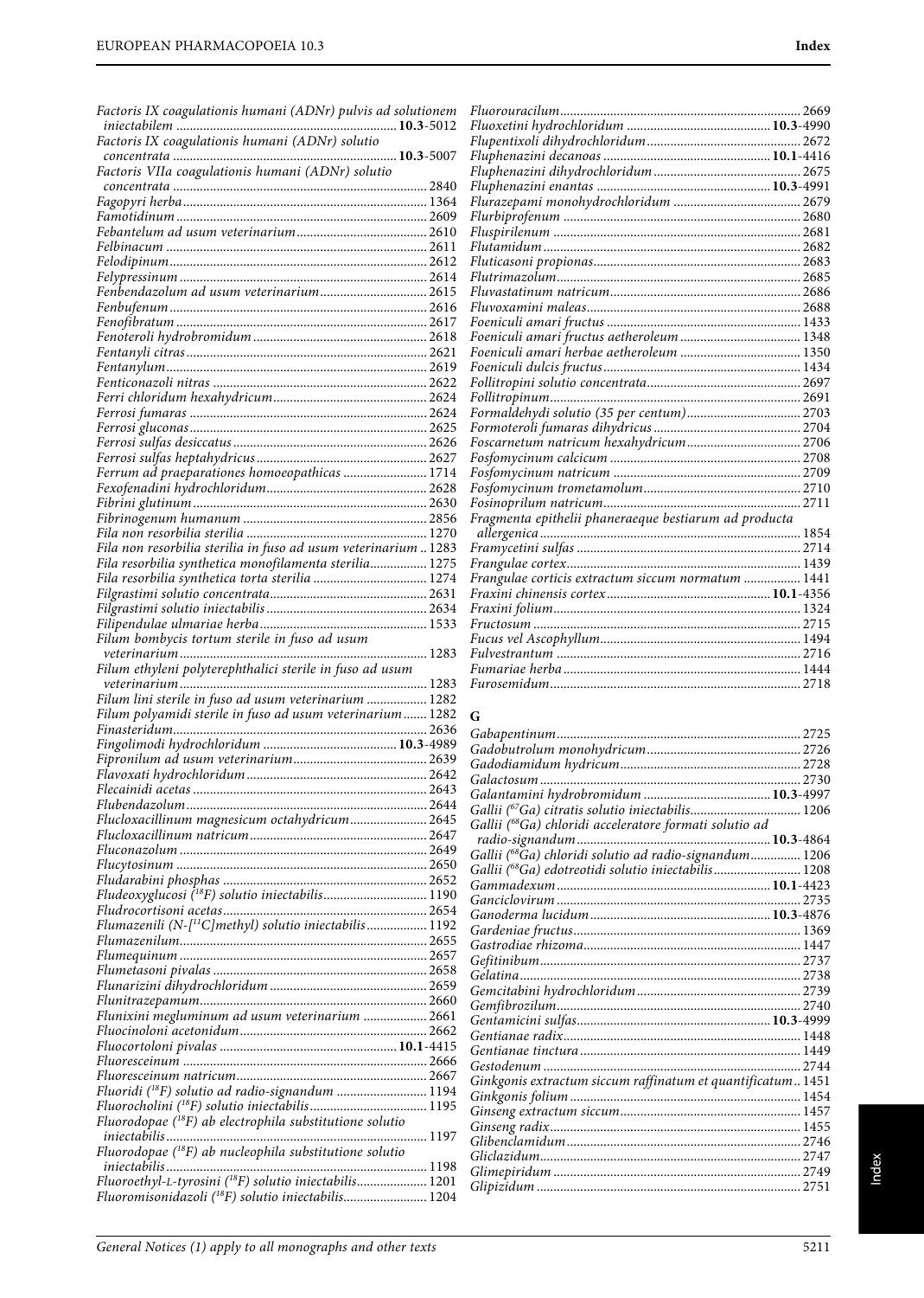*Factoris IX coagulationis humani (ADNr) pulvis ad solutionem iniectabilem* .......... **10.3**-5012
*Factoris IX coagulationis humani (ADNr) solutio concentrata* .......... **10.3**-5007
*Factoris VIIa coagulationis humani (ADNr) solutio concentrata* .......... 2840
*Fagopyri herba* .......... 1364
*Famotidinum* .......... 2609
*Febantelum ad usum veterinarium* .......... 2610
*Felbinacum* .......... 2611
*Felodipinum* .......... 2612
*Felypressinum* .......... 2614
*Fenbendazolum ad usum veterinarium* .......... 2615
*Fenbufenum* .......... 2616
*Fenofibratum* .......... 2617
*Fenoteroli hydrobromidum* .......... 2618
*Fentanyli citras* .......... 2621
*Fentanylum* .......... 2619
*Fenticonazoli nitras* .......... 2622
*Ferri chloridum hexahydricum* .......... 2624
*Ferrosi fumaras* .......... 2624
*Ferrosi gluconas* .......... 2625
*Ferrosi sulfas desiccatus* .......... 2626
*Ferrosi sulfas heptahydricus* .......... 2627
*Ferrum ad praeparationes homoeopathicas* .......... 1714
*Fexofenadini hydrochloridum* .......... 2628
*Fibrini glutinum* .......... 2630
*Fibrinogenum humanum* .......... 2856
*Fila non resorbilia sterilia* .......... 1270
*Fila non resorbilia sterilia in fuso ad usum veterinarium* .. 1283
*Fila resorbilia synthetica monofilamenta sterilia* .......... 1275
*Fila resorbilia synthetica torta sterilia* .......... 1274
*Filgrastimi solutio concentrata* .......... 2631
*Filgrastimi solutio iniectabilis* .......... 2634
*Filipendulae ulmariae herba* .......... 1533
*Filum bombycis tortum sterile in fuso ad usum veterinarium* .......... 1283
*Filum ethyleni polyterephthalici sterile in fuso ad usum veterinarium* .......... 1283
*Filum lini sterile in fuso ad usum veterinarium* .......... 1282
*Filum polyamidi sterile in fuso ad usum veterinarium* .......... 1282
*Finasteridum* .......... 2636
*Fingolimodi hydrochloridum* .......... **10.3**-4989
*Fipronilum ad usum veterinarium* .......... 2639
*Flavoxati hydrochloridum* .......... 2642
*Flecainidi acetas* .......... 2643
*Flubendazolum* .......... 2644
*Flucloxacillinum magnesicum octahydricum* .......... 2645
*Flucloxacillinum natricum* .......... 2647
*Fluconazolum* .......... 2649
*Flucytosinum* .......... 2650
*Fludarabini phosphas* .......... 2652
*Fludeoxyglucosi ($^{18}$F) solutio iniectabilis* .......... 1190
*Fludrocortisoni acetas* .......... 2654
*Flumazenili (N-[$^{11}$C]methyl) solutio iniectabilis* .......... 1192
*Flumazenilum* .......... 2655
*Flumequinum* .......... 2657
*Flumetasoni pivalas* .......... 2658
*Flunarizini dihydrochloridum* .......... 2659
*Flunitrazepamum* .......... 2660
*Flunixini megluminum ad usum veterinarium* .......... 2661
*Fluocinoloni acetonidum* .......... 2662
*Fluocortoloni pivalas* .......... **10.1**-4415
*Fluoresceinum* .......... 2666
*Fluoresceinum natricum* .......... 2667
*Fluoridi ($^{18}$F) solutio ad radio-signandum* .......... 1194
*Fluorocholini ($^{18}$F) solutio iniectabilis* .......... 1195
*Fluorodopae ($^{18}$F) ab electrophila substitutione solutio iniectabilis* .......... 1197
*Fluorodopae ($^{18}$F) ab nucleophila substitutione solutio iniectabilis* .......... 1198
*Fluoroethyl-L-tyrosini ($^{18}$F) solutio iniectabilis* .......... 1201
*Fluoromisonidazoli ($^{18}$F) solutio iniectabilis* .......... 1204
*Fluorouracilum* .......... 2669
*Fluoxetini hydrochloridum* .......... **10.3**-4990
*Flupentixoli dihydrochloridum* .......... 2672
*Fluphenazini decanoas* .......... **10.1**-4416
*Fluphenazini dihydrochloridum* .......... 2675
*Fluphenazini enantas* .......... **10.3**-4991
*Flurazepami monohydrochloridum* .......... 2679
*Flurbiprofenum* .......... 2680
*Fluspirilenum* .......... 2681
*Flutamidum* .......... 2682
*Fluticasoni propionas* .......... 2683
*Flutrimazolum* .......... 2685
*Fluvastatinum natricum* .......... 2686
*Fluvoxamini maleas* .......... 2688
*Foeniculi amari fructus* .......... 1433
*Foeniculi amari fructus aetheroleum* .......... 1348
*Foeniculi amari herbae aetheroleum* .......... 1350
*Foeniculi dulcis fructus* .......... 1434
*Follitropini solutio concentrata* .......... 2697
*Follitropinum* .......... 2691
*Formaldehydi solutio (35 per centum)* .......... 2703
*Formoteroli fumaras dihydricus* .......... 2704
*Foscarnetum natricum hexahydricum* .......... 2706
*Fosfomycinum calcicum* .......... 2708
*Fosfomycinum natricum* .......... 2709
*Fosfomycinum trometamolum* .......... 2710
*Fosinoprilum natricum* .......... 2711
*Fragmenta epithelii phaneraeque bestiarum ad producta allergenica* .......... 1854
*Framycetini sulfas* .......... 2714
*Frangulae cortex* .......... 1439
*Frangulae corticis extractum siccum normatum* .......... 1441
*Fraxini chinensis cortex* .......... **10.1**-4356
*Fraxini folium* .......... 1324
*Fructosum* .......... 2715
*Fucus vel Ascophyllum* .......... 1494
*Fulvestrantum* .......... 2716
*Fumariae herba* .......... 1444
*Furosemidum* .......... 2718

## G

*Gabapentinum* .......... 2725
*Gadobutrolum monohydricum* .......... 2726
*Gadodiamidum hydricum* .......... 2728
*Galactosum* .......... 2730
*Galantamini hydrobromidum* .......... **10.3**-4997
*Gallii ($^{67}$Ga) citratis solutio iniectabilis* .......... 1206
*Gallii ($^{68}$Ga) chloridi acceleratore formati solutio ad radio-signandum* .......... **10.3**-4864
*Gallii ($^{68}$Ga) chloridi solutio ad radio-signandum* .......... 1206
*Gallii ($^{68}$Ga) edotreotidi solutio iniectabilis* .......... 1208
*Gammadexum* .......... **10.1**-4423
*Ganciclovirum* .......... 2735
*Ganoderma lucidum* .......... **10.3**-4876
*Gardeniae fructus* .......... 1369
*Gastrodiae rhizoma* .......... 1447
*Gefitinibum* .......... 2737
*Gelatina* .......... 2738
*Gemcitabini hydrochloridum* .......... 2739
*Gemfibrozilum* .......... 2740
*Gentamicini sulfas* .......... **10.3**-4999
*Gentianae radix* .......... 1448
*Gentianae tinctura* .......... 1449
*Gestodenum* .......... 2744
*Ginkgonis extractum siccum raffinatum et quantificatum* .. 1451
*Ginkgonis folium* .......... 1454
*Ginseng extractum siccum* .......... 1457
*Ginseng radix* .......... 1455
*Glibenclamidum* .......... 2746
*Gliclazidum* .......... 2747
*Glimepiridum* .......... 2749
*Glipizidum* .......... 2751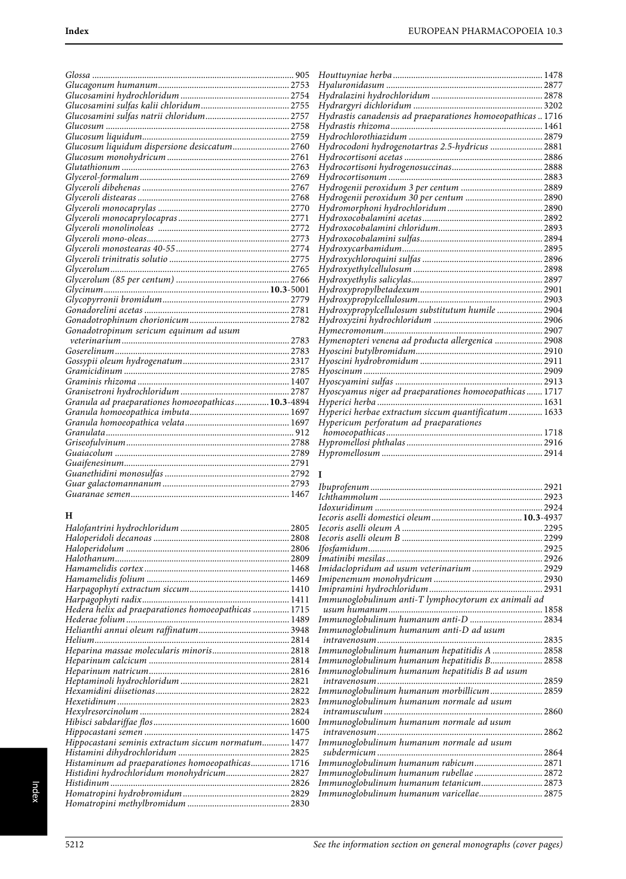*Glossa* ........ 905
*Glucagonum humanum* ........ 2753
*Glucosamini hydrochloridum* ........ 2754
*Glucosamini sulfas kalii chloridum* ........ 2755
*Glucosamini sulfas natrii chloridum* ........ 2757
*Glucosum* ........ 2758
*Glucosum liquidum* ........ 2759
*Glucosum liquidum dispersione desiccatum* ........ 2760
*Glucosum monohydricum* ........ 2761
*Glutathionum* ........ 2763
*Glycerol-formalum* ........ 2769
*Glyceroli dibehenas* ........ 2767
*Glyceroli distearas* ........ 2768
*Glyceroli monocaprylas* ........ 2770
*Glyceroli monocaprylocapras* ........ 2771
*Glyceroli monolinoleas* ........ 2772
*Glyceroli mono-oleas* ........ 2773
*Glyceroli monostearas 40-55* ........ 2774
*Glyceroli trinitratis solutio* ........ 2775
*Glycerolum* ........ 2765
*Glycerolum (85 per centum)* ........ 2766
*Glycinum* ........ **10.3**-5001
*Glycopyrronii bromidum* ........ 2779
*Gonadorelini acetas* ........ 2781
*Gonadotrophinum chorionicum* ........ 2782
*Gonadotropinum sericum equinum ad usum veterinarium* ........ 2783
*Goserelinum* ........ 2783
*Gossypii oleum hydrogenatum* ........ 2317
*Gramicidinum* ........ 2785
*Graminis rhizoma* ........ 1407
*Granisetroni hydrochloridum* ........ 2787
*Granula ad praeparationes homoeopathicas* ........ **10.3**-4894
*Granula homoeopathica imbuta* ........ 1697
*Granula homoeopathica velata* ........ 1697
*Granulata* ........ 912
*Griseofulvinum* ........ 2788
*Guaiacolum* ........ 2789
*Guaifenesinum* ........ 2791
*Guanethidini monosulfas* ........ 2792
*Guar galactomannanum* ........ 2793
*Guaranae semen* ........ 1467

## H

*Halofantrini hydrochloridum* ........ 2805
*Haloperidoli decanoas* ........ 2808
*Haloperidolum* ........ 2806
*Halothanum* ........ 2809
*Hamamelidis cortex* ........ 1468
*Hamamelidis folium* ........ 1469
*Harpagophyti extractum siccum* ........ 1410
*Harpagophyti radix* ........ 1411
*Hedera helix ad praeparationes homoeopathicas* ........ 1715
*Hederae folium* ........ 1489
*Helianthi annui oleum raffinatum* ........ 3948
*Helium* ........ 2814
*Heparina massae molecularis minoris* ........ 2818
*Heparinum calcicum* ........ 2814
*Heparinum natricum* ........ 2816
*Heptaminoli hydrochloridum* ........ 2821
*Hexamidini diisetionas* ........ 2822
*Hexetidinum* ........ 2823
*Hexylresorcinolum* ........ 2824
*Hibisci sabdariffae flos* ........ 1600
*Hippocastani semen* ........ 1475
*Hippocastani seminis extractum siccum normatum* ........ 1477
*Histamini dihydrochloridum* ........ 2825
*Histaminum ad praeparationes homoeopathicas* ........ 1716
*Histidini hydrochloridum monohydricum* ........ 2827
*Histidinum* ........ 2826
*Homatropini hydrobromidum* ........ 2829
*Homatropini methylbromidum* ........ 2830
*Houttuyniae herba* ........ 1478
*Hyaluronidasum* ........ 2877
*Hydralazini hydrochloridum* ........ 2878
*Hydrargyri dichloridum* ........ 3202
*Hydrastis canadensis ad praeparationes homoeopathicas* ........ 1716
*Hydrastis rhizoma* ........ 1461
*Hydrochlorothiazidum* ........ 2879
*Hydrocodoni hydrogenotartras 2.5-hydricus* ........ 2881
*Hydrocortisoni acetas* ........ 2886
*Hydrocortisoni hydrogenosuccinas* ........ 2888
*Hydrocortisonum* ........ 2883
*Hydrogenii peroxidum 3 per centum* ........ 2889
*Hydrogenii peroxidum 30 per centum* ........ 2890
*Hydromorphoni hydrochloridum* ........ 2890
*Hydroxocobalamini acetas* ........ 2892
*Hydroxocobalamini chloridum* ........ 2893
*Hydroxocobalamini sulfas* ........ 2894
*Hydroxycarbamidum* ........ 2895
*Hydroxychloroquini sulfas* ........ 2896
*Hydroxyethylcellulosum* ........ 2898
*Hydroxyethylis salicylas* ........ 2897
*Hydroxypropylbetadexum* ........ 2901
*Hydroxypropylcellulosum* ........ 2903
*Hydroxypropylcellulosum substitutum humile* ........ 2904
*Hydroxyzini hydrochloridum* ........ 2906
*Hymecromonum* ........ 2907
*Hymenopteri venena ad producta allergenica* ........ 2908
*Hyoscini butylbromidum* ........ 2910
*Hyoscini hydrobromidum* ........ 2911
*Hyoscinum* ........ 2909
*Hyoscyamini sulfas* ........ 2913
*Hyoscyamus niger ad praeparationes homoeopathicas* ........ 1717
*Hyperici herba* ........ 1631
*Hyperici herbae extractum siccum quantificatum* ........ 1633
*Hypericum perforatum ad praeparationes homoeopathicas* ........ 1718
*Hypromellosi phthalas* ........ 2916
*Hypromellosum* ........ 2914

## I

*Ibuprofenum* ........ 2921
*Ichthammolum* ........ 2923
*Idoxuridinum* ........ 2924
*Iecoris aselli domestici oleum* ........ **10.3**-4937
*Iecoris aselli oleum A* ........ 2295
*Iecoris aselli oleum B* ........ 2299
*Ifosfamidum* ........ 2925
*Imatinibi mesilas* ........ 2926
*Imidaclopridum ad usum veterinarium* ........ 2929
*Imipenemum monohydricum* ........ 2930
*Imipramini hydrochloridum* ........ 2931
*Immunoglobulinum anti-T lymphocytorum ex animali ad usum humanum* ........ 1858
*Immunoglobulinum humanum anti-D* ........ 2834
*Immunoglobulinum humanum anti-D ad usum intravenosum* ........ 2835
*Immunoglobulinum humanum hepatitidis A* ........ 2858
*Immunoglobulinum humanum hepatitidis B* ........ 2858
*Immunoglobulinum humanum hepatitidis B ad usum intravenosum* ........ 2859
*Immunoglobulinum humanum morbillicum* ........ 2859
*Immunoglobulinum humanum normale ad usum intramusculum* ........ 2860
*Immunoglobulinum humanum normale ad usum intravenosum* ........ 2862
*Immunoglobulinum humanum normale ad usum subdermicum* ........ 2864
*Immunoglobulinum humanum rabicum* ........ 2871
*Immunoglobulinum humanum rubellae* ........ 2872
*Immunoglobulinum humanum tetanicum* ........ 2873
*Immunoglobulinum humanum varicellae* ........ 2875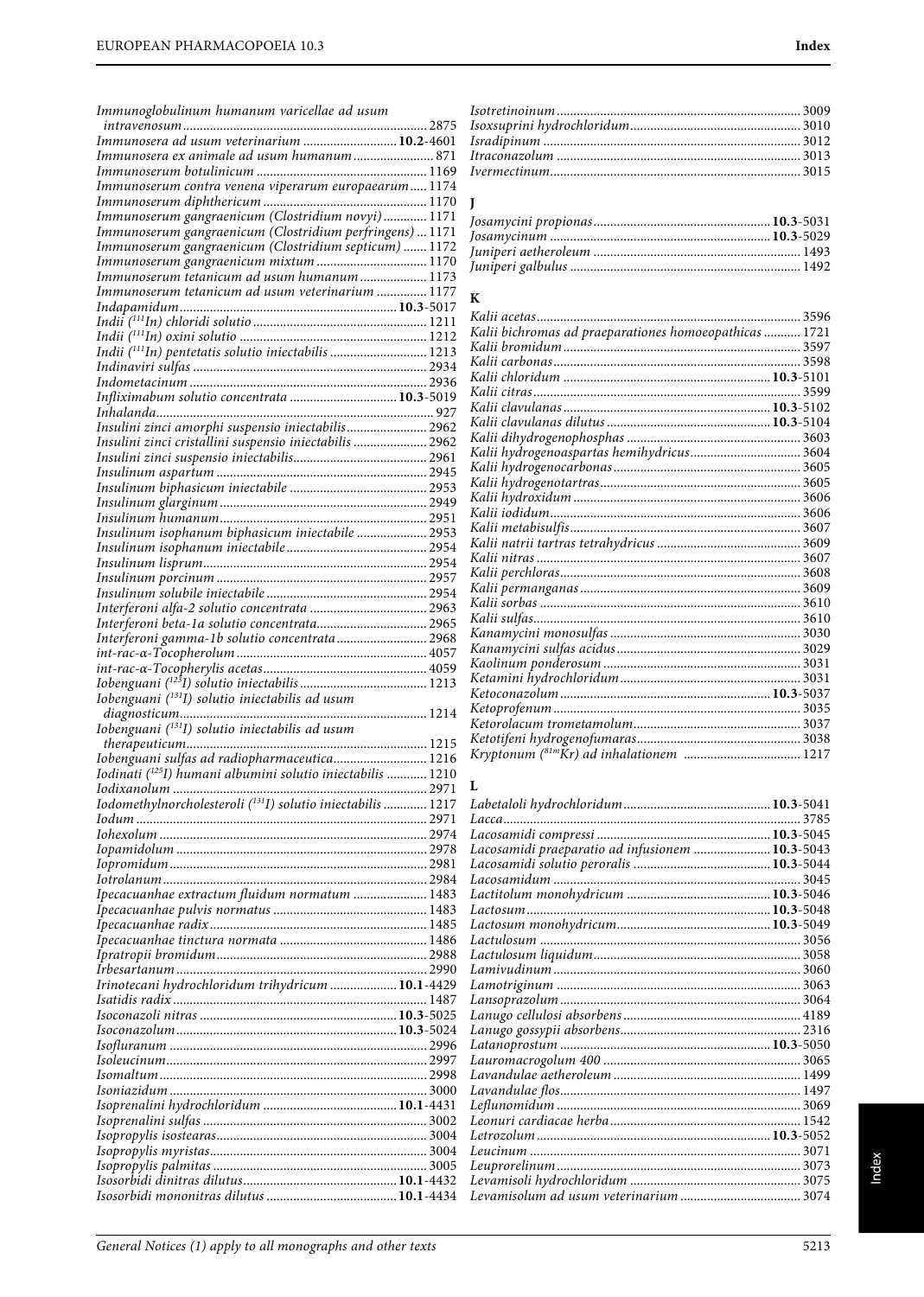*Immunoglobulinum humanum varicellae ad usum intravenosum* ........ 2875
*Immunosera ad usum veterinarium* ........ **10.2**-4601
*Immunosera ex animale ad usum humanum* ........ 871
*Immunoserum botulinicum* ........ 1169
*Immunoserum contra venena viperarum europaearum* ........ 1174
*Immunoserum diphthericum* ........ 1170
*Immunoserum gangraenicum (Clostridium novyi)* ........ 1171
*Immunoserum gangraenicum (Clostridium perfringens)* ........ 1171
*Immunoserum gangraenicum (Clostridium septicum)* ........ 1172
*Immunoserum gangraenicum mixtum* ........ 1170
*Immunoserum tetanicum ad usum humanum* ........ 1173
*Immunoserum tetanicum ad usum veterinarium* ........ 1177
*Indapamidum* ........ **10.3**-5017
*Indii ($^{111}$In) chloridi solutio* ........ 1211
*Indii ($^{111}$In) oxini solutio* ........ 1212
*Indii ($^{111}$In) pentetatis solutio iniectabilis* ........ 1213
*Indinaviri sulfas* ........ 2934
*Indometacinum* ........ 2936
*Infliximabum solutio concentrata* ........ **10.3**-5019
*Inhalanda* ........ 927
*Insulini zinci amorphi suspensio iniectabilis* ........ 2962
*Insulini zinci cristallini suspensio iniectabilis* ........ 2962
*Insulini zinci suspensio iniectabilis* ........ 2961
*Insulinum aspartum* ........ 2945
*Insulinum biphasicum iniectabile* ........ 2953
*Insulinum glarginum* ........ 2949
*Insulinum humanum* ........ 2951
*Insulinum isophanum biphasicum iniectabile* ........ 2953
*Insulinum isophanum iniectabile* ........ 2954
*Insulinum lisprum* ........ 2954
*Insulinum porcinum* ........ 2957
*Insulinum solubile iniectabile* ........ 2954
*Interferoni alfa-2 solutio concentrata* ........ 2963
*Interferoni beta-1a solutio concentrata* ........ 2965
*Interferoni gamma-1b solutio concentrata* ........ 2968
*int-rac-α-Tocopherolum* ........ 4057
*int-rac-α-Tocopherylis acetas* ........ 4059
*Iobenguani ($^{123}$I) solutio iniectabilis* ........ 1213
*Iobenguani ($^{131}$I) solutio iniectabilis ad usum diagnosticum* ........ 1214
*Iobenguani ($^{131}$I) solutio iniectabilis ad usum therapeuticum* ........ 1215
*Iobenguani sulfas ad radiopharmaceutica* ........ 1216
*Iodinati ($^{125}$I) humani albumini solutio iniectabilis* ........ 1210
*Iodixanolum* ........ 2971
*Iodomethylnorcholesteroli ($^{131}$I) solutio iniectabilis* ........ 1217
*Iodum* ........ 2971
*Iohexolum* ........ 2974
*Iopamidolum* ........ 2978
*Iopromidum* ........ 2981
*Iotrolanum* ........ 2984
*Ipecacuanhae extractum fluidum normatum* ........ 1483
*Ipecacuanhae pulvis normatus* ........ 1483
*Ipecacuanhae radix* ........ 1485
*Ipecacuanhae tinctura normata* ........ 1486
*Ipratropii bromidum* ........ 2988
*Irbesartanum* ........ 2990
*Irinotecani hydrochloridum trihydricum* ........ **10.1**-4429
*Isatidis radix* ........ 1487
*Isoconazoli nitras* ........ **10.3**-5025
*Isoconazolum* ........ **10.3**-5024
*Isofluranum* ........ 2996
*Isoleucinum* ........ 2997
*Isomaltum* ........ 2998
*Isoniazidum* ........ 3000
*Isoprenalini hydrochloridum* ........ **10.1**-4431
*Isoprenalini sulfas* ........ 3002
*Isopropylis isostearas* ........ 3004
*Isopropylis myristas* ........ 3004
*Isopropylis palmitas* ........ 3005
*Isosorbidi dinitras dilutus* ........ **10.1**-4432
*Isosorbidi mononitras dilutus* ........ **10.1**-4434
*Isotretinoinum* ........ 3009
*Isoxsuprini hydrochloridum* ........ 3010
*Isradipinum* ........ 3012
*Itraconazolum* ........ 3013
*Ivermectinum* ........ 3015

**J**

*Josamycini propionas* ........ **10.3**-5031
*Josamycinum* ........ **10.3**-5029
*Juniperi aetheroleum* ........ 1493
*Juniperi galbulus* ........ 1492

**K**

*Kalii acetas* ........ 3596
*Kalii bichromas ad praeparationes homoeopathicas* ........ 1721
*Kalii bromidum* ........ 3597
*Kalii carbonas* ........ 3598
*Kalii chloridum* ........ **10.3**-5101
*Kalii citras* ........ 3599
*Kalii clavulanas* ........ **10.3**-5102
*Kalii clavulanas dilutus* ........ **10.3**-5104
*Kalii dihydrogenophosphas* ........ 3603
*Kalii hydrogenoaspartas hemihydricus* ........ 3604
*Kalii hydrogenocarbonas* ........ 3605
*Kalii hydrogenotartras* ........ 3605
*Kalii hydroxidum* ........ 3606
*Kalii iodidum* ........ 3606
*Kalii metabisulfis* ........ 3607
*Kalii natrii tartras tetrahydricus* ........ 3609
*Kalii nitras* ........ 3607
*Kalii perchloras* ........ 3608
*Kalii permanganas* ........ 3609
*Kalii sorbas* ........ 3610
*Kalii sulfas* ........ 3610
*Kanamycini monosulfas* ........ 3030
*Kanamycini sulfas acidus* ........ 3029
*Kaolinum ponderosum* ........ 3031
*Ketamini hydrochloridum* ........ 3031
*Ketoconazolum* ........ **10.3**-5037
*Ketoprofenum* ........ 3035
*Ketorolacum trometamolum* ........ 3037
*Ketotifeni hydrogenofumaras* ........ 3038
*Kryptonum ($^{81m}$Kr) ad inhalationem* ........ 1217

**L**

*Labetaloli hydrochloridum* ........ **10.3**-5041
*Lacca* ........ 3785
*Lacosamidi compressi* ........ **10.3**-5045
*Lacosamidi praeparatio ad infusionem* ........ **10.3**-5043
*Lacosamidi solutio peroralis* ........ **10.3**-5044
*Lacosamidum* ........ 3045
*Lactitolum monohydricum* ........ **10.3**-5046
*Lactosum* ........ **10.3**-5048
*Lactosum monohydricum* ........ **10.3**-5049
*Lactulosum* ........ 3056
*Lactulosum liquidum* ........ 3058
*Lamivudinum* ........ 3060
*Lamotriginum* ........ 3063
*Lansoprazolum* ........ 3064
*Lanugo cellulosi absorbens* ........ 4189
*Lanugo gossypii absorbens* ........ 2316
*Latanoprostum* ........ **10.3**-5050
*Lauromacrogolum 400* ........ 3065
*Lavandulae aetheroleum* ........ 1499
*Lavandulae flos* ........ 1497
*Leflunomidum* ........ 3069
*Leonuri cardiacae herba* ........ 1542
*Letrozolum* ........ **10.3**-5052
*Leucinum* ........ 3071
*Leuprorelinum* ........ 3073
*Levamisoli hydrochloridum* ........ 3075
*Levamisolum ad usum veterinarium* ........ 3074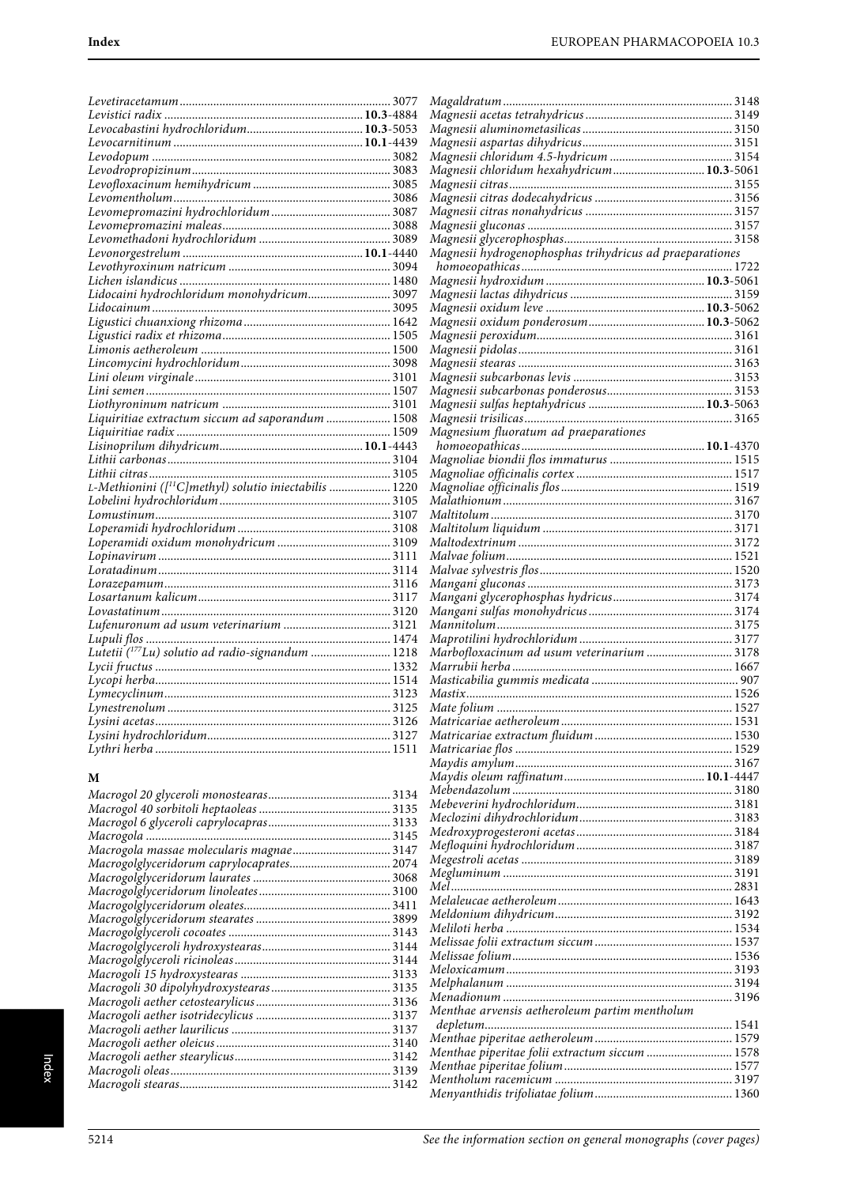*Levetiracetamum* ... 3077
*Levistici radix* ... **10.3**-4884
*Levocabastini hydrochloridum* ... **10.3**-5053
*Levocarnitinum* ... **10.1**-4439
*Levodopum* ... 3082
*Levodropropizinum* ... 3083
*Levofloxacinum hemihydricum* ... 3085
*Levomentholum* ... 3086
*Levomepromazini hydrochloridum* ... 3087
*Levomepromazini maleas* ... 3088
*Levomethadoni hydrochloridum* ... 3089
*Levonorgestrelum* ... **10.1**-4440
*Levothyroxinum natricum* ... 3094
*Lichen islandicus* ... 1480
*Lidocaini hydrochloridum monohydricum* ... 3097
*Lidocainum* ... 3095
*Ligustici chuanxiong rhizoma* ... 1642
*Ligustici radix et rhizoma* ... 1505
*Limonis aetheroleum* ... 1500
*Lincomycini hydrochloridum* ... 3098
*Lini oleum virginale* ... 3101
*Lini semen* ... 1507
*Liothyroninum natricum* ... 3101
*Liquiritiae extractum siccum ad saporandum* ... 1508
*Liquiritiae radix* ... 1509
*Lisinoprilum dihydricum* ... **10.1**-4443
*Lithii carbonas* ... 3104
*Lithii citras* ... 3105
*L-Methionini ([$^{11}$C]methyl) solutio iniectabilis* ... 1220
*Lobelini hydrochloridum* ... 3105
*Lomustinum* ... 3107
*Loperamidi hydrochloridum* ... 3108
*Loperamidi oxidum monohydricum* ... 3109
*Lopinavirum* ... 3111
*Loratadinum* ... 3114
*Lorazepamum* ... 3116
*Losartanum kalicum* ... 3117
*Lovastatinum* ... 3120
*Lufenuronum ad usum veterinarium* ... 3121
*Lupuli flos* ... 1474
*Lutetii ($^{177}$Lu) solutio ad radio-signandum* ... 1218
*Lycii fructus* ... 1332
*Lycopi herba* ... 1514
*Lymecyclinum* ... 3123
*Lynestrenolum* ... 3125
*Lysini acetas* ... 3126
*Lysini hydrochloridum* ... 3127
*Lythri herba* ... 1511

## M

*Macrogol 20 glyceroli monostearas* ... 3134
*Macrogol 40 sorbitoli heptaoleas* ... 3135
*Macrogol 6 glyceroli caprylocapras* ... 3133
*Macrogola* ... 3145
*Macrogola massae molecularis magnae* ... 3147
*Macrogolglyceridorum caprylocaprates* ... 2074
*Macrogolglyceridorum laurates* ... 3068
*Macrogolglyceridorum linoleates* ... 3100
*Macrogolglyceridorum oleates* ... 3411
*Macrogolglyceridorum stearates* ... 3899
*Macrogolglyceroli cocoates* ... 3143
*Macrogolglyceroli hydroxystearas* ... 3144
*Macrogolglyceroli ricinoleas* ... 3144
*Macrogoli 15 hydroxystearas* ... 3133
*Macrogoli 30 dipolyhydroxystearas* ... 3135
*Macrogoli aether cetostearylicus* ... 3136
*Macrogoli aether isotridecylicus* ... 3137
*Macrogoli aether laurilicus* ... 3137
*Macrogoli aether oleicus* ... 3140
*Macrogoli aether stearylicus* ... 3142
*Macrogoli oleas* ... 3139
*Macrogoli stearas* ... 3142
*Magaldratum* ... 3148
*Magnesii acetas tetrahydricus* ... 3149
*Magnesii aluminometasilicas* ... 3150
*Magnesii aspartas dihydricus* ... 3151
*Magnesii chloridum 4.5-hydricum* ... 3154
*Magnesii chloridum hexahydricum* ... **10.3**-5061
*Magnesii citras* ... 3155
*Magnesii citras dodecahydricus* ... 3156
*Magnesii citras nonahydricus* ... 3157
*Magnesii gluconas* ... 3157
*Magnesii glycerophosphas* ... 3158
*Magnesii hydrogenophosphas trihydricus ad praeparationes homoeopathicas* ... 1722
*Magnesii hydroxidum* ... **10.3**-5061
*Magnesii lactas dihydricus* ... 3159
*Magnesii oxidum leve* ... **10.3**-5062
*Magnesii oxidum ponderosum* ... **10.3**-5062
*Magnesii peroxidum* ... 3161
*Magnesii pidolas* ... 3161
*Magnesii stearas* ... 3163
*Magnesii subcarbonas levis* ... 3153
*Magnesii subcarbonas ponderosus* ... 3153
*Magnesii sulfas heptahydricus* ... **10.3**-5063
*Magnesii trisilicas* ... 3165
*Magnesium fluoratum ad praeparationes homoeopathicas* ... **10.1**-4370
*Magnoliae biondii flos immaturus* ... 1515
*Magnoliae officinalis cortex* ... 1517
*Magnoliae officinalis flos* ... 1519
*Malathionum* ... 3167
*Maltitolum* ... 3170
*Maltitolum liquidum* ... 3171
*Maltodextrinum* ... 3172
*Malvae folium* ... 1521
*Malvae sylvestris flos* ... 1520
*Mangani gluconas* ... 3173
*Mangani glycerophosphas hydricus* ... 3174
*Mangani sulfas monohydricus* ... 3174
*Mannitolum* ... 3175
*Maprotilini hydrochloridum* ... 3177
*Marbofloxacinum ad usum veterinarium* ... 3178
*Marrubii herba* ... 1667
*Masticabilia gummis medicata* ... 907
*Mastix* ... 1526
*Mate folium* ... 1527
*Matricariae aetheroleum* ... 1531
*Matricariae extractum fluidum* ... 1530
*Matricariae flos* ... 1529
*Maydis amylum* ... 3167
*Maydis oleum raffinatum* ... **10.1**-4447
*Mebendazolum* ... 3180
*Mebeverini hydrochloridum* ... 3181
*Meclozini dihydrochloridum* ... 3183
*Medroxyprogesteroni acetas* ... 3184
*Mefloquini hydrochloridum* ... 3187
*Megestroli acetas* ... 3189
*Megluminum* ... 3191
*Mel* ... 2831
*Melaleucae aetheroleum* ... 1643
*Meldonium dihydricum* ... 3192
*Meliloti herba* ... 1534
*Melissae folii extractum siccum* ... 1537
*Melissae folium* ... 1536
*Meloxicamum* ... 3193
*Melphalanum* ... 3194
*Menadionum* ... 3196
*Menthae arvensis aetheroleum partim mentholum depletum* ... 1541
*Menthae piperitae aetheroleum* ... 1579
*Menthae piperitae folii extractum siccum* ... 1578
*Menthae piperitae folium* ... 1577
*Mentholum racemicum* ... 3197
*Menyanthidis trifoliatae folium* ... 1360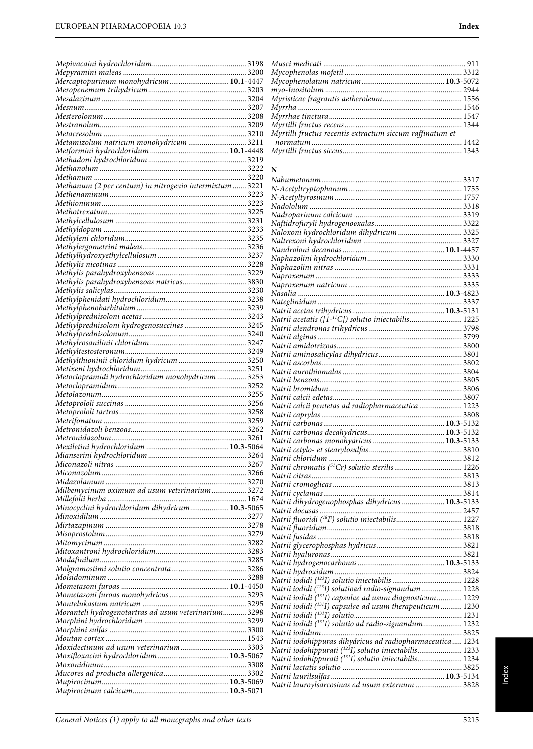*Mepivacaini hydrochloridum* ........ 3198
*Mepyramini maleas* ........ 3200
*Mercaptopurinum monohydricum* ........ **10.1**-4447
*Meropenemum trihydricum* ........ 3203
*Mesalazinum* ........ 3204
*Mesnum* ........ 3207
*Mesterolonum* ........ 3208
*Mestranolum* ........ 3209
*Metacresolum* ........ 3210
*Metamizolum natricum monohydricum* ........ 3211
*Metformini hydrochloridum* ........ **10.1**-4448
*Methadoni hydrochloridum* ........ 3219
*Methanolum* ........ 3222
*Methanum* ........ 3220
*Methanum (2 per centum) in nitrogenio intermixtum* ........ 3221
*Methenaminum* ........ 3223
*Methioninum* ........ 3223
*Methotrexatum* ........ 3225
*Methylcellulosum* ........ 3231
*Methyldopum* ........ 3233
*Methyleni chloridum* ........ 3235
*Methylergometrini maleas* ........ 3236
*Methylhydroxyethylcellulosum* ........ 3237
*Methylis nicotinas* ........ 3228
*Methylis parahydroxybenzoas* ........ 3229
*Methylis parahydroxybenzoas natricus* ........ 3830
*Methylis salicylas* ........ 3230
*Methylphenidati hydrochloridum* ........ 3238
*Methylphenobarbitalum* ........ 3239
*Methylprednisoloni acetas* ........ 3243
*Methylprednisoloni hydrogenosuccinas* ........ 3245
*Methylprednisolonum* ........ 3240
*Methylrosanilinii chloridum* ........ 3247
*Methyltestosteronum* ........ 3249
*Methylthioninii chloridum hydricum* ........ 3250
*Metixeni hydrochloridum* ........ 3251
*Metoclopramidi hydrochloridum monohydricum* ........ 3253
*Metoclopramidum* ........ 3252
*Metolazonum* ........ 3255
*Metoprololi succinas* ........ 3256
*Metoprololi tartras* ........ 3258
*Metrifonatum* ........ 3259
*Metronidazoli benzoas* ........ 3262
*Metronidazolum* ........ 3261
*Mexiletini hydrochloridum* ........ **10.3**-5064
*Mianserini hydrochloridum* ........ 3264
*Miconazoli nitras* ........ 3267
*Miconazolum* ........ 3266
*Midazolamum* ........ 3270
*Milbemycinum oximum ad usum veterinarium* ........ 3272
*Millefolii herba* ........ 1674
*Minocyclini hydrochloridum dihydricum* ........ **10.3**-5065
*Minoxidilum* ........ 3277
*Mirtazapinum* ........ 3278
*Misoprostolum* ........ 3279
*Mitomycinum* ........ 3282
*Mitoxantroni hydrochloridum* ........ 3283
*Modafinilum* ........ 3285
*Molgramostimi solutio concentrata* ........ 3286
*Molsidominum* ........ 3288
*Mometasoni furoas* ........ **10.1**-4450
*Mometasoni furoas monohydricus* ........ 3293
*Montelukastum natricum* ........ 3295
*Moranteli hydrogenotartras ad usum veterinarium* ........ 3298
*Morphini hydrochloridum* ........ 3299
*Morphini sulfas* ........ 3300
*Moutan cortex* ........ 1543
*Moxidectinum ad usum veterinarium* ........ 3303
*Moxifloxacini hydrochloridum* ........ **10.3**-5067
*Moxonidinum* ........ 3308
*Mucores ad producta allergenica* ........ 3302
*Mupirocinum* ........ **10.3**-5069
*Mupirocinum calcicum* ........ **10.3**-5071
*Musci medicati* ........ 911
*Mycophenolas mofetil* ........ 3312
*Mycophenolatum natricum* ........ **10.3**-5072
*myo-Inositolum* ........ 2944
*Myristicae fragrantis aetheroleum* ........ 1556
*Myrrha* ........ 1546
*Myrrhae tinctura* ........ 1547
*Myrtilli fructus recens* ........ 1344
*Myrtilli fructus recentis extractum siccum raffinatum et normatum* ........ 1442
*Myrtilli fructus siccus* ........ 1343

## N

*Nabumetonum* ........ 3317
*N-Acetyltryptophanum* ........ 1755
*N-Acetyltyrosinum* ........ 1757
*Nadololum* ........ 3318
*Nadroparinum calcium* ........ 3319
*Naftidrofuryli hydrogenooxalas* ........ 3322
*Naloxoni hydrochloridum dihydricum* ........ 3325
*Naltrexoni hydrochloridum* ........ 3327
*Nandroloni decanoas* ........ **10.1**-4457
*Naphazolini hydrochloridum* ........ 3330
*Naphazolini nitras* ........ 3331
*Naproxenum* ........ 3333
*Naproxenum natricum* ........ 3335
*Nasalia* ........ **10.3**-4823
*Nateglinidum* ........ 3337
*Natrii acetas trihydricus* ........ **10.3**-5131
*Natrii acetatis ([1-$^{11}$C]) solutio iniectabilis* ........ 1225
*Natrii alendronas trihydricus* ........ 3798
*Natrii alginas* ........ 3799
*Natrii amidotrizoas* ........ 3800
*Natrii aminosalicylas dihydricus* ........ 3801
*Natrii ascorbas* ........ 3802
*Natrii aurothiomalas* ........ 3804
*Natrii benzoas* ........ 3805
*Natrii bromidum* ........ 3806
*Natrii calcii edetas* ........ 3807
*Natrii calcii pentetas ad radiopharmaceutica* ........ 1223
*Natrii caprylas* ........ 3808
*Natrii carbonas* ........ **10.3**-5132
*Natrii carbonas decahydricus* ........ **10.3**-5132
*Natrii carbonas monohydricus* ........ **10.3**-5133
*Natrii cetylo- et stearylosulfas* ........ 3810
*Natrii chloridum* ........ 3812
*Natrii chromatis ($^{51}$Cr) solutio sterilis* ........ 1226
*Natrii citras* ........ 3813
*Natrii cromoglicas* ........ 3813
*Natrii cyclamas* ........ 3814
*Natrii dihydrogenophosphas dihydricus* ........ **10.3**-5133
*Natrii docusas* ........ 2457
*Natrii fluoridi ($^{18}$F) solutio iniectabilis* ........ 1227
*Natrii fluoridum* ........ 3818
*Natrii fusidas* ........ 3818
*Natrii glycerophosphas hydricus* ........ 3821
*Natrii hyaluronas* ........ 3821
*Natrii hydrogenocarbonas* ........ **10.3**-5133
*Natrii hydroxidum* ........ 3824
*Natrii iodidi ($^{123}$I) solutio iniectabilis* ........ 1228
*Natrii iodidi ($^{123}$I) solutioad radio-signandum* ........ 1228
*Natrii iodidi ($^{131}$I) capsulae ad usum diagnosticum* ........ 1229
*Natrii iodidi ($^{131}$I) capsulae ad usum therapeuticum* ........ 1230
*Natrii iodidi ($^{131}$I) solutio* ........ 1231
*Natrii iodidi ($^{131}$I) solutio ad radio-signandum* ........ 1232
*Natrii iodidum* ........ 3825
*Natrii iodohippuras dihydricus ad radiopharmaceutica* ........ 1234
*Natrii iodohippurati ($^{123}$I) solutio iniectabilis* ........ 1233
*Natrii iodohippurati ($^{131}$I) solutio iniectabilis* ........ 1234
*Natrii lactatis solutio* ........ 3825
*Natrii laurilsulfas* ........ **10.3**-5134
*Natrii lauroylsarcosinas ad usum externum* ........ 3828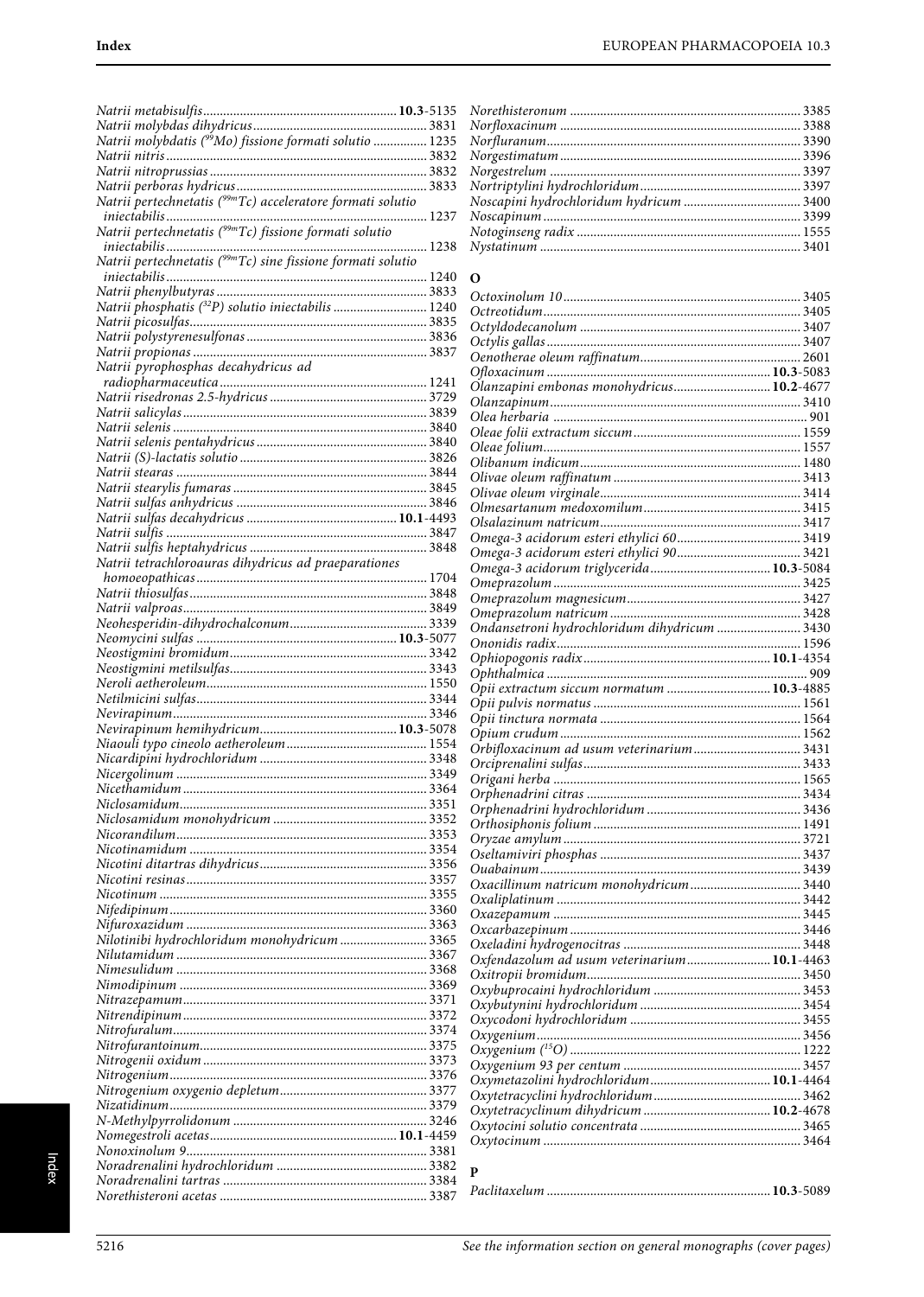*Natrii metabisulfis* **10.3**-5135
*Natrii molybdas dihydricus* 3831
*Natrii molybdatis ($^{99}$Mo) fissione formati solutio* 1235
*Natrii nitris* 3832
*Natrii nitroprussias* 3832
*Natrii perboras hydricus* 3833
*Natrii pertechnetatis ($^{99m}$Tc) acceleratore formati solutio iniectabilis* 1237
*Natrii pertechnetatis ($^{99m}$Tc) fissione formati solutio iniectabilis* 1238
*Natrii pertechnetatis ($^{99m}$Tc) sine fissione formati solutio iniectabilis* 1240
*Natrii phenylbutyras* 3833
*Natrii phosphatis ($^{32}$P) solutio iniectabilis* 1240
*Natrii picosulfas* 3835
*Natrii polystyrenesulfonas* 3836
*Natrii propionas* 3837
*Natrii pyrophosphas decahydricus ad radiopharmaceutica* 1241
*Natrii risedronas 2.5-hydricus* 3729
*Natrii salicylas* 3839
*Natrii selenis* 3840
*Natrii selenis pentahydricus* 3840
*Natrii (S)-lactatis solutio* 3826
*Natrii stearas* 3844
*Natrii stearylis fumaras* 3845
*Natrii sulfas anhydricus* 3846
*Natrii sulfas decahydricus* **10.1**-4493
*Natrii sulfis* 3847
*Natrii sulfis heptahydricus* 3848
*Natrii tetrachloroauras dihydricus ad praeparationes homoeopathicas* 1704
*Natrii thiosulfas* 3848
*Natrii valproas* 3849
*Neohesperidin-dihydrochalconum* 3339
*Neomycini sulfas* **10.3**-5077
*Neostigmini bromidum* 3342
*Neostigmini metilsulfas* 3343
*Neroli aetheroleum* 1550
*Netilmicini sulfas* 3344
*Nevirapinum* 3346
*Nevirapinum hemihydricum* **10.3**-5078
*Niaouli typo cineolo aetheroleum* 1554
*Nicardipini hydrochloridum* 3348
*Nicergolinum* 3349
*Nicethamidum* 3364
*Niclosamidum* 3351
*Niclosamidum monohydricum* 3352
*Nicorandilum* 3353
*Nicotinamidum* 3354
*Nicotini ditartras dihydricus* 3356
*Nicotini resinas* 3357
*Nicotinum* 3355
*Nifedipinum* 3360
*Nifuroxazidum* 3363
*Nilotinibi hydrochloridum monohydricum* 3365
*Nilutamidum* 3367
*Nimesulidum* 3368
*Nimodipinum* 3369
*Nitrazepamum* 3371
*Nitrendipinum* 3372
*Nitrofuralum* 3374
*Nitrofurantoinum* 3375
*Nitrogenii oxidum* 3373
*Nitrogenium* 3376
*Nitrogenium oxygenio depletum* 3377
*Nizatidinum* 3379
*N-Methylpyrrolidonum* 3246
*Nomegestroli acetas* **10.1**-4459
*Nonoxinolum 9* 3381
*Noradrenalini hydrochloridum* 3382
*Noradrenalini tartras* 3384
*Norethisteroni acetas* 3387
*Norethisteronum* 3385
*Norfloxacinum* 3388
*Norfluranum* 3390
*Norgestimatum* 3396
*Norgestrelum* 3397
*Nortriptylini hydrochloridum* 3397
*Noscapini hydrochloridum hydricum* 3400
*Noscapinum* 3399
*Notoginseng radix* 1555
*Nystatinum* 3401

## O

*Octoxinolum 10* 3405
*Octreotidum* 3405
*Octyldodecanolum* 3407
*Octylis gallas* 3407
*Oenotherae oleum raffinatum* 2601
*Ofloxacinum* **10.3**-5083
*Olanzapini embonas monohydricus* **10.2**-4677
*Olanzapinum* 3410
*Olea herbaria* 901
*Oleae folii extractum siccum* 1559
*Oleae folium* 1557
*Olibanum indicum* 1480
*Olivae oleum raffinatum* 3413
*Olivae oleum virginale* 3414
*Olmesartanum medoxomilum* 3415
*Olsalazinum natricum* 3417
*Omega-3 acidorum esteri ethylici 60* 3419
*Omega-3 acidorum esteri ethylici 90* 3421
*Omega-3 acidorum triglycerida* **10.3**-5084
*Omeprazolum* 3425
*Omeprazolum magnesicum* 3427
*Omeprazolum natricum* 3428
*Ondansetroni hydrochloridum dihydricum* 3430
*Ononidis radix* 1596
*Ophiopogonis radix* **10.1**-4354
*Ophthalmica* 909
*Opii extractum siccum normatum* **10.3**-4885
*Opii pulvis normatus* 1561
*Opii tinctura normata* 1564
*Opium crudum* 1562
*Orbifloxacinum ad usum veterinarium* 3431
*Orciprenalini sulfas* 3433
*Origani herba* 1565
*Orphenadrini citras* 3434
*Orphenadrini hydrochloridum* 3436
*Orthosiphonis folium* 1491
*Oryzae amylum* 3721
*Oseltamiviri phosphas* 3437
*Ouabainum* 3439
*Oxacillinum natricum monohydricum* 3440
*Oxaliplatinum* 3442
*Oxazepamum* 3445
*Oxcarbazepinum* 3446
*Oxeladini hydrogenocitras* 3448
*Oxfendazolum ad usum veterinarium* **10.1**-4463
*Oxitropii bromidum* 3450
*Oxybuprocaini hydrochloridum* 3453
*Oxybutynini hydrochloridum* 3454
*Oxycodoni hydrochloridum* 3455
*Oxygenium* 3456
*Oxygenium ($^{15}$O)* 1222
*Oxygenium 93 per centum* 3457
*Oxymetazolini hydrochloridum* **10.1**-4464
*Oxytetracyclini hydrochloridum* 3462
*Oxytetracyclinum dihydricum* **10.2**-4678
*Oxytocini solutio concentrata* 3465
*Oxytocinum* 3464

## P

*Paclitaxelum* **10.3**-5089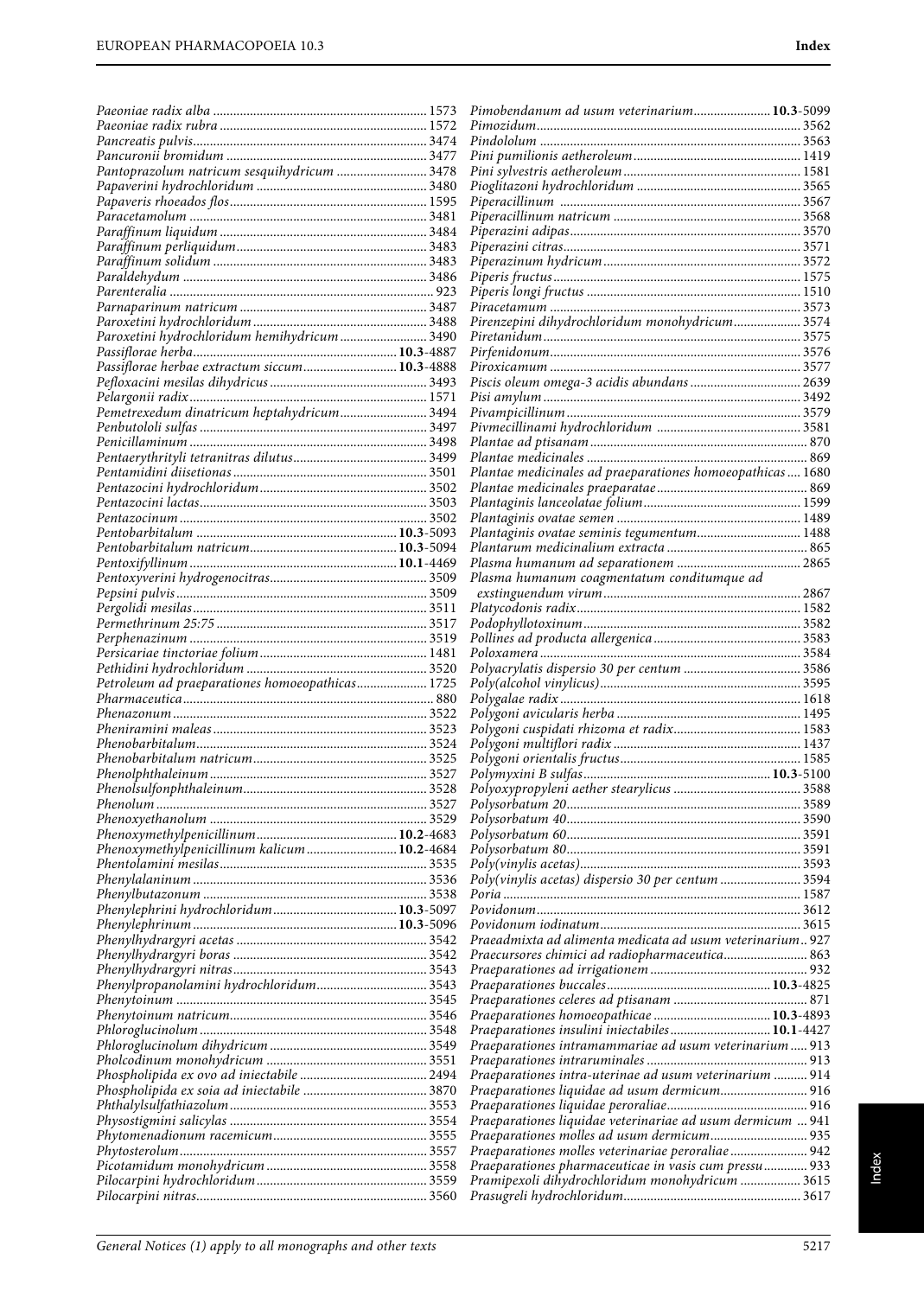*Paeoniae radix alba* ............ 1573
*Paeoniae radix rubra* ............ 1572
*Pancreatis pulvis* ............ 3474
*Pancuronii bromidum* ............ 3477
*Pantoprazolum natricum sesquihydricum* ............ 3478
*Papaverini hydrochloridum* ............ 3480
*Papaveris rhoeados flos* ............ 1595
*Paracetamolum* ............ 3481
*Paraffinum liquidum* ............ 3484
*Paraffinum perliquidum* ............ 3483
*Paraffinum solidum* ............ 3483
*Paraldehydum* ............ 3486
*Parenteralia* ............ 923
*Parnaparinum natricum* ............ 3487
*Paroxetini hydrochloridum* ............ 3488
*Paroxetini hydrochloridum hemihydricum* ............ 3490
*Passiflorae herba* ............ **10.3**-4887
*Passiflorae herbae extractum siccum* ............ **10.3**-4888
*Pefloxacini mesilas dihydricus* ............ 3493
*Pelargonii radix* ............ 1571
*Pemetrexedum dinatricum heptahydricum* ............ 3494
*Penbutololi sulfas* ............ 3497
*Penicillaminum* ............ 3498
*Pentaerythrityli tetranitras dilutus* ............ 3499
*Pentamidini diisetionas* ............ 3501
*Pentazocini hydrochloridum* ............ 3502
*Pentazocini lactas* ............ 3503
*Pentazocinum* ............ 3502
*Pentobarbitalum* ............ **10.3**-5093
*Pentobarbitalum natricum* ............ **10.3**-5094
*Pentoxifyllinum* ............ **10.1**-4469
*Pentoxyverini hydrogenocitras* ............ 3509
*Pepsini pulvis* ............ 3509
*Pergolidi mesilas* ............ 3511
*Permethrinum 25:75* ............ 3517
*Perphenazinum* ............ 3519
*Persicariae tinctoriae folium* ............ 1481
*Pethidini hydrochloridum* ............ 3520
*Petroleum ad praeparationes homoeopathicas* ............ 1725
*Pharmaceutica* ............ 880
*Phenazonum* ............ 3522
*Pheniramini maleas* ............ 3523
*Phenobarbitalum* ............ 3524
*Phenobarbitalum natricum* ............ 3525
*Phenolphthaleinum* ............ 3527
*Phenolsulfonphthaleinum* ............ 3528
*Phenolum* ............ 3527
*Phenoxyethanolum* ............ 3529
*Phenoxymethylpenicillinum* ............ **10.2**-4683
*Phenoxymethylpenicillinum kalicum* ............ **10.2**-4684
*Phentolamini mesilas* ............ 3535
*Phenylalaninum* ............ 3536
*Phenylbutazonum* ............ 3538
*Phenylephrini hydrochloridum* ............ **10.3**-5097
*Phenylephrinum* ............ **10.3**-5096
*Phenylhydrargyri acetas* ............ 3542
*Phenylhydrargyri boras* ............ 3542
*Phenylhydrargyri nitras* ............ 3543
*Phenylpropanolamini hydrochloridum* ............ 3543
*Phenytoinum* ............ 3545
*Phenytoinum natricum* ............ 3546
*Phloroglucinolum* ............ 3548
*Phloroglucinolum dihydricum* ............ 3549
*Pholcodinum monohydricum* ............ 3551
*Phospholipida ex ovo ad iniectabile* ............ 2494
*Phospholipida ex soia ad iniectabile* ............ 3870
*Phthalylsulfathiazolum* ............ 3553
*Physostigmini salicylas* ............ 3554
*Phytomenadionum racemicum* ............ 3555
*Phytosterolum* ............ 3557
*Picotamidum monohydricum* ............ 3558
*Pilocarpini hydrochloridum* ............ 3559
*Pilocarpini nitras* ............ 3560
*Pimobendanum ad usum veterinarium* ............ **10.3**-5099
*Pimozidum* ............ 3562
*Pindololum* ............ 3563
*Pini pumilionis aetheroleum* ............ 1419
*Pini sylvestris aetheroleum* ............ 1581
*Pioglitazoni hydrochloridum* ............ 3565
*Piperacillinum* ............ 3567
*Piperacillinum natricum* ............ 3568
*Piperazini adipas* ............ 3570
*Piperazini citras* ............ 3571
*Piperazinum hydricum* ............ 3572
*Piperis fructus* ............ 1575
*Piperis longi fructus* ............ 1510
*Piracetamum* ............ 3573
*Pirenzepini dihydrochloridum monohydricum* ............ 3574
*Piretanidum* ............ 3575
*Pirfenidonum* ............ 3576
*Piroxicamum* ............ 3577
*Piscis oleum omega-3 acidis abundans* ............ 2639
*Pisi amylum* ............ 3492
*Pivampicillinum* ............ 3579
*Pivmecillinami hydrochloridum* ............ 3581
*Plantae ad ptisanam* ............ 870
*Plantae medicinales* ............ 869
*Plantae medicinales ad praeparationes homoeopathicas* ............ 1680
*Plantae medicinales praeparatae* ............ 869
*Plantaginis lanceolatae folium* ............ 1599
*Plantaginis ovatae semen* ............ 1489
*Plantaginis ovatae seminis tegumentum* ............ 1488
*Plantarum medicinalium extracta* ............ 865
*Plasma humanum ad separationem* ............ 2865
*Plasma humanum coagmentatum conditumque ad exstinguendum virum* ............ 2867
*Platycodonis radix* ............ 1582
*Podophyllotoxinum* ............ 3582
*Pollines ad producta allergenica* ............ 3583
*Poloxamera* ............ 3584
*Polyacrylatis dispersio 30 per centum* ............ 3586
*Poly(alcohol vinylicus)* ............ 3595
*Polygalae radix* ............ 1618
*Polygoni avicularis herba* ............ 1495
*Polygoni cuspidati rhizoma et radix* ............ 1583
*Polygoni multiflori radix* ............ 1437
*Polygoni orientalis fructus* ............ 1585
*Polymyxini B sulfas* ............ **10.3**-5100
*Polyoxypropyleni aether stearylicus* ............ 3588
*Polysorbatum 20* ............ 3589
*Polysorbatum 40* ............ 3590
*Polysorbatum 60* ............ 3591
*Polysorbatum 80* ............ 3591
*Poly(vinylis acetas)* ............ 3593
*Poly(vinylis acetas) dispersio 30 per centum* ............ 3594
*Poria* ............ 1587
*Povidonum* ............ 3612
*Povidonum iodinatum* ............ 3615
*Praeadmixta ad alimenta medicata ad usum veterinarium* ............ 927
*Praecursores chimici ad radiopharmaceutica* ............ 863
*Praeparationes ad irrigationem* ............ 932
*Praeparationes buccales* ............ **10.3**-4825
*Praeparationes celeres ad ptisanam* ............ 871
*Praeparationes homoeopathicae* ............ **10.3**-4893
*Praeparationes insulini iniectabiles* ............ **10.1**-4427
*Praeparationes intramammariae ad usum veterinarium* ............ 913
*Praeparationes intraruminales* ............ 913
*Praeparationes intra-uterinae ad usum veterinarium* ............ 914
*Praeparationes liquidae ad usum dermicum* ............ 916
*Praeparationes liquidae peroraliae* ............ 916
*Praeparationes liquidae veterinariae ad usum dermicum* ............ 941
*Praeparationes molles ad usum dermicum* ............ 935
*Praeparationes molles veterinariae peroraliae* ............ 942
*Praeparationes pharmaceuticae in vasis cum pressu* ............ 933
*Pramipexoli dihydrochloridum monohydricum* ............ 3615
*Prasugreli hydrochloridum* ............ 3617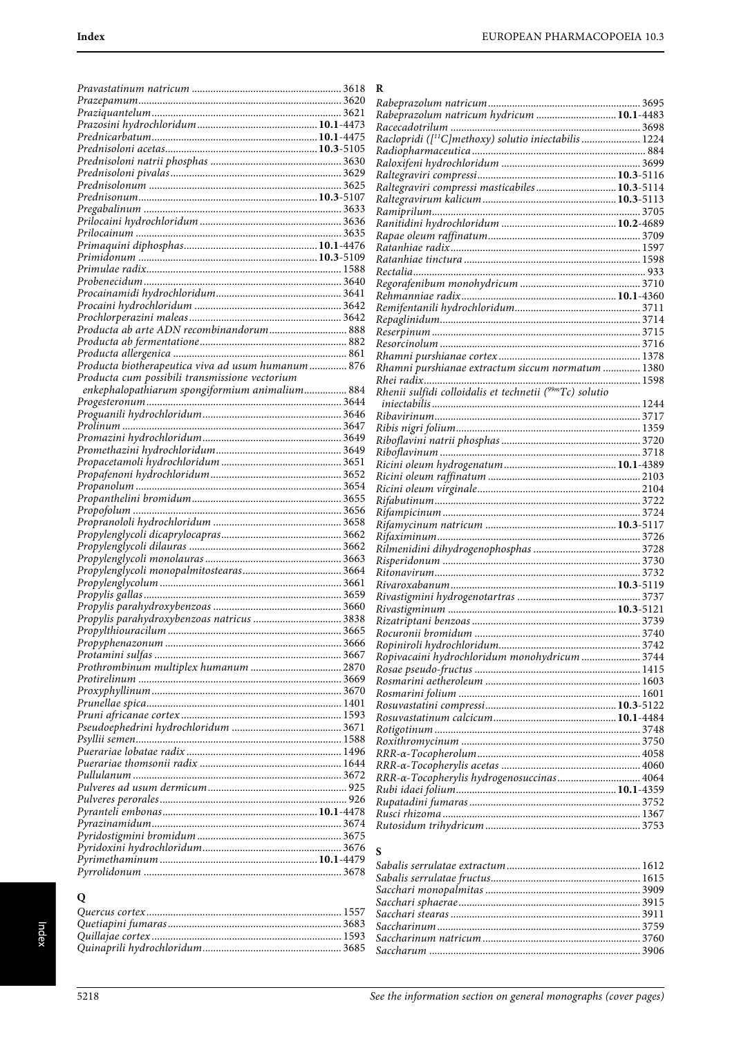*Pravastatinum natricum* ........ 3618
*Prazepamum* ........ 3620
*Praziquantelum* ........ 3621
*Prazosini hydrochloridum* ........ **10.1**-4473
*Prednicarbatum* ........ **10.1**-4475
*Prednisoloni acetas* ........ **10.3**-5105
*Prednisoloni natrii phosphas* ........ 3630
*Prednisoloni pivalas* ........ 3629
*Prednisolonum* ........ 3625
*Prednisonum* ........ **10.3**-5107
*Pregabalinum* ........ 3633
*Prilocaini hydrochloridum* ........ 3636
*Prilocainum* ........ 3635
*Primaquini diphosphas* ........ **10.1**-4476
*Primidonum* ........ **10.3**-5109
*Primulae radix* ........ 1588
*Probenecidum* ........ 3640
*Procainamidi hydrochloridum* ........ 3641
*Procaini hydrochloridum* ........ 3642
*Prochlorperazini maleas* ........ 3642
*Producta ab arte ADN recombinandorum* ........ 888
*Producta ab fermentatione* ........ 882
*Producta allergenica* ........ 861
*Producta biotherapeutica viva ad usum humanum* ........ 876
*Producta cum possibili transmissione vectorium enkephalopathiarum spongiformium animalium* ........ 884
*Progesteronum* ........ 3644
*Proguanili hydrochloridum* ........ 3646
*Prolinum* ........ 3647
*Promazini hydrochloridum* ........ 3649
*Promethazini hydrochloridum* ........ 3649
*Propacetamoli hydrochloridum* ........ 3651
*Propafenoni hydrochloridum* ........ 3652
*Propanolum* ........ 3654
*Propanthelini bromidum* ........ 3655
*Propofolum* ........ 3656
*Propranololi hydrochloridum* ........ 3658
*Propylenglycoli dicaprylocapras* ........ 3662
*Propylenglycoli dilauras* ........ 3662
*Propylenglycoli monolauras* ........ 3663
*Propylenglycoli monopalmitostearas* ........ 3664
*Propylenglycolum* ........ 3661
*Propylis gallas* ........ 3659
*Propylis parahydroxybenzoas* ........ 3660
*Propylis parahydroxybenzoas natricus* ........ 3838
*Propylthiouracilum* ........ 3665
*Propyphenazonum* ........ 3666
*Protamini sulfas* ........ 3667
*Prothrombinum multiplex humanum* ........ 2870
*Protirelinum* ........ 3669
*Proxyphyllinum* ........ 3670
*Prunellae spica* ........ 1401
*Pruni africanae cortex* ........ 1593
*Pseudoephedrini hydrochloridum* ........ 3671
*Psyllii semen* ........ 1588
*Puerariae lobatae radix* ........ 1496
*Puerariae thomsonii radix* ........ 1644
*Pullulanum* ........ 3672
*Pulveres ad usum dermicum* ........ 925
*Pulveres perorales* ........ 926
*Pyranteli embonas* ........ **10.1**-4478
*Pyrazinamidum* ........ 3674
*Pyridostigmini bromidum* ........ 3675
*Pyridoxini hydrochloridum* ........ 3676
*Pyrimethaminum* ........ **10.1**-4479
*Pyrrolidonum* ........ 3678

## Q

*Quercus cortex* ........ 1557
*Quetiapini fumaras* ........ 3683
*Quillajae cortex* ........ 1593
*Quinaprili hydrochloridum* ........ 3685

## R

*Rabeprazolum natricum* ........ 3695
*Rabeprazolum natricum hydricum* ........ **10.1**-4483
*Racecadotrilum* ........ 3698
*Raclopridi ([$^{11}$C]methoxy) solutio iniectabilis* ........ 1224
*Radiopharmaceutica* ........ 884
*Raloxifeni hydrochloridum* ........ 3699
*Raltegraviri compressi* ........ **10.3**-5116
*Raltegraviri compressi masticabiles* ........ **10.3**-5114
*Raltegravirum kalicum* ........ **10.3**-5113
*Ramiprilum* ........ 3705
*Ranitidini hydrochloridum* ........ **10.2**-4689
*Rapae oleum raffinatum* ........ 3709
*Ratanhiae radix* ........ 1597
*Ratanhiae tinctura* ........ 1598
*Rectalia* ........ 933
*Regorafenibum monohydricum* ........ 3710
*Rehmanniae radix* ........ **10.1**-4360
*Remifentanili hydrochloridum* ........ 3711
*Repaglinidum* ........ 3714
*Reserpinum* ........ 3715
*Resorcinolum* ........ 3716
*Rhamni purshianae cortex* ........ 1378
*Rhamni purshianae extractum siccum normatum* ........ 1380
*Rhei radix* ........ 1598
*Rhenii sulfidi colloidalis et technetii ($^{99m}$Tc) solutio iniectabilis* ........ 1244
*Ribavirinum* ........ 3717
*Ribis nigri folium* ........ 1359
*Riboflavini natrii phosphas* ........ 3720
*Riboflavinum* ........ 3718
*Ricini oleum hydrogenatum* ........ **10.1**-4389
*Ricini oleum raffinatum* ........ 2103
*Ricini oleum virginale* ........ 2104
*Rifabutinum* ........ 3722
*Rifampicinum* ........ 3724
*Rifamycinum natricum* ........ **10.3**-5117
*Rifaximinum* ........ 3726
*Rilmenidini dihydrogenophosphas* ........ 3728
*Risperidonum* ........ 3730
*Ritonavirum* ........ 3732
*Rivaroxabanum* ........ **10.3**-5119
*Rivastigmini hydrogenotartras* ........ 3737
*Rivastigminum* ........ **10.3**-5121
*Rizatripani benzoas* ........ 3739
*Rocuronii bromidum* ........ 3740
*Ropiniroli hydrochloridum* ........ 3742
*Ropivacaini hydrochloridum monohydricum* ........ 3744
*Rosae pseudo-fructus* ........ 1415
*Rosmarini aetheroleum* ........ 1603
*Rosmarini folium* ........ 1601
*Rosuvastatini compressi* ........ **10.3**-5122
*Rosuvastatinum calcicum* ........ **10.1**-4484
*Rotigotinum* ........ 3748
*Roxithromycinum* ........ 3750
*RRR-α-Tocopherolum* ........ 4058
*RRR-α-Tocopherylis acetas* ........ 4060
*RRR-α-Tocopherylis hydrogenosuccinas* ........ 4064
*Rubi idaei folium* ........ **10.1**-4359
*Rupatadini fumaras* ........ 3752
*Rusci rhizoma* ........ 1367
*Rutosidum trihydricum* ........ 3753

## S

*Sabalis serrulatae extractum* ........ 1612
*Sabalis serrulatae fructus* ........ 1615
*Sacchari monopalmitas* ........ 3909
*Sacchari sphaerae* ........ 3915
*Sacchari stearas* ........ 3911
*Saccharinum* ........ 3759
*Saccharinum natricum* ........ 3760
*Saccharum* ........ 3906

See the information section on general monographs (cover pages)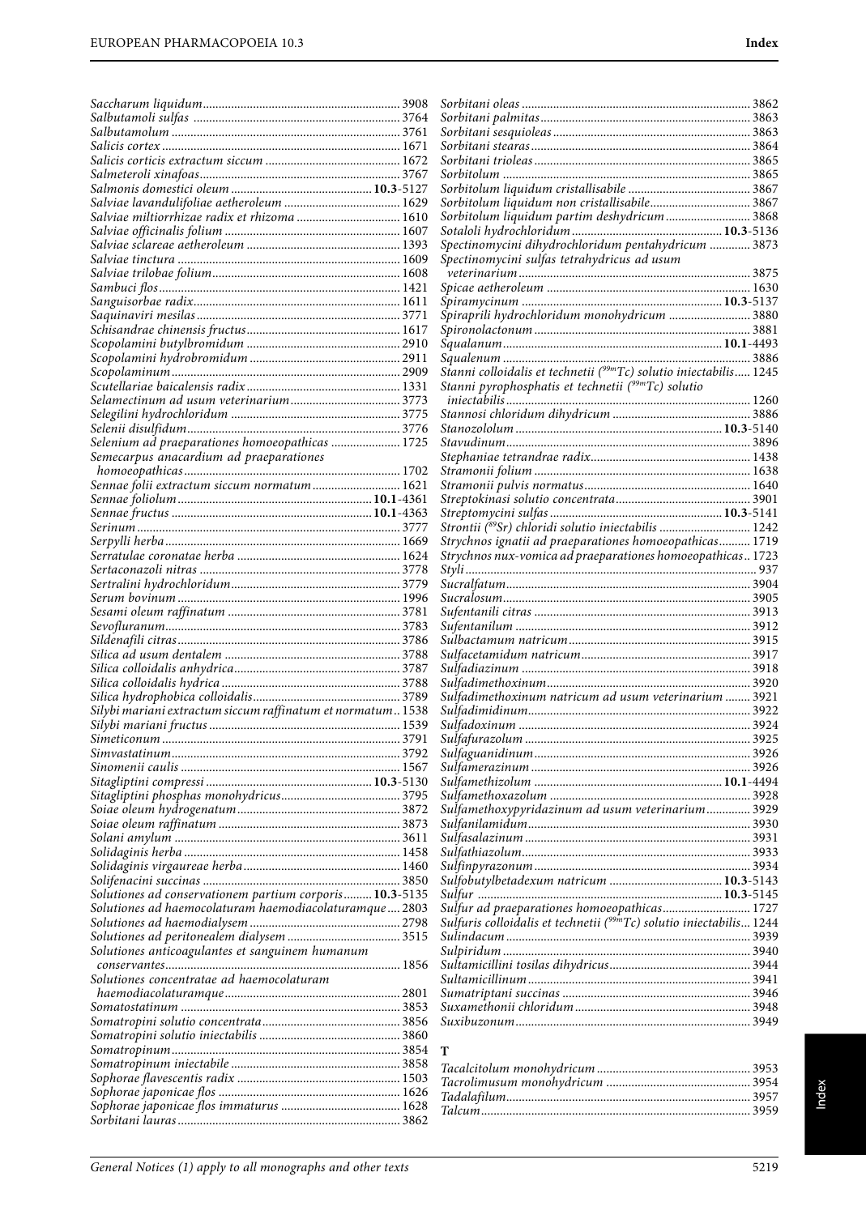*Saccharum liquidum* 3908
*Salbutamoli sulfas* 3764
*Salbutamolum* 3761
*Salicis cortex* 1671
*Salicis corticis extractum siccum* 1672
*Salmeteroli xinafoas* 3767
*Salmonis domestici oleum* **10.3**-5127
*Salviae lavandulifoliae aetheroleum* 1629
*Salviae miltiorrhizae radix et rhizoma* 1610
*Salviae officinalis folium* 1607
*Salviae sclareae aetheroleum* 1393
*Salviae tinctura* 1609
*Salviae trilobae folium* 1608
*Sambuci flos* 1421
*Sanguisorbae radix* 1611
*Saquinaviri mesilas* 3771
*Schisandrae chinensis fructus* 1617
*Scopolamini butylbromidum* 2910
*Scopolamini hydrobromidum* 2911
*Scopolaminum* 2909
*Scutellariae baicalensis radix* 1331
*Selamectinum ad usum veterinarium* 3773
*Selegilini hydrochloridum* 3775
*Selenii disulfidum* 3776
*Selenium ad praeparationes homoeopathicas* 1725
*Semecarpus anacardium ad praeparationes homoeopathicas* 1702
*Sennae folii extractum siccum normatum* 1621
*Sennae foliolum* **10.1**-4361
*Sennae fructus* **10.1**-4363
*Serinum* 3777
*Serpylli herba* 1669
*Serratulae coronatae herba* 1624
*Sertaconazoli nitras* 3778
*Sertralini hydrochloridum* 3779
*Serum bovinum* 1996
*Sesami oleum raffinatum* 3781
*Sevofluranum* 3783
*Sildenafili citras* 3786
*Silica ad usum dentalem* 3788
*Silica colloidalis anhydrica* 3787
*Silica colloidalis hydrica* 3788
*Silica hydrophobica colloidalis* 3789
*Silybi mariani extractum siccum raffinatum et normatum* 1538
*Silybi mariani fructus* 1539
*Simeticonum* 3791
*Simvastatinum* 3792
*Sinomenii caulis* 1567
*Sitagliptini compressi* **10.3**-5130
*Sitagliptini phosphas monohydricus* 3795
*Soiae oleum hydrogenatum* 3872
*Soiae oleum raffinatum* 3873
*Solani amylum* 3611
*Solidaginis herba* 1458
*Solidaginis virgaureae herba* 1460
*Solifenacini succinas* 3850
*Solutiones ad conservationem partium corporis* **10.3**-5135
*Solutiones ad haemocolaturam haemodiacolaturamque* 2803
*Solutiones ad haemodialysem* 2798
*Solutiones ad peritonealem dialysem* 3515
*Solutiones anticoagulantes et sanguinem humanum conservantes* 1856
*Solutiones concentratae ad haemocolaturam haemodiacolaturamque* 2801
*Somatostatinum* 3853
*Somatropini solutio concentrata* 3856
*Somatropini solutio iniectabilis* 3860
*Somatropinum* 3854
*Somatropinum iniectabile* 3858
*Sophorae flavescentis radix* 1503
*Sophorae japonicae flos* 1626
*Sophorae japonicae flos immaturus* 1628
*Sorbitani lauras* 3862
*Sorbitani oleas* 3862
*Sorbitani palmitas* 3863
*Sorbitani sesquioleas* 3863
*Sorbitani stearas* 3864
*Sorbitani trioleas* 3865
*Sorbitolum* 3865
*Sorbitolum liquidum cristallisabile* 3867
*Sorbitolum liquidum non cristallisabile* 3867
*Sorbitolum liquidum partim deshydricum* 3868
*Sotaloli hydrochloridum* **10.3**-5136
*Spectinomycini dihydrochloridum pentahydricum* 3873
*Spectinomycini sulfas tetrahydricus ad usum veterinarium* 3875
*Spicae aetheroleum* 1630
*Spiramycinum* **10.3**-5137
*Spiraprili hydrochloridum monohydricum* 3880
*Spironolactonum* 3881
*Squalanum* **10.1**-4493
*Squalenum* 3886
*Stanni colloidalis et technetii ($^{99m}Tc$) solutio iniectabilis* 1245
*Stanni pyrophosphatis et technetii ($^{99m}Tc$) solutio iniectabilis* 1260
*Stannosi chloridum dihydricum* 3886
*Stanozololum* **10.3**-5140
*Stavudinum* 3896
*Stephaniae tetrandrae radix* 1438
*Stramonii folium* 1638
*Stramonii pulvis normatus* 1640
*Streptokinasi solutio concentrata* 3901
*Streptomycini sulfas* **10.3**-5141
*Strontii ($^{89}Sr$) chloridi solutio iniectabilis* 1242
*Strychnos ignatii ad praeparationes homoeopathicas* 1719
*Strychnos nux-vomica ad praeparationes homoeopathicas* 1723
*Styli* 937
*Sucralfatum* 3904
*Sucralosum* 3905
*Sufentanili citras* 3913
*Sufentanilum* 3912
*Sulbactamum natricum* 3915
*Sulfacetamidum natricum* 3917
*Sulfadiazinum* 3918
*Sulfadimethoxinum* 3920
*Sulfadimethoxinum natricum ad usum veterinarium* 3921
*Sulfadimidinum* 3922
*Sulfadoxinum* 3924
*Sulfafurazolum* 3925
*Sulfaguanidinum* 3926
*Sulfamerazinum* 3926
*Sulfamethizolum* **10.1**-4494
*Sulfamethoxazolum* 3928
*Sulfamethoxypyridazinum ad usum veterinarium* 3929
*Sulfanilamidum* 3930
*Sulfasalazinum* 3931
*Sulfathiazolum* 3933
*Sulfinpyrazonum* 3934
*Sulfobutylbetadexum natricum* **10.3**-5143
*Sulfur* **10.3**-5145
*Sulfur ad praeparationes homoeopathicas* 1727
*Sulfuris colloidalis et technetii ($^{99m}Tc$) solutio iniectabilis* 1244
*Sulindacum* 3939
*Sulpiridum* 3940
*Sultamicillini tosilas dihydricus* 3944
*Sultamicillinum* 3941
*Sumatriptani succinas* 3946
*Suxamethonii chloridum* 3948
*Suxibuzonum* 3949

## T

*Tacalcitolum monohydricum* 3953
*Tacrolimusum monohydricum* 3954
*Tadalafilum* 3957
*Talcum* 3959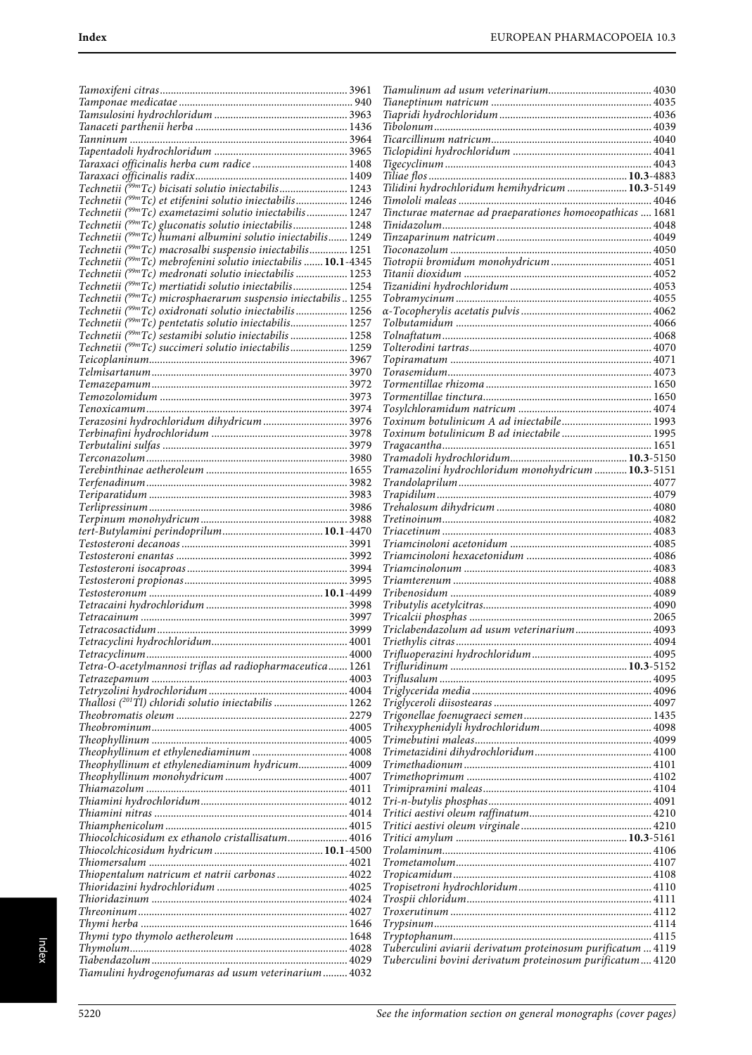*Tamoxifeni citras* 3961
*Tamponae medicatae* 940
*Tamsulosini hydrochloridum* 3963
*Tanaceti parthenii herba* 1436
*Tanninum* 3964
*Tapentadoli hydrochloridum* 3965
*Taraxaci officinalis herba cum radice* 1408
*Taraxaci officinalis radix* 1409
*Technetii ($^{99m}$Tc) bicisati solutio iniectabilis* 1243
*Technetii ($^{99m}$Tc) et etifenini solutio iniectabilis* 1246
*Technetii ($^{99m}$Tc) exametazimi solutio iniectabilis* 1247
*Technetii ($^{99m}$Tc) gluconatis solutio iniectabilis* 1248
*Technetii ($^{99m}$Tc) humani albumini solutio iniectabilis* 1249
*Technetii ($^{99m}$Tc) macrosalbi suspensio iniectabilis* 1251
*Technetii ($^{99m}$Tc) mebrofenini solutio iniectabilis* **10.1**-4345
*Technetii ($^{99m}$Tc) medronati solutio iniectabilis* 1253
*Technetii ($^{99m}$Tc) mertiatidi solutio iniectabilis* 1254
*Technetii ($^{99m}$Tc) microsphaerarum suspensio iniectabilis* 1255
*Technetii ($^{99m}$Tc) oxidronati solutio iniectabilis* 1256
*Technetii ($^{99m}$Tc) pentetatis solutio iniectabilis* 1257
*Technetii ($^{99m}$Tc) sestamibi solutio iniectabilis* 1258
*Technetii ($^{99m}$Tc) succimeri solutio iniectabilis* 1259
*Teicoplaninum* 3967
*Telmisartanum* 3970
*Temazepamum* 3972
*Temozolomidum* 3973
*Tenoxicamum* 3974
*Terazosini hydrochloridum dihydricum* 3976
*Terbinafini hydrochloridum* 3978
*Terbutalini sulfas* 3979
*Terconazolum* 3980
*Terebinthinae aetheroleum* 1655
*Terfenadinum* 3982
*Teriparatidum* 3983
*Terlipressinum* 3986
*Terpinum monohydricum* 3988
*tert-Butylamini perindoprilum* **10.1**-4470
*Testosteroni decanoas* 3991
*Testosteroni enantas* 3992
*Testosteroni isocaproas* 3994
*Testosteroni propionas* 3995
*Testosteronum* **10.1**-4499
*Tetracaini hydrochloridum* 3998
*Tetracainum* 3997
*Tetracosactidum* 3999
*Tetracyclini hydrochloridum* 4001
*Tetracyclinum* 4000
*Tetra-O-acetylmannosi triflas ad radiopharmaceutica* 1261
*Tetrazepamum* 4003
*Tetryzolini hydrochloridum* 4004
*Thallosi ($^{201}$Tl) chloridi solutio iniectabilis* 1262
*Theobromatis oleum* 2279
*Theobrominum* 4005
*Theophyllinum* 4005
*Theophyllinum et ethylenediaminum* 4008
*Theophyllinum et ethylenediaminum hydricum* 4009
*Theophyllinum monohydricum* 4007
*Thiamazolum* 4011
*Thiamini hydrochloridum* 4012
*Thiamini nitras* 4014
*Thiamphenicolum* 4015
*Thiocolchicosidum ex ethanolo cristallisatum* 4016
*Thiocolchicosidum hydricum* **10.1**-4500
*Thiomersalum* 4021
*Thiopentalum natricum et natrii carbonas* 4022
*Thioridazini hydrochloridum* 4025
*Thioridazinum* 4024
*Threoninum* 4027
*Thymi herba* 1646
*Thymi typo thymolo aetheroleum* 1648
*Thymolum* 4028
*Tiabendazolum* 4029
*Tiamulini hydrogenofumaras ad usum veterinarium* 4032
*Tiamulinum ad usum veterinarium* 4030
*Tianeptinum natricum* 4035
*Tiapridi hydrochloridum* 4036
*Tibolonum* 4039
*Ticarcillinum natricum* 4040
*Ticlopidini hydrochloridum* 4041
*Tigecyclinum* 4043
*Tiliae flos* **10.3**-4883
*Tilidini hydrochloridum hemihydricum* **10.3**-5149
*Timololi maleas* 4046
*Tincturae maternae ad praeparationes homoeopathicas* 1681
*Tinidazolum* 4048
*Tinzaparinum natricum* 4049
*Tioconazolum* 4050
*Tiotropii bromidum monohydricum* 4051
*Titanii dioxidum* 4052
*Tizanidini hydrochloridum* 4053
*Tobramycinum* 4055
*α-Tocopherylis acetatis pulvis* 4062
*Tolbutamidum* 4066
*Tolnaftatum* 4068
*Tolterodini tartras* 4070
*Topiramatum* 4071
*Torasemidum* 4073
*Tormentillae rhizoma* 1650
*Tormentillae tinctura* 1650
*Tosylchloramidum natricum* 4074
*Toxinum botulinicum A ad iniectabile* 1993
*Toxinum botulinicum B ad iniectabile* 1995
*Tragacantha* 1651
*Tramadoli hydrochloridum* **10.3**-5150
*Tramazolini hydrochloridum monohydricum* **10.3**-5151
*Trandolaprilum* 4077
*Trapidilum* 4079
*Trehalosum dihydricum* 4080
*Tretinoinum* 4082
*Triacetinum* 4083
*Triamcinoloni acetonidum* 4085
*Triamcinoloni hexacetonidum* 4086
*Triamcinolonum* 4083
*Triamterenum* 4088
*Tribenosidum* 4089
*Tributylis acetylcitras* 4090
*Tricalcii phosphas* 2065
*Triclabendazolum ad usum veterinarium* 4093
*Triethylis citras* 4094
*Trifluoperazini hydrochloridum* 4095
*Trifluridinum* **10.3**-5152
*Triflusalum* 4095
*Triglycerida media* 4096
*Triglyceroli diisostearas* 4097
*Trigonellae foenugraeci semen* 1435
*Trihexyphenidyli hydrochloridum* 4098
*Trimebutini maleas* 4099
*Trimetazidini dihydrochloridum* 4100
*Trimethadionum* 4101
*Trimethoprimum* 4102
*Trimipramini maleas* 4104
*Tri-n-butylis phosphas* 4091
*Tritici aestivi oleum raffinatum* 4210
*Tritici aestivi oleum virginale* 4210
*Tritici amylum* **10.3**-5161
*Trolaminum* 4106
*Trometamolum* 4107
*Tropicamidum* 4108
*Tropisetroni hydrochloridum* 4110
*Trospii chloridum* 4111
*Troxerutinum* 4112
*Trypsinum* 4114
*Tryptophanum* 4115
*Tuberculini aviarii derivatum proteinosum purificatum* 4119
*Tuberculini bovini derivatum proteinosum purificatum* 4120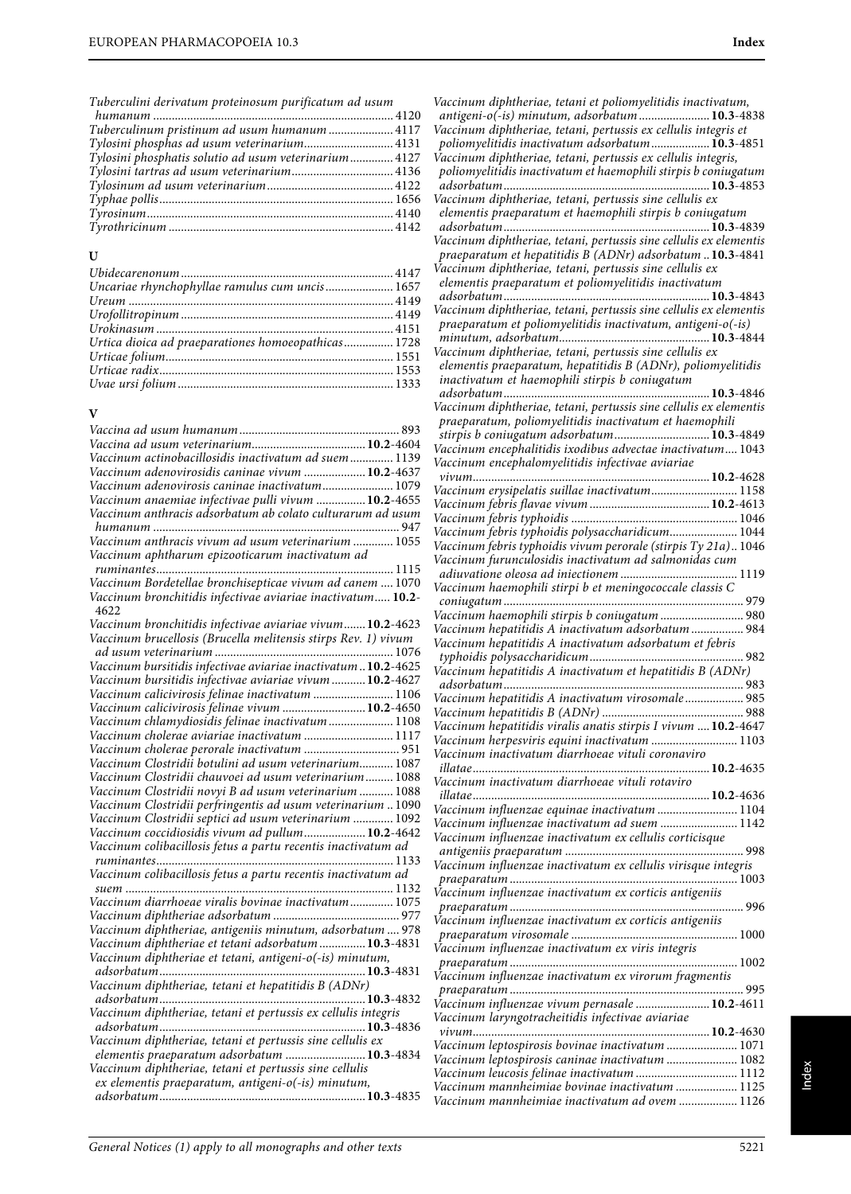*Tuberculini derivatum proteinosum purificatum ad usum humanum* ............ 4120
*Tuberculinum pristinum ad usum humanum* ............ 4117
*Tylosini phosphas ad usum veterinarium* ............ 4131
*Tylosini phosphatis solutio ad usum veterinarium* ............ 4127
*Tylosini tartras ad usum veterinarium* ............ 4136
*Tylosinum ad usum veterinarium* ............ 4122
*Typhae pollis* ............ 1656
*Tyrosinum* ............ 4140
*Tyrothricinum* ............ 4142

## U

*Ubidecarenonum* ............ 4147
*Uncariae rhynchophyllae ramulus cum uncis* ............ 1657
*Ureum* ............ 4149
*Urofollitropinum* ............ 4149
*Urokinasum* ............ 4151
*Urtica dioica ad praeparationes homoeopathicas* ............ 1728
*Urticae folium* ............ 1551
*Urticae radix* ............ 1553
*Uvae ursi folium* ............ 1333

## V

*Vaccina ad usum humanum* ............ 893
*Vaccina ad usum veterinarium* ............ **10.2**-4604
*Vaccinum actinobacillosidis inactivatum ad suem* ............ 1139
*Vaccinum adenovirosidis caninae vivum* ............ **10.2**-4637
*Vaccinum adenovirosis caninae inactivatum* ............ 1079
*Vaccinum anaemiae infectivae pulli vivum* ............ **10.2**-4655
*Vaccinum anthracis adsorbatum ab colato culturarum ad usum humanum* ............ 947
*Vaccinum anthracis vivum ad usum veterinarium* ............ 1055
*Vaccinum aphtharum epizooticarum inactivatum ad ruminantes* ............ 1115
*Vaccinum Bordetellae bronchisepticae vivum ad canem* ............ 1070
*Vaccinum bronchitidis infectivae aviariae inactivatum* ............ **10.2**-4622
*Vaccinum bronchitidis infectivae aviariae vivum* ............ **10.2**-4623
*Vaccinum brucellosis (Brucella melitensis stirps Rev. 1) vivum ad usum veterinarium* ............ 1076
*Vaccinum bursitidis infectivae aviariae inactivatum* ............ **10.2**-4625
*Vaccinum bursitidis infectivae aviariae vivum* ............ **10.2**-4627
*Vaccinum calicivirosis felinae inactivatum* ............ 1106
*Vaccinum calicivirosis felinae vivum* ............ **10.2**-4650
*Vaccinum chlamydiosidis felinae inactivatum* ............ 1108
*Vaccinum cholerae aviariae inactivatum* ............ 1117
*Vaccinum cholerae perorale inactivatum* ............ 951
*Vaccinum Clostridii botulini ad usum veterinarium* ............ 1087
*Vaccinum Clostridii chauvoei ad usum veterinarium* ............ 1088
*Vaccinum Clostridii novyi B ad usum veterinarium* ............ 1088
*Vaccinum Clostridii perfringentis ad usum veterinarium* ............ 1090
*Vaccinum Clostridii septici ad usum veterinarium* ............ 1092
*Vaccinum coccidiosidis vivum ad pullum* ............ **10.2**-4642
*Vaccinum colibacillosis fetus a partu recentis inactivatum ad ruminantes* ............ 1133
*Vaccinum colibacillosis fetus a partu recentis inactivatum ad suem* ............ 1132
*Vaccinum diarrhoeae viralis bovinae inactivatum* ............ 1075
*Vaccinum diphtheriae adsorbatum* ............ 977
*Vaccinum diphtheriae, antigeniis minutum, adsorbatum* ............ 978
*Vaccinum diphtheriae et tetani adsorbatum* ............ **10.3**-4831
*Vaccinum diphtheriae et tetani, antigeni-o(-is) minutum, adsorbatum* ............ **10.3**-4831
*Vaccinum diphtheriae, tetani et hepatitidis B (ADNr) adsorbatum* ............ **10.3**-4832
*Vaccinum diphtheriae, tetani et pertussis ex cellulis integris adsorbatum* ............ **10.3**-4836
*Vaccinum diphtheriae, tetani et pertussis sine cellulis ex elementis praeparatum adsorbatum* ............ **10.3**-4834
*Vaccinum diphtheriae, tetani et pertussis sine cellulis ex elementis praeparatum, antigeni-o(-is) minutum, adsorbatum* ............ **10.3**-4835
*Vaccinum diphtheriae, tetani et poliomyelitidis inactivatum, antigeni-o(-is) minutum, adsorbatum* ............ **10.3**-4838
*Vaccinum diphtheriae, tetani, pertussis ex cellulis integris et poliomyelitidis inactivatum adsorbatum* ............ **10.3**-4851
*Vaccinum diphtheriae, tetani, pertussis ex cellulis integris, poliomyelitidis inactivatum et haemophili stirpis b coniugatum adsorbatum* ............ **10.3**-4853
*Vaccinum diphtheriae, tetani, pertussis sine cellulis ex elementis praeparatum et haemophili stirpis b coniugatum adsorbatum* ............ **10.3**-4839
*Vaccinum diphtheriae, tetani, pertussis sine cellulis ex elementis praeparatum et hepatitidis B (ADNr) adsorbatum* ............ **10.3**-4841
*Vaccinum diphtheriae, tetani, pertussis sine cellulis ex elementis praeparatum et poliomyelitidis inactivatum adsorbatum* ............ **10.3**-4843
*Vaccinum diphtheriae, tetani, pertussis sine cellulis ex elementis praeparatum et poliomyelitidis inactivatum, antigeni-o(-is) minutum, adsorbatum* ............ **10.3**-4844
*Vaccinum diphtheriae, tetani, pertussis sine cellulis ex elementis praeparatum, hepatitidis B (ADNr), poliomyelitidis inactivatum et haemophili stirpis b coniugatum adsorbatum* ............ **10.3**-4846
*Vaccinum diphtheriae, tetani, pertussis sine cellulis ex elementis praeparatum, poliomyelitidis inactivatum et haemophili stirpis b coniugatum adsorbatum* ............ **10.3**-4849
*Vaccinum encephalitidis ixodibus advectae inactivatum* ............ 1043
*Vaccinum encephalomyelitidis infectivae aviariae vivum* ............ **10.2**-4628
*Vaccinum erysipelatis suillae inactivatum* ............ 1158
*Vaccinum febris flavae vivum* ............ **10.2**-4613
*Vaccinum febris typhoidis* ............ 1046
*Vaccinum febris typhoidis polysaccharidicum* ............ 1044
*Vaccinum febris typhoidis vivum perorale (stirpis Ty 21a)* ............ 1046
*Vaccinum furunculosidis inactivatum ad salmonidas cum adiuvatione oleosa ad iniectionem* ............ 1119
*Vaccinum haemophili stirpi b et meningococcale classis C coniugatum* ............ 979
*Vaccinum haemophili stirpis b coniugatum* ............ 980
*Vaccinum hepatitidis A inactivatum adsorbatum* ............ 984
*Vaccinum hepatitidis A inactivatum adsorbatum et febris typhoidis polysaccharidicum* ............ 982
*Vaccinum hepatitidis A inactivatum et hepatitidis B (ADNr) adsorbatum* ............ 983
*Vaccinum hepatitidis A inactivatum virosomale* ............ 985
*Vaccinum hepatitidis B (ADNr)* ............ 988
*Vaccinum hepatitidis viralis anatis stirpis I vivum* ............ **10.2**-4647
*Vaccinum herpesviris equini inactivatum* ............ 1103
*Vaccinum inactivatum diarrhoeae vituli coronaviro illatae* ............ **10.2**-4635
*Vaccinum inactivatum diarrhoeae vituli rotaviro illatae* ............ **10.2**-4636
*Vaccinum influenzae equinae inactivatum* ............ 1104
*Vaccinum influenzae inactivatum ad suem* ............ 1142
*Vaccinum influenzae inactivatum ex cellulis corticisque antigeniis praeparatum* ............ 998
*Vaccinum influenzae inactivatum ex cellulis virisque integris praeparatum* ............ 1003
*Vaccinum influenzae inactivatum ex corticis antigeniis praeparatum* ............ 996
*Vaccinum influenzae inactivatum ex corticis antigeniis praeparatum virosomale* ............ 1000
*Vaccinum influenzae inactivatum ex viris integris praeparatum* ............ 1002
*Vaccinum influenzae inactivatum ex virorum fragmentis praeparatum* ............ 995
*Vaccinum influenzae vivum pernasale* ............ **10.2**-4611
*Vaccinum laryngotracheitidis infectivae aviariae vivum* ............ **10.2**-4630
*Vaccinum leptospirosis bovinae inactivatum* ............ 1071
*Vaccinum leptospirosis caninae inactivatum* ............ 1082
*Vaccinum leucosis felinae inactivatum* ............ 1112
*Vaccinum mannheimiae bovinae inactivatum* ............ 1125
*Vaccinum mannheimiae inactivatum ad ovem* ............ 1126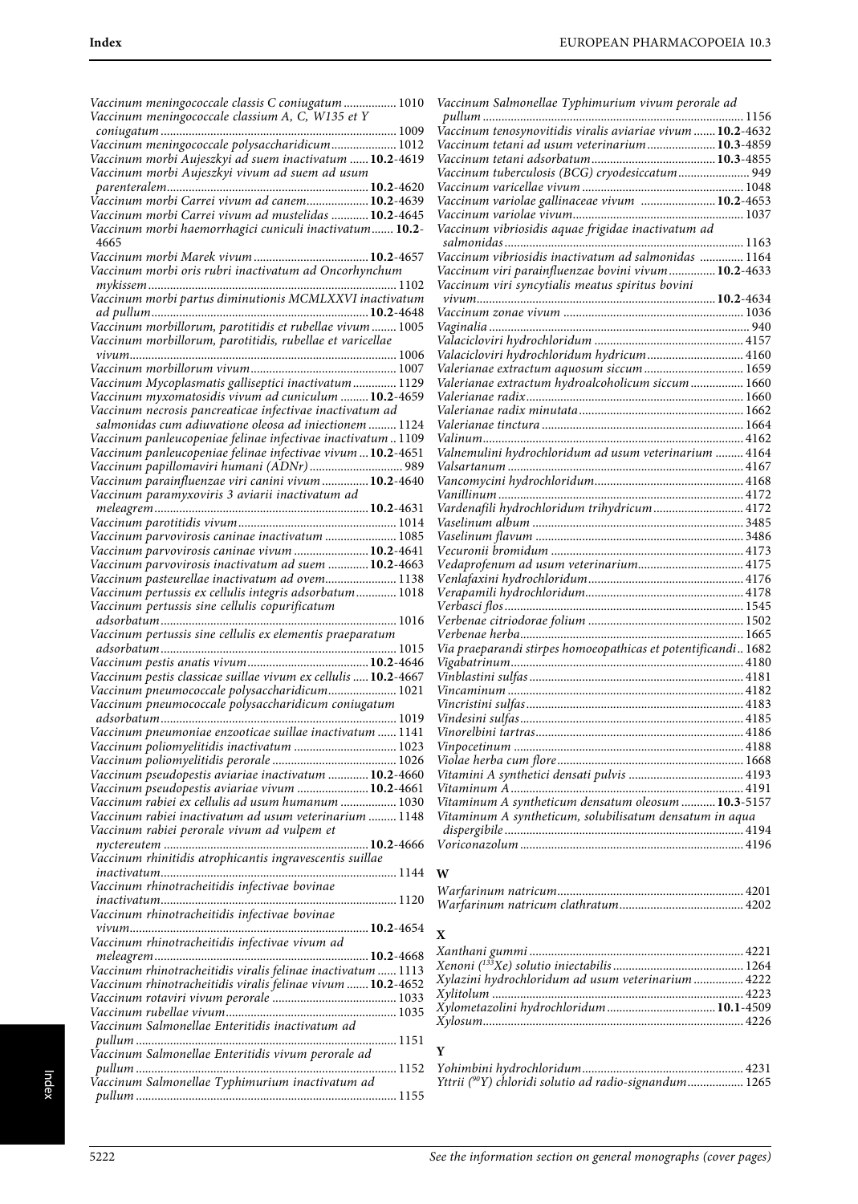*Vaccinum meningococcale classis C coniugatum* ................. 1010
*Vaccinum meningococcale classium A, C, W135 et Y coniugatum* ........................................................................ 1009
*Vaccinum meningococcale polysaccharidicum* ..................... 1012
*Vaccinum morbi Aujeszkyi ad suem inactivatum* ...... **10.2**-4619
*Vaccinum morbi Aujeszkyi vivum ad suem ad usum parenteralem* ................................................................. **10.2**-4620
*Vaccinum morbi Carrei vivum ad canem* .................... **10.2**-4639
*Vaccinum morbi Carrei vivum ad mustelidas* ............ **10.2**-4645
*Vaccinum morbi haemorrhagici cuniculi inactivatum* ....... **10.2**-4665
*Vaccinum morbi Marek vivum* ..................................... **10.2**-4657
*Vaccinum morbi oris rubri inactivatum ad Oncorhynchum mykissem* ............................................................................... 1102
*Vaccinum morbi partus diminutionis MCMLXXVI inactivatum ad pullum* ........................................................................ **10.2**-4648
*Vaccinum morbillorum, parotitidis et rubellae vivum* ........ 1005
*Vaccinum morbillorum, parotitidis, rubellae et varicellae vivum* ..................................................................................... 1006
*Vaccinum morbillorum vivum* .............................................. 1007
*Vaccinum Mycoplasmatis galliseptici inactivatum* .............. 1129
*Vaccinum myxomatosidis vivum ad cuniculum* ......... **10.2**-4659
*Vaccinum necrosis pancreaticae infectivae inactivatum ad salmonidas cum adiuvatione oleosa ad iniectionem* ......... 1124
*Vaccinum panleucopeniae felinae infectivae inactivatum* .. 1109
*Vaccinum panleucopeniae felinae infectivae vivum* ... **10.2**-4651
*Vaccinum papillomaviri humani (ADNr)* ............................. 989
*Vaccinum parainfluenzae viri canini vivum* ............... **10.2**-4640
*Vaccinum paramyxoviris 3 aviarii inactivatum ad meleagrem* ..................................................................... **10.2**-4631
*Vaccinum parotitidis vivum* .................................................. 1014
*Vaccinum parvovirosis caninae inactivatum* ....................... 1085
*Vaccinum parvovirosis caninae vivum* ........................ **10.2**-4641
*Vaccinum parvovirosis inactivatum ad suem* ............. **10.2**-4663
*Vaccinum pasteurellae inactivatum ad ovem* ....................... 1138
*Vaccinum pertussis ex cellulis integris adsorbatum* ............. 1018
*Vaccinum pertussis sine cellulis copurificatum adsorbatum* ........................................................................... 1016
*Vaccinum pertussis sine cellulis ex elementis praeparatum adsorbatum* ........................................................................... 1015
*Vaccinum pestis anatis vivum* ...................................... **10.2**-4646
*Vaccinum pestis classicae suillae vivum ex cellulis* ..... **10.2**-4667
*Vaccinum pneumococcale polysaccharidicum* ...................... 1021
*Vaccinum pneumococcale polysaccharidicum coniugatum adsorbatum* ........................................................................... 1019
*Vaccinum pneumoniae enzooticae suillae inactivatum* ...... 1141
*Vaccinum poliomyelitidis inactivatum* ................................. 1023
*Vaccinum poliomyelitidis perorale* ........................................ 1026
*Vaccinum pseudopestis aviariae inactivatum* ............. **10.2**-4660
*Vaccinum pseudopestis aviariae vivum* ....................... **10.2**-4661
*Vaccinum rabiei ex cellulis ad usum humanum* .................. 1030
*Vaccinum rabiei inactivatum ad usum veterinarium* ......... 1148
*Vaccinum rabiei perorale vivum ad vulpem et nyctereutem* ................................................................. **10.2**-4666
*Vaccinum rhinitidis atrophicantis ingravescentis suillae inactivatum* ........................................................................... 1144
*Vaccinum rhinotracheitidis infectivae bovinae inactivatum* ........................................................................... 1120
*Vaccinum rhinotracheitidis infectivae bovinae vivum* ............................................................................. **10.2**-4654
*Vaccinum rhinotracheitidis infectivae vivum ad meleagrem* ..................................................................... **10.2**-4668
*Vaccinum rhinotracheitidis viralis felinae inactivatum* ...... 1113
*Vaccinum rhinotracheitidis viralis felinae vivum* ....... **10.2**-4652
*Vaccinum rotaviri vivum perorale* ....................................... 1033
*Vaccinum rubellae vivum* ...................................................... 1035
*Vaccinum Salmonellae Enteritidis inactivatum ad pullum* .................................................................................. 1151
*Vaccinum Salmonellae Enteritidis vivum perorale ad pullum* .................................................................................. 1152
*Vaccinum Salmonellae Typhimurium inactivatum ad pullum* .................................................................................. 1155
*Vaccinum Salmonellae Typhimurium vivum perorale ad pullum* .................................................................................. 1156
*Vaccinum tenosynovitidis viralis aviariae vivum* ....... **10.2**-4632
*Vaccinum tetani ad usum veterinarium* ...................... **10.3**-4859
*Vaccinum tetani adsorbatum* ........................................ **10.3**-4855
*Vaccinum tuberculosis (BCG) cryodesiccatum* ....................... 949
*Vaccinum varicellae vivum* ................................................... 1048
*Vaccinum variolae gallinaceae vivum* ........................ **10.2**-4653
*Vaccinum variolae vivum* ...................................................... 1037
*Vaccinum vibriosidis aquae frigidae inactivatum ad salmonidas* ............................................................................ 1163
*Vaccinum vibriosidis inactivatum ad salmonidas* .............. 1164
*Vaccinum viri parainfluenzae bovini vivum* ............... **10.2**-4633
*Vaccinum viri syncytialis meatus spiritus bovini vivum* ............................................................................. **10.2**-4634
*Vaccinum zonae vivum* ......................................................... 1036
*Vaginalia* .................................................................................. 940
*Valacicloviri hydrochloridum* ............................................... 4157
*Valacicloviri hydrochloridum hydricum* ............................... 4160
*Valerianae extractum aquosum siccum* ................................ 1659
*Valerianae extractum hydroalcoholicum siccum* ................. 1660
*Valerianae radix* ..................................................................... 1660
*Valerianae radix minutata* .................................................... 1662
*Valerianae tinctura* ................................................................ 1664
*Valinum* .................................................................................. 4162
*Valnemulini hydrochloridum ad usum veterinarium* ......... 4164
*Valsartanum* ........................................................................... 4167
*Vancomycini hydrochloridum* ............................................... 4168
*Vanillinum* .............................................................................. 4172
*Vardenafili hydrochloridum trihydricum* ............................. 4172
*Vaselinum album* ................................................................... 3485
*Vaselinum flavum* .................................................................. 3486
*Vecuronii bromidum* ............................................................. 4173
*Vedaprofenum ad usum veterinarium* .................................. 4175
*Venlafaxini hydrochloridum* ................................................. 4176
*Verapamili hydrochloridum* .................................................. 4178
*Verbasci flos* ........................................................................... 1545
*Verbenae citriodorae folium* ................................................. 1502
*Verbenae herba* ...................................................................... 1665
*Via praeparandi stirpes homoeopathicas et potentificandi* .. 1682
*Vigabatrinum* .......................................................................... 4180
*Vinblastini sulfas* .................................................................... 4181
*Vincaminum* ........................................................................... 4182
*Vincristini sulfas* .................................................................... 4183
*Vindesini sulfas* ...................................................................... 4185
*Vinorelbini tartras* .................................................................. 4186
*Vinpocetinum* ......................................................................... 4188
*Violae herba cum flore* .......................................................... 1668
*Vitamini A synthetici densati pulvis* .................................... 4193
*Vitaminum A* .......................................................................... 4191
*Vitaminum A syntheticum densatum oleosum* ........... **10.3**-5157
*Vitaminum A syntheticum, solubilisatum densatum in aqua dispergibile* ............................................................................ 4194
*Voriconazolum* ....................................................................... 4196

## W

*Warfarinum natricum* ............................................................ 4201
*Warfarinum natricum clathratum* ........................................ 4202

## X

*Xanthani gummi* .................................................................... 4221
*Xenoni ($^{133}$Xe) solutio iniectabilis* ...................................... 1264
*Xylazini hydrochloridum ad usum veterinarium* ................ 4222
*Xylitolum* ................................................................................ 4223
*Xylometazolini hydrochloridum* .................................. **10.1**-4509
*Xylosum* .................................................................................. 4226

## Y

*Yohimbini hydrochloridum* ................................................... 4231
*Yttrii ($^{90}$Y) chloridi solutio ad radio-signandum* .................. 1265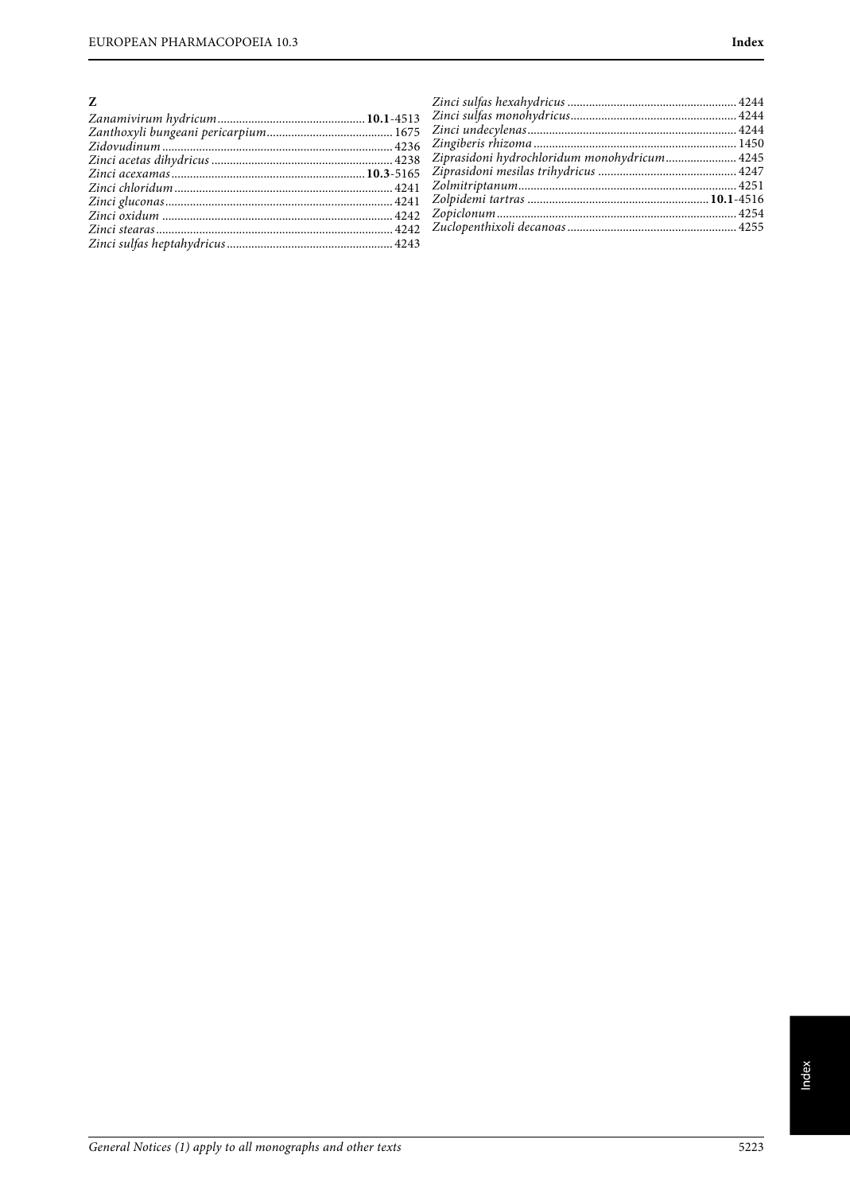## Z

*Zanamivirum hydricum* ............ **10.1**-4513
*Zanthoxyli bungeani pericarpium* ............ 1675
*Zidovudinum* ............ 4236
*Zinci acetas dihydricus* ............ 4238
*Zinci acexamas* ............ **10.3**-5165
*Zinci chloridum* ............ 4241
*Zinci gluconas* ............ 4241
*Zinci oxidum* ............ 4242
*Zinci stearas* ............ 4242
*Zinci sulfas heptahydricus* ............ 4243
*Zinci sulfas hexahydricus* ............ 4244
*Zinci sulfas monohydricus* ............ 4244
*Zinci undecylenas* ............ 4244
*Zingiberis rhizoma* ............ 1450
*Ziprasidoni hydrochloridum monohydricum* ............ 4245
*Ziprasidoni mesilas trihydricus* ............ 4247
*Zolmitriptanum* ............ 4251
*Zolpidemi tartras* ............ **10.1**-4516
*Zopiclonum* ............ 4254
*Zuclopenthixoli decanoas* ............ 4255